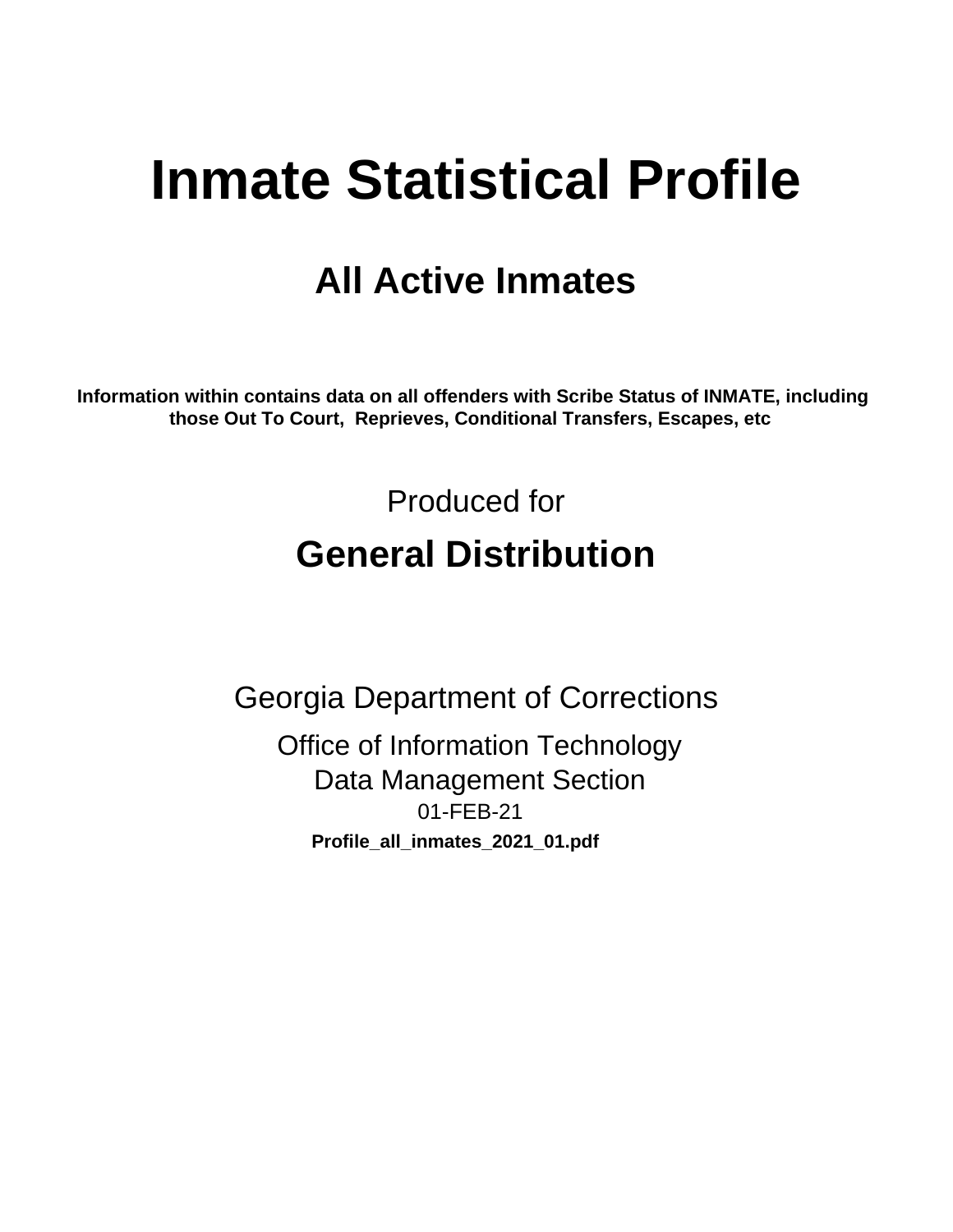# Inmate Statistical Profile

## All Active Inmates

**Information within contains data on all offenders with Scribe Status of INMATE, including those Out To Court, Reprieves, Conditional Transfers, Escapes, etc**

Produced for

## General Distribution

Georgia Department of Corrections

Office of Information Technology
Data Management Section
01-FEB-21

**Profile_all_inmates_2021_01.pdf**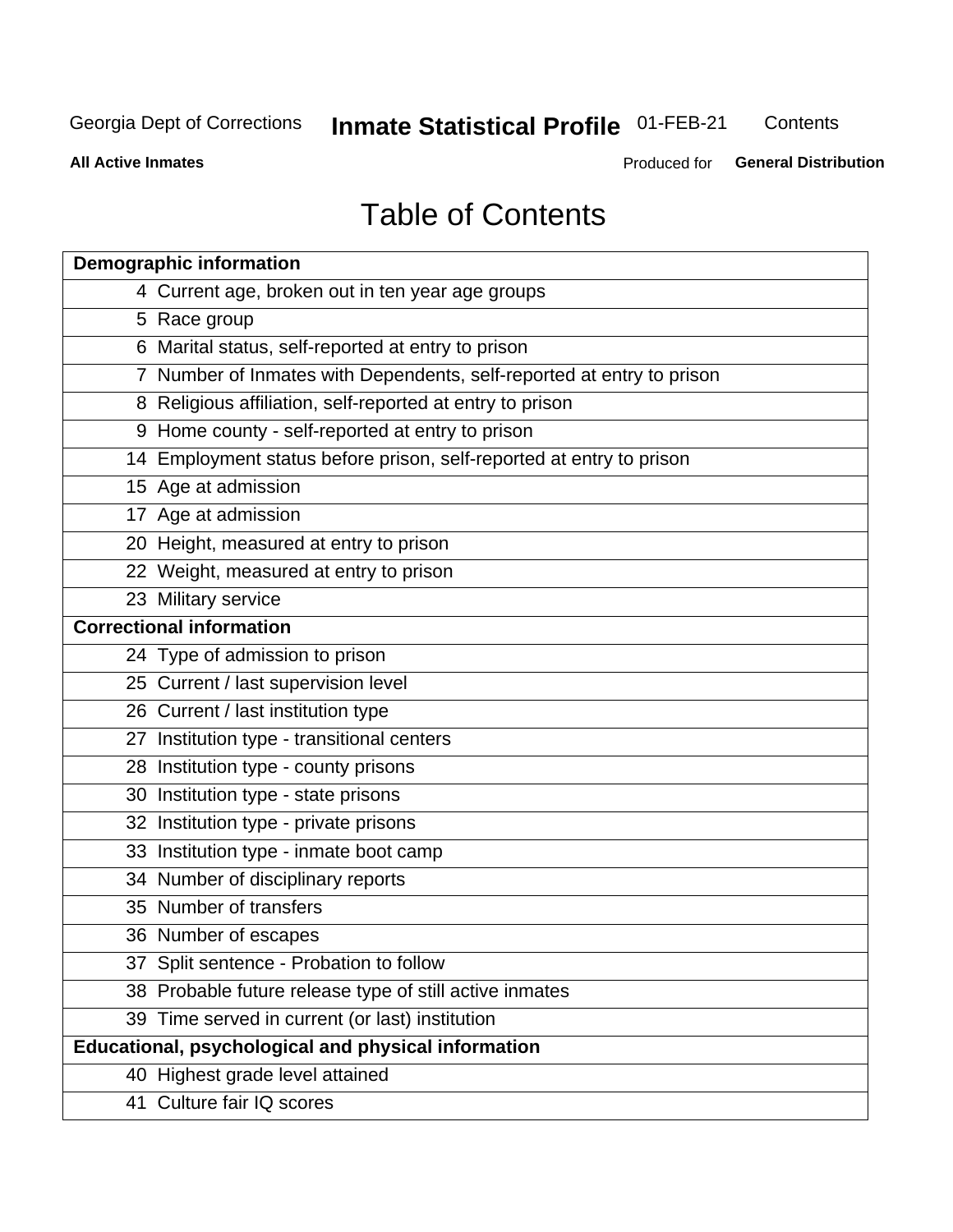# Table of Contents

| Demographic information | |
|---|---|
| 4 | Current age, broken out in ten year age groups |
| 5 | Race group |
| 6 | Marital status, self-reported at entry to prison |
| 7 | Number of Inmates with Dependents, self-reported at entry to prison |
| 8 | Religious affiliation, self-reported at entry to prison |
| 9 | Home county - self-reported at entry to prison |
| 14 | Employment status before prison, self-reported at entry to prison |
| 15 | Age at admission |
| 17 | Age at admission |
| 20 | Height, measured at entry to prison |
| 22 | Weight, measured at entry to prison |
| 23 | Military service |
| **Correctional information** | |
| 24 | Type of admission to prison |
| 25 | Current / last supervision level |
| 26 | Current / last institution type |
| 27 | Institution type - transitional centers |
| 28 | Institution type - county prisons |
| 30 | Institution type - state prisons |
| 32 | Institution type - private prisons |
| 33 | Institution type - inmate boot camp |
| 34 | Number of disciplinary reports |
| 35 | Number of transfers |
| 36 | Number of escapes |
| 37 | Split sentence - Probation to follow |
| 38 | Probable future release type of still active inmates |
| 39 | Time served in current (or last) institution |
| **Educational, psychological and physical information** | |
| 40 | Highest grade level attained |
| 41 | Culture fair IQ scores |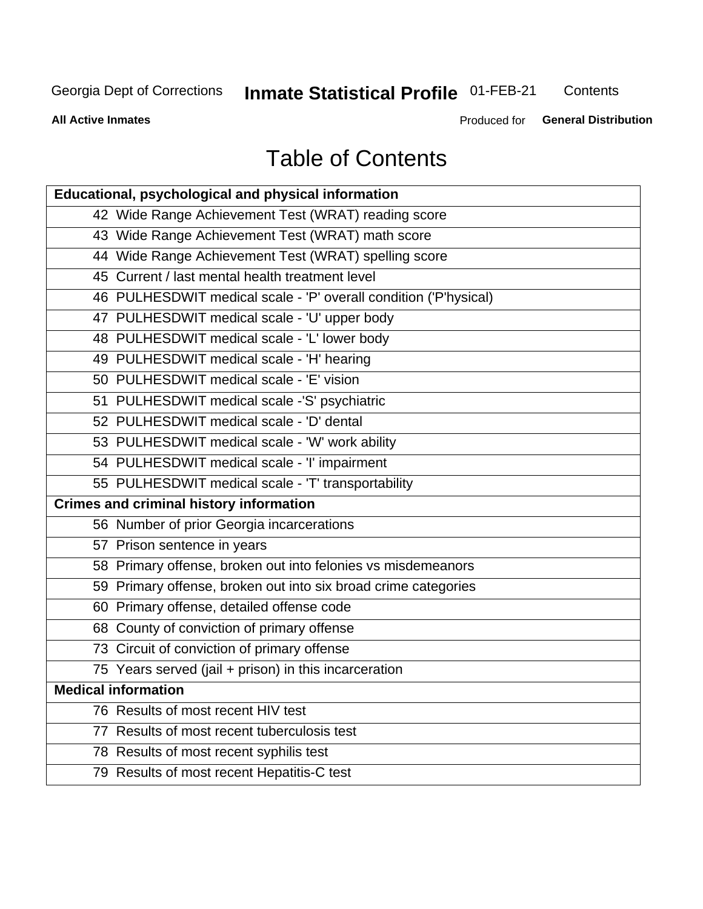# Table of Contents

| Educational, psychological and physical information |
|---|
| 42 Wide Range Achievement Test (WRAT) reading score |
| 43 Wide Range Achievement Test (WRAT) math score |
| 44 Wide Range Achievement Test (WRAT) spelling score |
| 45 Current / last mental health treatment level |
| 46 PULHESDWIT medical scale - 'P' overall condition ('P'hysical) |
| 47 PULHESDWIT medical scale - 'U' upper body |
| 48 PULHESDWIT medical scale - 'L' lower body |
| 49 PULHESDWIT medical scale - 'H' hearing |
| 50 PULHESDWIT medical scale - 'E' vision |
| 51 PULHESDWIT medical scale -'S' psychiatric |
| 52 PULHESDWIT medical scale - 'D' dental |
| 53 PULHESDWIT medical scale - 'W' work ability |
| 54 PULHESDWIT medical scale - 'I' impairment |
| 55 PULHESDWIT medical scale - 'T' transportability |
| **Crimes and criminal history information** |
| 56 Number of prior Georgia incarcerations |
| 57 Prison sentence in years |
| 58 Primary offense, broken out into felonies vs misdemeanors |
| 59 Primary offense, broken out into six broad crime categories |
| 60 Primary offense, detailed offense code |
| 68 County of conviction of primary offense |
| 73 Circuit of conviction of primary offense |
| 75 Years served (jail + prison) in this incarceration |
| **Medical information** |
| 76 Results of most recent HIV test |
| 77 Results of most recent tuberculosis test |
| 78 Results of most recent syphilis test |
| 79 Results of most recent Hepatitis-C test |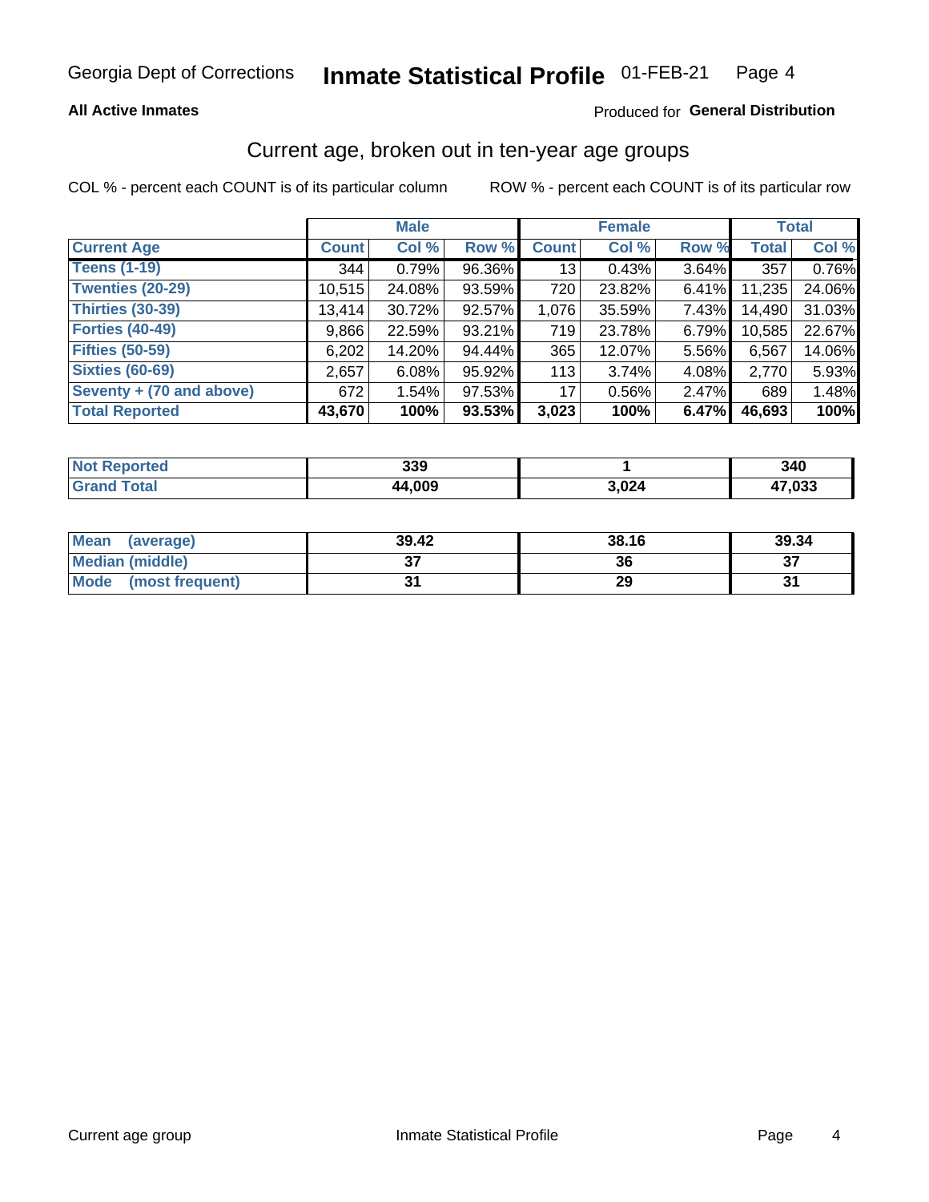Georgia Dept of Corrections **Inmate Statistical Profile** 01-FEB-21

**All Active Inmates** Produced for **General Distribution**

## Current age, broken out in ten-year age groups

COL % - percent each COUNT is of its particular column ROW % - percent each COUNT is of its particular row

| | Male | | | Female | | | Total | |
|---|---|---|---|---|---|---|---|---|
| **Current Age** | **Count** | **Col %** | **Row %** | **Count** | **Col %** | **Row %** | **Total** | **Col %** |
| **Teens (1-19)** | 344 | 0.79% | 96.36% | 13 | 0.43% | 3.64% | 357 | 0.76% |
| **Twenties (20-29)** | 10,515 | 24.08% | 93.59% | 720 | 23.82% | 6.41% | 11,235 | 24.06% |
| **Thirties (30-39)** | 13,414 | 30.72% | 92.57% | 1,076 | 35.59% | 7.43% | 14,490 | 31.03% |
| **Forties (40-49)** | 9,866 | 22.59% | 93.21% | 719 | 23.78% | 6.79% | 10,585 | 22.67% |
| **Fifties (50-59)** | 6,202 | 14.20% | 94.44% | 365 | 12.07% | 5.56% | 6,567 | 14.06% |
| **Sixties (60-69)** | 2,657 | 6.08% | 95.92% | 113 | 3.74% | 4.08% | 2,770 | 5.93% |
| **Seventy + (70 and above)** | 672 | 1.54% | 97.53% | 17 | 0.56% | 2.47% | 689 | 1.48% |
| **Total Reported** | **43,670** | **100%** | **93.53%** | **3,023** | **100%** | **6.47%** | **46,693** | **100%** |

| | Male | Female | Total |
|---|---|---|---|
| **Not Reported** | **339** | **1** | **340** |
| **Grand Total** | **44,009** | **3,024** | **47,033** |

| | Male | Female | Total |
|---|---|---|---|
| **Mean (average)** | **39.42** | **38.16** | **39.34** |
| **Median (middle)** | **37** | **36** | **37** |
| **Mode (most frequent)** | **31** | **29** | **31** |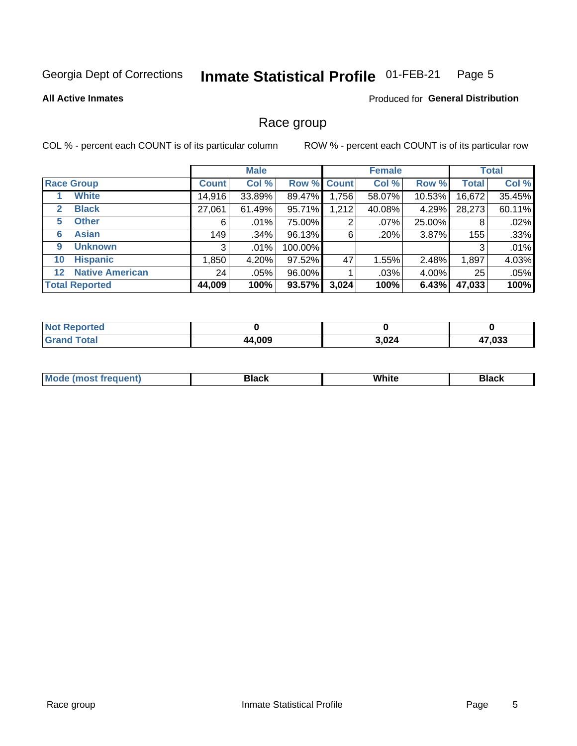Georgia Dept of Corrections **Inmate Statistical Profile** 01-FEB-21

**All Active Inmates**

Produced for **General Distribution**

## Race group

COL % - percent each COUNT is of its particular column    ROW % - percent each COUNT is of its particular row

| | | Male | | | Female | | | Total | |
|---|---|---|---|---|---|---|---|---|---|
| **Race Group** | | **Count** | **Col %** | **Row %** | **Count** | **Col %** | **Row %** | **Total** | **Col %** |
| 1 | **White** | 14,916 | 33.89% | 89.47% | 1,756 | 58.07% | 10.53% | 16,672 | 35.45% |
| 2 | **Black** | 27,061 | 61.49% | 95.71% | 1,212 | 40.08% | 4.29% | 28,273 | 60.11% |
| 5 | **Other** | 6 | .01% | 75.00% | 2 | .07% | 25.00% | 8 | .02% |
| 6 | **Asian** | 149 | .34% | 96.13% | 6 | .20% | 3.87% | 155 | .33% |
| 9 | **Unknown** | 3 | .01% | 100.00% | | | | 3 | .01% |
| 10 | **Hispanic** | 1,850 | 4.20% | 97.52% | 47 | 1.55% | 2.48% | 1,897 | 4.03% |
| 12 | **Native American** | 24 | .05% | 96.00% | 1 | .03% | 4.00% | 25 | .05% |
| **Total Reported** | | **44,009** | **100%** | **93.57%** | **3,024** | **100%** | **6.43%** | **47,033** | **100%** |

| | Male | Female | Total |
|---|---|---|---|
| **Not Reported** | **0** | **0** | **0** |
| **Grand Total** | **44,009** | **3,024** | **47,033** |

| | Male | Female | Total |
|---|---|---|---|
| **Mode (most frequent)** | **Black** | **White** | **Black** |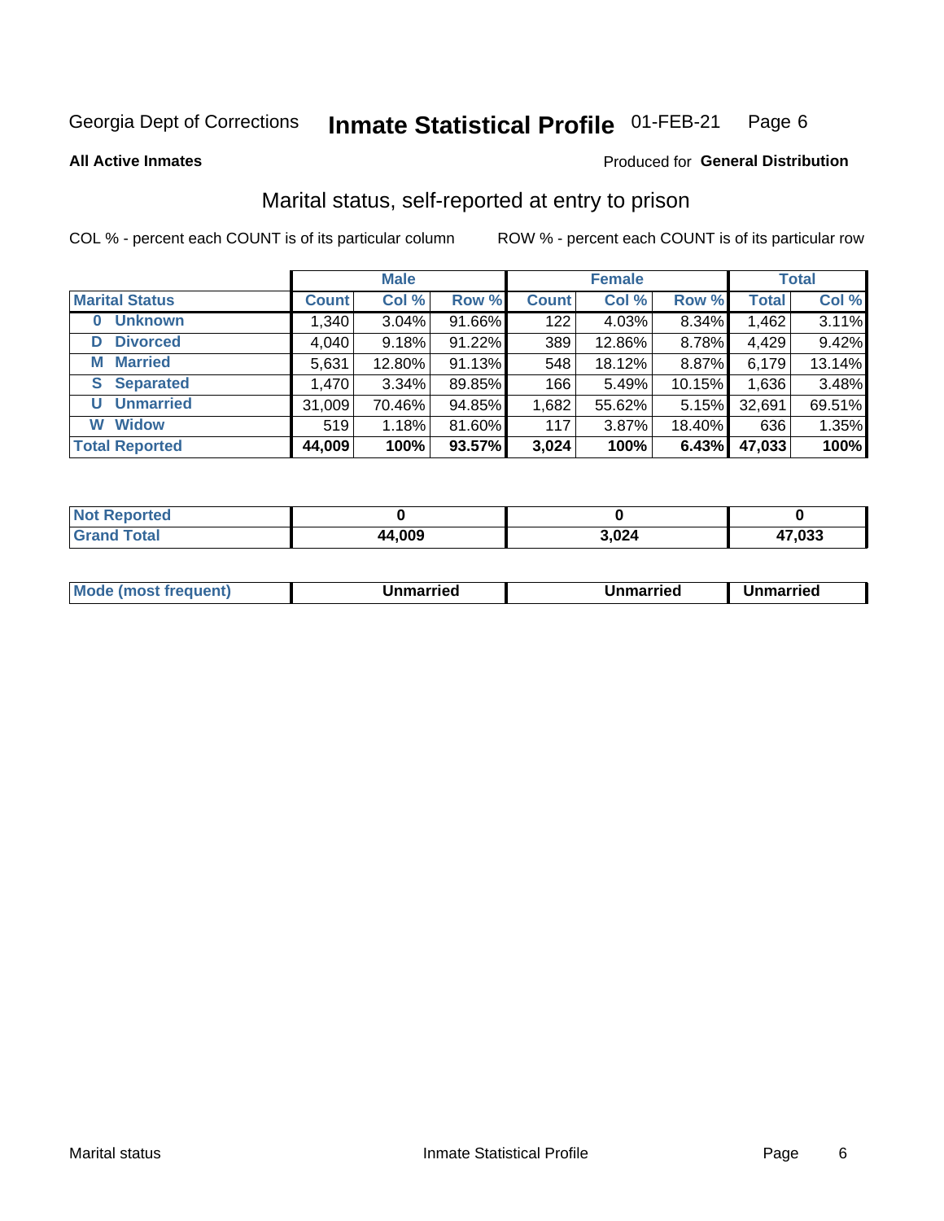Georgia Dept of Corrections **Inmate Statistical Profile** 01-FEB-21 Page 6

**All Active Inmates**

Produced for **General Distribution**

## Marital status, self-reported at entry to prison

COL % - percent each COUNT is of its particular column

ROW % - percent each COUNT is of its particular row

| | Male | | | Female | | | Total | |
|---|---|---|---|---|---|---|---|---|
| **Marital Status** | **Count** | **Col %** | **Row %** | **Count** | **Col %** | **Row %** | **Total** | **Col %** |
| **0 Unknown** | 1,340 | 3.04% | 91.66% | 122 | 4.03% | 8.34% | 1,462 | 3.11% |
| **D Divorced** | 4,040 | 9.18% | 91.22% | 389 | 12.86% | 8.78% | 4,429 | 9.42% |
| **M Married** | 5,631 | 12.80% | 91.13% | 548 | 18.12% | 8.87% | 6,179 | 13.14% |
| **S Separated** | 1,470 | 3.34% | 89.85% | 166 | 5.49% | 10.15% | 1,636 | 3.48% |
| **U Unmarried** | 31,009 | 70.46% | 94.85% | 1,682 | 55.62% | 5.15% | 32,691 | 69.51% |
| **W Widow** | 519 | 1.18% | 81.60% | 117 | 3.87% | 18.40% | 636 | 1.35% |
| **Total Reported** | **44,009** | **100%** | **93.57%** | **3,024** | **100%** | **6.43%** | **47,033** | **100%** |

| | Male | Female | Total |
|---|---|---|---|
| **Not Reported** | **0** | **0** | **0** |
| **Grand Total** | **44,009** | **3,024** | **47,033** |

| | Male | Female | Total |
|---|---|---|---|
| **Mode (most frequent)** | **Unmarried** | **Unmarried** | **Unmarried** |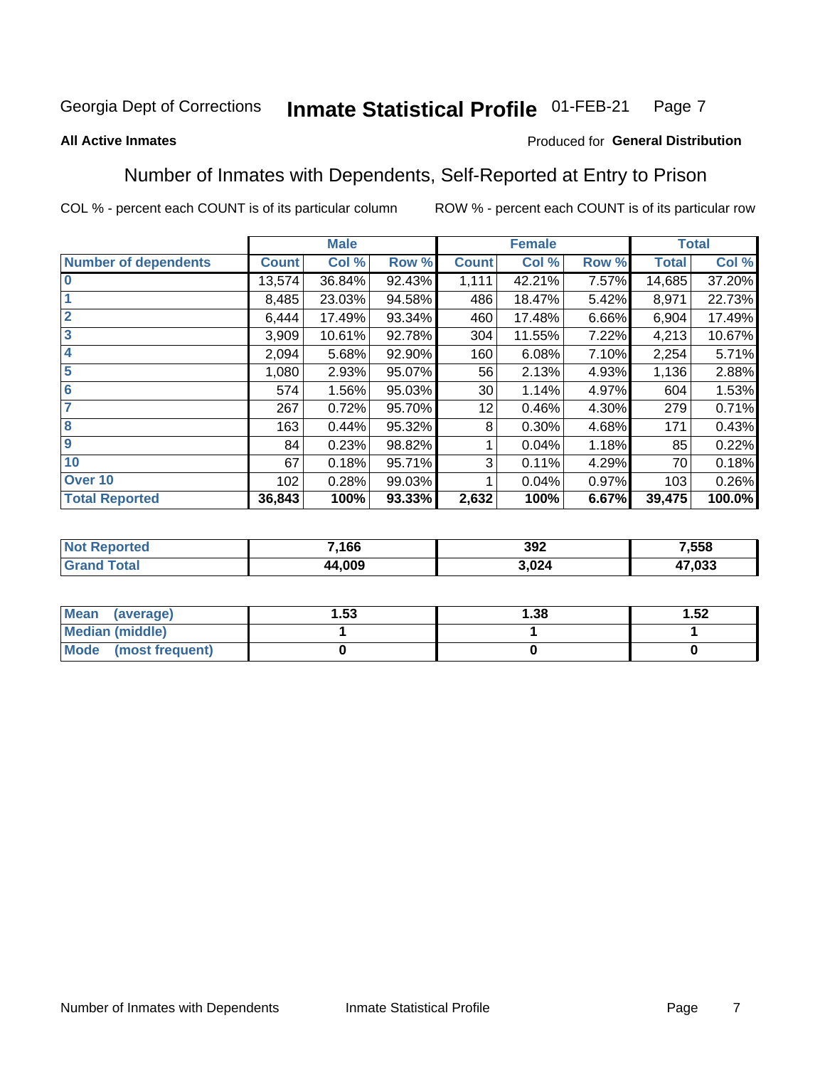Georgia Dept of Corrections **Inmate Statistical Profile** 01-FEB-21

**All Active Inmates**

Produced for **General Distribution**

## Number of Inmates with Dependents, Self-Reported at Entry to Prison

COL % - percent each COUNT is of its particular column    ROW % - percent each COUNT is of its particular row

| | Male | | | Female | | | Total | |
|---|---|---|---|---|---|---|---|---|
| **Number of dependents** | **Count** | **Col %** | **Row %** | **Count** | **Col %** | **Row %** | **Total** | **Col %** |
| **0** | 13,574 | 36.84% | 92.43% | 1,111 | 42.21% | 7.57% | 14,685 | 37.20% |
| **1** | 8,485 | 23.03% | 94.58% | 486 | 18.47% | 5.42% | 8,971 | 22.73% |
| **2** | 6,444 | 17.49% | 93.34% | 460 | 17.48% | 6.66% | 6,904 | 17.49% |
| **3** | 3,909 | 10.61% | 92.78% | 304 | 11.55% | 7.22% | 4,213 | 10.67% |
| **4** | 2,094 | 5.68% | 92.90% | 160 | 6.08% | 7.10% | 2,254 | 5.71% |
| **5** | 1,080 | 2.93% | 95.07% | 56 | 2.13% | 4.93% | 1,136 | 2.88% |
| **6** | 574 | 1.56% | 95.03% | 30 | 1.14% | 4.97% | 604 | 1.53% |
| **7** | 267 | 0.72% | 95.70% | 12 | 0.46% | 4.30% | 279 | 0.71% |
| **8** | 163 | 0.44% | 95.32% | 8 | 0.30% | 4.68% | 171 | 0.43% |
| **9** | 84 | 0.23% | 98.82% | 1 | 0.04% | 1.18% | 85 | 0.22% |
| **10** | 67 | 0.18% | 95.71% | 3 | 0.11% | 4.29% | 70 | 0.18% |
| **Over 10** | 102 | 0.28% | 99.03% | 1 | 0.04% | 0.97% | 103 | 0.26% |
| **Total Reported** | **36,843** | **100%** | **93.33%** | **2,632** | **100%** | **6.67%** | **39,475** | **100.0%** |

| | Male | Female | Total |
|---|---|---|---|
| **Not Reported** | **7,166** | **392** | **7,558** |
| **Grand Total** | **44,009** | **3,024** | **47,033** |

| | Male | Female | Total |
|---|---|---|---|
| **Mean (average)** | **1.53** | **1.38** | **1.52** |
| **Median (middle)** | **1** | **1** | **1** |
| **Mode (most frequent)** | **0** | **0** | **0** |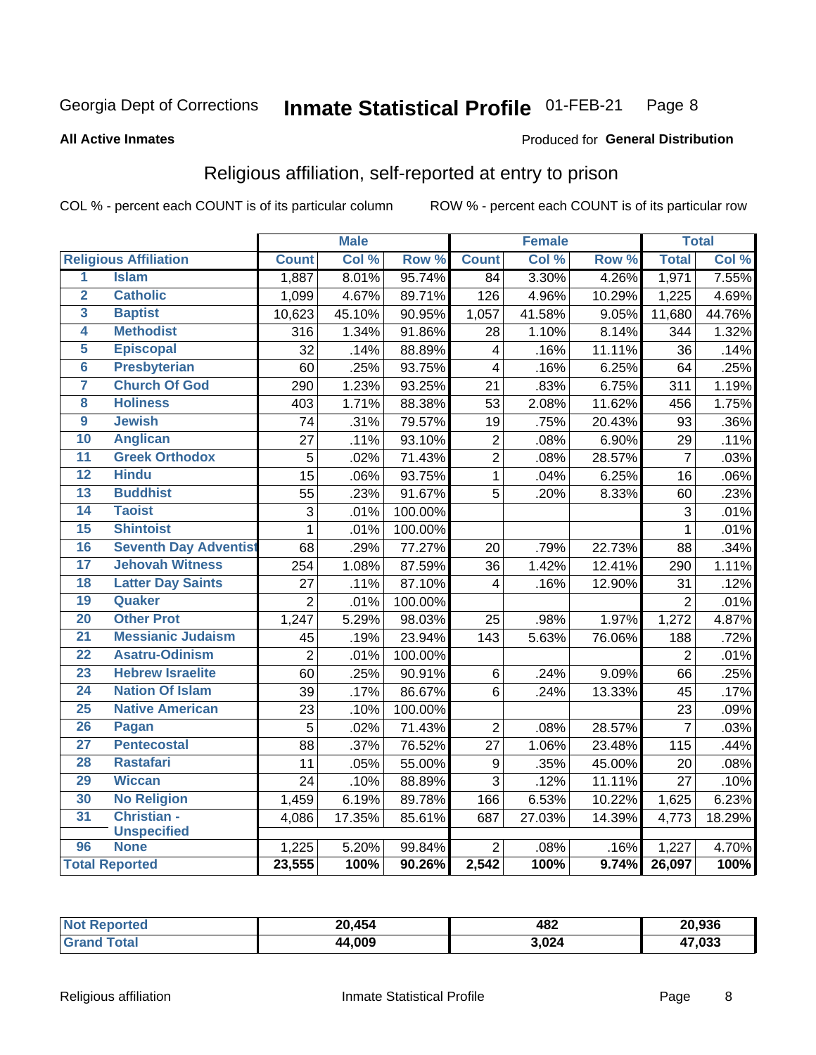Georgia Dept of Corrections **Inmate Statistical Profile** 01-FEB-21

**All Active Inmates**

Produced for **General Distribution**

## Religious affiliation, self-reported at entry to prison

COL % - percent each COUNT is of its particular column ROW % - percent each COUNT is of its particular row

| Religious Affiliation | | Male | | | Female | | | Total | |
|---|---|---|---|---|---|---|---|---|---|
| | | Count | Col % | Row % | Count | Col % | Row % | Total | Col % |
| 1 | Islam | 1,887 | 8.01% | 95.74% | 84 | 3.30% | 4.26% | 1,971 | 7.55% |
| 2 | Catholic | 1,099 | 4.67% | 89.71% | 126 | 4.96% | 10.29% | 1,225 | 4.69% |
| 3 | Baptist | 10,623 | 45.10% | 90.95% | 1,057 | 41.58% | 9.05% | 11,680 | 44.76% |
| 4 | Methodist | 316 | 1.34% | 91.86% | 28 | 1.10% | 8.14% | 344 | 1.32% |
| 5 | Episcopal | 32 | .14% | 88.89% | 4 | .16% | 11.11% | 36 | .14% |
| 6 | Presbyterian | 60 | .25% | 93.75% | 4 | .16% | 6.25% | 64 | .25% |
| 7 | Church Of God | 290 | 1.23% | 93.25% | 21 | .83% | 6.75% | 311 | 1.19% |
| 8 | Holiness | 403 | 1.71% | 88.38% | 53 | 2.08% | 11.62% | 456 | 1.75% |
| 9 | Jewish | 74 | .31% | 79.57% | 19 | .75% | 20.43% | 93 | .36% |
| 10 | Anglican | 27 | .11% | 93.10% | 2 | .08% | 6.90% | 29 | .11% |
| 11 | Greek Orthodox | 5 | .02% | 71.43% | 2 | .08% | 28.57% | 7 | .03% |
| 12 | Hindu | 15 | .06% | 93.75% | 1 | .04% | 6.25% | 16 | .06% |
| 13 | Buddhist | 55 | .23% | 91.67% | 5 | .20% | 8.33% | 60 | .23% |
| 14 | Taoist | 3 | .01% | 100.00% | | | | 3 | .01% |
| 15 | Shintoist | 1 | .01% | 100.00% | | | | 1 | .01% |
| 16 | Seventh Day Adventist | 68 | .29% | 77.27% | 20 | .79% | 22.73% | 88 | .34% |
| 17 | Jehovah Witness | 254 | 1.08% | 87.59% | 36 | 1.42% | 12.41% | 290 | 1.11% |
| 18 | Latter Day Saints | 27 | .11% | 87.10% | 4 | .16% | 12.90% | 31 | .12% |
| 19 | Quaker | 2 | .01% | 100.00% | | | | 2 | .01% |
| 20 | Other Prot | 1,247 | 5.29% | 98.03% | 25 | .98% | 1.97% | 1,272 | 4.87% |
| 21 | Messianic Judaism | 45 | .19% | 23.94% | 143 | 5.63% | 76.06% | 188 | .72% |
| 22 | Asatru-Odinism | 2 | .01% | 100.00% | | | | 2 | .01% |
| 23 | Hebrew Israelite | 60 | .25% | 90.91% | 6 | .24% | 9.09% | 66 | .25% |
| 24 | Nation Of Islam | 39 | .17% | 86.67% | 6 | .24% | 13.33% | 45 | .17% |
| 25 | Native American | 23 | .10% | 100.00% | | | | 23 | .09% |
| 26 | Pagan | 5 | .02% | 71.43% | 2 | .08% | 28.57% | 7 | .03% |
| 27 | Pentecostal | 88 | .37% | 76.52% | 27 | 1.06% | 23.48% | 115 | .44% |
| 28 | Rastafari | 11 | .05% | 55.00% | 9 | .35% | 45.00% | 20 | .08% |
| 29 | Wiccan | 24 | .10% | 88.89% | 3 | .12% | 11.11% | 27 | .10% |
| 30 | No Religion | 1,459 | 6.19% | 89.78% | 166 | 6.53% | 10.22% | 1,625 | 6.23% |
| 31 | Christian - Unspecified | 4,086 | 17.35% | 85.61% | 687 | 27.03% | 14.39% | 4,773 | 18.29% |
| 96 | None | 1,225 | 5.20% | 99.84% | 2 | .08% | .16% | 1,227 | 4.70% |
| **Total Reported** | | **23,555** | **100%** | **90.26%** | **2,542** | **100%** | **9.74%** | **26,097** | **100%** |

| | Male | Female | Total |
|---|---|---|---|
| Not Reported | 20,454 | 482 | 20,936 |
| Grand Total | 44,009 | 3,024 | 47,033 |

Religious affiliation Inmate Statistical Profile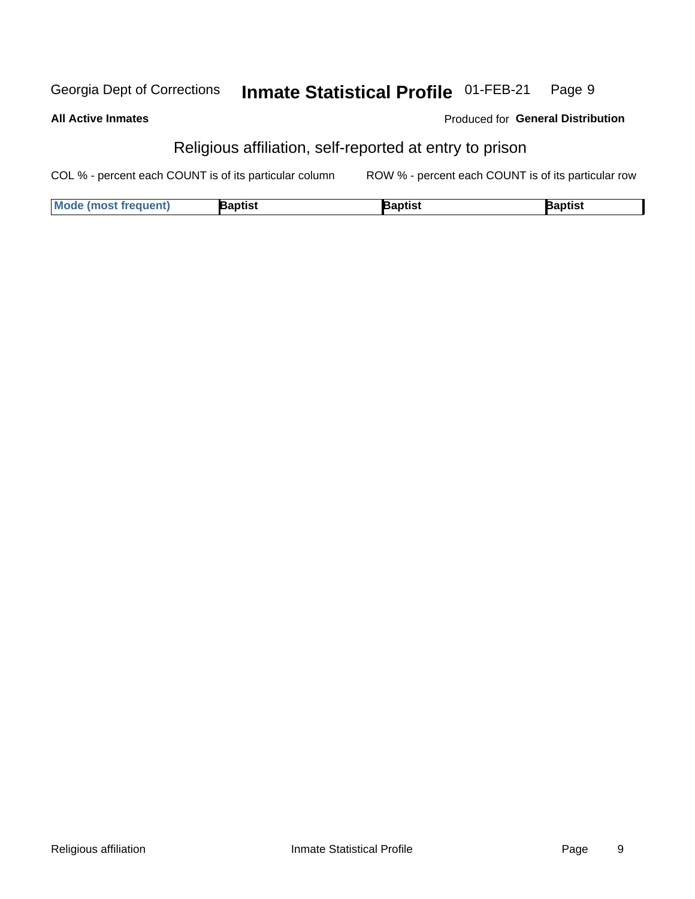Georgia Dept of Corrections **Inmate Statistical Profile** 01-FEB-21

**All Active Inmates**

Produced for **General Distribution**

## Religious affiliation, self-reported at entry to prison

COL % - percent each COUNT is of its particular column    ROW % - percent each COUNT is of its particular row

| Mode (most frequent) | Baptist | Baptist | Baptist |
|---|---|---|---|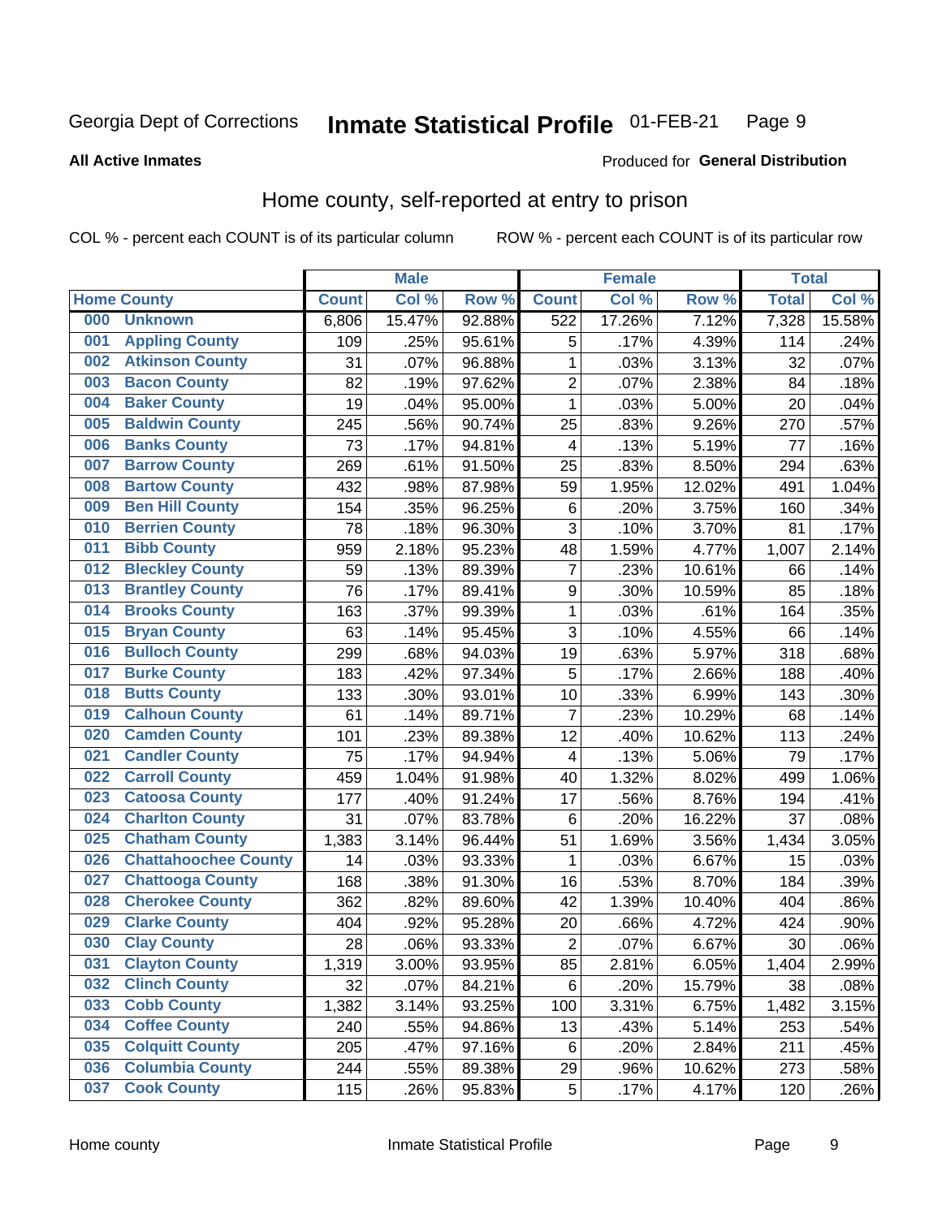Georgia Dept of Corrections **Inmate Statistical Profile** 01-FEB-21

**All Active Inmates**

Produced for **General Distribution**

## Home county, self-reported at entry to prison

COL % - percent each COUNT is of its particular column ROW % - percent each COUNT is of its particular row

| Home County | | Male | | | Female | | | Total | |
|---|---|---|---|---|---|---|---|---|---|
| | | Count | Col % | Row % | Count | Col % | Row % | Total | Col % |
| 000 | Unknown | 6,806 | 15.47% | 92.88% | 522 | 17.26% | 7.12% | 7,328 | 15.58% |
| 001 | Appling County | 109 | .25% | 95.61% | 5 | .17% | 4.39% | 114 | .24% |
| 002 | Atkinson County | 31 | .07% | 96.88% | 1 | .03% | 3.13% | 32 | .07% |
| 003 | Bacon County | 82 | .19% | 97.62% | 2 | .07% | 2.38% | 84 | .18% |
| 004 | Baker County | 19 | .04% | 95.00% | 1 | .03% | 5.00% | 20 | .04% |
| 005 | Baldwin County | 245 | .56% | 90.74% | 25 | .83% | 9.26% | 270 | .57% |
| 006 | Banks County | 73 | .17% | 94.81% | 4 | .13% | 5.19% | 77 | .16% |
| 007 | Barrow County | 269 | .61% | 91.50% | 25 | .83% | 8.50% | 294 | .63% |
| 008 | Bartow County | 432 | .98% | 87.98% | 59 | 1.95% | 12.02% | 491 | 1.04% |
| 009 | Ben Hill County | 154 | .35% | 96.25% | 6 | .20% | 3.75% | 160 | .34% |
| 010 | Berrien County | 78 | .18% | 96.30% | 3 | .10% | 3.70% | 81 | .17% |
| 011 | Bibb County | 959 | 2.18% | 95.23% | 48 | 1.59% | 4.77% | 1,007 | 2.14% |
| 012 | Bleckley County | 59 | .13% | 89.39% | 7 | .23% | 10.61% | 66 | .14% |
| 013 | Brantley County | 76 | .17% | 89.41% | 9 | .30% | 10.59% | 85 | .18% |
| 014 | Brooks County | 163 | .37% | 99.39% | 1 | .03% | .61% | 164 | .35% |
| 015 | Bryan County | 63 | .14% | 95.45% | 3 | .10% | 4.55% | 66 | .14% |
| 016 | Bulloch County | 299 | .68% | 94.03% | 19 | .63% | 5.97% | 318 | .68% |
| 017 | Burke County | 183 | .42% | 97.34% | 5 | .17% | 2.66% | 188 | .40% |
| 018 | Butts County | 133 | .30% | 93.01% | 10 | .33% | 6.99% | 143 | .30% |
| 019 | Calhoun County | 61 | .14% | 89.71% | 7 | .23% | 10.29% | 68 | .14% |
| 020 | Camden County | 101 | .23% | 89.38% | 12 | .40% | 10.62% | 113 | .24% |
| 021 | Candler County | 75 | .17% | 94.94% | 4 | .13% | 5.06% | 79 | .17% |
| 022 | Carroll County | 459 | 1.04% | 91.98% | 40 | 1.32% | 8.02% | 499 | 1.06% |
| 023 | Catoosa County | 177 | .40% | 91.24% | 17 | .56% | 8.76% | 194 | .41% |
| 024 | Charlton County | 31 | .07% | 83.78% | 6 | .20% | 16.22% | 37 | .08% |
| 025 | Chatham County | 1,383 | 3.14% | 96.44% | 51 | 1.69% | 3.56% | 1,434 | 3.05% |
| 026 | Chattahoochee County | 14 | .03% | 93.33% | 1 | .03% | 6.67% | 15 | .03% |
| 027 | Chattooga County | 168 | .38% | 91.30% | 16 | .53% | 8.70% | 184 | .39% |
| 028 | Cherokee County | 362 | .82% | 89.60% | 42 | 1.39% | 10.40% | 404 | .86% |
| 029 | Clarke County | 404 | .92% | 95.28% | 20 | .66% | 4.72% | 424 | .90% |
| 030 | Clay County | 28 | .06% | 93.33% | 2 | .07% | 6.67% | 30 | .06% |
| 031 | Clayton County | 1,319 | 3.00% | 93.95% | 85 | 2.81% | 6.05% | 1,404 | 2.99% |
| 032 | Clinch County | 32 | .07% | 84.21% | 6 | .20% | 15.79% | 38 | .08% |
| 033 | Cobb County | 1,382 | 3.14% | 93.25% | 100 | 3.31% | 6.75% | 1,482 | 3.15% |
| 034 | Coffee County | 240 | .55% | 94.86% | 13 | .43% | 5.14% | 253 | .54% |
| 035 | Colquitt County | 205 | .47% | 97.16% | 6 | .20% | 2.84% | 211 | .45% |
| 036 | Columbia County | 244 | .55% | 89.38% | 29 | .96% | 10.62% | 273 | .58% |
| 037 | Cook County | 115 | .26% | 95.83% | 5 | .17% | 4.17% | 120 | .26% |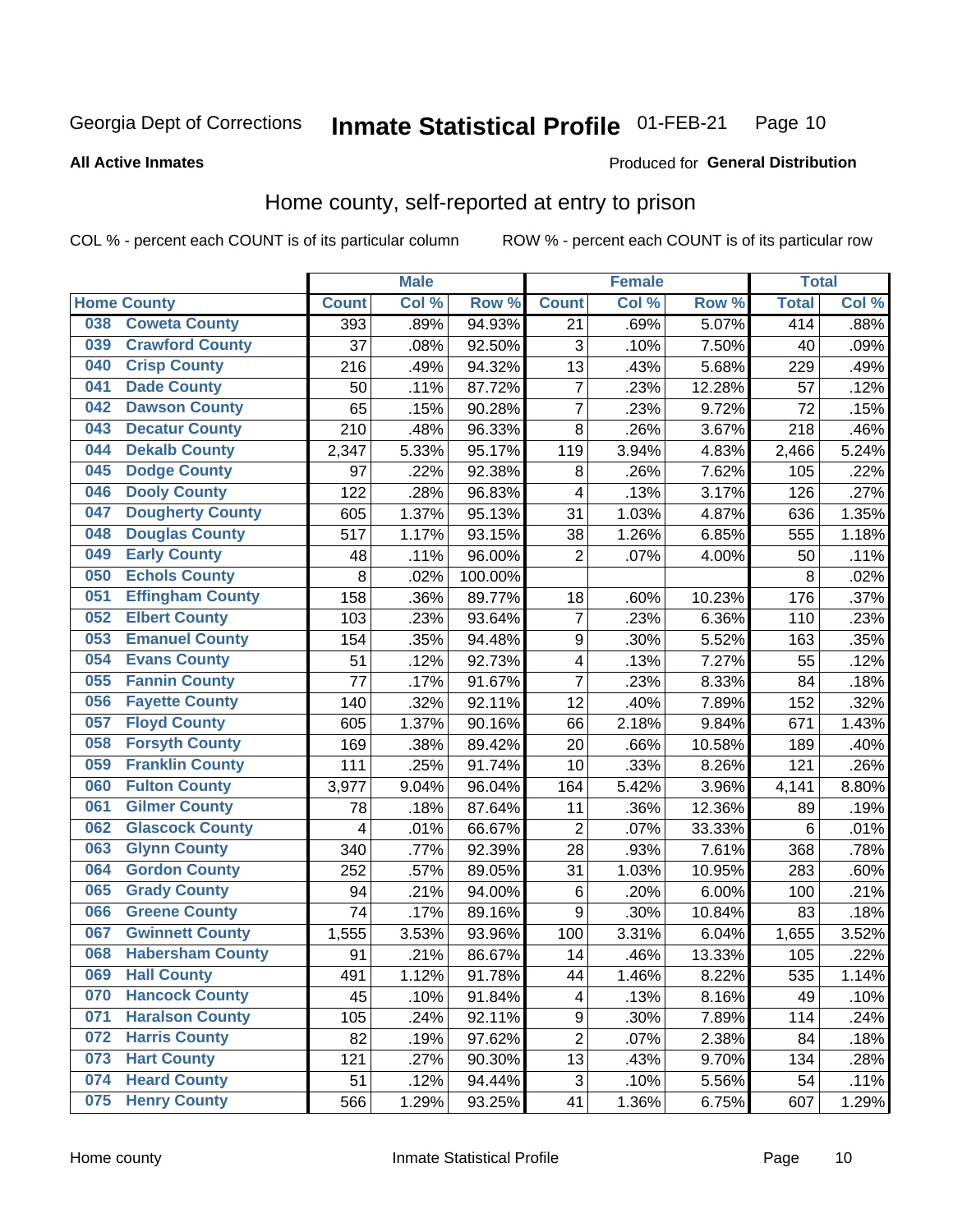Georgia Dept of Corrections **Inmate Statistical Profile** 01-FEB-21 Page 10

**All Active Inmates**

Produced for **General Distribution**

## Home county, self-reported at entry to prison

COL % - percent each COUNT is of its particular column ROW % - percent each COUNT is of its particular row

| Home County | | Male | | | Female | | | Total | |
|---|---|---|---|---|---|---|---|---|---|
| | | Count | Col % | Row % | Count | Col % | Row % | Total | Col % |
| 038 | Coweta County | 393 | .89% | 94.93% | 21 | .69% | 5.07% | 414 | .88% |
| 039 | Crawford County | 37 | .08% | 92.50% | 3 | .10% | 7.50% | 40 | .09% |
| 040 | Crisp County | 216 | .49% | 94.32% | 13 | .43% | 5.68% | 229 | .49% |
| 041 | Dade County | 50 | .11% | 87.72% | 7 | .23% | 12.28% | 57 | .12% |
| 042 | Dawson County | 65 | .15% | 90.28% | 7 | .23% | 9.72% | 72 | .15% |
| 043 | Decatur County | 210 | .48% | 96.33% | 8 | .26% | 3.67% | 218 | .46% |
| 044 | Dekalb County | 2,347 | 5.33% | 95.17% | 119 | 3.94% | 4.83% | 2,466 | 5.24% |
| 045 | Dodge County | 97 | .22% | 92.38% | 8 | .26% | 7.62% | 105 | .22% |
| 046 | Dooly County | 122 | .28% | 96.83% | 4 | .13% | 3.17% | 126 | .27% |
| 047 | Dougherty County | 605 | 1.37% | 95.13% | 31 | 1.03% | 4.87% | 636 | 1.35% |
| 048 | Douglas County | 517 | 1.17% | 93.15% | 38 | 1.26% | 6.85% | 555 | 1.18% |
| 049 | Early County | 48 | .11% | 96.00% | 2 | .07% | 4.00% | 50 | .11% |
| 050 | Echols County | 8 | .02% | 100.00% | | | | 8 | .02% |
| 051 | Effingham County | 158 | .36% | 89.77% | 18 | .60% | 10.23% | 176 | .37% |
| 052 | Elbert County | 103 | .23% | 93.64% | 7 | .23% | 6.36% | 110 | .23% |
| 053 | Emanuel County | 154 | .35% | 94.48% | 9 | .30% | 5.52% | 163 | .35% |
| 054 | Evans County | 51 | .12% | 92.73% | 4 | .13% | 7.27% | 55 | .12% |
| 055 | Fannin County | 77 | .17% | 91.67% | 7 | .23% | 8.33% | 84 | .18% |
| 056 | Fayette County | 140 | .32% | 92.11% | 12 | .40% | 7.89% | 152 | .32% |
| 057 | Floyd County | 605 | 1.37% | 90.16% | 66 | 2.18% | 9.84% | 671 | 1.43% |
| 058 | Forsyth County | 169 | .38% | 89.42% | 20 | .66% | 10.58% | 189 | .40% |
| 059 | Franklin County | 111 | .25% | 91.74% | 10 | .33% | 8.26% | 121 | .26% |
| 060 | Fulton County | 3,977 | 9.04% | 96.04% | 164 | 5.42% | 3.96% | 4,141 | 8.80% |
| 061 | Gilmer County | 78 | .18% | 87.64% | 11 | .36% | 12.36% | 89 | .19% |
| 062 | Glascock County | 4 | .01% | 66.67% | 2 | .07% | 33.33% | 6 | .01% |
| 063 | Glynn County | 340 | .77% | 92.39% | 28 | .93% | 7.61% | 368 | .78% |
| 064 | Gordon County | 252 | .57% | 89.05% | 31 | 1.03% | 10.95% | 283 | .60% |
| 065 | Grady County | 94 | .21% | 94.00% | 6 | .20% | 6.00% | 100 | .21% |
| 066 | Greene County | 74 | .17% | 89.16% | 9 | .30% | 10.84% | 83 | .18% |
| 067 | Gwinnett County | 1,555 | 3.53% | 93.96% | 100 | 3.31% | 6.04% | 1,655 | 3.52% |
| 068 | Habersham County | 91 | .21% | 86.67% | 14 | .46% | 13.33% | 105 | .22% |
| 069 | Hall County | 491 | 1.12% | 91.78% | 44 | 1.46% | 8.22% | 535 | 1.14% |
| 070 | Hancock County | 45 | .10% | 91.84% | 4 | .13% | 8.16% | 49 | .10% |
| 071 | Haralson County | 105 | .24% | 92.11% | 9 | .30% | 7.89% | 114 | .24% |
| 072 | Harris County | 82 | .19% | 97.62% | 2 | .07% | 2.38% | 84 | .18% |
| 073 | Hart County | 121 | .27% | 90.30% | 13 | .43% | 9.70% | 134 | .28% |
| 074 | Heard County | 51 | .12% | 94.44% | 3 | .10% | 5.56% | 54 | .11% |
| 075 | Henry County | 566 | 1.29% | 93.25% | 41 | 1.36% | 6.75% | 607 | 1.29% |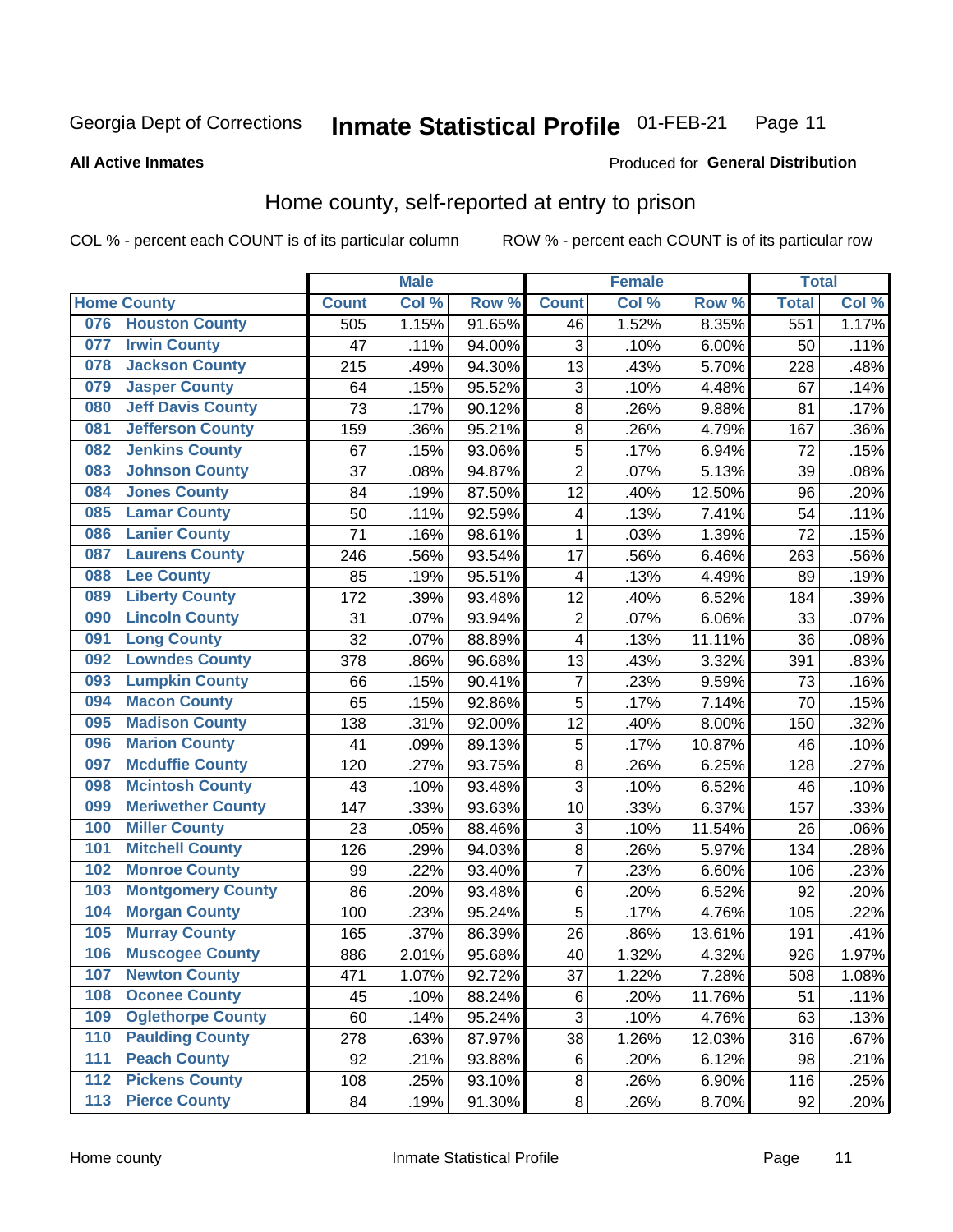Georgia Dept of Corrections **Inmate Statistical Profile** 01-FEB-21 Page 11

**All Active Inmates**

Produced for **General Distribution**

## Home county, self-reported at entry to prison

COL % - percent each COUNT is of its particular column ROW % - percent each COUNT is of its particular row

| Home County | | Male | | | Female | | | Total | |
|---|---|---|---|---|---|---|---|---|---|
| | | Count | Col % | Row % | Count | Col % | Row % | Total | Col % |
| 076 | Houston County | 505 | 1.15% | 91.65% | 46 | 1.52% | 8.35% | 551 | 1.17% |
| 077 | Irwin County | 47 | .11% | 94.00% | 3 | .10% | 6.00% | 50 | .11% |
| 078 | Jackson County | 215 | .49% | 94.30% | 13 | .43% | 5.70% | 228 | .48% |
| 079 | Jasper County | 64 | .15% | 95.52% | 3 | .10% | 4.48% | 67 | .14% |
| 080 | Jeff Davis County | 73 | .17% | 90.12% | 8 | .26% | 9.88% | 81 | .17% |
| 081 | Jefferson County | 159 | .36% | 95.21% | 8 | .26% | 4.79% | 167 | .36% |
| 082 | Jenkins County | 67 | .15% | 93.06% | 5 | .17% | 6.94% | 72 | .15% |
| 083 | Johnson County | 37 | .08% | 94.87% | 2 | .07% | 5.13% | 39 | .08% |
| 084 | Jones County | 84 | .19% | 87.50% | 12 | .40% | 12.50% | 96 | .20% |
| 085 | Lamar County | 50 | .11% | 92.59% | 4 | .13% | 7.41% | 54 | .11% |
| 086 | Lanier County | 71 | .16% | 98.61% | 1 | .03% | 1.39% | 72 | .15% |
| 087 | Laurens County | 246 | .56% | 93.54% | 17 | .56% | 6.46% | 263 | .56% |
| 088 | Lee County | 85 | .19% | 95.51% | 4 | .13% | 4.49% | 89 | .19% |
| 089 | Liberty County | 172 | .39% | 93.48% | 12 | .40% | 6.52% | 184 | .39% |
| 090 | Lincoln County | 31 | .07% | 93.94% | 2 | .07% | 6.06% | 33 | .07% |
| 091 | Long County | 32 | .07% | 88.89% | 4 | .13% | 11.11% | 36 | .08% |
| 092 | Lowndes County | 378 | .86% | 96.68% | 13 | .43% | 3.32% | 391 | .83% |
| 093 | Lumpkin County | 66 | .15% | 90.41% | 7 | .23% | 9.59% | 73 | .16% |
| 094 | Macon County | 65 | .15% | 92.86% | 5 | .17% | 7.14% | 70 | .15% |
| 095 | Madison County | 138 | .31% | 92.00% | 12 | .40% | 8.00% | 150 | .32% |
| 096 | Marion County | 41 | .09% | 89.13% | 5 | .17% | 10.87% | 46 | .10% |
| 097 | Mcduffie County | 120 | .27% | 93.75% | 8 | .26% | 6.25% | 128 | .27% |
| 098 | Mcintosh County | 43 | .10% | 93.48% | 3 | .10% | 6.52% | 46 | .10% |
| 099 | Meriwether County | 147 | .33% | 93.63% | 10 | .33% | 6.37% | 157 | .33% |
| 100 | Miller County | 23 | .05% | 88.46% | 3 | .10% | 11.54% | 26 | .06% |
| 101 | Mitchell County | 126 | .29% | 94.03% | 8 | .26% | 5.97% | 134 | .28% |
| 102 | Monroe County | 99 | .22% | 93.40% | 7 | .23% | 6.60% | 106 | .23% |
| 103 | Montgomery County | 86 | .20% | 93.48% | 6 | .20% | 6.52% | 92 | .20% |
| 104 | Morgan County | 100 | .23% | 95.24% | 5 | .17% | 4.76% | 105 | .22% |
| 105 | Murray County | 165 | .37% | 86.39% | 26 | .86% | 13.61% | 191 | .41% |
| 106 | Muscogee County | 886 | 2.01% | 95.68% | 40 | 1.32% | 4.32% | 926 | 1.97% |
| 107 | Newton County | 471 | 1.07% | 92.72% | 37 | 1.22% | 7.28% | 508 | 1.08% |
| 108 | Oconee County | 45 | .10% | 88.24% | 6 | .20% | 11.76% | 51 | .11% |
| 109 | Oglethorpe County | 60 | .14% | 95.24% | 3 | .10% | 4.76% | 63 | .13% |
| 110 | Paulding County | 278 | .63% | 87.97% | 38 | 1.26% | 12.03% | 316 | .67% |
| 111 | Peach County | 92 | .21% | 93.88% | 6 | .20% | 6.12% | 98 | .21% |
| 112 | Pickens County | 108 | .25% | 93.10% | 8 | .26% | 6.90% | 116 | .25% |
| 113 | Pierce County | 84 | .19% | 91.30% | 8 | .26% | 8.70% | 92 | .20% |

Home county Inmate Statistical Profile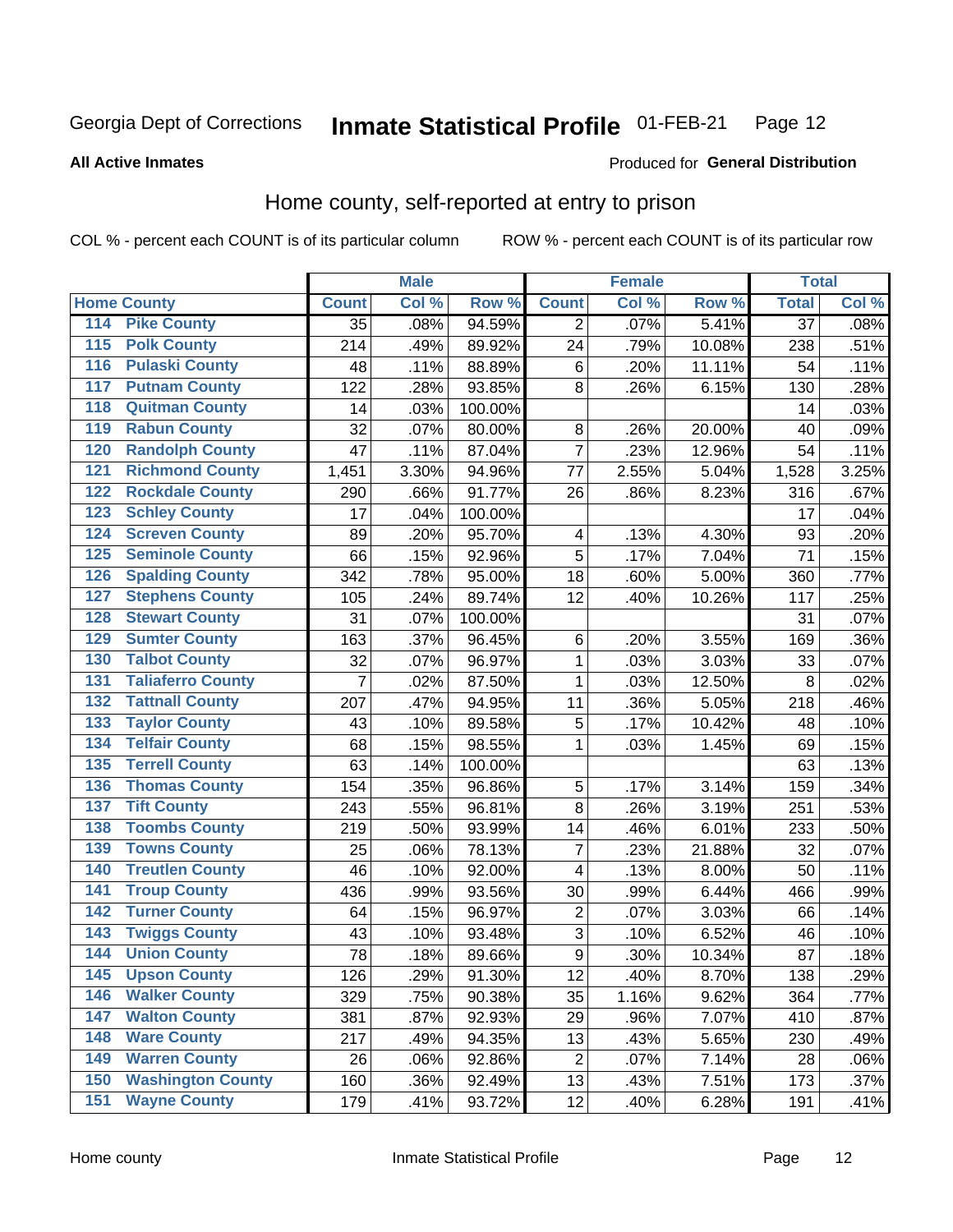Georgia Dept of Corrections **Inmate Statistical Profile** 01-FEB-21

**All Active Inmates**

Produced for **General Distribution**

## Home county, self-reported at entry to prison

COL % - percent each COUNT is of its particular column ROW % - percent each COUNT is of its particular row

| Home County | | Male | | | Female | | | Total | |
|---|---|---|---|---|---|---|---|---|---|
| | | Count | Col % | Row % | Count | Col % | Row % | Total | Col % |
| 114 | Pike County | 35 | .08% | 94.59% | 2 | .07% | 5.41% | 37 | .08% |
| 115 | Polk County | 214 | .49% | 89.92% | 24 | .79% | 10.08% | 238 | .51% |
| 116 | Pulaski County | 48 | .11% | 88.89% | 6 | .20% | 11.11% | 54 | .11% |
| 117 | Putnam County | 122 | .28% | 93.85% | 8 | .26% | 6.15% | 130 | .28% |
| 118 | Quitman County | 14 | .03% | 100.00% | | | | 14 | .03% |
| 119 | Rabun County | 32 | .07% | 80.00% | 8 | .26% | 20.00% | 40 | .09% |
| 120 | Randolph County | 47 | .11% | 87.04% | 7 | .23% | 12.96% | 54 | .11% |
| 121 | Richmond County | 1,451 | 3.30% | 94.96% | 77 | 2.55% | 5.04% | 1,528 | 3.25% |
| 122 | Rockdale County | 290 | .66% | 91.77% | 26 | .86% | 8.23% | 316 | .67% |
| 123 | Schley County | 17 | .04% | 100.00% | | | | 17 | .04% |
| 124 | Screven County | 89 | .20% | 95.70% | 4 | .13% | 4.30% | 93 | .20% |
| 125 | Seminole County | 66 | .15% | 92.96% | 5 | .17% | 7.04% | 71 | .15% |
| 126 | Spalding County | 342 | .78% | 95.00% | 18 | .60% | 5.00% | 360 | .77% |
| 127 | Stephens County | 105 | .24% | 89.74% | 12 | .40% | 10.26% | 117 | .25% |
| 128 | Stewart County | 31 | .07% | 100.00% | | | | 31 | .07% |
| 129 | Sumter County | 163 | .37% | 96.45% | 6 | .20% | 3.55% | 169 | .36% |
| 130 | Talbot County | 32 | .07% | 96.97% | 1 | .03% | 3.03% | 33 | .07% |
| 131 | Taliaferro County | 7 | .02% | 87.50% | 1 | .03% | 12.50% | 8 | .02% |
| 132 | Tattnall County | 207 | .47% | 94.95% | 11 | .36% | 5.05% | 218 | .46% |
| 133 | Taylor County | 43 | .10% | 89.58% | 5 | .17% | 10.42% | 48 | .10% |
| 134 | Telfair County | 68 | .15% | 98.55% | 1 | .03% | 1.45% | 69 | .15% |
| 135 | Terrell County | 63 | .14% | 100.00% | | | | 63 | .13% |
| 136 | Thomas County | 154 | .35% | 96.86% | 5 | .17% | 3.14% | 159 | .34% |
| 137 | Tift County | 243 | .55% | 96.81% | 8 | .26% | 3.19% | 251 | .53% |
| 138 | Toombs County | 219 | .50% | 93.99% | 14 | .46% | 6.01% | 233 | .50% |
| 139 | Towns County | 25 | .06% | 78.13% | 7 | .23% | 21.88% | 32 | .07% |
| 140 | Treutlen County | 46 | .10% | 92.00% | 4 | .13% | 8.00% | 50 | .11% |
| 141 | Troup County | 436 | .99% | 93.56% | 30 | .99% | 6.44% | 466 | .99% |
| 142 | Turner County | 64 | .15% | 96.97% | 2 | .07% | 3.03% | 66 | .14% |
| 143 | Twiggs County | 43 | .10% | 93.48% | 3 | .10% | 6.52% | 46 | .10% |
| 144 | Union County | 78 | .18% | 89.66% | 9 | .30% | 10.34% | 87 | .18% |
| 145 | Upson County | 126 | .29% | 91.30% | 12 | .40% | 8.70% | 138 | .29% |
| 146 | Walker County | 329 | .75% | 90.38% | 35 | 1.16% | 9.62% | 364 | .77% |
| 147 | Walton County | 381 | .87% | 92.93% | 29 | .96% | 7.07% | 410 | .87% |
| 148 | Ware County | 217 | .49% | 94.35% | 13 | .43% | 5.65% | 230 | .49% |
| 149 | Warren County | 26 | .06% | 92.86% | 2 | .07% | 7.14% | 28 | .06% |
| 150 | Washington County | 160 | .36% | 92.49% | 13 | .43% | 7.51% | 173 | .37% |
| 151 | Wayne County | 179 | .41% | 93.72% | 12 | .40% | 6.28% | 191 | .41% |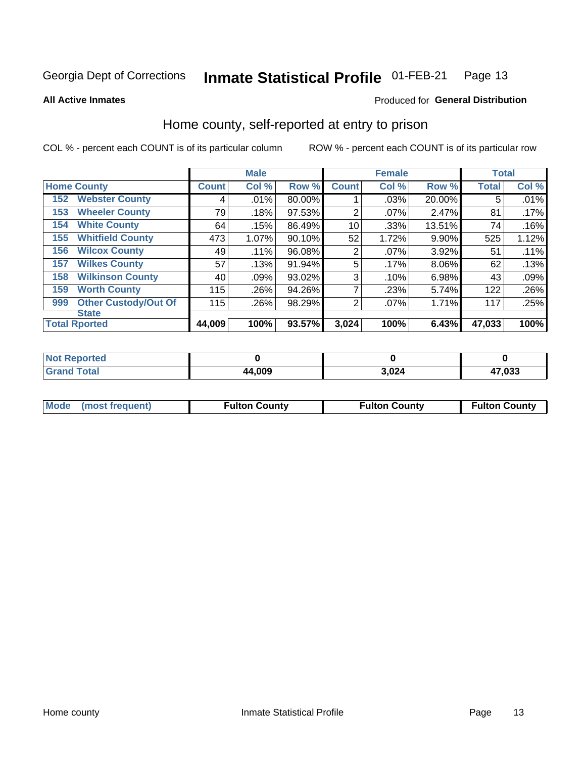Georgia Dept of Corrections **Inmate Statistical Profile** 01-FEB-21

**All Active Inmates**

Produced for **General Distribution**

## Home county, self-reported at entry to prison

COL % - percent each COUNT is of its particular column ROW % - percent each COUNT is of its particular row

| Home County | | Male | | | Female | | | Total | |
|---|---|---|---|---|---|---|---|---|---|
| | | Count | Col % | Row % | Count | Col % | Row % | Total | Col % |
| 152 | Webster County | 4 | .01% | 80.00% | 1 | .03% | 20.00% | 5 | .01% |
| 153 | Wheeler County | 79 | .18% | 97.53% | 2 | .07% | 2.47% | 81 | .17% |
| 154 | White County | 64 | .15% | 86.49% | 10 | .33% | 13.51% | 74 | .16% |
| 155 | Whitfield County | 473 | 1.07% | 90.10% | 52 | 1.72% | 9.90% | 525 | 1.12% |
| 156 | Wilcox County | 49 | .11% | 96.08% | 2 | .07% | 3.92% | 51 | .11% |
| 157 | Wilkes County | 57 | .13% | 91.94% | 5 | .17% | 8.06% | 62 | .13% |
| 158 | Wilkinson County | 40 | .09% | 93.02% | 3 | .10% | 6.98% | 43 | .09% |
| 159 | Worth County | 115 | .26% | 94.26% | 7 | .23% | 5.74% | 122 | .26% |
| 999 | Other Custody/Out Of State | 115 | .26% | 98.29% | 2 | .07% | 1.71% | 117 | .25% |
| **Total Rported** | | **44,009** | **100%** | **93.57%** | **3,024** | **100%** | **6.43%** | **47,033** | **100%** |

| | Male | Female | Total |
|---|---|---|---|
| Not Reported | 0 | 0 | 0 |
| Grand Total | 44,009 | 3,024 | 47,033 |

| | Male | Female | Total |
|---|---|---|---|
| Mode (most frequent) | Fulton County | Fulton County | Fulton County |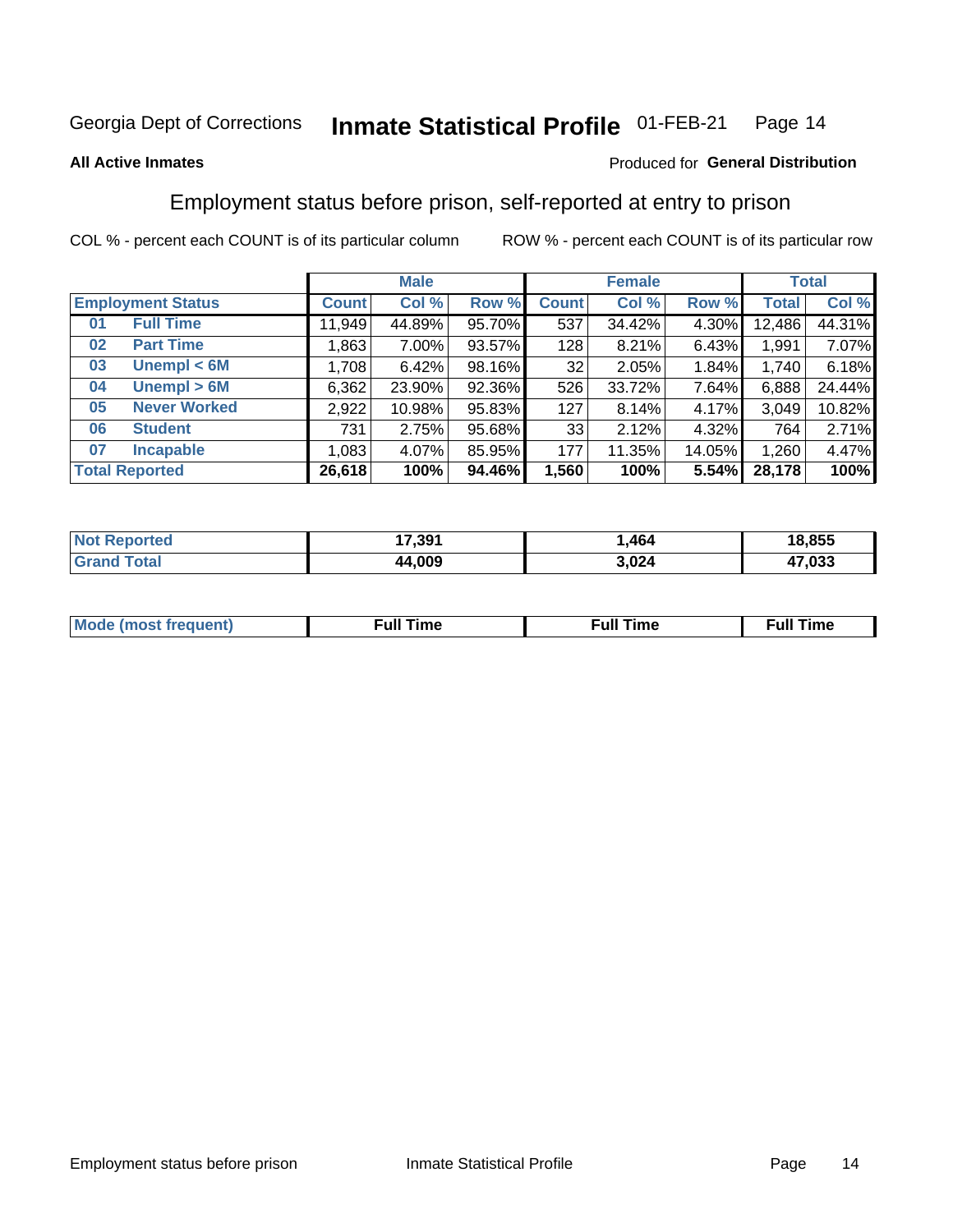Georgia Dept of Corrections **Inmate Statistical Profile** 01-FEB-21

**All Active Inmates**

Produced for **General Distribution**

## Employment status before prison, self-reported at entry to prison

COL % - percent each COUNT is of its particular column     ROW % - percent each COUNT is of its particular row

| | | Male | | | Female | | | Total | |
|---|---|---|---|---|---|---|---|---|---|
| **Employment Status** | | **Count** | **Col %** | **Row %** | **Count** | **Col %** | **Row %** | **Total** | **Col %** |
| 01 | Full Time | 11,949 | 44.89% | 95.70% | 537 | 34.42% | 4.30% | 12,486 | 44.31% |
| 02 | Part Time | 1,863 | 7.00% | 93.57% | 128 | 8.21% | 6.43% | 1,991 | 7.07% |
| 03 | Unempl < 6M | 1,708 | 6.42% | 98.16% | 32 | 2.05% | 1.84% | 1,740 | 6.18% |
| 04 | Unempl > 6M | 6,362 | 23.90% | 92.36% | 526 | 33.72% | 7.64% | 6,888 | 24.44% |
| 05 | Never Worked | 2,922 | 10.98% | 95.83% | 127 | 8.14% | 4.17% | 3,049 | 10.82% |
| 06 | Student | 731 | 2.75% | 95.68% | 33 | 2.12% | 4.32% | 764 | 2.71% |
| 07 | Incapable | 1,083 | 4.07% | 85.95% | 177 | 11.35% | 14.05% | 1,260 | 4.47% |
| **Total Reported** | | **26,618** | **100%** | **94.46%** | **1,560** | **100%** | **5.54%** | **28,178** | **100%** |

| | Male | Female | Total |
|---|---|---|---|
| Not Reported | 17,391 | 1,464 | 18,855 |
| Grand Total | 44,009 | 3,024 | 47,033 |

| | Male | Female | Total |
|---|---|---|---|
| Mode (most frequent) | Full Time | Full Time | Full Time |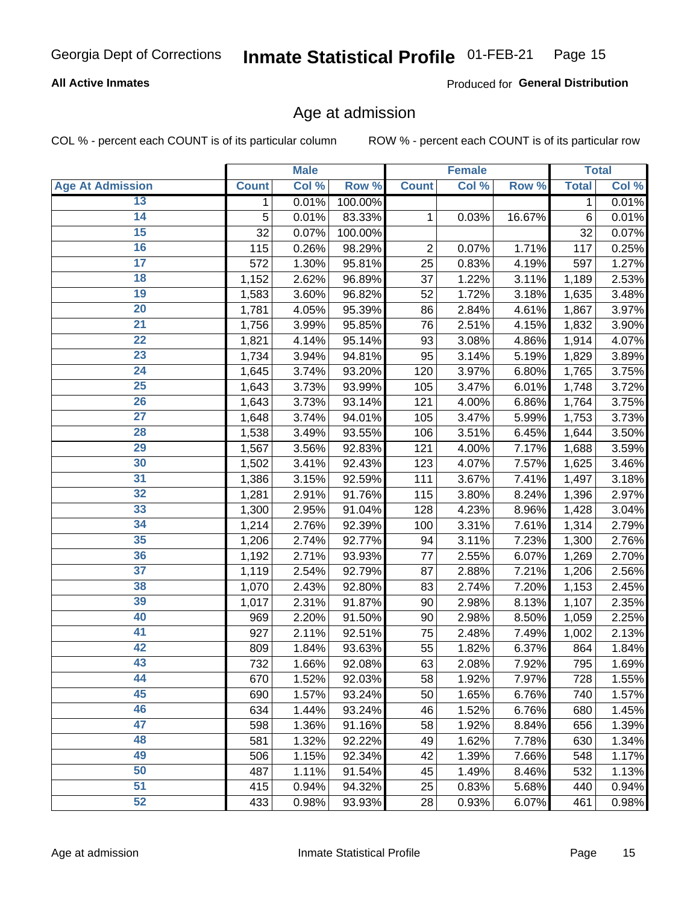Georgia Dept of Corrections **Inmate Statistical Profile** 01-FEB-21

**All Active Inmates**

Produced for **General Distribution**

## Age at admission

COL % - percent each COUNT is of its particular column ROW % - percent each COUNT is of its particular row

| | Male | | | Female | | | Total | |
|---|---|---|---|---|---|---|---|---|
| Age At Admission | Count | Col % | Row % | Count | Col % | Row % | Total | Col % |
| 13 | 1 | 0.01% | 100.00% | | | | 1 | 0.01% |
| 14 | 5 | 0.01% | 83.33% | 1 | 0.03% | 16.67% | 6 | 0.01% |
| 15 | 32 | 0.07% | 100.00% | | | | 32 | 0.07% |
| 16 | 115 | 0.26% | 98.29% | 2 | 0.07% | 1.71% | 117 | 0.25% |
| 17 | 572 | 1.30% | 95.81% | 25 | 0.83% | 4.19% | 597 | 1.27% |
| 18 | 1,152 | 2.62% | 96.89% | 37 | 1.22% | 3.11% | 1,189 | 2.53% |
| 19 | 1,583 | 3.60% | 96.82% | 52 | 1.72% | 3.18% | 1,635 | 3.48% |
| 20 | 1,781 | 4.05% | 95.39% | 86 | 2.84% | 4.61% | 1,867 | 3.97% |
| 21 | 1,756 | 3.99% | 95.85% | 76 | 2.51% | 4.15% | 1,832 | 3.90% |
| 22 | 1,821 | 4.14% | 95.14% | 93 | 3.08% | 4.86% | 1,914 | 4.07% |
| 23 | 1,734 | 3.94% | 94.81% | 95 | 3.14% | 5.19% | 1,829 | 3.89% |
| 24 | 1,645 | 3.74% | 93.20% | 120 | 3.97% | 6.80% | 1,765 | 3.75% |
| 25 | 1,643 | 3.73% | 93.99% | 105 | 3.47% | 6.01% | 1,748 | 3.72% |
| 26 | 1,643 | 3.73% | 93.14% | 121 | 4.00% | 6.86% | 1,764 | 3.75% |
| 27 | 1,648 | 3.74% | 94.01% | 105 | 3.47% | 5.99% | 1,753 | 3.73% |
| 28 | 1,538 | 3.49% | 93.55% | 106 | 3.51% | 6.45% | 1,644 | 3.50% |
| 29 | 1,567 | 3.56% | 92.83% | 121 | 4.00% | 7.17% | 1,688 | 3.59% |
| 30 | 1,502 | 3.41% | 92.43% | 123 | 4.07% | 7.57% | 1,625 | 3.46% |
| 31 | 1,386 | 3.15% | 92.59% | 111 | 3.67% | 7.41% | 1,497 | 3.18% |
| 32 | 1,281 | 2.91% | 91.76% | 115 | 3.80% | 8.24% | 1,396 | 2.97% |
| 33 | 1,300 | 2.95% | 91.04% | 128 | 4.23% | 8.96% | 1,428 | 3.04% |
| 34 | 1,214 | 2.76% | 92.39% | 100 | 3.31% | 7.61% | 1,314 | 2.79% |
| 35 | 1,206 | 2.74% | 92.77% | 94 | 3.11% | 7.23% | 1,300 | 2.76% |
| 36 | 1,192 | 2.71% | 93.93% | 77 | 2.55% | 6.07% | 1,269 | 2.70% |
| 37 | 1,119 | 2.54% | 92.79% | 87 | 2.88% | 7.21% | 1,206 | 2.56% |
| 38 | 1,070 | 2.43% | 92.80% | 83 | 2.74% | 7.20% | 1,153 | 2.45% |
| 39 | 1,017 | 2.31% | 91.87% | 90 | 2.98% | 8.13% | 1,107 | 2.35% |
| 40 | 969 | 2.20% | 91.50% | 90 | 2.98% | 8.50% | 1,059 | 2.25% |
| 41 | 927 | 2.11% | 92.51% | 75 | 2.48% | 7.49% | 1,002 | 2.13% |
| 42 | 809 | 1.84% | 93.63% | 55 | 1.82% | 6.37% | 864 | 1.84% |
| 43 | 732 | 1.66% | 92.08% | 63 | 2.08% | 7.92% | 795 | 1.69% |
| 44 | 670 | 1.52% | 92.03% | 58 | 1.92% | 7.97% | 728 | 1.55% |
| 45 | 690 | 1.57% | 93.24% | 50 | 1.65% | 6.76% | 740 | 1.57% |
| 46 | 634 | 1.44% | 93.24% | 46 | 1.52% | 6.76% | 680 | 1.45% |
| 47 | 598 | 1.36% | 91.16% | 58 | 1.92% | 8.84% | 656 | 1.39% |
| 48 | 581 | 1.32% | 92.22% | 49 | 1.62% | 7.78% | 630 | 1.34% |
| 49 | 506 | 1.15% | 92.34% | 42 | 1.39% | 7.66% | 548 | 1.17% |
| 50 | 487 | 1.11% | 91.54% | 45 | 1.49% | 8.46% | 532 | 1.13% |
| 51 | 415 | 0.94% | 94.32% | 25 | 0.83% | 5.68% | 440 | 0.94% |
| 52 | 433 | 0.98% | 93.93% | 28 | 0.93% | 6.07% | 461 | 0.98% |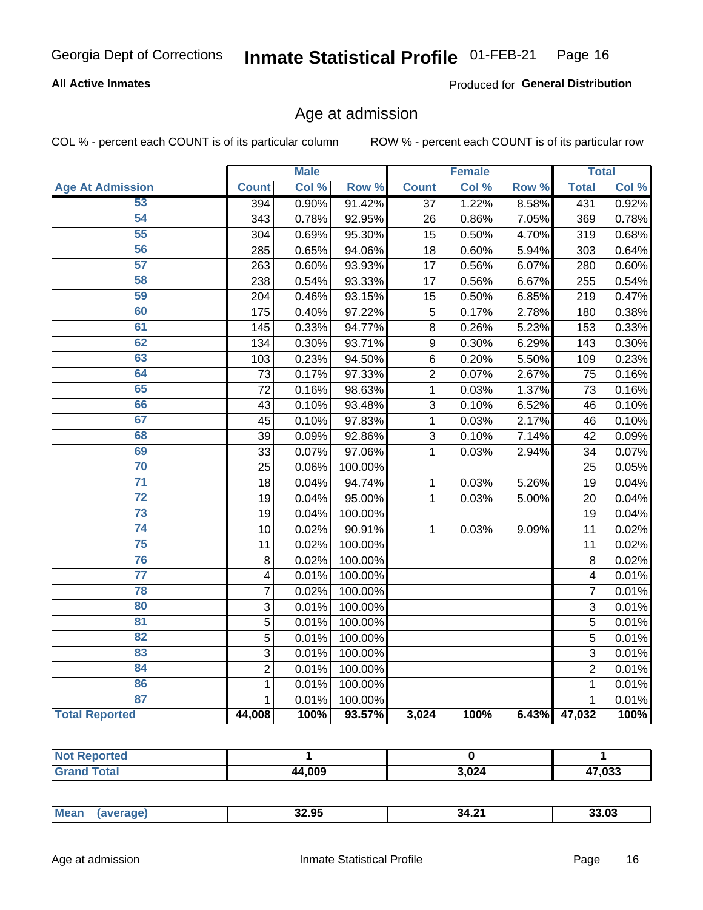Georgia Dept of Corrections **Inmate Statistical Profile** 01-FEB-21

**All Active Inmates** Produced for **General Distribution**

## Age at admission

COL % - percent each COUNT is of its particular column ROW % - percent each COUNT is of its particular row

| Age At Admission | Male | | | Female | | | Total | |
|---|---|---|---|---|---|---|---|---|
| | Count | Col % | Row % | Count | Col % | Row % | Total | Col % |
| 53 | 394 | 0.90% | 91.42% | 37 | 1.22% | 8.58% | 431 | 0.92% |
| 54 | 343 | 0.78% | 92.95% | 26 | 0.86% | 7.05% | 369 | 0.78% |
| 55 | 304 | 0.69% | 95.30% | 15 | 0.50% | 4.70% | 319 | 0.68% |
| 56 | 285 | 0.65% | 94.06% | 18 | 0.60% | 5.94% | 303 | 0.64% |
| 57 | 263 | 0.60% | 93.93% | 17 | 0.56% | 6.07% | 280 | 0.60% |
| 58 | 238 | 0.54% | 93.33% | 17 | 0.56% | 6.67% | 255 | 0.54% |
| 59 | 204 | 0.46% | 93.15% | 15 | 0.50% | 6.85% | 219 | 0.47% |
| 60 | 175 | 0.40% | 97.22% | 5 | 0.17% | 2.78% | 180 | 0.38% |
| 61 | 145 | 0.33% | 94.77% | 8 | 0.26% | 5.23% | 153 | 0.33% |
| 62 | 134 | 0.30% | 93.71% | 9 | 0.30% | 6.29% | 143 | 0.30% |
| 63 | 103 | 0.23% | 94.50% | 6 | 0.20% | 5.50% | 109 | 0.23% |
| 64 | 73 | 0.17% | 97.33% | 2 | 0.07% | 2.67% | 75 | 0.16% |
| 65 | 72 | 0.16% | 98.63% | 1 | 0.03% | 1.37% | 73 | 0.16% |
| 66 | 43 | 0.10% | 93.48% | 3 | 0.10% | 6.52% | 46 | 0.10% |
| 67 | 45 | 0.10% | 97.83% | 1 | 0.03% | 2.17% | 46 | 0.10% |
| 68 | 39 | 0.09% | 92.86% | 3 | 0.10% | 7.14% | 42 | 0.09% |
| 69 | 33 | 0.07% | 97.06% | 1 | 0.03% | 2.94% | 34 | 0.07% |
| 70 | 25 | 0.06% | 100.00% | | | | 25 | 0.05% |
| 71 | 18 | 0.04% | 94.74% | 1 | 0.03% | 5.26% | 19 | 0.04% |
| 72 | 19 | 0.04% | 95.00% | 1 | 0.03% | 5.00% | 20 | 0.04% |
| 73 | 19 | 0.04% | 100.00% | | | | 19 | 0.04% |
| 74 | 10 | 0.02% | 90.91% | 1 | 0.03% | 9.09% | 11 | 0.02% |
| 75 | 11 | 0.02% | 100.00% | | | | 11 | 0.02% |
| 76 | 8 | 0.02% | 100.00% | | | | 8 | 0.02% |
| 77 | 4 | 0.01% | 100.00% | | | | 4 | 0.01% |
| 78 | 7 | 0.02% | 100.00% | | | | 7 | 0.01% |
| 80 | 3 | 0.01% | 100.00% | | | | 3 | 0.01% |
| 81 | 5 | 0.01% | 100.00% | | | | 5 | 0.01% |
| 82 | 5 | 0.01% | 100.00% | | | | 5 | 0.01% |
| 83 | 3 | 0.01% | 100.00% | | | | 3 | 0.01% |
| 84 | 2 | 0.01% | 100.00% | | | | 2 | 0.01% |
| 86 | 1 | 0.01% | 100.00% | | | | 1 | 0.01% |
| 87 | 1 | 0.01% | 100.00% | | | | 1 | 0.01% |
| **Total Reported** | **44,008** | **100%** | **93.57%** | **3,024** | **100%** | **6.43%** | **47,032** | **100%** |

| | Male | Female | Total |
|---|---|---|---|
| **Not Reported** | **1** | **0** | **1** |
| **Grand Total** | **44,009** | **3,024** | **47,033** |

| | Male | Female | Total |
|---|---|---|---|
| **Mean (average)** | **32.95** | **34.21** | **33.03** |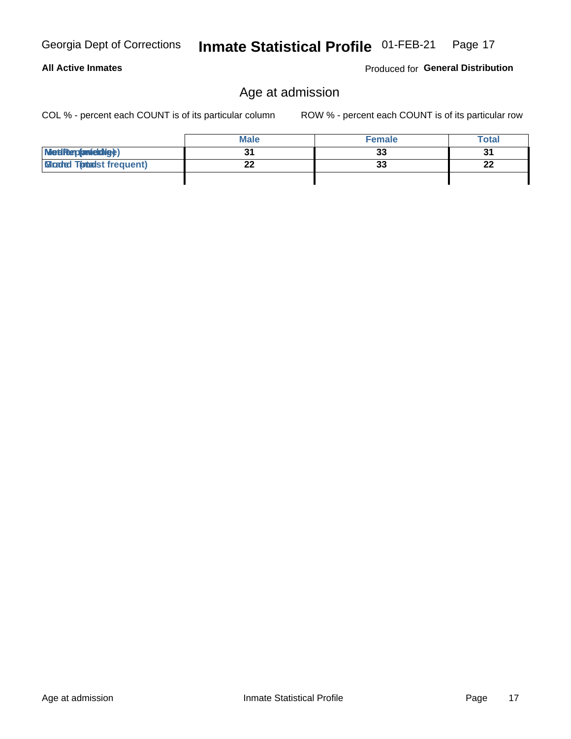**All Active Inmates**

Produced for **General Distribution**

## Age at admission

COL % - percent each COUNT is of its particular column

ROW % - percent each COUNT is of its particular row

| | Male | Female | Total |
|---|---|---|---|
| Median (middle) | 31 | 33 | 31 |
| Mode (most frequent) | 22 | 33 | 22 |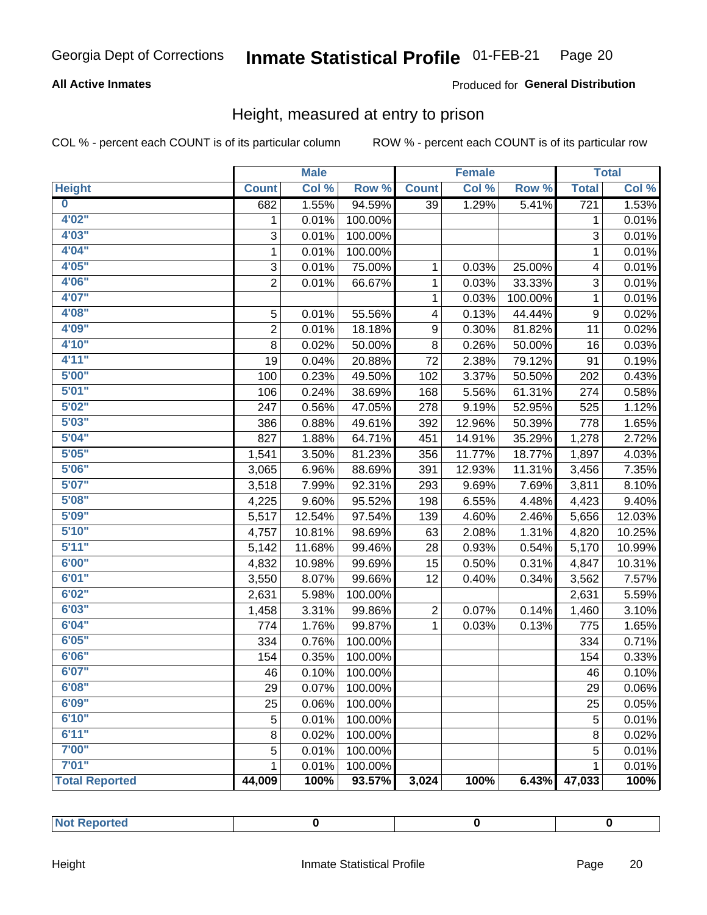Georgia Dept of Corrections **Inmate Statistical Profile** 01-FEB-21

**All Active Inmates**

Produced for **General Distribution**

## Height, measured at entry to prison

COL % - percent each COUNT is of its particular column     ROW % - percent each COUNT is of its particular row

| | Male | | | Female | | | Total | |
|---|---|---|---|---|---|---|---|---|
| **Height** | **Count** | **Col %** | **Row %** | **Count** | **Col %** | **Row %** | **Total** | **Col %** |
| 0 | 682 | 1.55% | 94.59% | 39 | 1.29% | 5.41% | 721 | 1.53% |
| 4'02" | 1 | 0.01% | 100.00% | | | | 1 | 0.01% |
| 4'03" | 3 | 0.01% | 100.00% | | | | 3 | 0.01% |
| 4'04" | 1 | 0.01% | 100.00% | | | | 1 | 0.01% |
| 4'05" | 3 | 0.01% | 75.00% | 1 | 0.03% | 25.00% | 4 | 0.01% |
| 4'06" | 2 | 0.01% | 66.67% | 1 | 0.03% | 33.33% | 3 | 0.01% |
| 4'07" | | | | 1 | 0.03% | 100.00% | 1 | 0.01% |
| 4'08" | 5 | 0.01% | 55.56% | 4 | 0.13% | 44.44% | 9 | 0.02% |
| 4'09" | 2 | 0.01% | 18.18% | 9 | 0.30% | 81.82% | 11 | 0.02% |
| 4'10" | 8 | 0.02% | 50.00% | 8 | 0.26% | 50.00% | 16 | 0.03% |
| 4'11" | 19 | 0.04% | 20.88% | 72 | 2.38% | 79.12% | 91 | 0.19% |
| 5'00" | 100 | 0.23% | 49.50% | 102 | 3.37% | 50.50% | 202 | 0.43% |
| 5'01" | 106 | 0.24% | 38.69% | 168 | 5.56% | 61.31% | 274 | 0.58% |
| 5'02" | 247 | 0.56% | 47.05% | 278 | 9.19% | 52.95% | 525 | 1.12% |
| 5'03" | 386 | 0.88% | 49.61% | 392 | 12.96% | 50.39% | 778 | 1.65% |
| 5'04" | 827 | 1.88% | 64.71% | 451 | 14.91% | 35.29% | 1,278 | 2.72% |
| 5'05" | 1,541 | 3.50% | 81.23% | 356 | 11.77% | 18.77% | 1,897 | 4.03% |
| 5'06" | 3,065 | 6.96% | 88.69% | 391 | 12.93% | 11.31% | 3,456 | 7.35% |
| 5'07" | 3,518 | 7.99% | 92.31% | 293 | 9.69% | 7.69% | 3,811 | 8.10% |
| 5'08" | 4,225 | 9.60% | 95.52% | 198 | 6.55% | 4.48% | 4,423 | 9.40% |
| 5'09" | 5,517 | 12.54% | 97.54% | 139 | 4.60% | 2.46% | 5,656 | 12.03% |
| 5'10" | 4,757 | 10.81% | 98.69% | 63 | 2.08% | 1.31% | 4,820 | 10.25% |
| 5'11" | 5,142 | 11.68% | 99.46% | 28 | 0.93% | 0.54% | 5,170 | 10.99% |
| 6'00" | 4,832 | 10.98% | 99.69% | 15 | 0.50% | 0.31% | 4,847 | 10.31% |
| 6'01" | 3,550 | 8.07% | 99.66% | 12 | 0.40% | 0.34% | 3,562 | 7.57% |
| 6'02" | 2,631 | 5.98% | 100.00% | | | | 2,631 | 5.59% |
| 6'03" | 1,458 | 3.31% | 99.86% | 2 | 0.07% | 0.14% | 1,460 | 3.10% |
| 6'04" | 774 | 1.76% | 99.87% | 1 | 0.03% | 0.13% | 775 | 1.65% |
| 6'05" | 334 | 0.76% | 100.00% | | | | 334 | 0.71% |
| 6'06" | 154 | 0.35% | 100.00% | | | | 154 | 0.33% |
| 6'07" | 46 | 0.10% | 100.00% | | | | 46 | 0.10% |
| 6'08" | 29 | 0.07% | 100.00% | | | | 29 | 0.06% |
| 6'09" | 25 | 0.06% | 100.00% | | | | 25 | 0.05% |
| 6'10" | 5 | 0.01% | 100.00% | | | | 5 | 0.01% |
| 6'11" | 8 | 0.02% | 100.00% | | | | 8 | 0.02% |
| 7'00" | 5 | 0.01% | 100.00% | | | | 5 | 0.01% |
| 7'01" | 1 | 0.01% | 100.00% | | | | 1 | 0.01% |
| **Total Reported** | **44,009** | **100%** | **93.57%** | **3,024** | **100%** | **6.43%** | **47,033** | **100%** |

| | Male | Female | Total |
|---|---|---|---|
| **Not Reported** | **0** | **0** | **0** |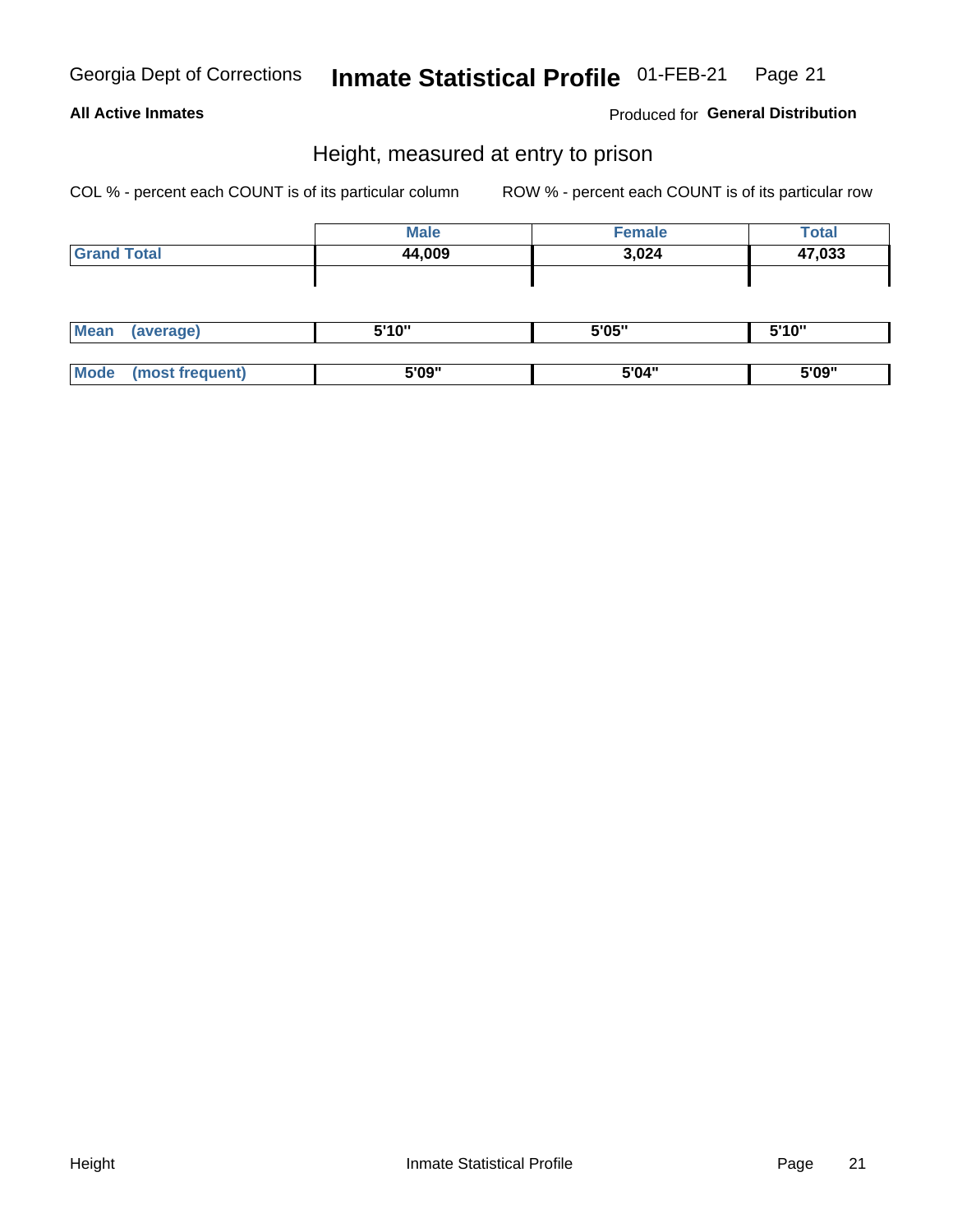Georgia Dept of Corrections **Inmate Statistical Profile** 01-FEB-21

**All Active Inmates** Produced for **General Distribution**

## Height, measured at entry to prison

COL % - percent each COUNT is of its particular column ROW % - percent each COUNT is of its particular row

| | Male | Female | Total |
|---|---|---|---|
| Grand Total | 44,009 | 3,024 | 47,033 |
| Mean (average) | 5'10" | 5'05" | 5'10" |
| Mode (most frequent) | 5'09" | 5'04" | 5'09" |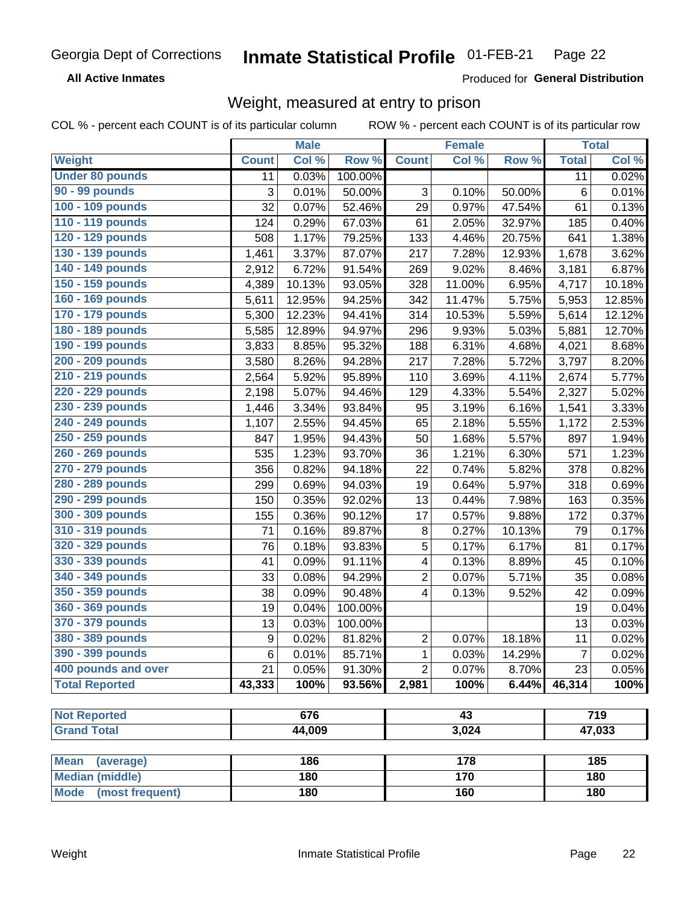Georgia Dept of Corrections **Inmate Statistical Profile** 01-FEB-21

**All Active Inmates**

Produced for **General Distribution**

## Weight, measured at entry to prison

COL % - percent each COUNT is of its particular column ROW % - percent each COUNT is of its particular row

| | Male | | | Female | | | Total | |
|---|---|---|---|---|---|---|---|---|
| **Weight** | **Count** | **Col %** | **Row %** | **Count** | **Col %** | **Row %** | **Total** | **Col %** |
| **Under 80 pounds** | 11 | 0.03% | 100.00% | | | | 11 | 0.02% |
| **90 - 99 pounds** | 3 | 0.01% | 50.00% | 3 | 0.10% | 50.00% | 6 | 0.01% |
| **100 - 109 pounds** | 32 | 0.07% | 52.46% | 29 | 0.97% | 47.54% | 61 | 0.13% |
| **110 - 119 pounds** | 124 | 0.29% | 67.03% | 61 | 2.05% | 32.97% | 185 | 0.40% |
| **120 - 129 pounds** | 508 | 1.17% | 79.25% | 133 | 4.46% | 20.75% | 641 | 1.38% |
| **130 - 139 pounds** | 1,461 | 3.37% | 87.07% | 217 | 7.28% | 12.93% | 1,678 | 3.62% |
| **140 - 149 pounds** | 2,912 | 6.72% | 91.54% | 269 | 9.02% | 8.46% | 3,181 | 6.87% |
| **150 - 159 pounds** | 4,389 | 10.13% | 93.05% | 328 | 11.00% | 6.95% | 4,717 | 10.18% |
| **160 - 169 pounds** | 5,611 | 12.95% | 94.25% | 342 | 11.47% | 5.75% | 5,953 | 12.85% |
| **170 - 179 pounds** | 5,300 | 12.23% | 94.41% | 314 | 10.53% | 5.59% | 5,614 | 12.12% |
| **180 - 189 pounds** | 5,585 | 12.89% | 94.97% | 296 | 9.93% | 5.03% | 5,881 | 12.70% |
| **190 - 199 pounds** | 3,833 | 8.85% | 95.32% | 188 | 6.31% | 4.68% | 4,021 | 8.68% |
| **200 - 209 pounds** | 3,580 | 8.26% | 94.28% | 217 | 7.28% | 5.72% | 3,797 | 8.20% |
| **210 - 219 pounds** | 2,564 | 5.92% | 95.89% | 110 | 3.69% | 4.11% | 2,674 | 5.77% |
| **220 - 229 pounds** | 2,198 | 5.07% | 94.46% | 129 | 4.33% | 5.54% | 2,327 | 5.02% |
| **230 - 239 pounds** | 1,446 | 3.34% | 93.84% | 95 | 3.19% | 6.16% | 1,541 | 3.33% |
| **240 - 249 pounds** | 1,107 | 2.55% | 94.45% | 65 | 2.18% | 5.55% | 1,172 | 2.53% |
| **250 - 259 pounds** | 847 | 1.95% | 94.43% | 50 | 1.68% | 5.57% | 897 | 1.94% |
| **260 - 269 pounds** | 535 | 1.23% | 93.70% | 36 | 1.21% | 6.30% | 571 | 1.23% |
| **270 - 279 pounds** | 356 | 0.82% | 94.18% | 22 | 0.74% | 5.82% | 378 | 0.82% |
| **280 - 289 pounds** | 299 | 0.69% | 94.03% | 19 | 0.64% | 5.97% | 318 | 0.69% |
| **290 - 299 pounds** | 150 | 0.35% | 92.02% | 13 | 0.44% | 7.98% | 163 | 0.35% |
| **300 - 309 pounds** | 155 | 0.36% | 90.12% | 17 | 0.57% | 9.88% | 172 | 0.37% |
| **310 - 319 pounds** | 71 | 0.16% | 89.87% | 8 | 0.27% | 10.13% | 79 | 0.17% |
| **320 - 329 pounds** | 76 | 0.18% | 93.83% | 5 | 0.17% | 6.17% | 81 | 0.17% |
| **330 - 339 pounds** | 41 | 0.09% | 91.11% | 4 | 0.13% | 8.89% | 45 | 0.10% |
| **340 - 349 pounds** | 33 | 0.08% | 94.29% | 2 | 0.07% | 5.71% | 35 | 0.08% |
| **350 - 359 pounds** | 38 | 0.09% | 90.48% | 4 | 0.13% | 9.52% | 42 | 0.09% |
| **360 - 369 pounds** | 19 | 0.04% | 100.00% | | | | 19 | 0.04% |
| **370 - 379 pounds** | 13 | 0.03% | 100.00% | | | | 13 | 0.03% |
| **380 - 389 pounds** | 9 | 0.02% | 81.82% | 2 | 0.07% | 18.18% | 11 | 0.02% |
| **390 - 399 pounds** | 6 | 0.01% | 85.71% | 1 | 0.03% | 14.29% | 7 | 0.02% |
| **400 pounds and over** | 21 | 0.05% | 91.30% | 2 | 0.07% | 8.70% | 23 | 0.05% |
| **Total Reported** | **43,333** | **100%** | **93.56%** | **2,981** | **100%** | **6.44%** | **46,314** | **100%** |

| | Male | Female | Total |
|---|---|---|---|
| **Not Reported** | 676 | 43 | 719 |
| **Grand Total** | 44,009 | 3,024 | 47,033 |

| | Male | Female | Total |
|---|---|---|---|
| **Mean (average)** | 186 | 178 | 185 |
| **Median (middle)** | 180 | 170 | 180 |
| **Mode (most frequent)** | 180 | 160 | 180 |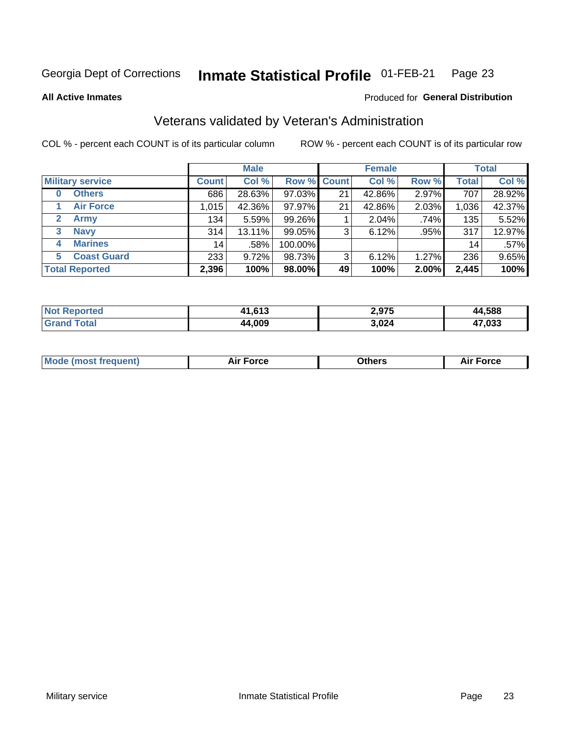Georgia Dept of Corrections **Inmate Statistical Profile** 01-FEB-21

**All Active Inmates**

Produced for **General Distribution**

## Veterans validated by Veteran's Administration

COL % - percent each COUNT is of its particular column

ROW % - percent each COUNT is of its particular row

| Military service | Male | | | Female | | | Total | |
|---|---|---|---|---|---|---|---|---|
| | Count | Col % | Row % | Count | Col % | Row % | Total | Col % |
| 0 Others | 686 | 28.63% | 97.03% | 21 | 42.86% | 2.97% | 707 | 28.92% |
| 1 Air Force | 1,015 | 42.36% | 97.97% | 21 | 42.86% | 2.03% | 1,036 | 42.37% |
| 2 Army | 134 | 5.59% | 99.26% | 1 | 2.04% | .74% | 135 | 5.52% |
| 3 Navy | 314 | 13.11% | 99.05% | 3 | 6.12% | .95% | 317 | 12.97% |
| 4 Marines | 14 | .58% | 100.00% | | | | 14 | .57% |
| 5 Coast Guard | 233 | 9.72% | 98.73% | 3 | 6.12% | 1.27% | 236 | 9.65% |
| **Total Reported** | **2,396** | **100%** | **98.00%** | **49** | **100%** | **2.00%** | **2,445** | **100%** |

| | Male | Female | Total |
|---|---|---|---|
| Not Reported | 41,613 | 2,975 | 44,588 |
| Grand Total | 44,009 | 3,024 | 47,033 |

| | Male | Female | Total |
|---|---|---|---|
| Mode (most frequent) | Air Force | Others | Air Force |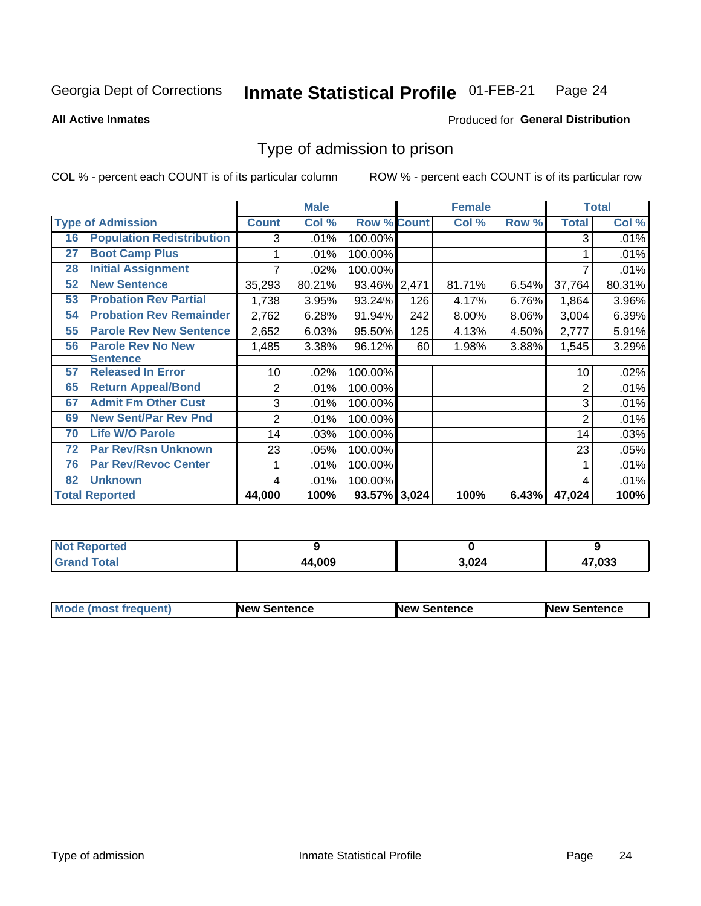Georgia Dept of Corrections **Inmate Statistical Profile** 01-FEB-21

**All Active Inmates**

Produced for **General Distribution**

## Type of admission to prison

COL % - percent each COUNT is of its particular column ROW % - percent each COUNT is of its particular row

| Type of Admission | | Male | | | Female | | | Total | |
|---|---|---|---|---|---|---|---|---|---|
| | | Count | Col % | Row % | Count | Col % | Row % | Total | Col % |
| 16 | Population Redistribution | 3 | .01% | 100.00% | | | | 3 | .01% |
| 27 | Boot Camp Plus | 1 | .01% | 100.00% | | | | 1 | .01% |
| 28 | Initial Assignment | 7 | .02% | 100.00% | | | | 7 | .01% |
| 52 | New Sentence | 35,293 | 80.21% | 93.46% | 2,471 | 81.71% | 6.54% | 37,764 | 80.31% |
| 53 | Probation Rev Partial | 1,738 | 3.95% | 93.24% | 126 | 4.17% | 6.76% | 1,864 | 3.96% |
| 54 | Probation Rev Remainder | 2,762 | 6.28% | 91.94% | 242 | 8.00% | 8.06% | 3,004 | 6.39% |
| 55 | Parole Rev New Sentence | 2,652 | 6.03% | 95.50% | 125 | 4.13% | 4.50% | 2,777 | 5.91% |
| 56 | Parole Rev No New Sentence | 1,485 | 3.38% | 96.12% | 60 | 1.98% | 3.88% | 1,545 | 3.29% |
| 57 | Released In Error | 10 | .02% | 100.00% | | | | 10 | .02% |
| 65 | Return Appeal/Bond | 2 | .01% | 100.00% | | | | 2 | .01% |
| 67 | Admit Fm Other Cust | 3 | .01% | 100.00% | | | | 3 | .01% |
| 69 | New Sent/Par Rev Pnd | 2 | .01% | 100.00% | | | | 2 | .01% |
| 70 | Life W/O Parole | 14 | .03% | 100.00% | | | | 14 | .03% |
| 72 | Par Rev/Rsn Unknown | 23 | .05% | 100.00% | | | | 23 | .05% |
| 76 | Par Rev/Revoc Center | 1 | .01% | 100.00% | | | | 1 | .01% |
| 82 | Unknown | 4 | .01% | 100.00% | | | | 4 | .01% |
| Total Reported | | 44,000 | 100% | 93.57% | 3,024 | 100% | 6.43% | 47,024 | 100% |

| | Male | Female | Total |
|---|---|---|---|
| Not Reported | 9 | 0 | 9 |
| Grand Total | 44,009 | 3,024 | 47,033 |

| | Male | Female | Total |
|---|---|---|---|
| Mode (most frequent) | New Sentence | New Sentence | New Sentence |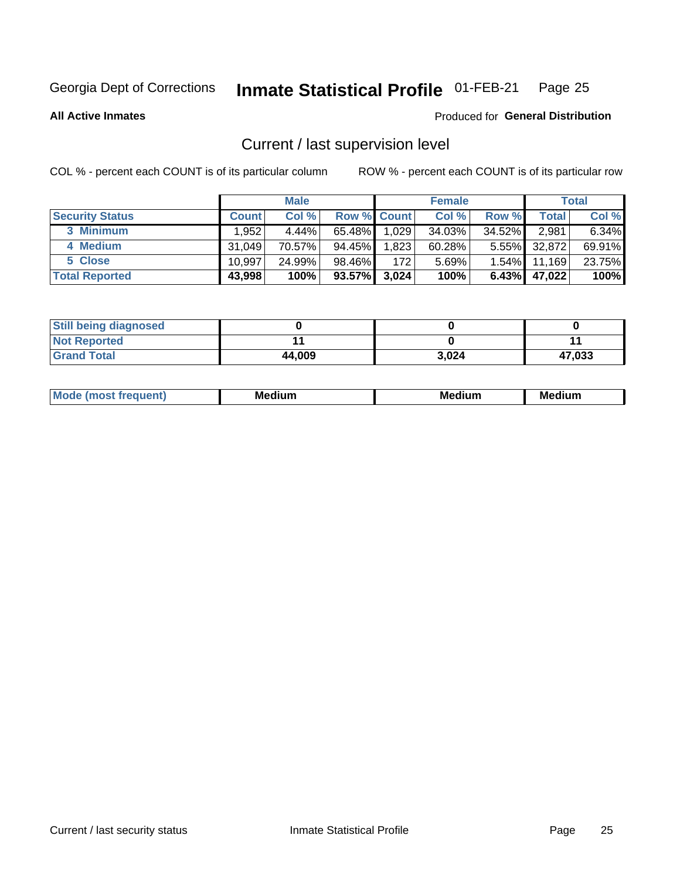Georgia Dept of Corrections **Inmate Statistical Profile** 01-FEB-21

**All Active Inmates**

Produced for **General Distribution**

## Current / last supervision level

COL % - percent each COUNT is of its particular column

ROW % - percent each COUNT is of its particular row

| | Male | | | Female | | | Total | |
|---|---|---|---|---|---|---|---|---|
| Security Status | Count | Col % | Row % | Count | Col % | Row % | Total | Col % |
| 3 Minimum | 1,952 | 4.44% | 65.48% | 1,029 | 34.03% | 34.52% | 2,981 | 6.34% |
| 4 Medium | 31,049 | 70.57% | 94.45% | 1,823 | 60.28% | 5.55% | 32,872 | 69.91% |
| 5 Close | 10,997 | 24.99% | 98.46% | 172 | 5.69% | 1.54% | 11,169 | 23.75% |
| **Total Reported** | **43,998** | **100%** | **93.57%** | **3,024** | **100%** | **6.43%** | **47,022** | **100%** |

| | Male | Female | Total |
|---|---|---|---|
| Still being diagnosed | **0** | **0** | **0** |
| Not Reported | **11** | **0** | **11** |
| Grand Total | **44,009** | **3,024** | **47,033** |

| | Male | Female | Total |
|---|---|---|---|
| Mode (most frequent) | **Medium** | **Medium** | **Medium** |

Current / last security status

Inmate Statistical Profile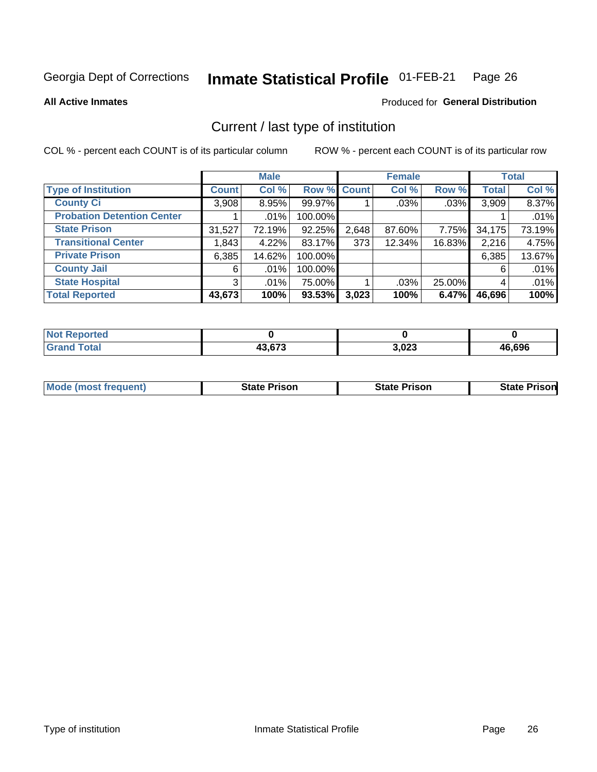Georgia Dept of Corrections **Inmate Statistical Profile** 01-FEB-21

**All Active Inmates**

Produced for **General Distribution**

## Current / last type of institution

COL % - percent each COUNT is of its particular column

ROW % - percent each COUNT is of its particular row

| | Male | | | Female | | | Total | |
|---|---|---|---|---|---|---|---|---|
| **Type of Institution** | **Count** | **Col %** | **Row %** | **Count** | **Col %** | **Row %** | **Total** | **Col %** |
| **County Ci** | 3,908 | 8.95% | 99.97% | 1 | .03% | .03% | 3,909 | 8.37% |
| **Probation Detention Center** | 1 | .01% | 100.00% | | | | 1 | .01% |
| **State Prison** | 31,527 | 72.19% | 92.25% | 2,648 | 87.60% | 7.75% | 34,175 | 73.19% |
| **Transitional Center** | 1,843 | 4.22% | 83.17% | 373 | 12.34% | 16.83% | 2,216 | 4.75% |
| **Private Prison** | 6,385 | 14.62% | 100.00% | | | | 6,385 | 13.67% |
| **County Jail** | 6 | .01% | 100.00% | | | | 6 | .01% |
| **State Hospital** | 3 | .01% | 75.00% | 1 | .03% | 25.00% | 4 | .01% |
| **Total Reported** | **43,673** | **100%** | **93.53%** | **3,023** | **100%** | **6.47%** | **46,696** | **100%** |

| | Male | Female | Total |
|---|---|---|---|
| **Not Reported** | **0** | **0** | **0** |
| **Grand Total** | **43,673** | **3,023** | **46,696** |

| | Male | Female | Total |
|---|---|---|---|
| **Mode (most frequent)** | **State Prison** | **State Prison** | **State Prison** |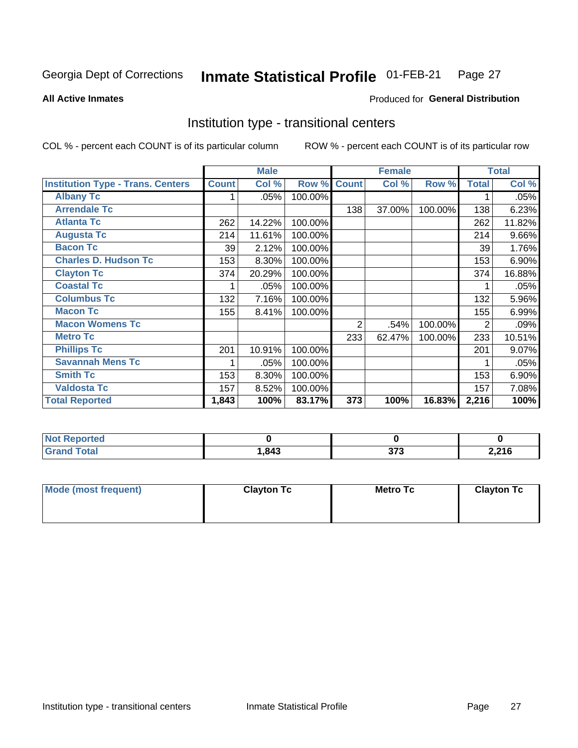Georgia Dept of Corrections **Inmate Statistical Profile** 01-FEB-21

**All Active Inmates**

Produced for **General Distribution**

## Institution type - transitional centers

COL % - percent each COUNT is of its particular column

ROW % - percent each COUNT is of its particular row

| | Male | | | Female | | | Total | |
|---|---|---|---|---|---|---|---|---|
| **Institution Type - Trans. Centers** | **Count** | **Col %** | **Row %** | **Count** | **Col %** | **Row %** | **Total** | **Col %** |
| **Albany Tc** | 1 | .05% | 100.00% | | | | 1 | .05% |
| **Arrendale Tc** | | | | 138 | 37.00% | 100.00% | 138 | 6.23% |
| **Atlanta Tc** | 262 | 14.22% | 100.00% | | | | 262 | 11.82% |
| **Augusta Tc** | 214 | 11.61% | 100.00% | | | | 214 | 9.66% |
| **Bacon Tc** | 39 | 2.12% | 100.00% | | | | 39 | 1.76% |
| **Charles D. Hudson Tc** | 153 | 8.30% | 100.00% | | | | 153 | 6.90% |
| **Clayton Tc** | 374 | 20.29% | 100.00% | | | | 374 | 16.88% |
| **Coastal Tc** | 1 | .05% | 100.00% | | | | 1 | .05% |
| **Columbus Tc** | 132 | 7.16% | 100.00% | | | | 132 | 5.96% |
| **Macon Tc** | 155 | 8.41% | 100.00% | | | | 155 | 6.99% |
| **Macon Womens Tc** | | | | 2 | .54% | 100.00% | 2 | .09% |
| **Metro Tc** | | | | 233 | 62.47% | 100.00% | 233 | 10.51% |
| **Phillips Tc** | 201 | 10.91% | 100.00% | | | | 201 | 9.07% |
| **Savannah Mens Tc** | 1 | .05% | 100.00% | | | | 1 | .05% |
| **Smith Tc** | 153 | 8.30% | 100.00% | | | | 153 | 6.90% |
| **Valdosta Tc** | 157 | 8.52% | 100.00% | | | | 157 | 7.08% |
| **Total Reported** | **1,843** | **100%** | **83.17%** | **373** | **100%** | **16.83%** | **2,216** | **100%** |

| | Male | Female | Total |
|---|---|---|---|
| **Not Reported** | **0** | **0** | **0** |
| **Grand Total** | **1,843** | **373** | **2,216** |

| | Male | Female | Total |
|---|---|---|---|
| **Mode (most frequent)** | **Clayton Tc** | **Metro Tc** | **Clayton Tc** |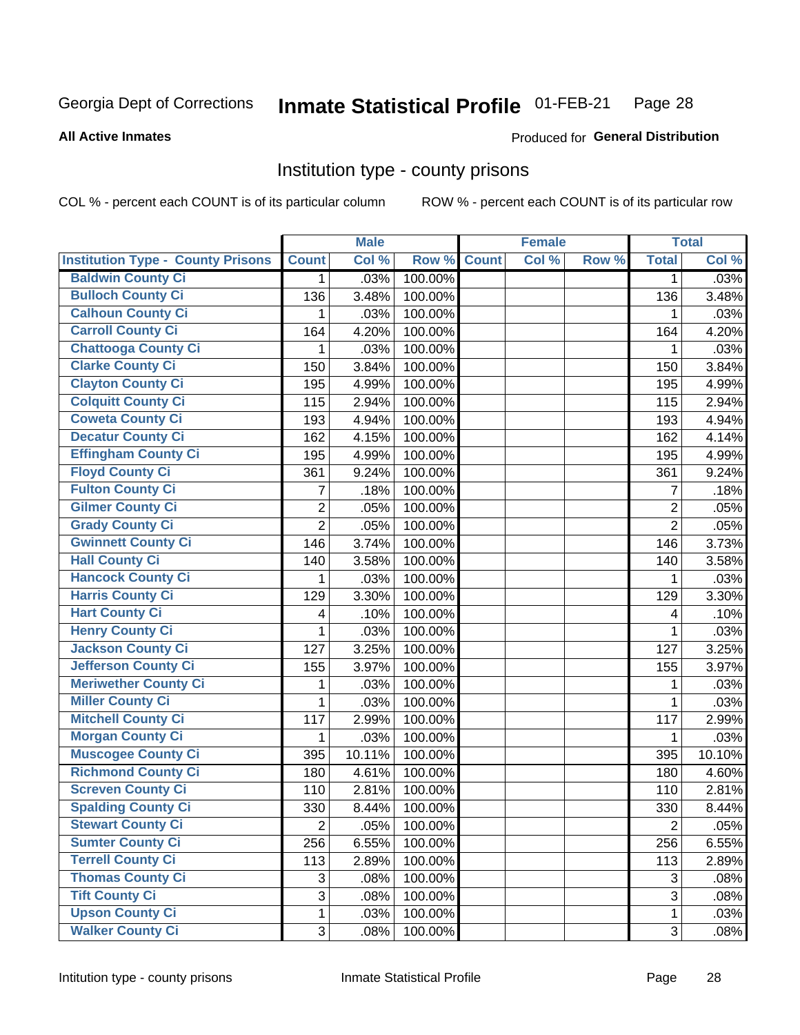Georgia Dept of Corrections **Inmate Statistical Profile** 01-FEB-21

**All Active Inmates**

Produced for **General Distribution**

## Institution type - county prisons

COL % - percent each COUNT is of its particular column

ROW % - percent each COUNT is of its particular row

| | Male | | | Female | | | Total | |
|---|---|---|---|---|---|---|---|---|
| **Institution Type - County Prisons** | **Count** | **Col %** | **Row %** | **Count** | **Col %** | **Row %** | **Total** | **Col %** |
| Baldwin County Ci | 1 | .03% | 100.00% | | | | 1 | .03% |
| Bulloch County Ci | 136 | 3.48% | 100.00% | | | | 136 | 3.48% |
| Calhoun County Ci | 1 | .03% | 100.00% | | | | 1 | .03% |
| Carroll County Ci | 164 | 4.20% | 100.00% | | | | 164 | 4.20% |
| Chattooga County Ci | 1 | .03% | 100.00% | | | | 1 | .03% |
| Clarke County Ci | 150 | 3.84% | 100.00% | | | | 150 | 3.84% |
| Clayton County Ci | 195 | 4.99% | 100.00% | | | | 195 | 4.99% |
| Colquitt County Ci | 115 | 2.94% | 100.00% | | | | 115 | 2.94% |
| Coweta County Ci | 193 | 4.94% | 100.00% | | | | 193 | 4.94% |
| Decatur County Ci | 162 | 4.15% | 100.00% | | | | 162 | 4.14% |
| Effingham County Ci | 195 | 4.99% | 100.00% | | | | 195 | 4.99% |
| Floyd County Ci | 361 | 9.24% | 100.00% | | | | 361 | 9.24% |
| Fulton County Ci | 7 | .18% | 100.00% | | | | 7 | .18% |
| Gilmer County Ci | 2 | .05% | 100.00% | | | | 2 | .05% |
| Grady County Ci | 2 | .05% | 100.00% | | | | 2 | .05% |
| Gwinnett County Ci | 146 | 3.74% | 100.00% | | | | 146 | 3.73% |
| Hall County Ci | 140 | 3.58% | 100.00% | | | | 140 | 3.58% |
| Hancock County Ci | 1 | .03% | 100.00% | | | | 1 | .03% |
| Harris County Ci | 129 | 3.30% | 100.00% | | | | 129 | 3.30% |
| Hart County Ci | 4 | .10% | 100.00% | | | | 4 | .10% |
| Henry County Ci | 1 | .03% | 100.00% | | | | 1 | .03% |
| Jackson County Ci | 127 | 3.25% | 100.00% | | | | 127 | 3.25% |
| Jefferson County Ci | 155 | 3.97% | 100.00% | | | | 155 | 3.97% |
| Meriwether County Ci | 1 | .03% | 100.00% | | | | 1 | .03% |
| Miller County Ci | 1 | .03% | 100.00% | | | | 1 | .03% |
| Mitchell County Ci | 117 | 2.99% | 100.00% | | | | 117 | 2.99% |
| Morgan County Ci | 1 | .03% | 100.00% | | | | 1 | .03% |
| Muscogee County Ci | 395 | 10.11% | 100.00% | | | | 395 | 10.10% |
| Richmond County Ci | 180 | 4.61% | 100.00% | | | | 180 | 4.60% |
| Screven County Ci | 110 | 2.81% | 100.00% | | | | 110 | 2.81% |
| Spalding County Ci | 330 | 8.44% | 100.00% | | | | 330 | 8.44% |
| Stewart County Ci | 2 | .05% | 100.00% | | | | 2 | .05% |
| Sumter County Ci | 256 | 6.55% | 100.00% | | | | 256 | 6.55% |
| Terrell County Ci | 113 | 2.89% | 100.00% | | | | 113 | 2.89% |
| Thomas County Ci | 3 | .08% | 100.00% | | | | 3 | .08% |
| Tift County Ci | 3 | .08% | 100.00% | | | | 3 | .08% |
| Upson County Ci | 1 | .03% | 100.00% | | | | 1 | .03% |
| Walker County Ci | 3 | .08% | 100.00% | | | | 3 | .08% |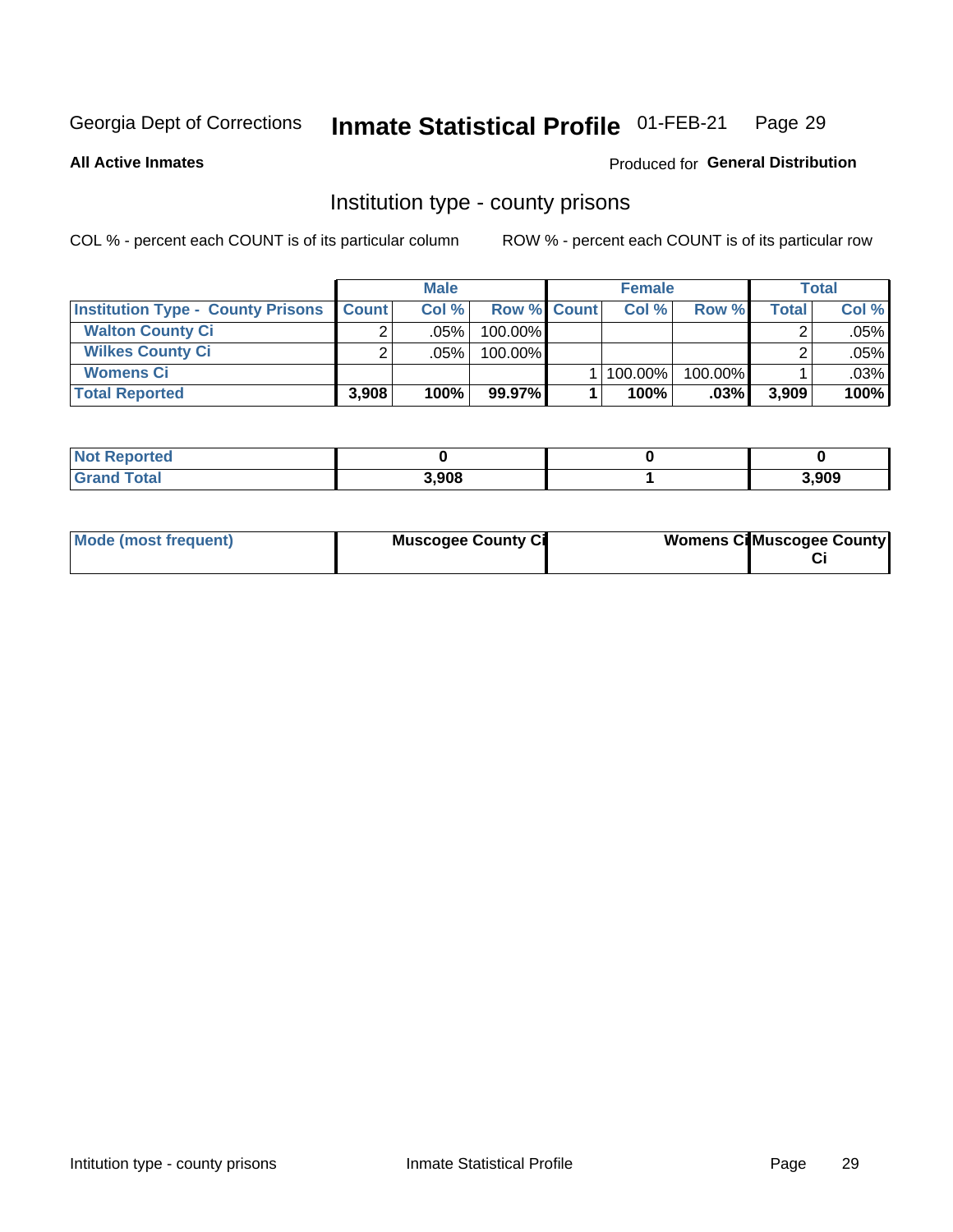Georgia Dept of Corrections **Inmate Statistical Profile** 01-FEB-21

**All Active Inmates**

Produced for **General Distribution**

## Institution type - county prisons

COL % - percent each COUNT is of its particular column

ROW % - percent each COUNT is of its particular row

| | Male | | | Female | | | Total | |
|---|---|---|---|---|---|---|---|---|
| **Institution Type - County Prisons** | **Count** | **Col %** | **Row %** | **Count** | **Col %** | **Row %** | **Total** | **Col %** |
| **Walton County Ci** | 2 | .05% | 100.00% | | | | 2 | .05% |
| **Wilkes County Ci** | 2 | .05% | 100.00% | | | | 2 | .05% |
| **Womens Ci** | | | | 1 | 100.00% | 100.00% | 1 | .03% |
| **Total Reported** | **3,908** | **100%** | **99.97%** | **1** | **100%** | **.03%** | **3,909** | **100%** |

| | Male | Female | Total |
|---|---|---|---|
| **Not Reported** | **0** | **0** | **0** |
| **Grand Total** | **3,908** | **1** | **3,909** |

| | Male | Female | Total |
|---|---|---|---|
| **Mode (most frequent)** | **Muscogee County Ci** | **Womens Ci** | **Muscogee County Ci** |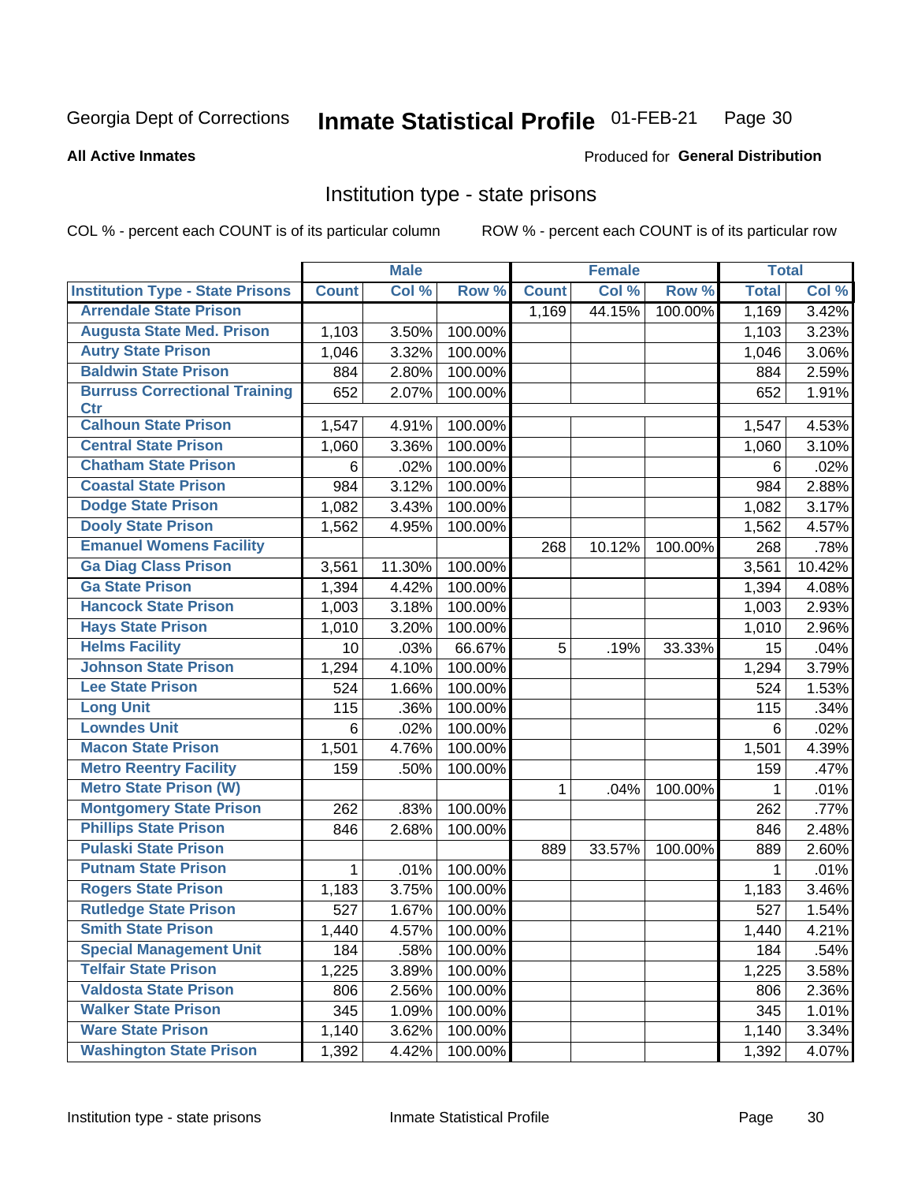Georgia Dept of Corrections **Inmate Statistical Profile** 01-FEB-21

**All Active Inmates**

Produced for **General Distribution**

## Institution type - state prisons

COL % - percent each COUNT is of its particular column ROW % - percent each COUNT is of its particular row

| | Male | | | Female | | | Total | |
|---|---|---|---|---|---|---|---|---|
| **Institution Type - State Prisons** | **Count** | **Col %** | **Row %** | **Count** | **Col %** | **Row %** | **Total** | **Col %** |
| Arrendale State Prison | | | | 1,169 | 44.15% | 100.00% | 1,169 | 3.42% |
| Augusta State Med. Prison | 1,103 | 3.50% | 100.00% | | | | 1,103 | 3.23% |
| Autry State Prison | 1,046 | 3.32% | 100.00% | | | | 1,046 | 3.06% |
| Baldwin State Prison | 884 | 2.80% | 100.00% | | | | 884 | 2.59% |
| Burruss Correctional Training Ctr | 652 | 2.07% | 100.00% | | | | 652 | 1.91% |
| Calhoun State Prison | 1,547 | 4.91% | 100.00% | | | | 1,547 | 4.53% |
| Central State Prison | 1,060 | 3.36% | 100.00% | | | | 1,060 | 3.10% |
| Chatham State Prison | 6 | .02% | 100.00% | | | | 6 | .02% |
| Coastal State Prison | 984 | 3.12% | 100.00% | | | | 984 | 2.88% |
| Dodge State Prison | 1,082 | 3.43% | 100.00% | | | | 1,082 | 3.17% |
| Dooly State Prison | 1,562 | 4.95% | 100.00% | | | | 1,562 | 4.57% |
| Emanuel Womens Facility | | | | 268 | 10.12% | 100.00% | 268 | .78% |
| Ga Diag Class Prison | 3,561 | 11.30% | 100.00% | | | | 3,561 | 10.42% |
| Ga State Prison | 1,394 | 4.42% | 100.00% | | | | 1,394 | 4.08% |
| Hancock State Prison | 1,003 | 3.18% | 100.00% | | | | 1,003 | 2.93% |
| Hays State Prison | 1,010 | 3.20% | 100.00% | | | | 1,010 | 2.96% |
| Helms Facility | 10 | .03% | 66.67% | 5 | .19% | 33.33% | 15 | .04% |
| Johnson State Prison | 1,294 | 4.10% | 100.00% | | | | 1,294 | 3.79% |
| Lee State Prison | 524 | 1.66% | 100.00% | | | | 524 | 1.53% |
| Long Unit | 115 | .36% | 100.00% | | | | 115 | .34% |
| Lowndes Unit | 6 | .02% | 100.00% | | | | 6 | .02% |
| Macon State Prison | 1,501 | 4.76% | 100.00% | | | | 1,501 | 4.39% |
| Metro Reentry Facility | 159 | .50% | 100.00% | | | | 159 | .47% |
| Metro State Prison (W) | | | | 1 | .04% | 100.00% | 1 | .01% |
| Montgomery State Prison | 262 | .83% | 100.00% | | | | 262 | .77% |
| Phillips State Prison | 846 | 2.68% | 100.00% | | | | 846 | 2.48% |
| Pulaski State Prison | | | | 889 | 33.57% | 100.00% | 889 | 2.60% |
| Putnam State Prison | 1 | .01% | 100.00% | | | | 1 | .01% |
| Rogers State Prison | 1,183 | 3.75% | 100.00% | | | | 1,183 | 3.46% |
| Rutledge State Prison | 527 | 1.67% | 100.00% | | | | 527 | 1.54% |
| Smith State Prison | 1,440 | 4.57% | 100.00% | | | | 1,440 | 4.21% |
| Special Management Unit | 184 | .58% | 100.00% | | | | 184 | .54% |
| Telfair State Prison | 1,225 | 3.89% | 100.00% | | | | 1,225 | 3.58% |
| Valdosta State Prison | 806 | 2.56% | 100.00% | | | | 806 | 2.36% |
| Walker State Prison | 345 | 1.09% | 100.00% | | | | 345 | 1.01% |
| Ware State Prison | 1,140 | 3.62% | 100.00% | | | | 1,140 | 3.34% |
| Washington State Prison | 1,392 | 4.42% | 100.00% | | | | 1,392 | 4.07% |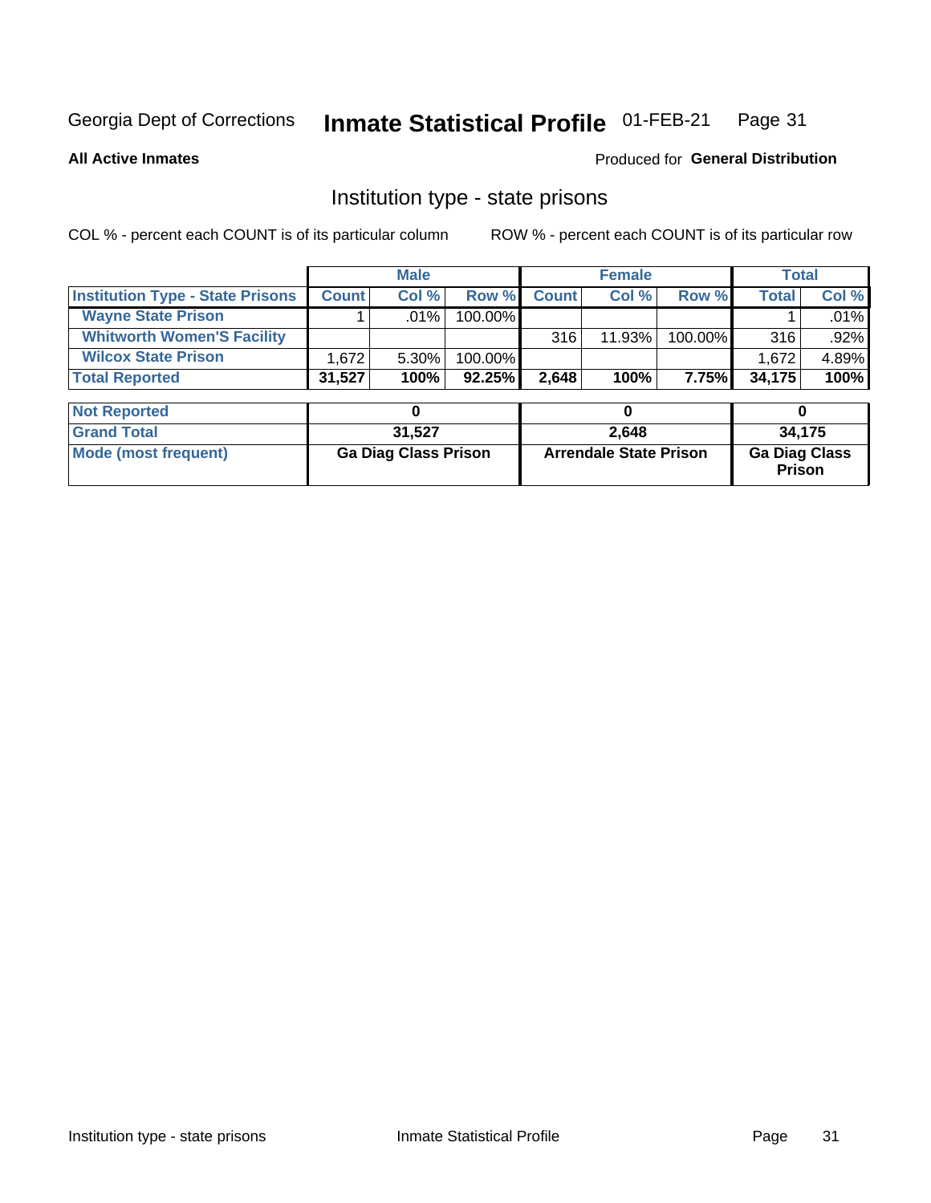Georgia Dept of Corrections **Inmate Statistical Profile** 01-FEB-21

**All Active Inmates**

Produced for **General Distribution**

## Institution type - state prisons

COL % - percent each COUNT is of its particular column ROW % - percent each COUNT is of its particular row

| | Male | | | Female | | | Total | |
|---|---|---|---|---|---|---|---|---|
| **Institution Type - State Prisons** | **Count** | **Col %** | **Row %** | **Count** | **Col %** | **Row %** | **Total** | **Col %** |
| **Wayne State Prison** | 1 | .01% | 100.00% | | | | 1 | .01% |
| **Whitworth Women'S Facility** | | | | 316 | 11.93% | 100.00% | 316 | .92% |
| **Wilcox State Prison** | 1,672 | 5.30% | 100.00% | | | | 1,672 | 4.89% |
| **Total Reported** | **31,527** | **100%** | **92.25%** | **2,648** | **100%** | **7.75%** | **34,175** | **100%** |

| | Male | Female | Total |
|---|---|---|---|
| **Not Reported** | **0** | **0** | **0** |
| **Grand Total** | **31,527** | **2,648** | **34,175** |
| **Mode (most frequent)** | **Ga Diag Class Prison** | **Arrendale State Prison** | **Ga Diag Class Prison** |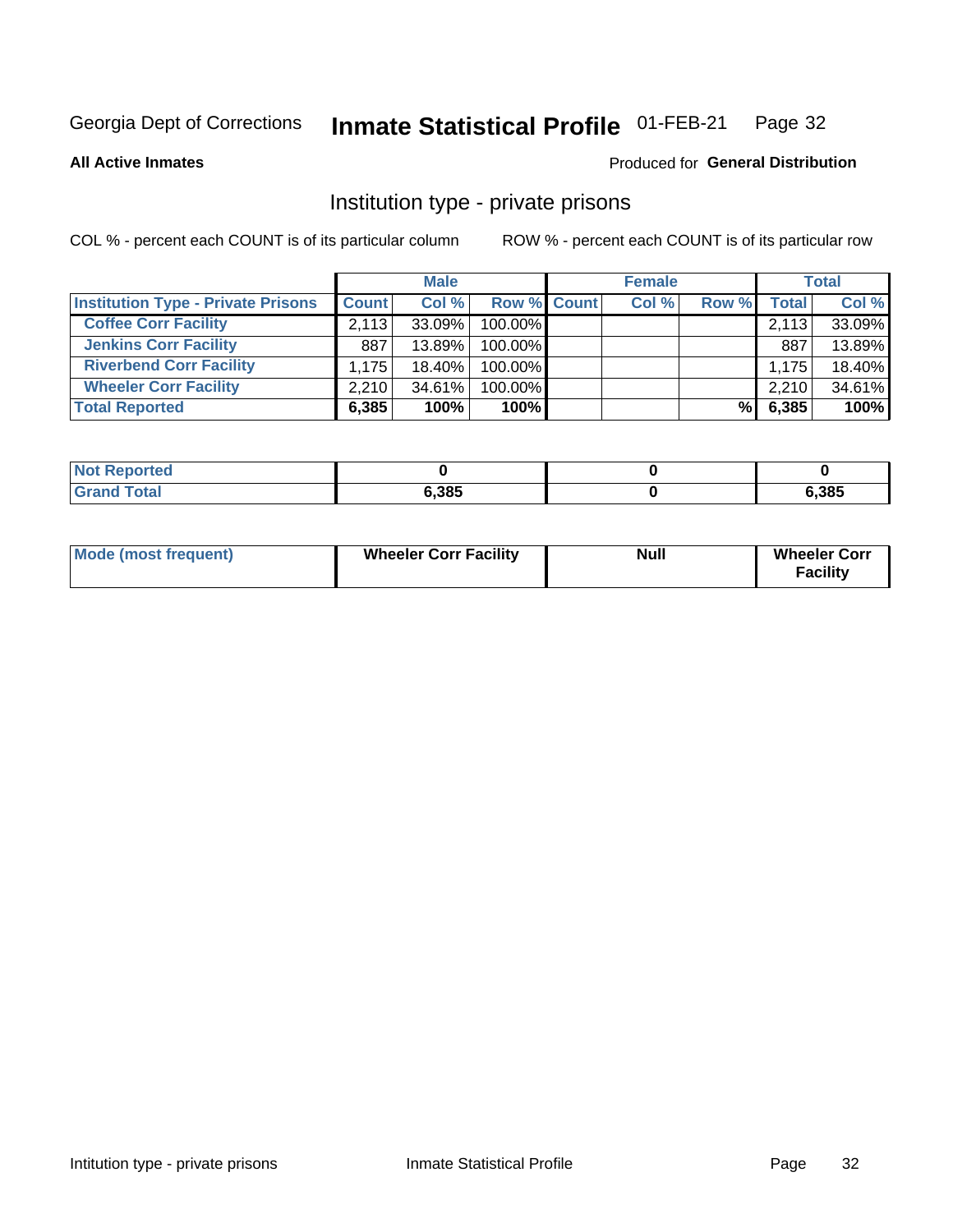Georgia Dept of Corrections **Inmate Statistical Profile** 01-FEB-21 Page 32

**All Active Inmates**

Produced for **General Distribution**

## Institution type - private prisons

COL % - percent each COUNT is of its particular column ROW % - percent each COUNT is of its particular row

| | Male | | | Female | | | Total | |
|---|---|---|---|---|---|---|---|---|
| **Institution Type - Private Prisons** | **Count** | **Col %** | **Row %** | **Count** | **Col %** | **Row %** | **Total** | **Col %** |
| **Coffee Corr Facility** | 2,113 | 33.09% | 100.00% | | | | 2,113 | 33.09% |
| **Jenkins Corr Facility** | 887 | 13.89% | 100.00% | | | | 887 | 13.89% |
| **Riverbend Corr Facility** | 1,175 | 18.40% | 100.00% | | | | 1,175 | 18.40% |
| **Wheeler Corr Facility** | 2,210 | 34.61% | 100.00% | | | | 2,210 | 34.61% |
| **Total Reported** | **6,385** | **100%** | **100%** | | | **%** | **6,385** | **100%** |

| | Male | Female | Total |
|---|---|---|---|
| **Not Reported** | **0** | **0** | **0** |
| **Grand Total** | **6,385** | **0** | **6,385** |

| | Male | Female | Total |
|---|---|---|---|
| **Mode (most frequent)** | **Wheeler Corr Facility** | **Null** | **Wheeler Corr Facility** |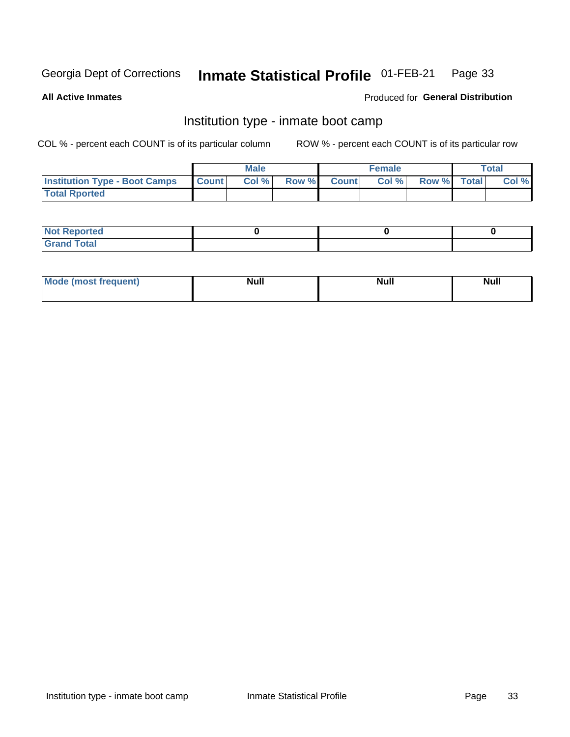Georgia Dept of Corrections **Inmate Statistical Profile** 01-FEB-21

**All Active Inmates**

Produced for **General Distribution**

## Institution type - inmate boot camp

COL % - percent each COUNT is of its particular column

ROW % - percent each COUNT is of its particular row

| | Male | | | Female | | | Total | |
|---|---|---|---|---|---|---|---|---|
| **Institution Type - Boot Camps** | **Count** | **Col %** | **Row %** | **Count** | **Col %** | **Row %** | **Total** | **Col %** |
| **Total Rported** | | | | | | | | |

| | Male | Female | Total |
|---|---|---|---|
| **Not Reported** | **0** | **0** | **0** |
| **Grand Total** | | | |

| | Male | Female | Total |
|---|---|---|---|
| **Mode (most frequent)** | **Null** | **Null** | **Null** |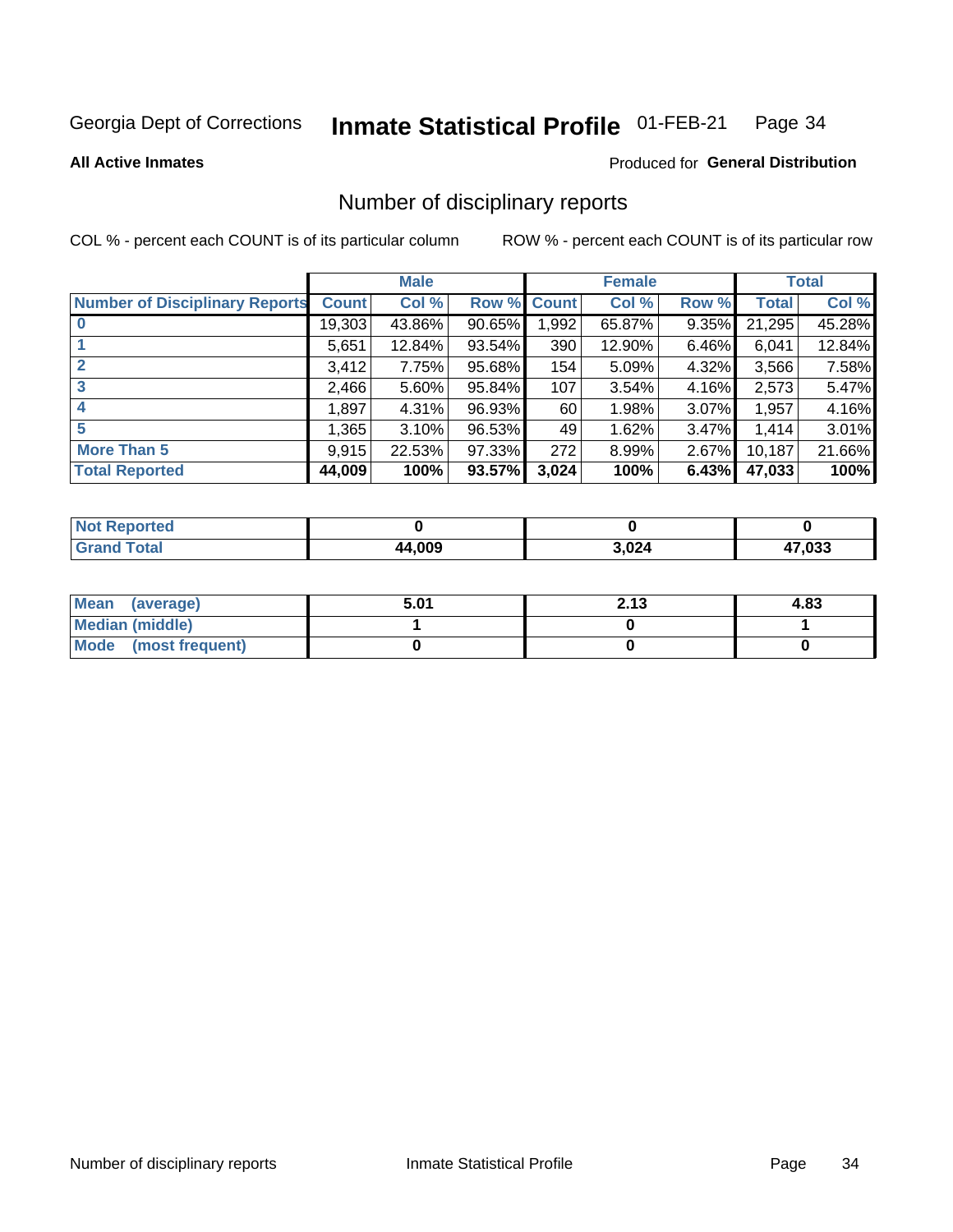Georgia Dept of Corrections **Inmate Statistical Profile** 01-FEB-21

**All Active Inmates**

Produced for **General Distribution**

## Number of disciplinary reports

COL % - percent each COUNT is of its particular column ROW % - percent each COUNT is of its particular row

| | Male | | | Female | | | Total | |
|---|---|---|---|---|---|---|---|---|
| **Number of Disciplinary Reports** | **Count** | **Col %** | **Row %** | **Count** | **Col %** | **Row %** | **Total** | **Col %** |
| **0** | 19,303 | 43.86% | 90.65% | 1,992 | 65.87% | 9.35% | 21,295 | 45.28% |
| **1** | 5,651 | 12.84% | 93.54% | 390 | 12.90% | 6.46% | 6,041 | 12.84% |
| **2** | 3,412 | 7.75% | 95.68% | 154 | 5.09% | 4.32% | 3,566 | 7.58% |
| **3** | 2,466 | 5.60% | 95.84% | 107 | 3.54% | 4.16% | 2,573 | 5.47% |
| **4** | 1,897 | 4.31% | 96.93% | 60 | 1.98% | 3.07% | 1,957 | 4.16% |
| **5** | 1,365 | 3.10% | 96.53% | 49 | 1.62% | 3.47% | 1,414 | 3.01% |
| **More Than 5** | 9,915 | 22.53% | 97.33% | 272 | 8.99% | 2.67% | 10,187 | 21.66% |
| **Total Reported** | **44,009** | **100%** | **93.57%** | **3,024** | **100%** | **6.43%** | **47,033** | **100%** |

| | Male | Female | Total |
|---|---|---|---|
| **Not Reported** | **0** | **0** | **0** |
| **Grand Total** | **44,009** | **3,024** | **47,033** |

| | Male | Female | Total |
|---|---|---|---|
| **Mean (average)** | **5.01** | **2.13** | **4.83** |
| **Median (middle)** | **1** | **0** | **1** |
| **Mode (most frequent)** | **0** | **0** | **0** |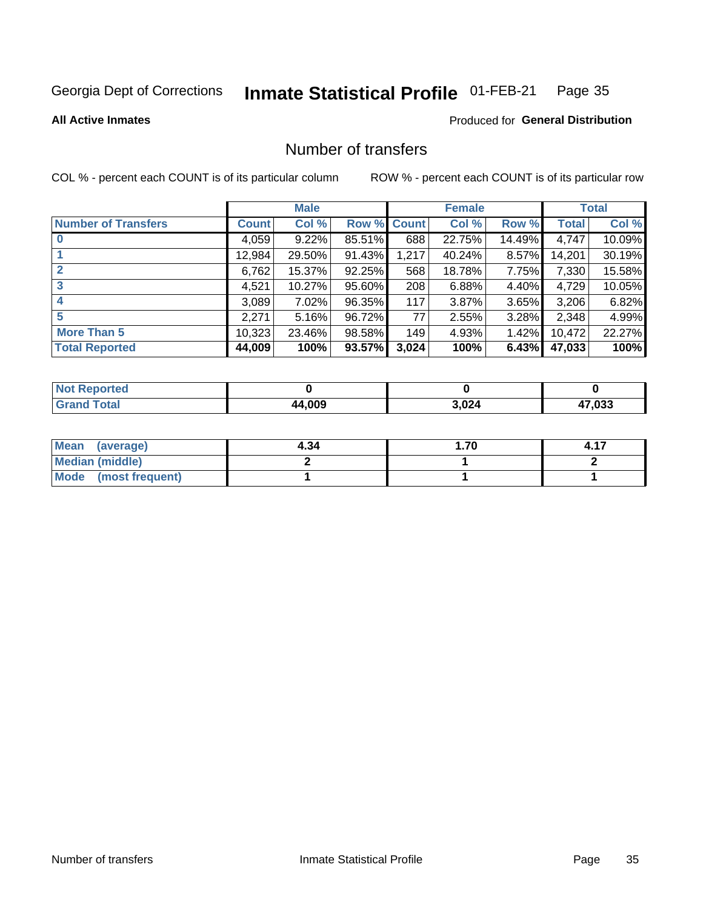Georgia Dept of Corrections **Inmate Statistical Profile** 01-FEB-21

**All Active Inmates**

Produced for **General Distribution**

## Number of transfers

COL % - percent each COUNT is of its particular column

ROW % - percent each COUNT is of its particular row

| | Male | | | Female | | | Total | |
|---|---|---|---|---|---|---|---|---|
| **Number of Transfers** | **Count** | **Col %** | **Row %** | **Count** | **Col %** | **Row %** | **Total** | **Col %** |
| **0** | 4,059 | 9.22% | 85.51% | 688 | 22.75% | 14.49% | 4,747 | 10.09% |
| **1** | 12,984 | 29.50% | 91.43% | 1,217 | 40.24% | 8.57% | 14,201 | 30.19% |
| **2** | 6,762 | 15.37% | 92.25% | 568 | 18.78% | 7.75% | 7,330 | 15.58% |
| **3** | 4,521 | 10.27% | 95.60% | 208 | 6.88% | 4.40% | 4,729 | 10.05% |
| **4** | 3,089 | 7.02% | 96.35% | 117 | 3.87% | 3.65% | 3,206 | 6.82% |
| **5** | 2,271 | 5.16% | 96.72% | 77 | 2.55% | 3.28% | 2,348 | 4.99% |
| **More Than 5** | 10,323 | 23.46% | 98.58% | 149 | 4.93% | 1.42% | 10,472 | 22.27% |
| **Total Reported** | **44,009** | **100%** | **93.57%** | **3,024** | **100%** | **6.43%** | **47,033** | **100%** |

| | Male | Female | Total |
|---|---|---|---|
| **Not Reported** | **0** | **0** | **0** |
| **Grand Total** | **44,009** | **3,024** | **47,033** |

| | Male | Female | Total |
|---|---|---|---|
| **Mean (average)** | **4.34** | **1.70** | **4.17** |
| **Median (middle)** | **2** | **1** | **2** |
| **Mode (most frequent)** | **1** | **1** | **1** |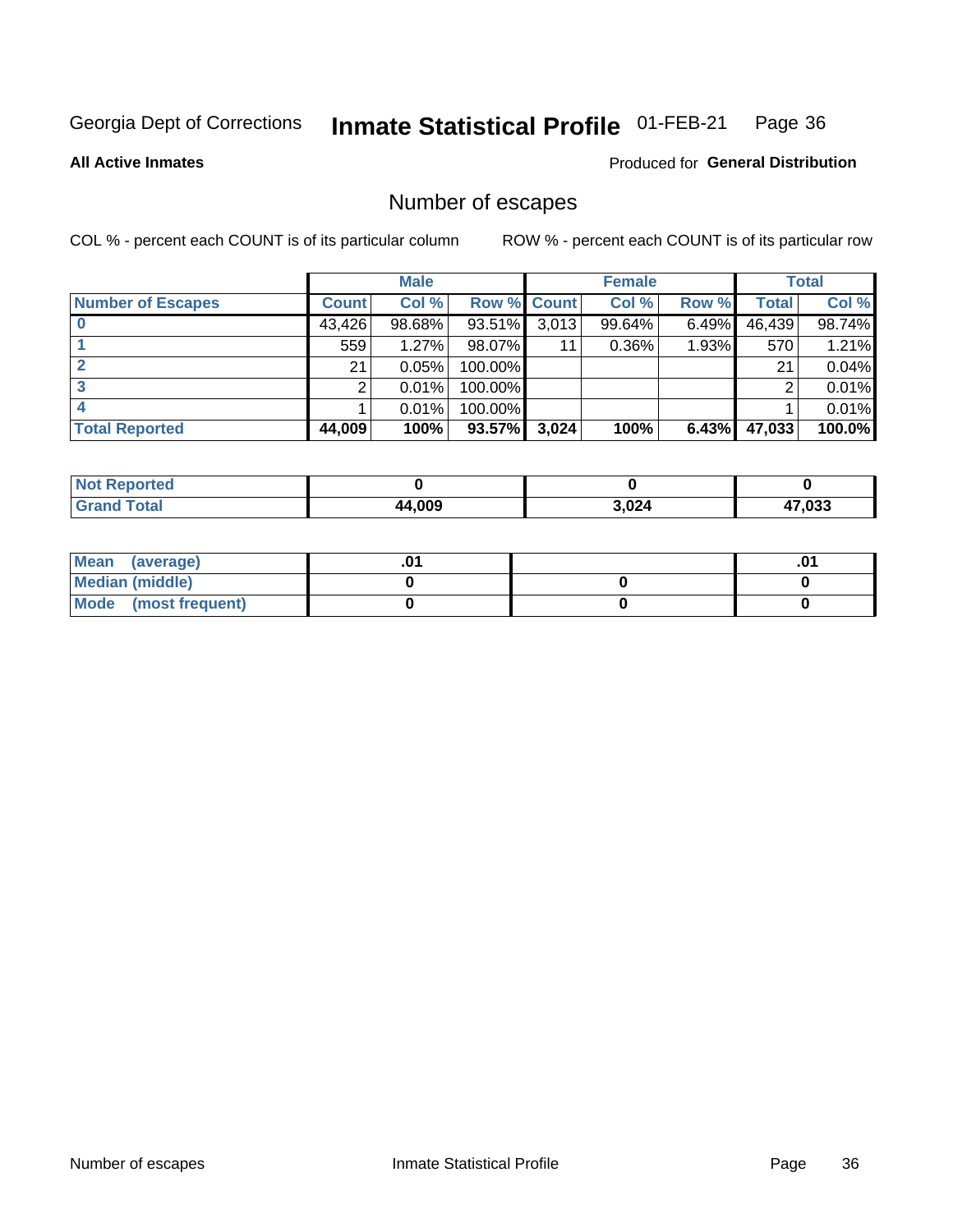Georgia Dept of Corrections **Inmate Statistical Profile** 01-FEB-21

**All Active Inmates**

Produced for **General Distribution**

## Number of escapes

COL % - percent each COUNT is of its particular column    ROW % - percent each COUNT is of its particular row

| | Male | | | Female | | | Total | |
|---|---|---|---|---|---|---|---|---|
| **Number of Escapes** | **Count** | **Col %** | **Row %** | **Count** | **Col %** | **Row %** | **Total** | **Col %** |
| **0** | 43,426 | 98.68% | 93.51% | 3,013 | 99.64% | 6.49% | 46,439 | 98.74% |
| **1** | 559 | 1.27% | 98.07% | 11 | 0.36% | 1.93% | 570 | 1.21% |
| **2** | 21 | 0.05% | 100.00% | | | | 21 | 0.04% |
| **3** | 2 | 0.01% | 100.00% | | | | 2 | 0.01% |
| **4** | 1 | 0.01% | 100.00% | | | | 1 | 0.01% |
| **Total Reported** | **44,009** | **100%** | **93.57%** | **3,024** | **100%** | **6.43%** | **47,033** | **100.0%** |

| | Male | Female | Total |
|---|---|---|---|
| **Not Reported** | **0** | **0** | **0** |
| **Grand Total** | **44,009** | **3,024** | **47,033** |

| | Male | Female | Total |
|---|---|---|---|
| **Mean (average)** | **.01** | | **.01** |
| **Median (middle)** | **0** | **0** | **0** |
| **Mode (most frequent)** | **0** | **0** | **0** |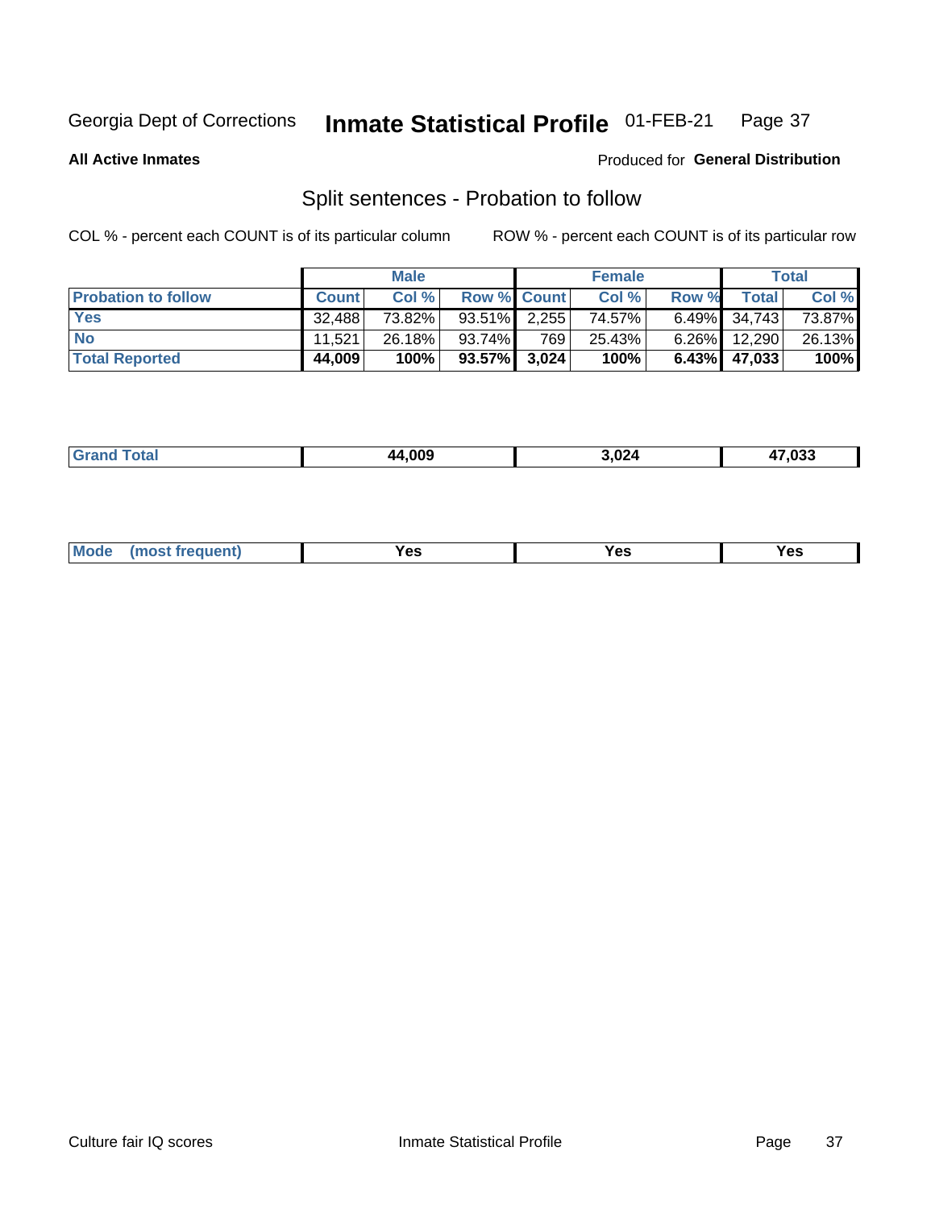Georgia Dept of Corrections **Inmate Statistical Profile** 01-FEB-21

**All Active Inmates**

Produced for **General Distribution**

## Split sentences - Probation to follow

COL % - percent each COUNT is of its particular column

ROW % - percent each COUNT is of its particular row

| | Male | | | Female | | | Total | |
|---|---|---|---|---|---|---|---|---|
| **Probation to follow** | **Count** | **Col %** | **Row %** | **Count** | **Col %** | **Row %** | **Total** | **Col %** |
| **Yes** | 32,488 | 73.82% | 93.51% | 2,255 | 74.57% | 6.49% | 34,743 | 73.87% |
| **No** | 11,521 | 26.18% | 93.74% | 769 | 25.43% | 6.26% | 12,290 | 26.13% |
| **Total Reported** | **44,009** | **100%** | **93.57%** | **3,024** | **100%** | **6.43%** | **47,033** | **100%** |

| | Male | Female | Total |
|---|---|---|---|
| **Grand Total** | **44,009** | **3,024** | **47,033** |

| | Male | Female | Total |
|---|---|---|---|
| **Mode (most frequent)** | **Yes** | **Yes** | **Yes** |

Culture fair IQ scores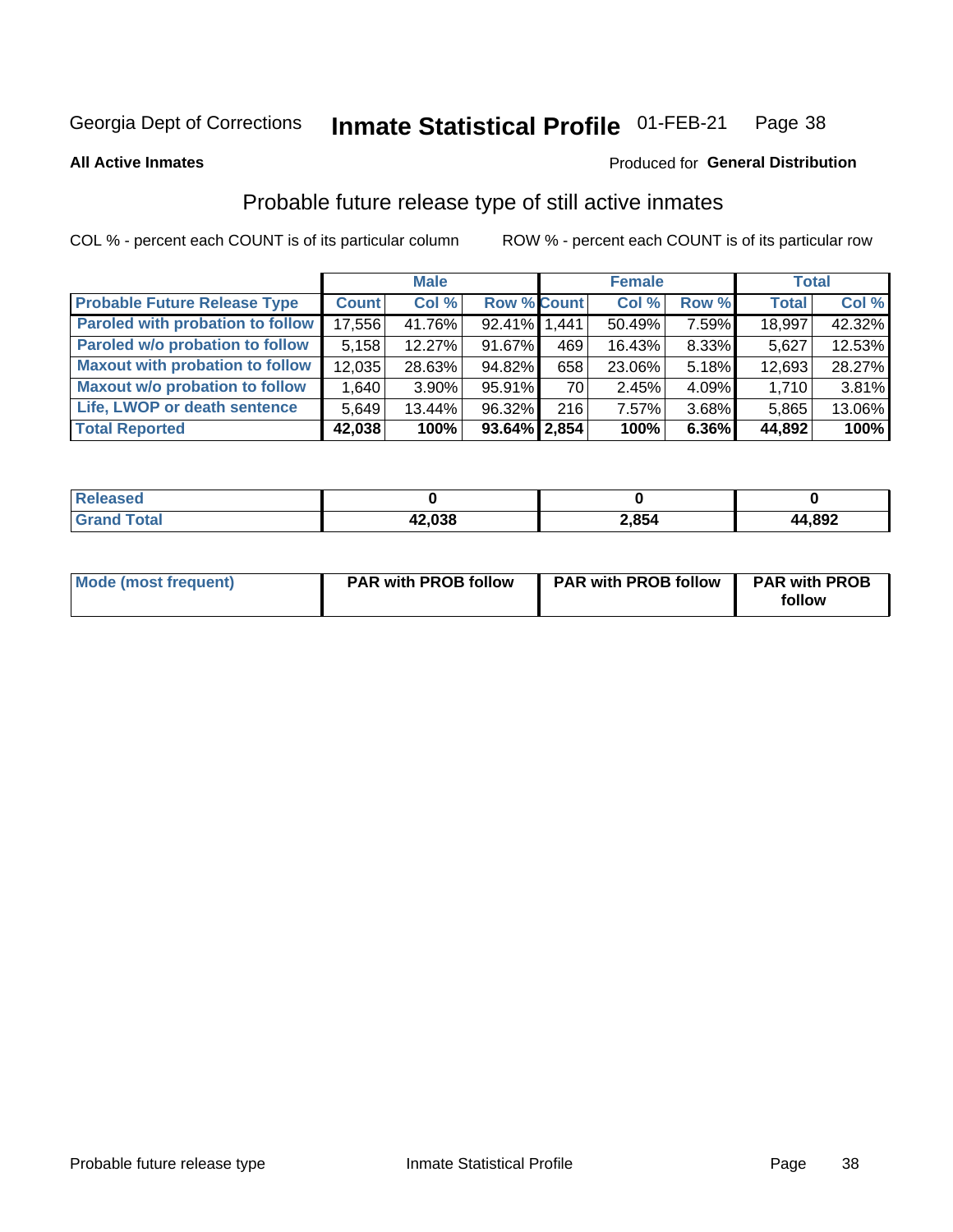Georgia Dept of Corrections **Inmate Statistical Profile** 01-FEB-21

**All Active Inmates**

Produced for **General Distribution**

## Probable future release type of still active inmates

COL % - percent each COUNT is of its particular column ROW % - percent each COUNT is of its particular row

| | Male | | | Female | | | Total | |
|---|---|---|---|---|---|---|---|---|
| **Probable Future Release Type** | **Count** | **Col %** | **Row %** | **Count** | **Col %** | **Row %** | **Total** | **Col %** |
| **Paroled with probation to follow** | 17,556 | 41.76% | 92.41% | 1,441 | 50.49% | 7.59% | 18,997 | 42.32% |
| **Paroled w/o probation to follow** | 5,158 | 12.27% | 91.67% | 469 | 16.43% | 8.33% | 5,627 | 12.53% |
| **Maxout with probation to follow** | 12,035 | 28.63% | 94.82% | 658 | 23.06% | 5.18% | 12,693 | 28.27% |
| **Maxout w/o probation to follow** | 1,640 | 3.90% | 95.91% | 70 | 2.45% | 4.09% | 1,710 | 3.81% |
| **Life, LWOP or death sentence** | 5,649 | 13.44% | 96.32% | 216 | 7.57% | 3.68% | 5,865 | 13.06% |
| **Total Reported** | **42,038** | **100%** | **93.64%** | **2,854** | **100%** | **6.36%** | **44,892** | **100%** |

| | Male | Female | Total |
|---|---|---|---|
| **Released** | **0** | **0** | **0** |
| **Grand Total** | **42,038** | **2,854** | **44,892** |

| | Male | Female | Total |
|---|---|---|---|
| **Mode (most frequent)** | **PAR with PROB follow** | **PAR with PROB follow** | **PAR with PROB follow** |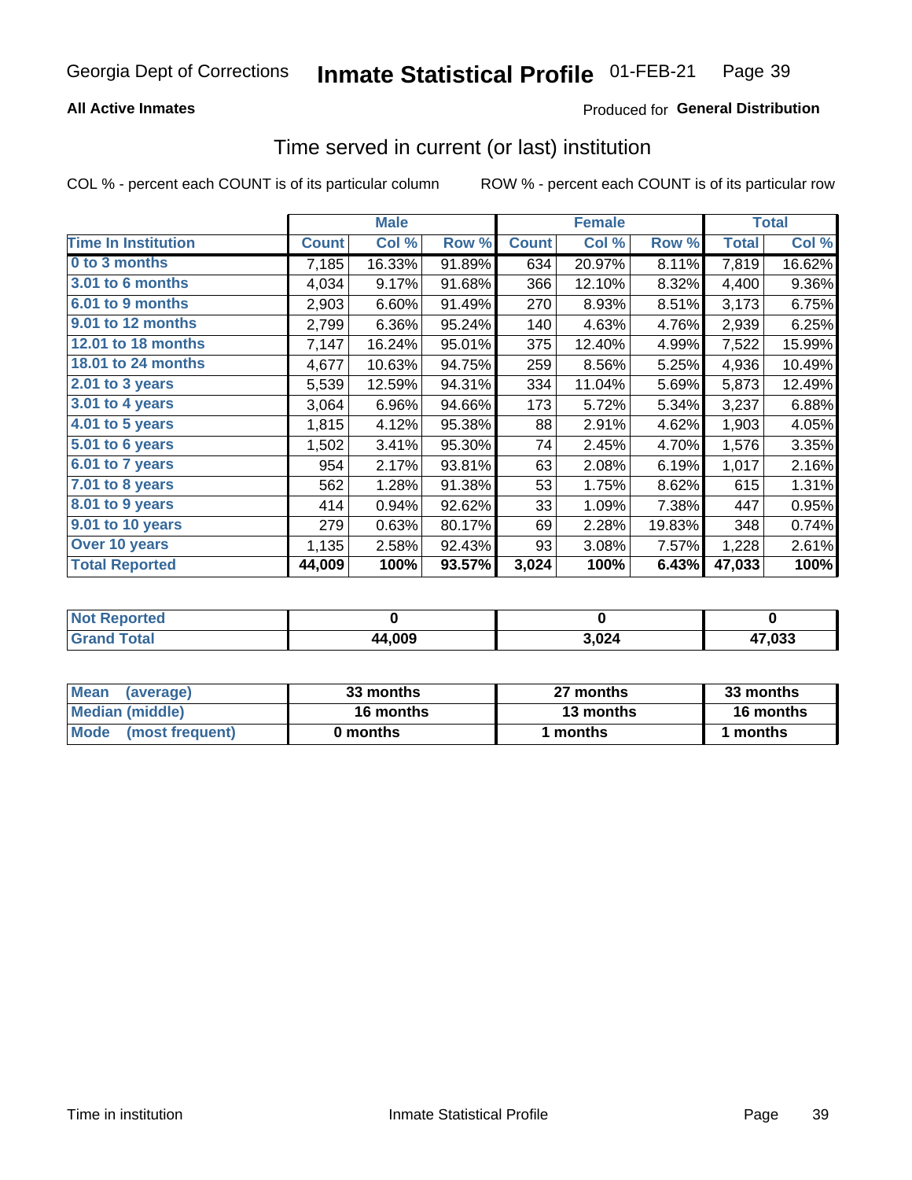Georgia Dept of Corrections **Inmate Statistical Profile** 01-FEB-21

**All Active Inmates**

Produced for **General Distribution**

## Time served in current (or last) institution

COL % - percent each COUNT is of its particular column

ROW % - percent each COUNT is of its particular row

| | Male | | | Female | | | Total | |
|---|---|---|---|---|---|---|---|---|
| **Time In Institution** | **Count** | **Col %** | **Row %** | **Count** | **Col %** | **Row %** | **Total** | **Col %** |
| 0 to 3 months | 7,185 | 16.33% | 91.89% | 634 | 20.97% | 8.11% | 7,819 | 16.62% |
| 3.01 to 6 months | 4,034 | 9.17% | 91.68% | 366 | 12.10% | 8.32% | 4,400 | 9.36% |
| 6.01 to 9 months | 2,903 | 6.60% | 91.49% | 270 | 8.93% | 8.51% | 3,173 | 6.75% |
| 9.01 to 12 months | 2,799 | 6.36% | 95.24% | 140 | 4.63% | 4.76% | 2,939 | 6.25% |
| 12.01 to 18 months | 7,147 | 16.24% | 95.01% | 375 | 12.40% | 4.99% | 7,522 | 15.99% |
| 18.01 to 24 months | 4,677 | 10.63% | 94.75% | 259 | 8.56% | 5.25% | 4,936 | 10.49% |
| 2.01 to 3 years | 5,539 | 12.59% | 94.31% | 334 | 11.04% | 5.69% | 5,873 | 12.49% |
| 3.01 to 4 years | 3,064 | 6.96% | 94.66% | 173 | 5.72% | 5.34% | 3,237 | 6.88% |
| 4.01 to 5 years | 1,815 | 4.12% | 95.38% | 88 | 2.91% | 4.62% | 1,903 | 4.05% |
| 5.01 to 6 years | 1,502 | 3.41% | 95.30% | 74 | 2.45% | 4.70% | 1,576 | 3.35% |
| 6.01 to 7 years | 954 | 2.17% | 93.81% | 63 | 2.08% | 6.19% | 1,017 | 2.16% |
| 7.01 to 8 years | 562 | 1.28% | 91.38% | 53 | 1.75% | 8.62% | 615 | 1.31% |
| 8.01 to 9 years | 414 | 0.94% | 92.62% | 33 | 1.09% | 7.38% | 447 | 0.95% |
| 9.01 to 10 years | 279 | 0.63% | 80.17% | 69 | 2.28% | 19.83% | 348 | 0.74% |
| Over 10 years | 1,135 | 2.58% | 92.43% | 93 | 3.08% | 7.57% | 1,228 | 2.61% |
| **Total Reported** | **44,009** | **100%** | **93.57%** | **3,024** | **100%** | **6.43%** | **47,033** | **100%** |

| | Male | Female | Total |
|---|---|---|---|
| Not Reported | 0 | 0 | 0 |
| Grand Total | 44,009 | 3,024 | 47,033 |

| | Male | Female | Total |
|---|---|---|---|
| Mean (average) | 33 months | 27 months | 33 months |
| Median (middle) | 16 months | 13 months | 16 months |
| Mode (most frequent) | 0 months | 1 months | 1 months |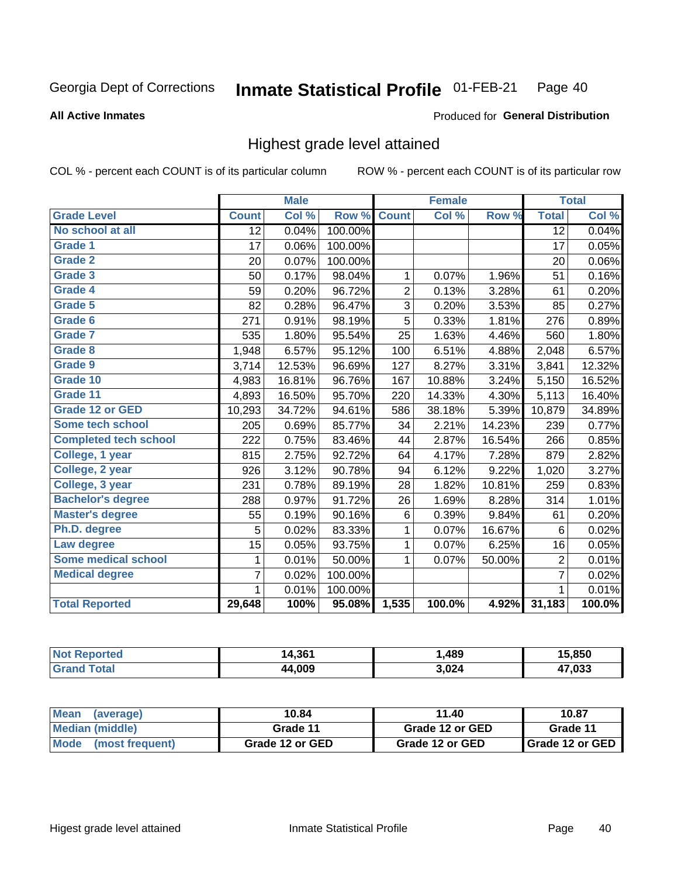Georgia Dept of Corrections **Inmate Statistical Profile** 01-FEB-21 Page 40

**All Active Inmates**

Produced for **General Distribution**

## Highest grade level attained

COL % - percent each COUNT is of its particular column ROW % - percent each COUNT is of its particular row

| | Male | | | Female | | | Total | |
|---|---|---|---|---|---|---|---|---|
| Grade Level | Count | Col % | Row % | Count | Col % | Row % | Total | Col % |
| No school at all | 12 | 0.04% | 100.00% | | | | 12 | 0.04% |
| Grade 1 | 17 | 0.06% | 100.00% | | | | 17 | 0.05% |
| Grade 2 | 20 | 0.07% | 100.00% | | | | 20 | 0.06% |
| Grade 3 | 50 | 0.17% | 98.04% | 1 | 0.07% | 1.96% | 51 | 0.16% |
| Grade 4 | 59 | 0.20% | 96.72% | 2 | 0.13% | 3.28% | 61 | 0.20% |
| Grade 5 | 82 | 0.28% | 96.47% | 3 | 0.20% | 3.53% | 85 | 0.27% |
| Grade 6 | 271 | 0.91% | 98.19% | 5 | 0.33% | 1.81% | 276 | 0.89% |
| Grade 7 | 535 | 1.80% | 95.54% | 25 | 1.63% | 4.46% | 560 | 1.80% |
| Grade 8 | 1,948 | 6.57% | 95.12% | 100 | 6.51% | 4.88% | 2,048 | 6.57% |
| Grade 9 | 3,714 | 12.53% | 96.69% | 127 | 8.27% | 3.31% | 3,841 | 12.32% |
| Grade 10 | 4,983 | 16.81% | 96.76% | 167 | 10.88% | 3.24% | 5,150 | 16.52% |
| Grade 11 | 4,893 | 16.50% | 95.70% | 220 | 14.33% | 4.30% | 5,113 | 16.40% |
| Grade 12 or GED | 10,293 | 34.72% | 94.61% | 586 | 38.18% | 5.39% | 10,879 | 34.89% |
| Some tech school | 205 | 0.69% | 85.77% | 34 | 2.21% | 14.23% | 239 | 0.77% |
| Completed tech school | 222 | 0.75% | 83.46% | 44 | 2.87% | 16.54% | 266 | 0.85% |
| College, 1 year | 815 | 2.75% | 92.72% | 64 | 4.17% | 7.28% | 879 | 2.82% |
| College, 2 year | 926 | 3.12% | 90.78% | 94 | 6.12% | 9.22% | 1,020 | 3.27% |
| College, 3 year | 231 | 0.78% | 89.19% | 28 | 1.82% | 10.81% | 259 | 0.83% |
| Bachelor's degree | 288 | 0.97% | 91.72% | 26 | 1.69% | 8.28% | 314 | 1.01% |
| Master's degree | 55 | 0.19% | 90.16% | 6 | 0.39% | 9.84% | 61 | 0.20% |
| Ph.D. degree | 5 | 0.02% | 83.33% | 1 | 0.07% | 16.67% | 6 | 0.02% |
| Law degree | 15 | 0.05% | 93.75% | 1 | 0.07% | 6.25% | 16 | 0.05% |
| Some medical school | 1 | 0.01% | 50.00% | 1 | 0.07% | 50.00% | 2 | 0.01% |
| Medical degree | 7 | 0.02% | 100.00% | | | | 7 | 0.02% |
| | 1 | 0.01% | 100.00% | | | | 1 | 0.01% |
| **Total Reported** | **29,648** | **100%** | **95.08%** | **1,535** | **100.0%** | **4.92%** | **31,183** | **100.0%** |

| | Male | Female | Total |
|---|---|---|---|
| Not Reported | 14,361 | 1,489 | 15,850 |
| Grand Total | 44,009 | 3,024 | 47,033 |

| | Male | Female | Total |
|---|---|---|---|
| Mean (average) | 10.84 | 11.40 | 10.87 |
| Median (middle) | Grade 11 | Grade 12 or GED | Grade 11 |
| Mode (most frequent) | Grade 12 or GED | Grade 12 or GED | Grade 12 or GED |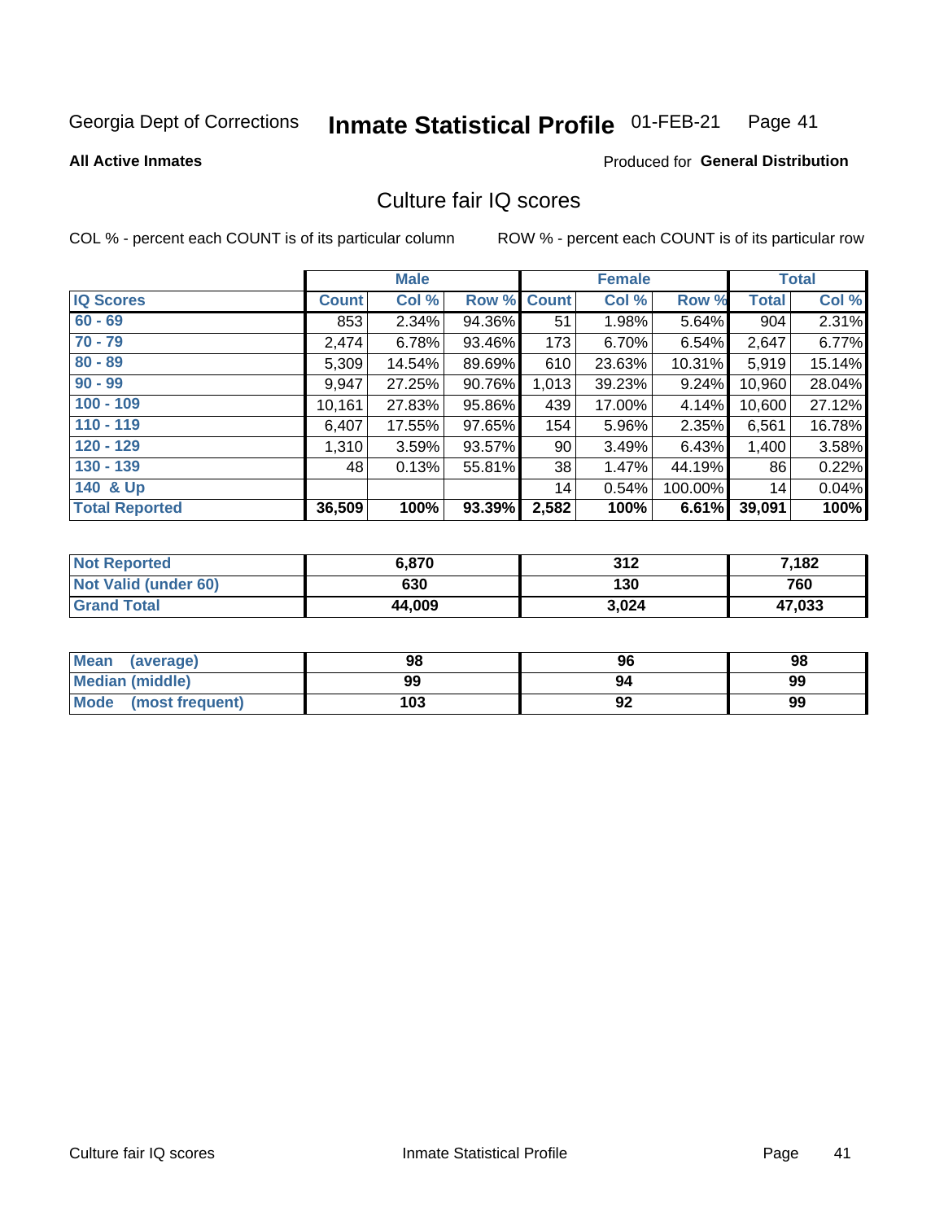Georgia Dept of Corrections **Inmate Statistical Profile** 01-FEB-21

**All Active Inmates**

Produced for **General Distribution**

## Culture fair IQ scores

COL % - percent each COUNT is of its particular column

ROW % - percent each COUNT is of its particular row

| | Male | | | Female | | | Total | |
|---|---|---|---|---|---|---|---|---|
| **IQ Scores** | **Count** | **Col %** | **Row %** | **Count** | **Col %** | **Row %** | **Total** | **Col %** |
| **60 - 69** | 853 | 2.34% | 94.36% | 51 | 1.98% | 5.64% | 904 | 2.31% |
| **70 - 79** | 2,474 | 6.78% | 93.46% | 173 | 6.70% | 6.54% | 2,647 | 6.77% |
| **80 - 89** | 5,309 | 14.54% | 89.69% | 610 | 23.63% | 10.31% | 5,919 | 15.14% |
| **90 - 99** | 9,947 | 27.25% | 90.76% | 1,013 | 39.23% | 9.24% | 10,960 | 28.04% |
| **100 - 109** | 10,161 | 27.83% | 95.86% | 439 | 17.00% | 4.14% | 10,600 | 27.12% |
| **110 - 119** | 6,407 | 17.55% | 97.65% | 154 | 5.96% | 2.35% | 6,561 | 16.78% |
| **120 - 129** | 1,310 | 3.59% | 93.57% | 90 | 3.49% | 6.43% | 1,400 | 3.58% |
| **130 - 139** | 48 | 0.13% | 55.81% | 38 | 1.47% | 44.19% | 86 | 0.22% |
| **140 & Up** | | | | 14 | 0.54% | 100.00% | 14 | 0.04% |
| **Total Reported** | **36,509** | **100%** | **93.39%** | **2,582** | **100%** | **6.61%** | **39,091** | **100%** |

| | Male | Female | Total |
|---|---|---|---|
| **Not Reported** | **6,870** | **312** | **7,182** |
| **Not Valid (under 60)** | **630** | **130** | **760** |
| **Grand Total** | **44,009** | **3,024** | **47,033** |

| | Male | Female | Total |
|---|---|---|---|
| **Mean (average)** | **98** | **96** | **98** |
| **Median (middle)** | **99** | **94** | **99** |
| **Mode (most frequent)** | **103** | **92** | **99** |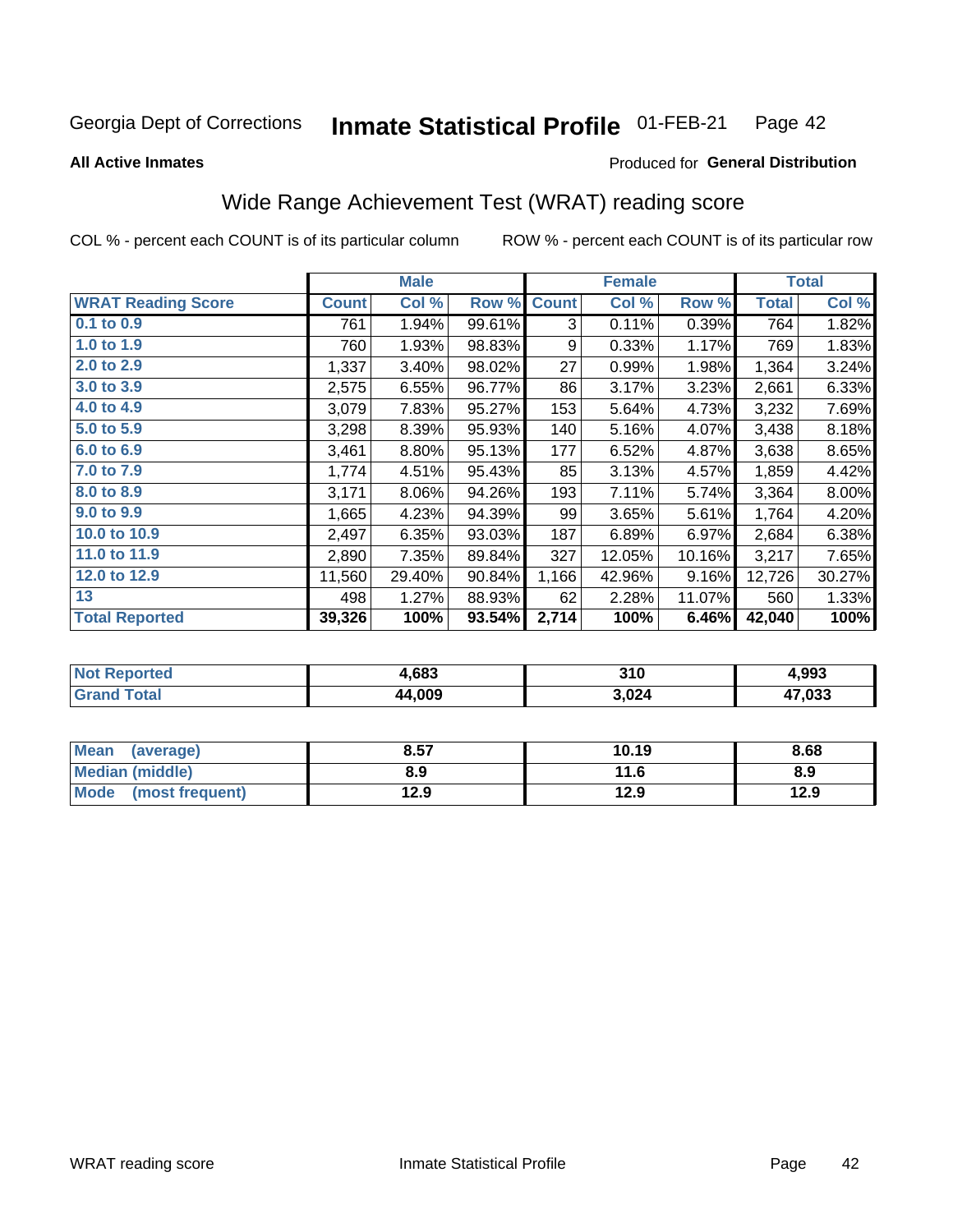Georgia Dept of Corrections **Inmate Statistical Profile** 01-FEB-21

**All Active Inmates**

Produced for **General Distribution**

## Wide Range Achievement Test (WRAT) reading score

COL % - percent each COUNT is of its particular column    ROW % - percent each COUNT is of its particular row

| | Male | | | Female | | | Total | |
|---|---|---|---|---|---|---|---|---|
| **WRAT Reading Score** | **Count** | **Col %** | **Row %** | **Count** | **Col %** | **Row %** | **Total** | **Col %** |
| 0.1 to 0.9 | 761 | 1.94% | 99.61% | 3 | 0.11% | 0.39% | 764 | 1.82% |
| 1.0 to 1.9 | 760 | 1.93% | 98.83% | 9 | 0.33% | 1.17% | 769 | 1.83% |
| 2.0 to 2.9 | 1,337 | 3.40% | 98.02% | 27 | 0.99% | 1.98% | 1,364 | 3.24% |
| 3.0 to 3.9 | 2,575 | 6.55% | 96.77% | 86 | 3.17% | 3.23% | 2,661 | 6.33% |
| 4.0 to 4.9 | 3,079 | 7.83% | 95.27% | 153 | 5.64% | 4.73% | 3,232 | 7.69% |
| 5.0 to 5.9 | 3,298 | 8.39% | 95.93% | 140 | 5.16% | 4.07% | 3,438 | 8.18% |
| 6.0 to 6.9 | 3,461 | 8.80% | 95.13% | 177 | 6.52% | 4.87% | 3,638 | 8.65% |
| 7.0 to 7.9 | 1,774 | 4.51% | 95.43% | 85 | 3.13% | 4.57% | 1,859 | 4.42% |
| 8.0 to 8.9 | 3,171 | 8.06% | 94.26% | 193 | 7.11% | 5.74% | 3,364 | 8.00% |
| 9.0 to 9.9 | 1,665 | 4.23% | 94.39% | 99 | 3.65% | 5.61% | 1,764 | 4.20% |
| 10.0 to 10.9 | 2,497 | 6.35% | 93.03% | 187 | 6.89% | 6.97% | 2,684 | 6.38% |
| 11.0 to 11.9 | 2,890 | 7.35% | 89.84% | 327 | 12.05% | 10.16% | 3,217 | 7.65% |
| 12.0 to 12.9 | 11,560 | 29.40% | 90.84% | 1,166 | 42.96% | 9.16% | 12,726 | 30.27% |
| 13 | 498 | 1.27% | 88.93% | 62 | 2.28% | 11.07% | 560 | 1.33% |
| **Total Reported** | **39,326** | **100%** | **93.54%** | **2,714** | **100%** | **6.46%** | **42,040** | **100%** |

| | Male | Female | Total |
|---|---|---|---|
| Not Reported | 4,683 | 310 | 4,993 |
| Grand Total | 44,009 | 3,024 | 47,033 |

| | Male | Female | Total |
|---|---|---|---|
| Mean (average) | 8.57 | 10.19 | 8.68 |
| Median (middle) | 8.9 | 11.6 | 8.9 |
| Mode (most frequent) | 12.9 | 12.9 | 12.9 |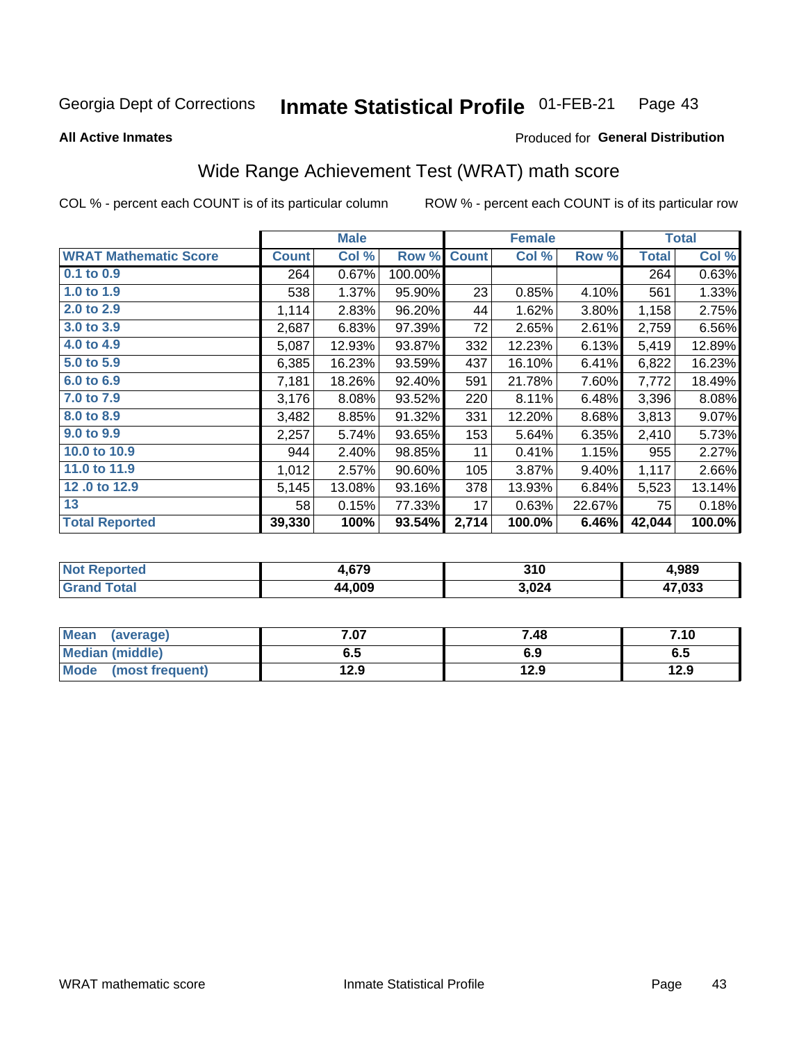Georgia Dept of Corrections **Inmate Statistical Profile** 01-FEB-21

**All Active Inmates**

Produced for **General Distribution**

## Wide Range Achievement Test (WRAT) math score

COL % - percent each COUNT is of its particular column ROW % - percent each COUNT is of its particular row

| | Male | | | Female | | | Total | |
|---|---|---|---|---|---|---|---|---|
| **WRAT Mathematic Score** | **Count** | **Col %** | **Row %** | **Count** | **Col %** | **Row %** | **Total** | **Col %** |
| 0.1 to 0.9 | 264 | 0.67% | 100.00% | | | | 264 | 0.63% |
| 1.0 to 1.9 | 538 | 1.37% | 95.90% | 23 | 0.85% | 4.10% | 561 | 1.33% |
| 2.0 to 2.9 | 1,114 | 2.83% | 96.20% | 44 | 1.62% | 3.80% | 1,158 | 2.75% |
| 3.0 to 3.9 | 2,687 | 6.83% | 97.39% | 72 | 2.65% | 2.61% | 2,759 | 6.56% |
| 4.0 to 4.9 | 5,087 | 12.93% | 93.87% | 332 | 12.23% | 6.13% | 5,419 | 12.89% |
| 5.0 to 5.9 | 6,385 | 16.23% | 93.59% | 437 | 16.10% | 6.41% | 6,822 | 16.23% |
| 6.0 to 6.9 | 7,181 | 18.26% | 92.40% | 591 | 21.78% | 7.60% | 7,772 | 18.49% |
| 7.0 to 7.9 | 3,176 | 8.08% | 93.52% | 220 | 8.11% | 6.48% | 3,396 | 8.08% |
| 8.0 to 8.9 | 3,482 | 8.85% | 91.32% | 331 | 12.20% | 8.68% | 3,813 | 9.07% |
| 9.0 to 9.9 | 2,257 | 5.74% | 93.65% | 153 | 5.64% | 6.35% | 2,410 | 5.73% |
| 10.0 to 10.9 | 944 | 2.40% | 98.85% | 11 | 0.41% | 1.15% | 955 | 2.27% |
| 11.0 to 11.9 | 1,012 | 2.57% | 90.60% | 105 | 3.87% | 9.40% | 1,117 | 2.66% |
| 12 .0 to 12.9 | 5,145 | 13.08% | 93.16% | 378 | 13.93% | 6.84% | 5,523 | 13.14% |
| 13 | 58 | 0.15% | 77.33% | 17 | 0.63% | 22.67% | 75 | 0.18% |
| **Total Reported** | **39,330** | **100%** | **93.54%** | **2,714** | **100.0%** | **6.46%** | **42,044** | **100.0%** |

| | Male | Female | Total |
|---|---|---|---|
| Not Reported | 4,679 | 310 | 4,989 |
| Grand Total | 44,009 | 3,024 | 47,033 |

| | Male | Female | Total |
|---|---|---|---|
| Mean (average) | 7.07 | 7.48 | 7.10 |
| Median (middle) | 6.5 | 6.9 | 6.5 |
| Mode (most frequent) | 12.9 | 12.9 | 12.9 |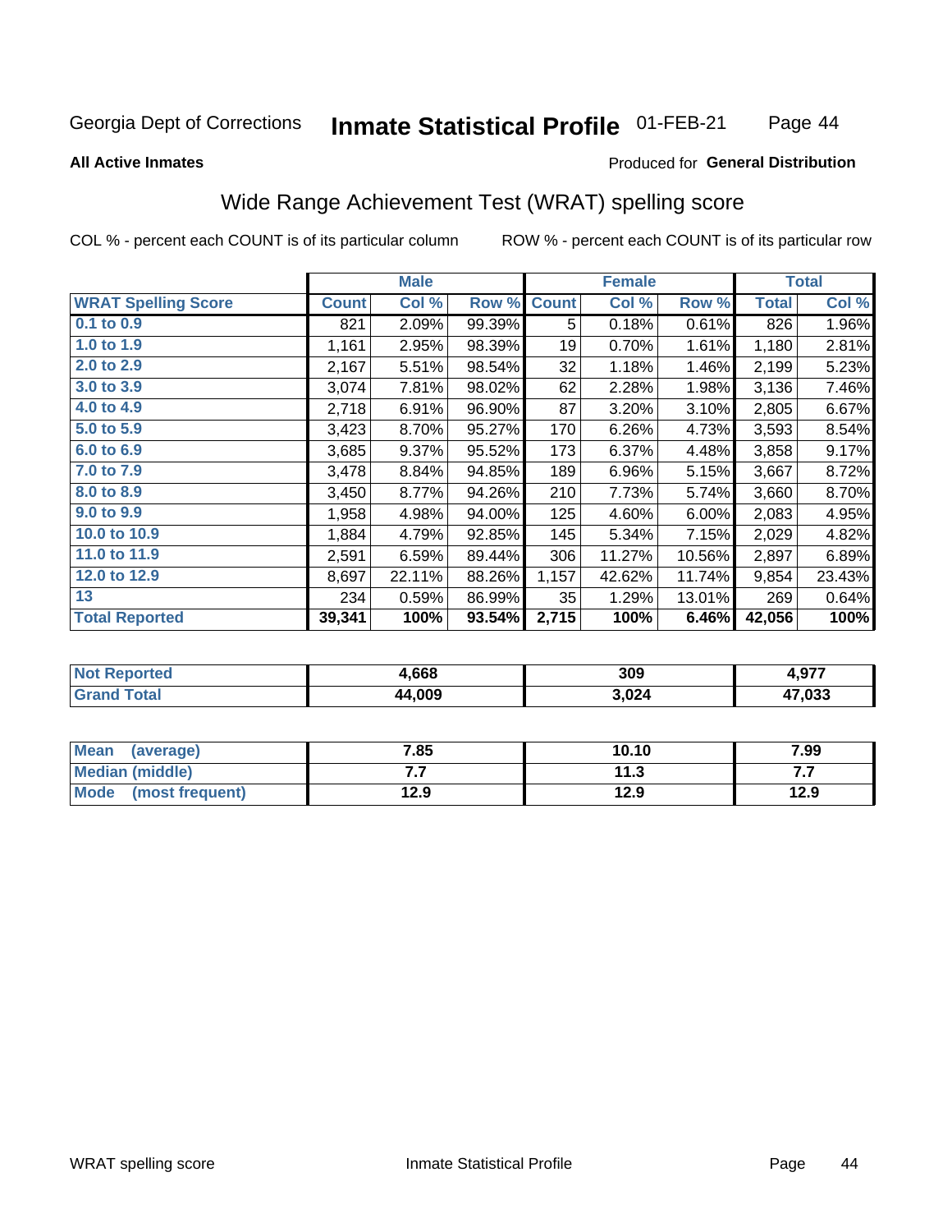Georgia Dept of Corrections **Inmate Statistical Profile** 01-FEB-21

**All Active Inmates**

Produced for **General Distribution**

## Wide Range Achievement Test (WRAT) spelling score

COL % - percent each COUNT is of its particular column

ROW % - percent each COUNT is of its particular row

| | Male | | | Female | | | Total | |
|---|---|---|---|---|---|---|---|---|
| **WRAT Spelling Score** | **Count** | **Col %** | **Row %** | **Count** | **Col %** | **Row %** | **Total** | **Col %** |
| 0.1 to 0.9 | 821 | 2.09% | 99.39% | 5 | 0.18% | 0.61% | 826 | 1.96% |
| 1.0 to 1.9 | 1,161 | 2.95% | 98.39% | 19 | 0.70% | 1.61% | 1,180 | 2.81% |
| 2.0 to 2.9 | 2,167 | 5.51% | 98.54% | 32 | 1.18% | 1.46% | 2,199 | 5.23% |
| 3.0 to 3.9 | 3,074 | 7.81% | 98.02% | 62 | 2.28% | 1.98% | 3,136 | 7.46% |
| 4.0 to 4.9 | 2,718 | 6.91% | 96.90% | 87 | 3.20% | 3.10% | 2,805 | 6.67% |
| 5.0 to 5.9 | 3,423 | 8.70% | 95.27% | 170 | 6.26% | 4.73% | 3,593 | 8.54% |
| 6.0 to 6.9 | 3,685 | 9.37% | 95.52% | 173 | 6.37% | 4.48% | 3,858 | 9.17% |
| 7.0 to 7.9 | 3,478 | 8.84% | 94.85% | 189 | 6.96% | 5.15% | 3,667 | 8.72% |
| 8.0 to 8.9 | 3,450 | 8.77% | 94.26% | 210 | 7.73% | 5.74% | 3,660 | 8.70% |
| 9.0 to 9.9 | 1,958 | 4.98% | 94.00% | 125 | 4.60% | 6.00% | 2,083 | 4.95% |
| 10.0 to 10.9 | 1,884 | 4.79% | 92.85% | 145 | 5.34% | 7.15% | 2,029 | 4.82% |
| 11.0 to 11.9 | 2,591 | 6.59% | 89.44% | 306 | 11.27% | 10.56% | 2,897 | 6.89% |
| 12.0 to 12.9 | 8,697 | 22.11% | 88.26% | 1,157 | 42.62% | 11.74% | 9,854 | 23.43% |
| 13 | 234 | 0.59% | 86.99% | 35 | 1.29% | 13.01% | 269 | 0.64% |
| **Total Reported** | **39,341** | **100%** | **93.54%** | **2,715** | **100%** | **6.46%** | **42,056** | **100%** |

| | Male | Female | Total |
|---|---|---|---|
| Not Reported | 4,668 | 309 | 4,977 |
| Grand Total | 44,009 | 3,024 | 47,033 |

| | Male | Female | Total |
|---|---|---|---|
| Mean (average) | 7.85 | 10.10 | 7.99 |
| Median (middle) | 7.7 | 11.3 | 7.7 |
| Mode (most frequent) | 12.9 | 12.9 | 12.9 |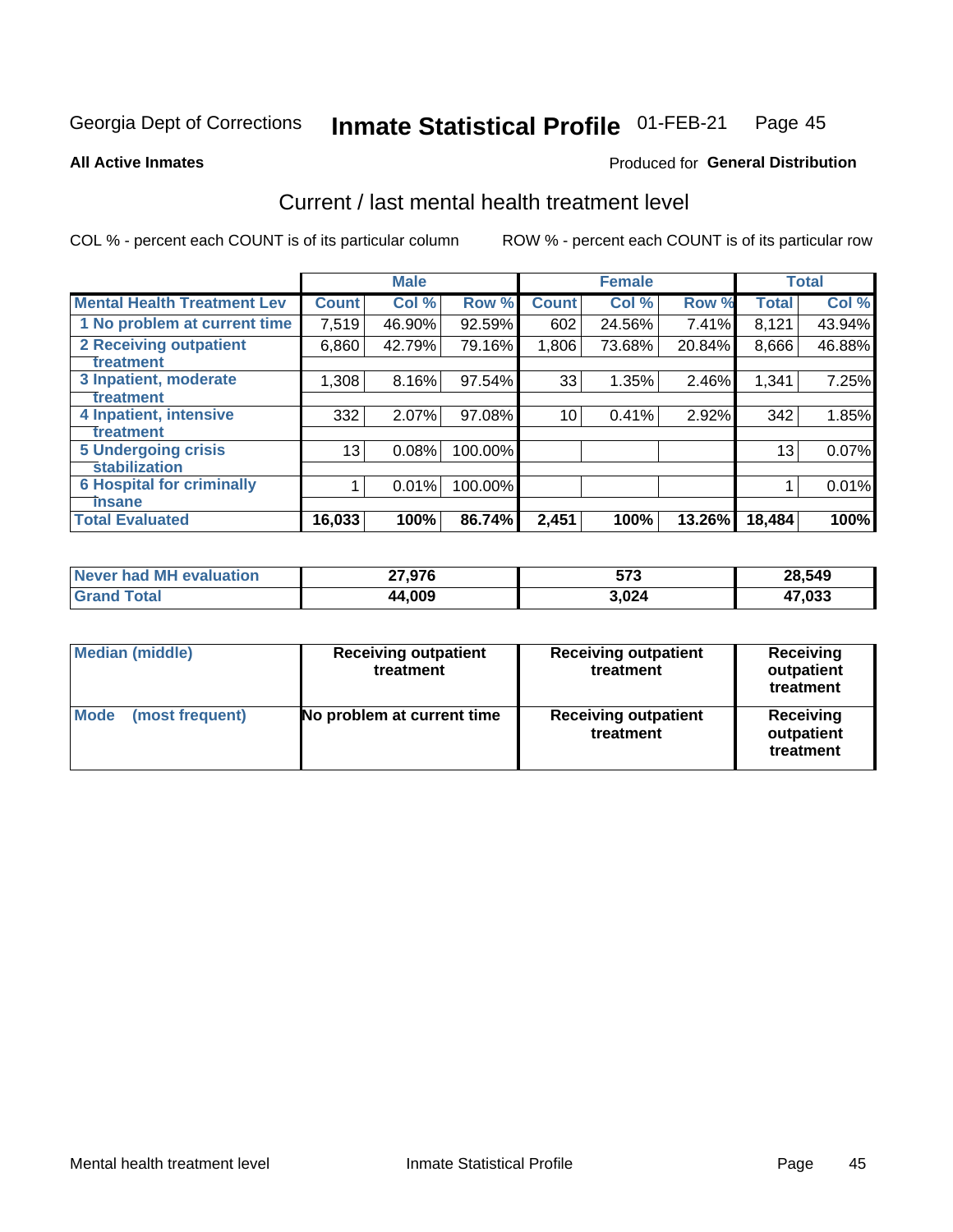Georgia Dept of Corrections **Inmate Statistical Profile** 01-FEB-21

**All Active Inmates**

Produced for **General Distribution**

## Current / last mental health treatment level

COL % - percent each COUNT is of its particular column

ROW % - percent each COUNT is of its particular row

| | Male | | | Female | | | Total | |
|---|---|---|---|---|---|---|---|---|
| **Mental Health Treatment Lev** | **Count** | **Col %** | **Row %** | **Count** | **Col %** | **Row %** | **Total** | **Col %** |
| 1 No problem at current time | 7,519 | 46.90% | 92.59% | 602 | 24.56% | 7.41% | 8,121 | 43.94% |
| 2 Receiving outpatient treatment | 6,860 | 42.79% | 79.16% | 1,806 | 73.68% | 20.84% | 8,666 | 46.88% |
| 3 Inpatient, moderate treatment | 1,308 | 8.16% | 97.54% | 33 | 1.35% | 2.46% | 1,341 | 7.25% |
| 4 Inpatient, intensive treatment | 332 | 2.07% | 97.08% | 10 | 0.41% | 2.92% | 342 | 1.85% |
| 5 Undergoing crisis stabilization | 13 | 0.08% | 100.00% | | | | 13 | 0.07% |
| 6 Hospital for criminally insane | 1 | 0.01% | 100.00% | | | | 1 | 0.01% |
| **Total Evaluated** | **16,033** | **100%** | **86.74%** | **2,451** | **100%** | **13.26%** | **18,484** | **100%** |

| | Male | Female | Total |
|---|---|---|---|
| **Never had MH evaluation** | **27,976** | **573** | **28,549** |
| **Grand Total** | **44,009** | **3,024** | **47,033** |

| | Male | Female | Total |
|---|---|---|---|
| **Median (middle)** | **Receiving outpatient treatment** | **Receiving outpatient treatment** | **Receiving outpatient treatment** |
| **Mode (most frequent)** | **No problem at current time** | **Receiving outpatient treatment** | **Receiving outpatient treatment** |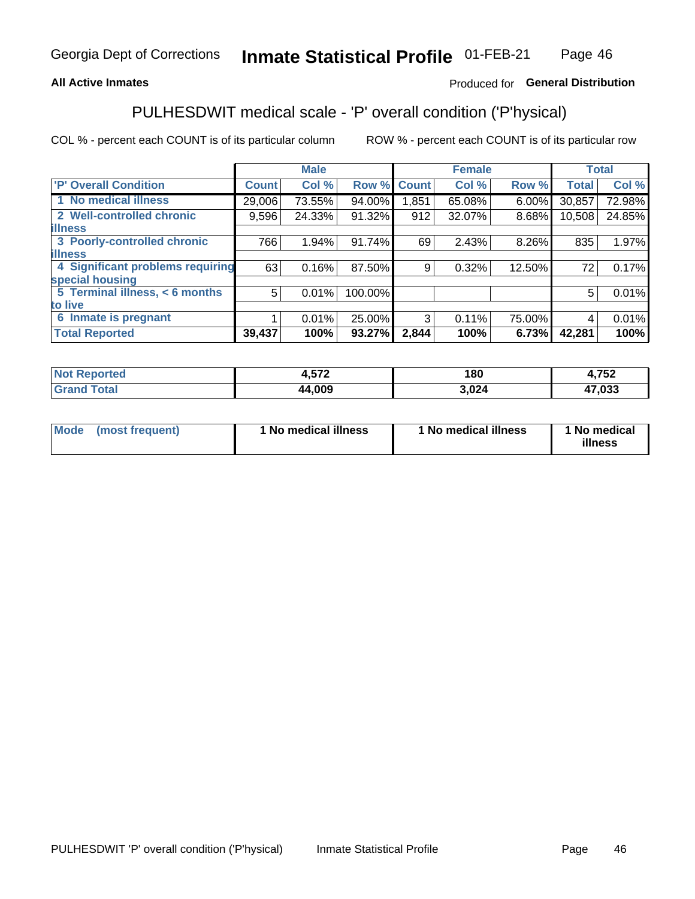Georgia Dept of Corrections **Inmate Statistical Profile** 01-FEB-21

**All Active Inmates**

Produced for **General Distribution**

## PULHESDWIT medical scale - 'P' overall condition ('P'hysical)

COL % - percent each COUNT is of its particular column

ROW % - percent each COUNT is of its particular row

| | Male | | | Female | | | Total | |
|---|---|---|---|---|---|---|---|---|
| 'P' Overall Condition | Count | Col % | Row % | Count | Col % | Row % | Total | Col % |
| 1 No medical illness | 29,006 | 73.55% | 94.00% | 1,851 | 65.08% | 6.00% | 30,857 | 72.98% |
| 2 Well-controlled chronic illness | 9,596 | 24.33% | 91.32% | 912 | 32.07% | 8.68% | 10,508 | 24.85% |
| 3 Poorly-controlled chronic illness | 766 | 1.94% | 91.74% | 69 | 2.43% | 8.26% | 835 | 1.97% |
| 4 Significant problems requiring special housing | 63 | 0.16% | 87.50% | 9 | 0.32% | 12.50% | 72 | 0.17% |
| 5 Terminal illness, < 6 months to live | 5 | 0.01% | 100.00% | | | | 5 | 0.01% |
| 6 Inmate is pregnant | 1 | 0.01% | 25.00% | 3 | 0.11% | 75.00% | 4 | 0.01% |
| **Total Reported** | **39,437** | **100%** | **93.27%** | **2,844** | **100%** | **6.73%** | **42,281** | **100%** |

| | Male | Female | Total |
|---|---|---|---|
| Not Reported | 4,572 | 180 | 4,752 |
| Grand Total | 44,009 | 3,024 | 47,033 |

| | Male | Female | Total |
|---|---|---|---|
| Mode (most frequent) | 1 No medical illness | 1 No medical illness | 1 No medical illness |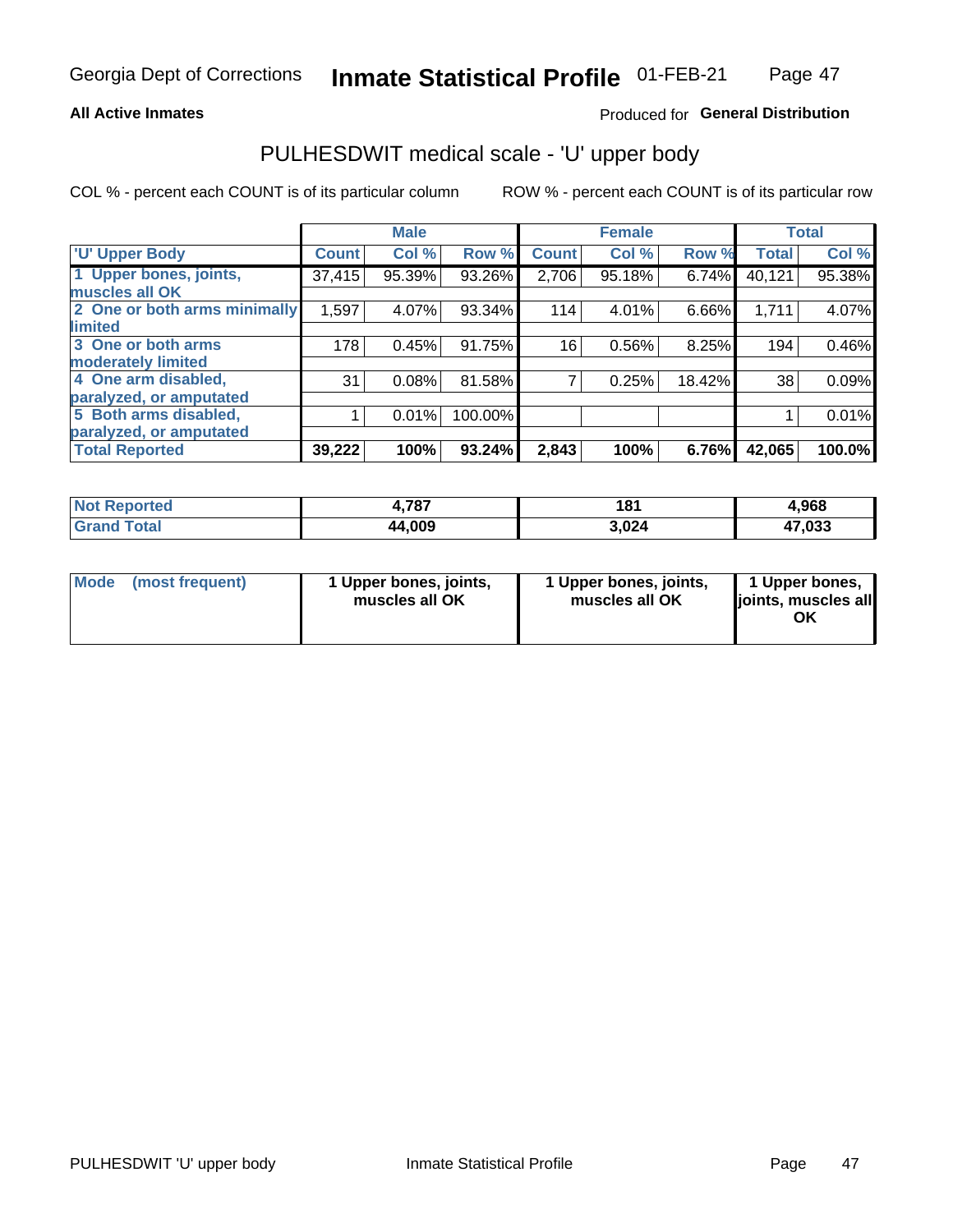**All Active Inmates**

Produced for **General Distribution**

## PULHESDWIT medical scale - 'U' upper body

COL % - percent each COUNT is of its particular column

ROW % - percent each COUNT is of its particular row

| | Male | | | Female | | | Total | |
|---|---|---|---|---|---|---|---|---|
| 'U' Upper Body | Count | Col % | Row % | Count | Col % | Row % | Total | Col % |
| 1 Upper bones, joints, muscles all OK | 37,415 | 95.39% | 93.26% | 2,706 | 95.18% | 6.74% | 40,121 | 95.38% |
| 2 One or both arms minimally limited | 1,597 | 4.07% | 93.34% | 114 | 4.01% | 6.66% | 1,711 | 4.07% |
| 3 One or both arms moderately limited | 178 | 0.45% | 91.75% | 16 | 0.56% | 8.25% | 194 | 0.46% |
| 4 One arm disabled, paralyzed, or amputated | 31 | 0.08% | 81.58% | 7 | 0.25% | 18.42% | 38 | 0.09% |
| 5 Both arms disabled, paralyzed, or amputated | 1 | 0.01% | 100.00% | | | | 1 | 0.01% |
| **Total Reported** | **39,222** | **100%** | **93.24%** | **2,843** | **100%** | **6.76%** | **42,065** | **100.0%** |

| | Male | Female | Total |
|---|---|---|---|
| Not Reported | 4,787 | 181 | 4,968 |
| Grand Total | 44,009 | 3,024 | 47,033 |

| | Male | Female | Total |
|---|---|---|---|
| Mode (most frequent) | 1 Upper bones, joints, muscles all OK | 1 Upper bones, joints, muscles all OK | 1 Upper bones, joints, muscles all OK |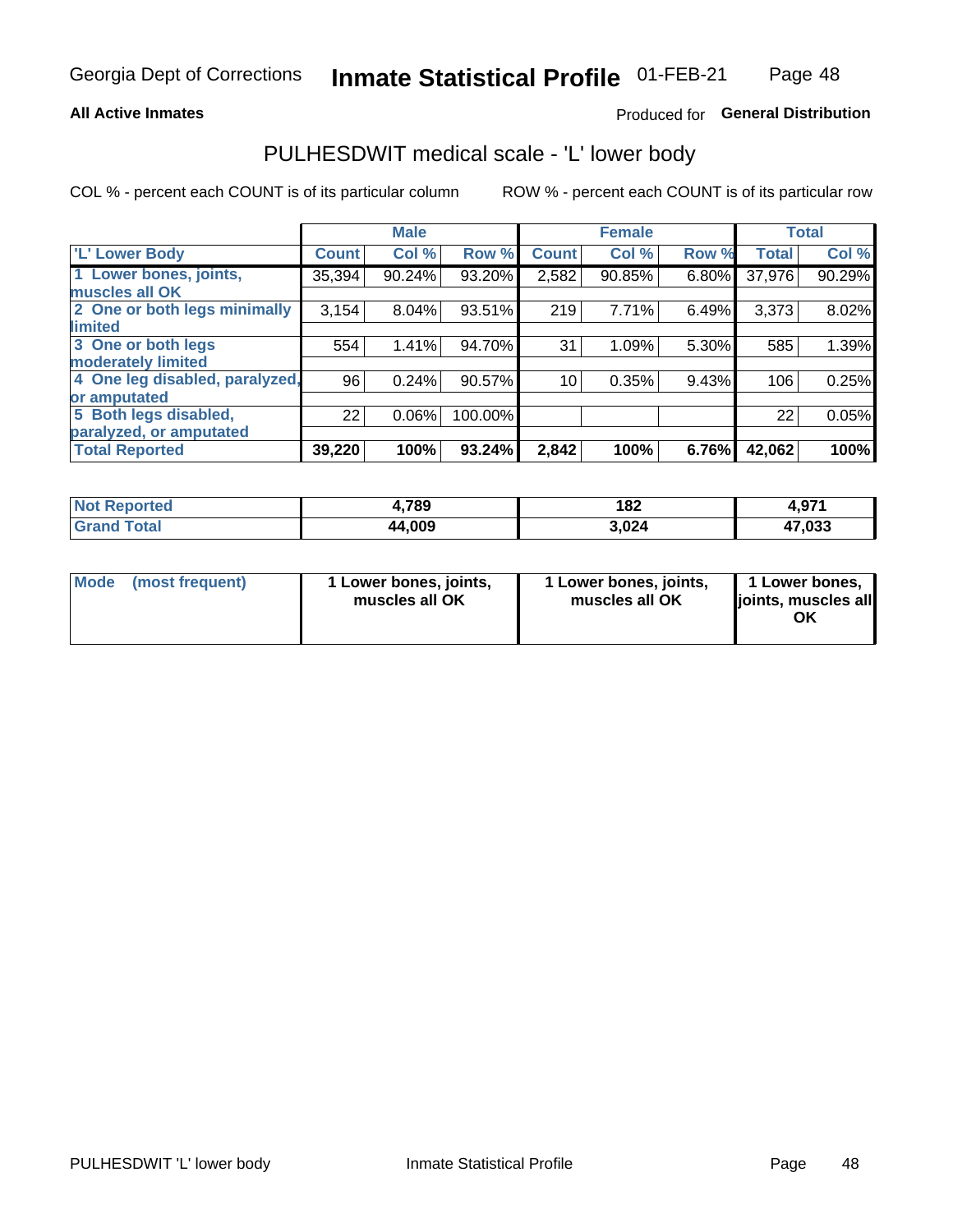Georgia Dept of Corrections **Inmate Statistical Profile** 01-FEB-21

**All Active Inmates**

Produced for **General Distribution**

## PULHESDWIT medical scale - 'L' lower body

COL % - percent each COUNT is of its particular column

ROW % - percent each COUNT is of its particular row

| | Male | | | Female | | | Total | |
|---|---|---|---|---|---|---|---|---|
| **'L' Lower Body** | **Count** | **Col %** | **Row %** | **Count** | **Col %** | **Row %** | **Total** | **Col %** |
| **1 Lower bones, joints, muscles all OK** | 35,394 | 90.24% | 93.20% | 2,582 | 90.85% | 6.80% | 37,976 | 90.29% |
| **2 One or both legs minimally limited** | 3,154 | 8.04% | 93.51% | 219 | 7.71% | 6.49% | 3,373 | 8.02% |
| **3 One or both legs moderately limited** | 554 | 1.41% | 94.70% | 31 | 1.09% | 5.30% | 585 | 1.39% |
| **4 One leg disabled, paralyzed, or amputated** | 96 | 0.24% | 90.57% | 10 | 0.35% | 9.43% | 106 | 0.25% |
| **5 Both legs disabled, paralyzed, or amputated** | 22 | 0.06% | 100.00% | | | | 22 | 0.05% |
| **Total Reported** | **39,220** | **100%** | **93.24%** | **2,842** | **100%** | **6.76%** | **42,062** | **100%** |

| | Male | Female | Total |
|---|---|---|---|
| **Not Reported** | **4,789** | **182** | **4,971** |
| **Grand Total** | **44,009** | **3,024** | **47,033** |

| | Male | Female | Total |
|---|---|---|---|
| **Mode (most frequent)** | **1 Lower bones, joints, muscles all OK** | **1 Lower bones, joints, muscles all OK** | **1 Lower bones, joints, muscles all OK** |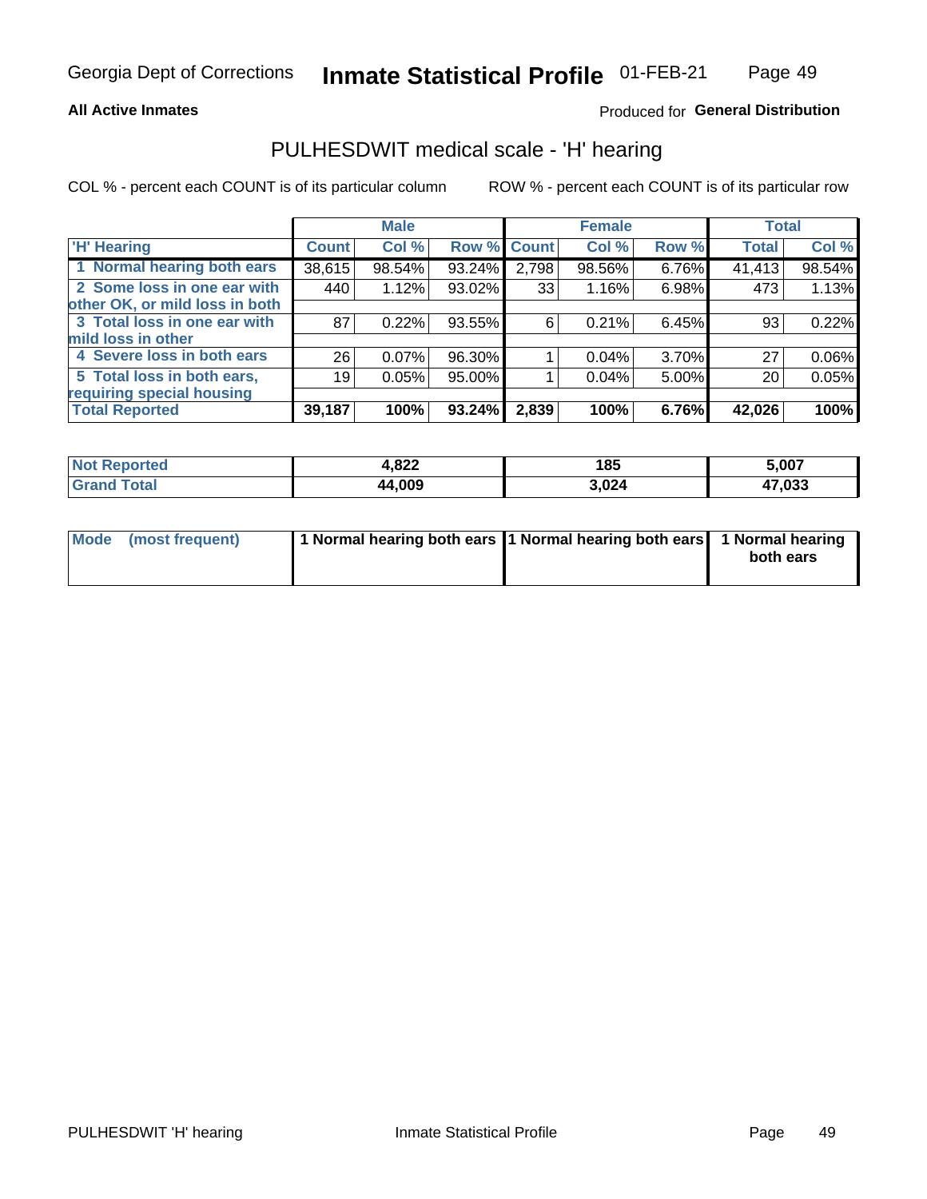# PULHESDWIT medical scale - 'H' hearing

**All Active Inmates** — Produced for **General Distribution**

COL % - percent each COUNT is of its particular column

ROW % - percent each COUNT is of its particular row

| | Male | | | Female | | | Total | |
|---|---|---|---|---|---|---|---|---|
| 'H' Hearing | Count | Col % | Row % | Count | Col % | Row % | Total | Col % |
| 1 Normal hearing both ears | 38,615 | 98.54% | 93.24% | 2,798 | 98.56% | 6.76% | 41,413 | 98.54% |
| 2 Some loss in one ear with other OK, or mild loss in both | 440 | 1.12% | 93.02% | 33 | 1.16% | 6.98% | 473 | 1.13% |
| 3 Total loss in one ear with mild loss in other | 87 | 0.22% | 93.55% | 6 | 0.21% | 6.45% | 93 | 0.22% |
| 4 Severe loss in both ears | 26 | 0.07% | 96.30% | 1 | 0.04% | 3.70% | 27 | 0.06% |
| 5 Total loss in both ears, requiring special housing | 19 | 0.05% | 95.00% | 1 | 0.04% | 5.00% | 20 | 0.05% |
| **Total Reported** | **39,187** | **100%** | **93.24%** | **2,839** | **100%** | **6.76%** | **42,026** | **100%** |

| | Male | Female | Total |
|---|---|---|---|
| Not Reported | 4,822 | 185 | 5,007 |
| Grand Total | 44,009 | 3,024 | 47,033 |

| | Male | Female | Total |
|---|---|---|---|
| Mode (most frequent) | 1 Normal hearing both ears | 1 Normal hearing both ears | 1 Normal hearing both ears |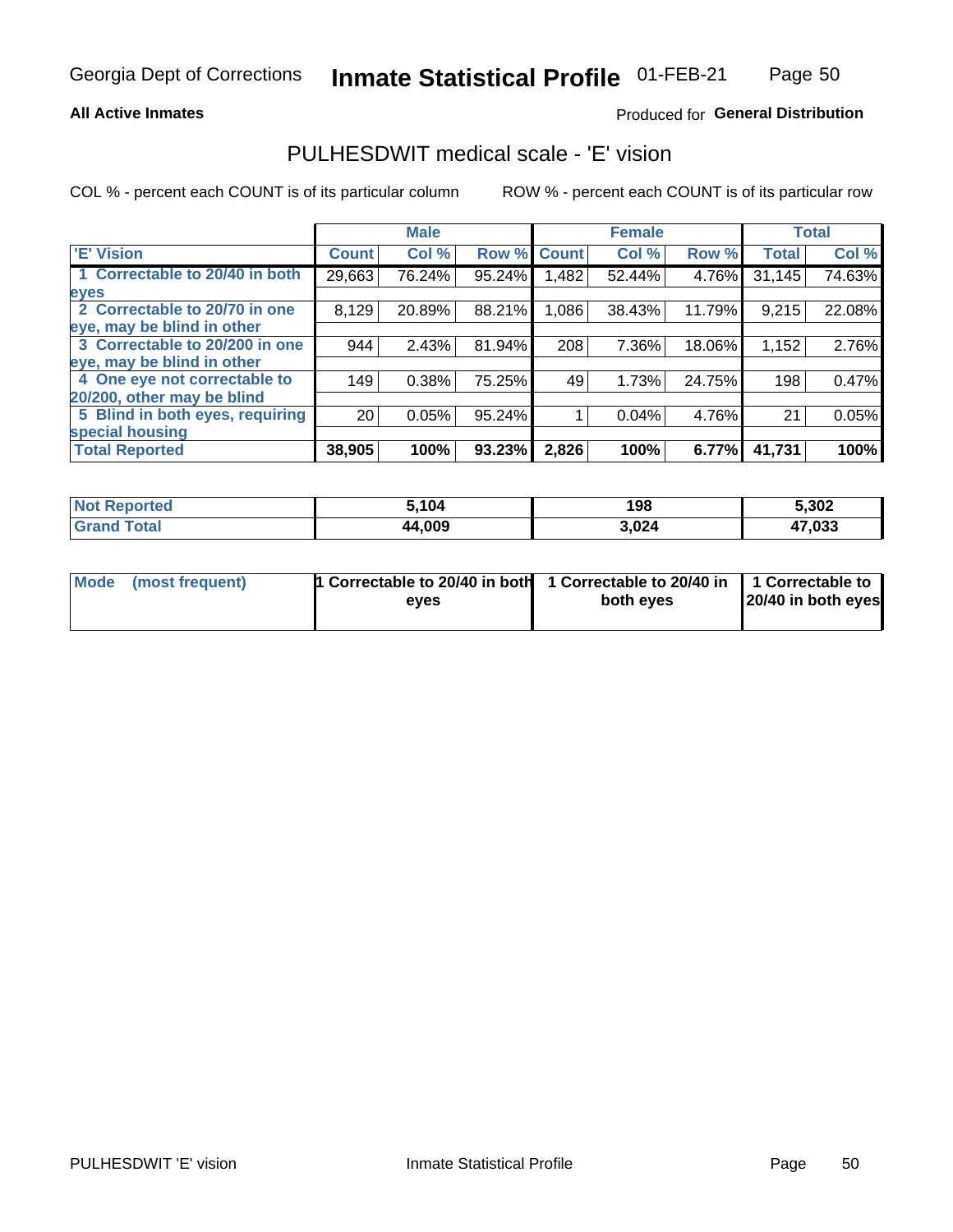# Inmate Statistical Profile

Georgia Dept of Corrections — 01-FEB-21

**All Active Inmates**

Produced for **General Distribution**

## PULHESDWIT medical scale - 'E' vision

COL % - percent each COUNT is of its particular column

ROW % - percent each COUNT is of its particular row

| | Male | | | Female | | | Total | |
|---|---|---|---|---|---|---|---|---|
| **'E' Vision** | **Count** | **Col %** | **Row %** | **Count** | **Col %** | **Row %** | **Total** | **Col %** |
| 1 Correctable to 20/40 in both eyes | 29,663 | 76.24% | 95.24% | 1,482 | 52.44% | 4.76% | 31,145 | 74.63% |
| 2 Correctable to 20/70 in one eye, may be blind in other | 8,129 | 20.89% | 88.21% | 1,086 | 38.43% | 11.79% | 9,215 | 22.08% |
| 3 Correctable to 20/200 in one eye, may be blind in other | 944 | 2.43% | 81.94% | 208 | 7.36% | 18.06% | 1,152 | 2.76% |
| 4 One eye not correctable to 20/200, other may be blind | 149 | 0.38% | 75.25% | 49 | 1.73% | 24.75% | 198 | 0.47% |
| 5 Blind in both eyes, requiring special housing | 20 | 0.05% | 95.24% | 1 | 0.04% | 4.76% | 21 | 0.05% |
| **Total Reported** | **38,905** | **100%** | **93.23%** | **2,826** | **100%** | **6.77%** | **41,731** | **100%** |

| | Male | Female | Total |
|---|---|---|---|
| **Not Reported** | **5,104** | **198** | **5,302** |
| **Grand Total** | **44,009** | **3,024** | **47,033** |

| | Male | Female | Total |
|---|---|---|---|
| **Mode (most frequent)** | **1 Correctable to 20/40 in both eyes** | **1 Correctable to 20/40 in both eyes** | **1 Correctable to 20/40 in both eyes** |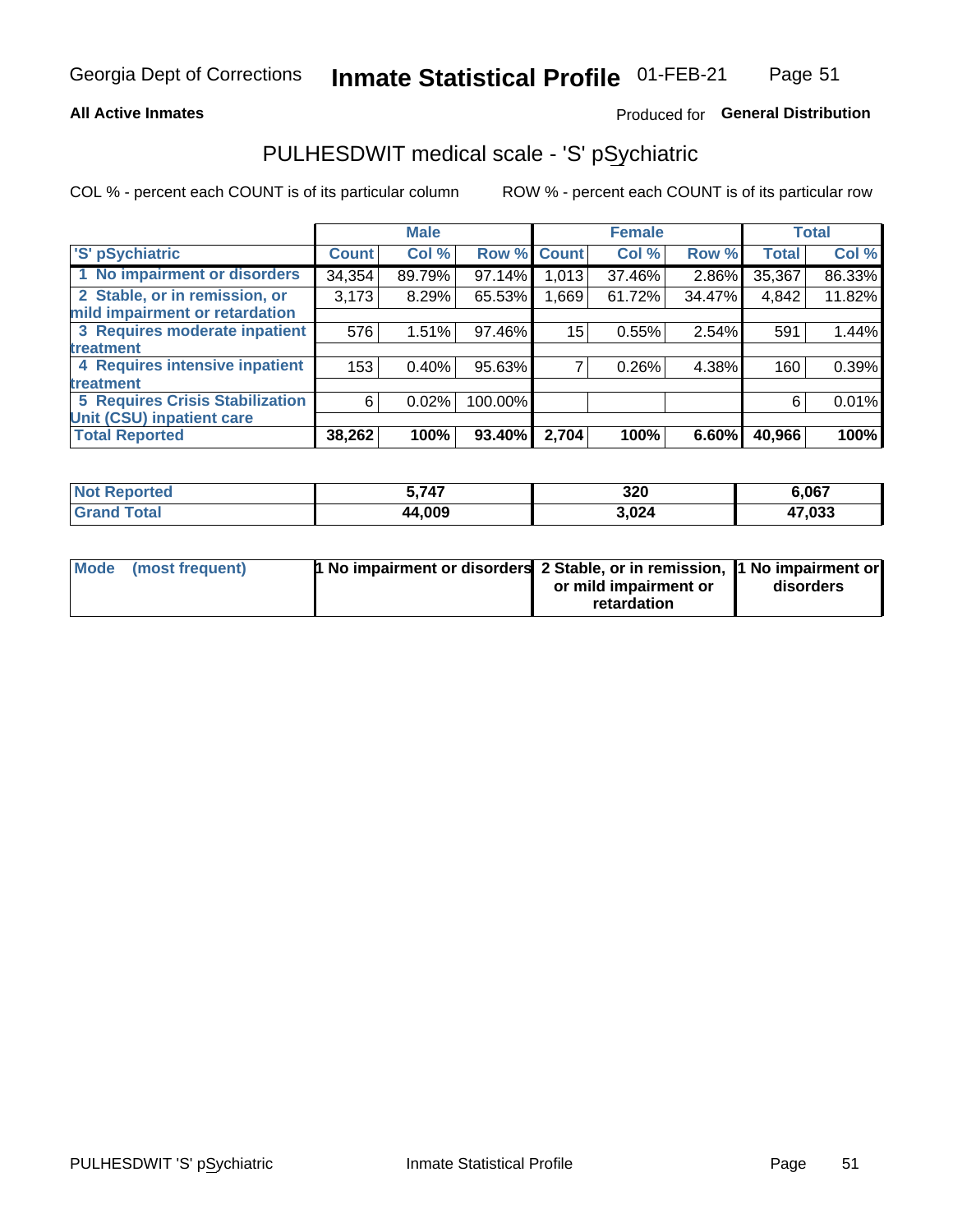Georgia Dept of Corrections **Inmate Statistical Profile** 01-FEB-21

**All Active Inmates**

Produced for **General Distribution**

## PULHESDWIT medical scale - 'S' pSychiatric

COL % - percent each COUNT is of its particular column

ROW % - percent each COUNT is of its particular row

| | Male | | | Female | | | Total | |
|---|---|---|---|---|---|---|---|---|
| 'S' pSychiatric | Count | Col % | Row % | Count | Col % | Row % | Total | Col % |
| 1 No impairment or disorders | 34,354 | 89.79% | 97.14% | 1,013 | 37.46% | 2.86% | 35,367 | 86.33% |
| 2 Stable, or in remission, or mild impairment or retardation | 3,173 | 8.29% | 65.53% | 1,669 | 61.72% | 34.47% | 4,842 | 11.82% |
| 3 Requires moderate inpatient treatment | 576 | 1.51% | 97.46% | 15 | 0.55% | 2.54% | 591 | 1.44% |
| 4 Requires intensive inpatient treatment | 153 | 0.40% | 95.63% | 7 | 0.26% | 4.38% | 160 | 0.39% |
| 5 Requires Crisis Stabilization Unit (CSU) inpatient care | 6 | 0.02% | 100.00% | | | | 6 | 0.01% |
| **Total Reported** | **38,262** | **100%** | **93.40%** | **2,704** | **100%** | **6.60%** | **40,966** | **100%** |

| | Male | Female | Total |
|---|---|---|---|
| Not Reported | 5,747 | 320 | 6,067 |
| Grand Total | 44,009 | 3,024 | 47,033 |

| | Male | Female | Total |
|---|---|---|---|
| Mode (most frequent) | 1 No impairment or disorders | 2 Stable, or in remission, or mild impairment or retardation | 1 No impairment or disorders |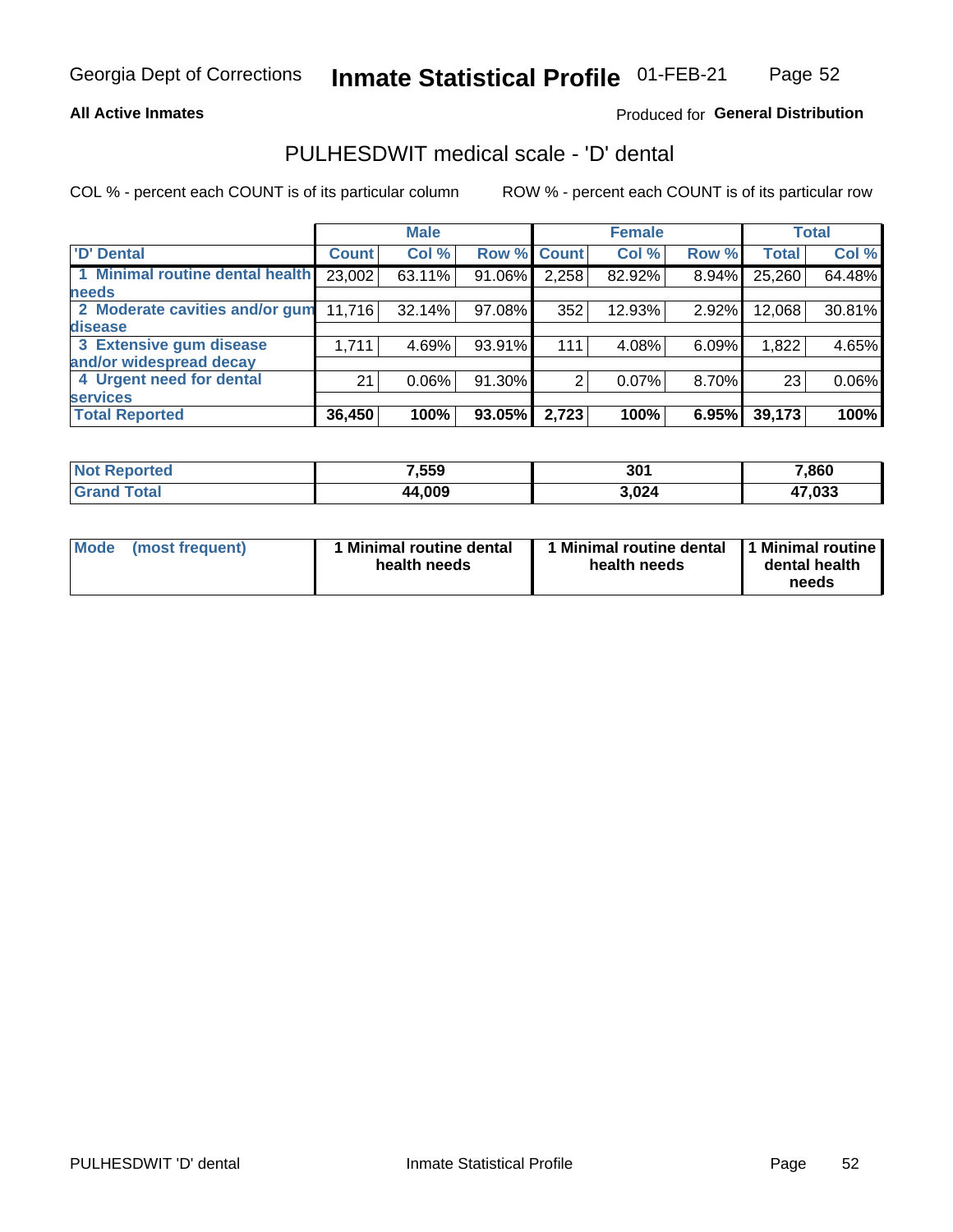# Inmate Statistical Profile

Georgia Dept of Corrections — 01-FEB-21

**All Active Inmates**

Produced for **General Distribution**

## PULHESDWIT medical scale - 'D' dental

COL % - percent each COUNT is of its particular column

ROW % - percent each COUNT is of its particular row

| | Male | | | Female | | | Total | |
|---|---|---|---|---|---|---|---|---|
| 'D' Dental | Count | Col % | Row % | Count | Col % | Row % | Total | Col % |
| 1 Minimal routine dental health needs | 23,002 | 63.11% | 91.06% | 2,258 | 82.92% | 8.94% | 25,260 | 64.48% |
| 2 Moderate cavities and/or gum disease | 11,716 | 32.14% | 97.08% | 352 | 12.93% | 2.92% | 12,068 | 30.81% |
| 3 Extensive gum disease and/or widespread decay | 1,711 | 4.69% | 93.91% | 111 | 4.08% | 6.09% | 1,822 | 4.65% |
| 4 Urgent need for dental services | 21 | 0.06% | 91.30% | 2 | 0.07% | 8.70% | 23 | 0.06% |
| **Total Reported** | **36,450** | **100%** | **93.05%** | **2,723** | **100%** | **6.95%** | **39,173** | **100%** |

| | Male | Female | Total |
|---|---|---|---|
| Not Reported | 7,559 | 301 | 7,860 |
| Grand Total | 44,009 | 3,024 | 47,033 |

| | Male | Female | Total |
|---|---|---|---|
| Mode (most frequent) | 1 Minimal routine dental health needs | 1 Minimal routine dental health needs | 1 Minimal routine dental health needs |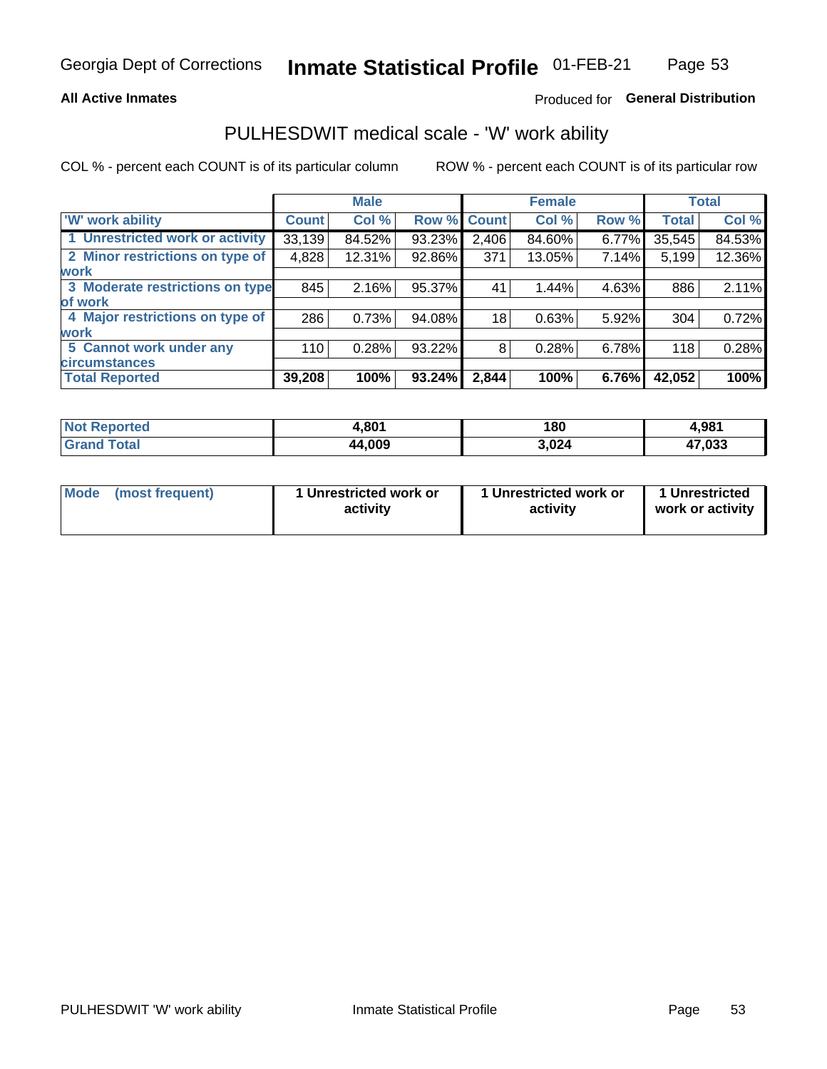Georgia Dept of Corrections **Inmate Statistical Profile** 01-FEB-21

**All Active Inmates**

Produced for **General Distribution**

## PULHESDWIT medical scale - 'W' work ability

COL % - percent each COUNT is of its particular column

ROW % - percent each COUNT is of its particular row

| | Male | | | Female | | | Total | |
|---|---|---|---|---|---|---|---|---|
| 'W' work ability | Count | Col % | Row % | Count | Col % | Row % | Total | Col % |
| 1 Unrestricted work or activity | 33,139 | 84.52% | 93.23% | 2,406 | 84.60% | 6.77% | 35,545 | 84.53% |
| 2 Minor restrictions on type of work | 4,828 | 12.31% | 92.86% | 371 | 13.05% | 7.14% | 5,199 | 12.36% |
| 3 Moderate restrictions on type of work | 845 | 2.16% | 95.37% | 41 | 1.44% | 4.63% | 886 | 2.11% |
| 4 Major restrictions on type of work | 286 | 0.73% | 94.08% | 18 | 0.63% | 5.92% | 304 | 0.72% |
| 5 Cannot work under any circumstances | 110 | 0.28% | 93.22% | 8 | 0.28% | 6.78% | 118 | 0.28% |
| **Total Reported** | **39,208** | **100%** | **93.24%** | **2,844** | **100%** | **6.76%** | **42,052** | **100%** |

| | Male | Female | Total |
|---|---|---|---|
| Not Reported | 4,801 | 180 | 4,981 |
| Grand Total | 44,009 | 3,024 | 47,033 |

| | Male | Female | Total |
|---|---|---|---|
| Mode (most frequent) | 1 Unrestricted work or activity | 1 Unrestricted work or activity | 1 Unrestricted work or activity |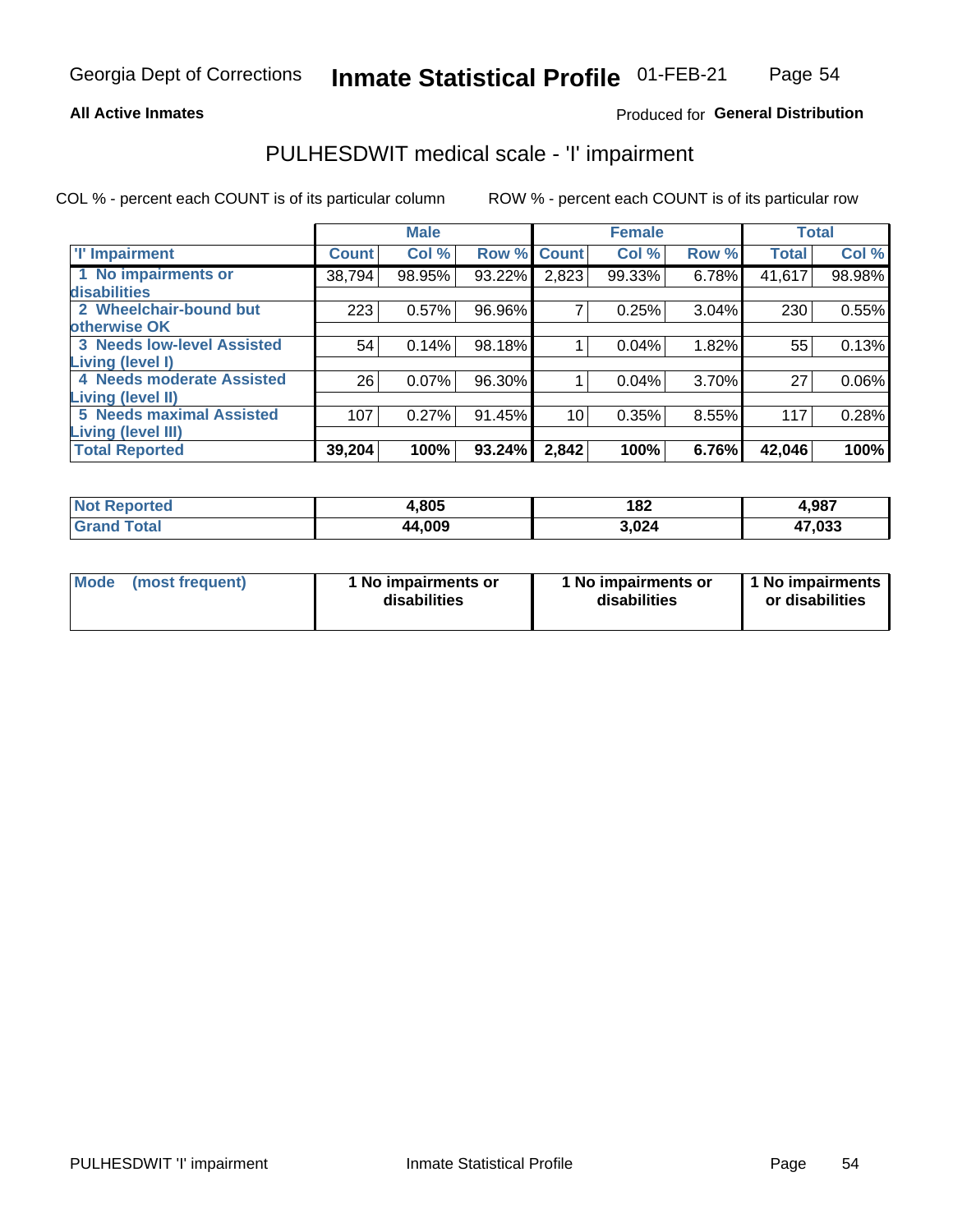Georgia Dept of Corrections **Inmate Statistical Profile** 01-FEB-21

**All Active Inmates**

Produced for **General Distribution**

## PULHESDWIT medical scale - 'I' impairment

COL % - percent each COUNT is of its particular column ROW % - percent each COUNT is of its particular row

| | Male | | | Female | | | Total | |
|---|---|---|---|---|---|---|---|---|
| 'I' Impairment | Count | Col % | Row % | Count | Col % | Row % | Total | Col % |
| 1 No impairments or disabilities | 38,794 | 98.95% | 93.22% | 2,823 | 99.33% | 6.78% | 41,617 | 98.98% |
| 2 Wheelchair-bound but otherwise OK | 223 | 0.57% | 96.96% | 7 | 0.25% | 3.04% | 230 | 0.55% |
| 3 Needs low-level Assisted Living (level I) | 54 | 0.14% | 98.18% | 1 | 0.04% | 1.82% | 55 | 0.13% |
| 4 Needs moderate Assisted Living (level II) | 26 | 0.07% | 96.30% | 1 | 0.04% | 3.70% | 27 | 0.06% |
| 5 Needs maximal Assisted Living (level III) | 107 | 0.27% | 91.45% | 10 | 0.35% | 8.55% | 117 | 0.28% |
| **Total Reported** | **39,204** | **100%** | **93.24%** | **2,842** | **100%** | **6.76%** | **42,046** | **100%** |

| | Male | Female | Total |
|---|---|---|---|
| Not Reported | 4,805 | 182 | 4,987 |
| Grand Total | 44,009 | 3,024 | 47,033 |

| | Male | Female | Total |
|---|---|---|---|
| Mode (most frequent) | 1 No impairments or disabilities | 1 No impairments or disabilities | 1 No impairments or disabilities |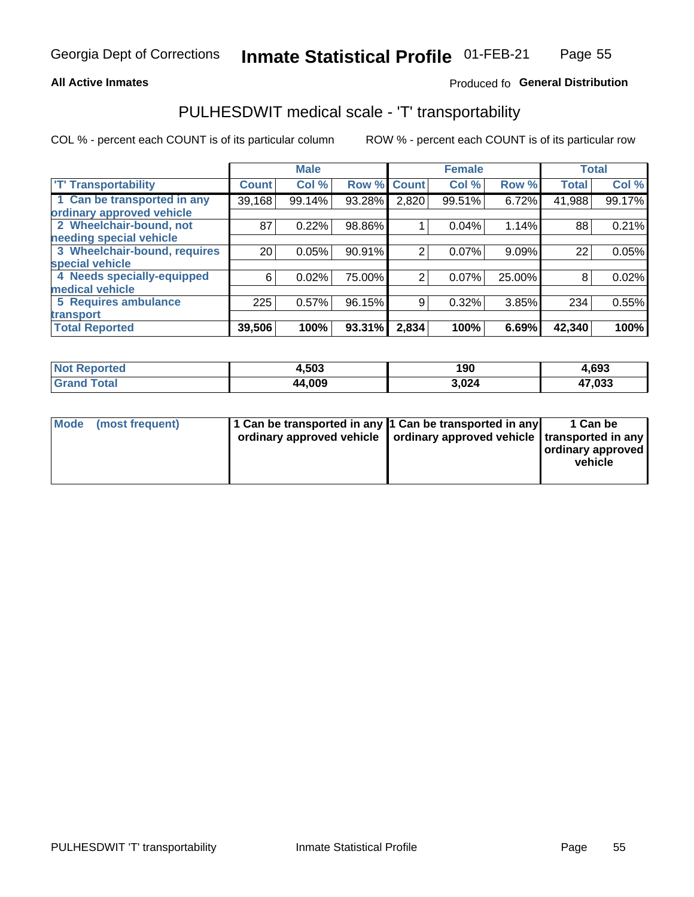Georgia Dept of Corrections **Inmate Statistical Profile** 01-FEB-21

**All Active Inmates**

Produced fo **General Distribution**

## PULHESDWIT medical scale - 'T' transportability

COL % - percent each COUNT is of its particular column

ROW % - percent each COUNT is of its particular row

| | Male | | | Female | | | Total | |
|---|---|---|---|---|---|---|---|---|
| 'T' Transportability | Count | Col % | Row % | Count | Col % | Row % | Total | Col % |
| 1 Can be transported in any ordinary approved vehicle | 39,168 | 99.14% | 93.28% | 2,820 | 99.51% | 6.72% | 41,988 | 99.17% |
| 2 Wheelchair-bound, not needing special vehicle | 87 | 0.22% | 98.86% | 1 | 0.04% | 1.14% | 88 | 0.21% |
| 3 Wheelchair-bound, requires special vehicle | 20 | 0.05% | 90.91% | 2 | 0.07% | 9.09% | 22 | 0.05% |
| 4 Needs specially-equipped medical vehicle | 6 | 0.02% | 75.00% | 2 | 0.07% | 25.00% | 8 | 0.02% |
| 5 Requires ambulance transport | 225 | 0.57% | 96.15% | 9 | 0.32% | 3.85% | 234 | 0.55% |
| **Total Reported** | **39,506** | **100%** | **93.31%** | **2,834** | **100%** | **6.69%** | **42,340** | **100%** |

| | Male | Female | Total |
|---|---|---|---|
| Not Reported | 4,503 | 190 | 4,693 |
| Grand Total | 44,009 | 3,024 | 47,033 |

| | Male | Female | Total |
|---|---|---|---|
| Mode (most frequent) | 1 Can be transported in any ordinary approved vehicle | 1 Can be transported in any ordinary approved vehicle | 1 Can be transported in any ordinary approved vehicle |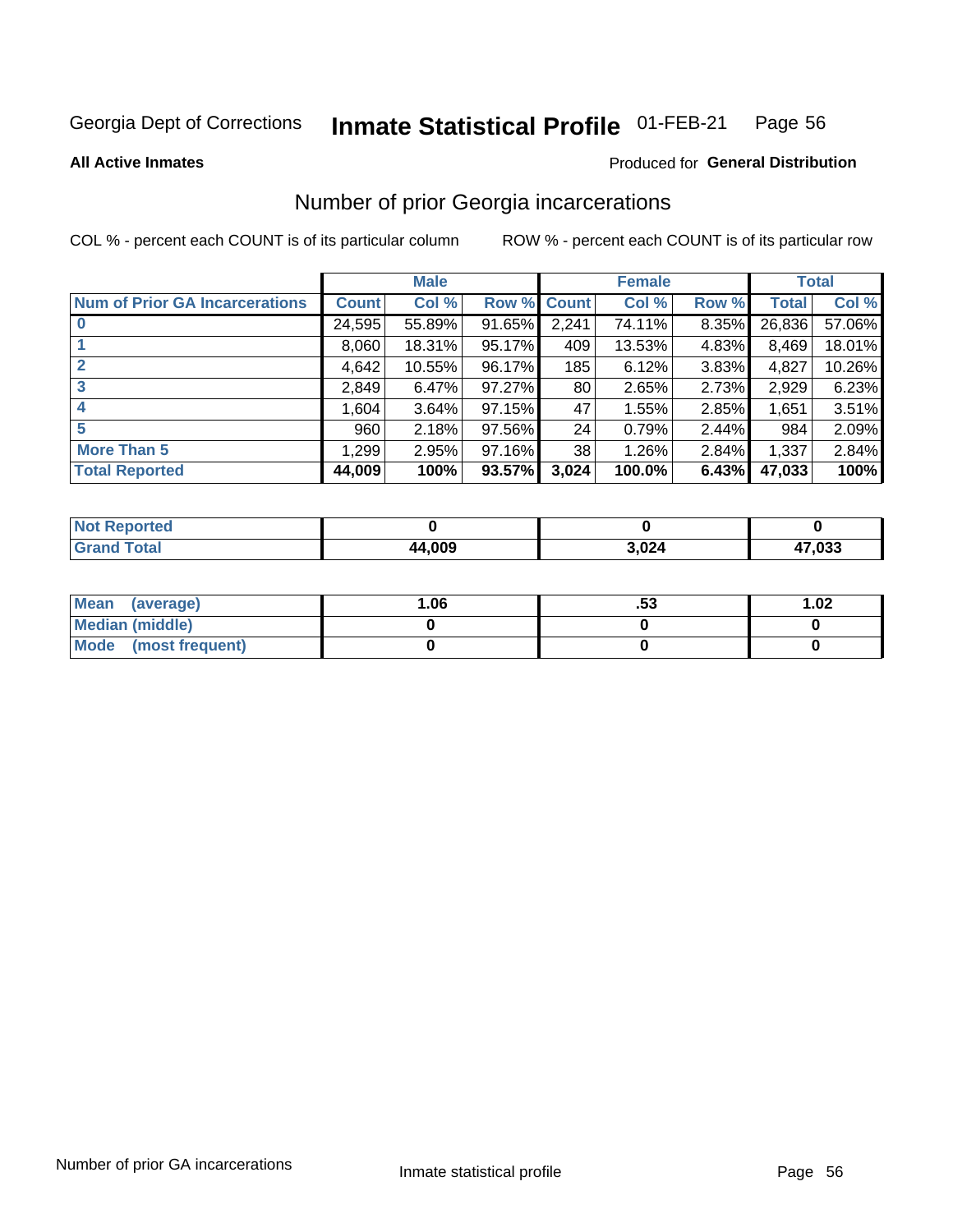Georgia Dept of Corrections **Inmate Statistical Profile** 01-FEB-21

**All Active Inmates**

Produced for **General Distribution**

## Number of prior Georgia incarcerations

COL % - percent each COUNT is of its particular column

ROW % - percent each COUNT is of its particular row

| | Male | | | Female | | | Total | |
|---|---|---|---|---|---|---|---|---|
| **Num of Prior GA Incarcerations** | **Count** | **Col %** | **Row %** | **Count** | **Col %** | **Row %** | **Total** | **Col %** |
| **0** | 24,595 | 55.89% | 91.65% | 2,241 | 74.11% | 8.35% | 26,836 | 57.06% |
| **1** | 8,060 | 18.31% | 95.17% | 409 | 13.53% | 4.83% | 8,469 | 18.01% |
| **2** | 4,642 | 10.55% | 96.17% | 185 | 6.12% | 3.83% | 4,827 | 10.26% |
| **3** | 2,849 | 6.47% | 97.27% | 80 | 2.65% | 2.73% | 2,929 | 6.23% |
| **4** | 1,604 | 3.64% | 97.15% | 47 | 1.55% | 2.85% | 1,651 | 3.51% |
| **5** | 960 | 2.18% | 97.56% | 24 | 0.79% | 2.44% | 984 | 2.09% |
| **More Than 5** | 1,299 | 2.95% | 97.16% | 38 | 1.26% | 2.84% | 1,337 | 2.84% |
| **Total Reported** | **44,009** | **100%** | **93.57%** | **3,024** | **100.0%** | **6.43%** | **47,033** | **100%** |

| | Male | Female | Total |
|---|---|---|---|
| **Not Reported** | **0** | **0** | **0** |
| **Grand Total** | **44,009** | **3,024** | **47,033** |

| | Male | Female | Total |
|---|---|---|---|
| **Mean (average)** | **1.06** | **.53** | **1.02** |
| **Median (middle)** | **0** | **0** | **0** |
| **Mode (most frequent)** | **0** | **0** | **0** |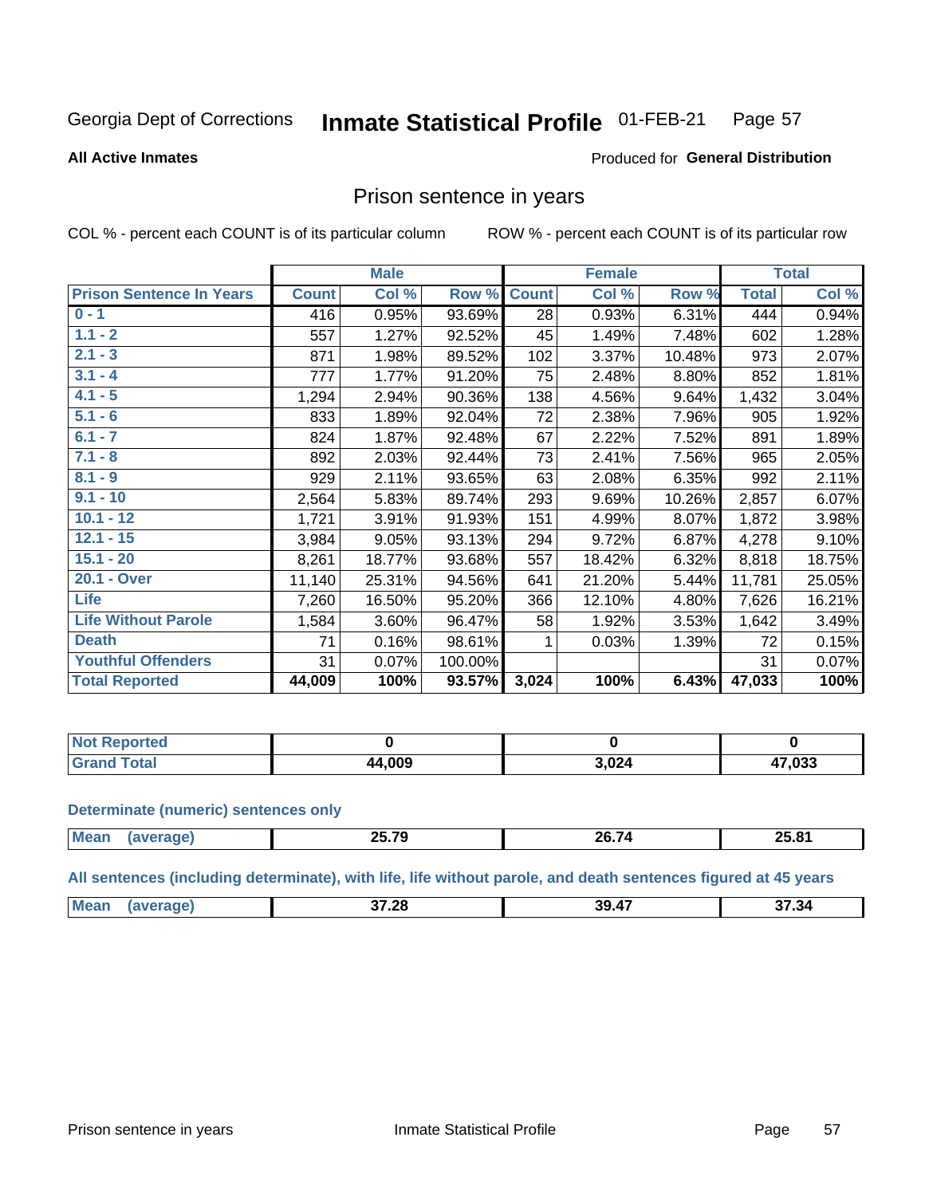Georgia Dept of Corrections **Inmate Statistical Profile** 01-FEB-21 Page 57

**All Active Inmates** Produced for **General Distribution**

## Prison sentence in years

COL % - percent each COUNT is of its particular column ROW % - percent each COUNT is of its particular row

| Prison Sentence In Years | Male | | | Female | | | Total | |
|---|---|---|---|---|---|---|---|---|
| | Count | Col % | Row % | Count | Col % | Row % | Total | Col % |
| 0 - 1 | 416 | 0.95% | 93.69% | 28 | 0.93% | 6.31% | 444 | 0.94% |
| 1.1 - 2 | 557 | 1.27% | 92.52% | 45 | 1.49% | 7.48% | 602 | 1.28% |
| 2.1 - 3 | 871 | 1.98% | 89.52% | 102 | 3.37% | 10.48% | 973 | 2.07% |
| 3.1 - 4 | 777 | 1.77% | 91.20% | 75 | 2.48% | 8.80% | 852 | 1.81% |
| 4.1 - 5 | 1,294 | 2.94% | 90.36% | 138 | 4.56% | 9.64% | 1,432 | 3.04% |
| 5.1 - 6 | 833 | 1.89% | 92.04% | 72 | 2.38% | 7.96% | 905 | 1.92% |
| 6.1 - 7 | 824 | 1.87% | 92.48% | 67 | 2.22% | 7.52% | 891 | 1.89% |
| 7.1 - 8 | 892 | 2.03% | 92.44% | 73 | 2.41% | 7.56% | 965 | 2.05% |
| 8.1 - 9 | 929 | 2.11% | 93.65% | 63 | 2.08% | 6.35% | 992 | 2.11% |
| 9.1 - 10 | 2,564 | 5.83% | 89.74% | 293 | 9.69% | 10.26% | 2,857 | 6.07% |
| 10.1 - 12 | 1,721 | 3.91% | 91.93% | 151 | 4.99% | 8.07% | 1,872 | 3.98% |
| 12.1 - 15 | 3,984 | 9.05% | 93.13% | 294 | 9.72% | 6.87% | 4,278 | 9.10% |
| 15.1 - 20 | 8,261 | 18.77% | 93.68% | 557 | 18.42% | 6.32% | 8,818 | 18.75% |
| 20.1 - Over | 11,140 | 25.31% | 94.56% | 641 | 21.20% | 5.44% | 11,781 | 25.05% |
| Life | 7,260 | 16.50% | 95.20% | 366 | 12.10% | 4.80% | 7,626 | 16.21% |
| Life Without Parole | 1,584 | 3.60% | 96.47% | 58 | 1.92% | 3.53% | 1,642 | 3.49% |
| Death | 71 | 0.16% | 98.61% | 1 | 0.03% | 1.39% | 72 | 0.15% |
| Youthful Offenders | 31 | 0.07% | 100.00% | | | | 31 | 0.07% |
| **Total Reported** | **44,009** | **100%** | **93.57%** | **3,024** | **100%** | **6.43%** | **47,033** | **100%** |

| | Male | Female | Total |
|---|---|---|---|
| Not Reported | 0 | 0 | 0 |
| Grand Total | 44,009 | 3,024 | 47,033 |

**Determinate (numeric) sentences only**

| | Male | Female | Total |
|---|---|---|---|
| Mean (average) | 25.79 | 26.74 | 25.81 |

**All sentences (including determinate), with life, life without parole, and death sentences figured at 45 years**

| | Male | Female | Total |
|---|---|---|---|
| Mean (average) | 37.28 | 39.47 | 37.34 |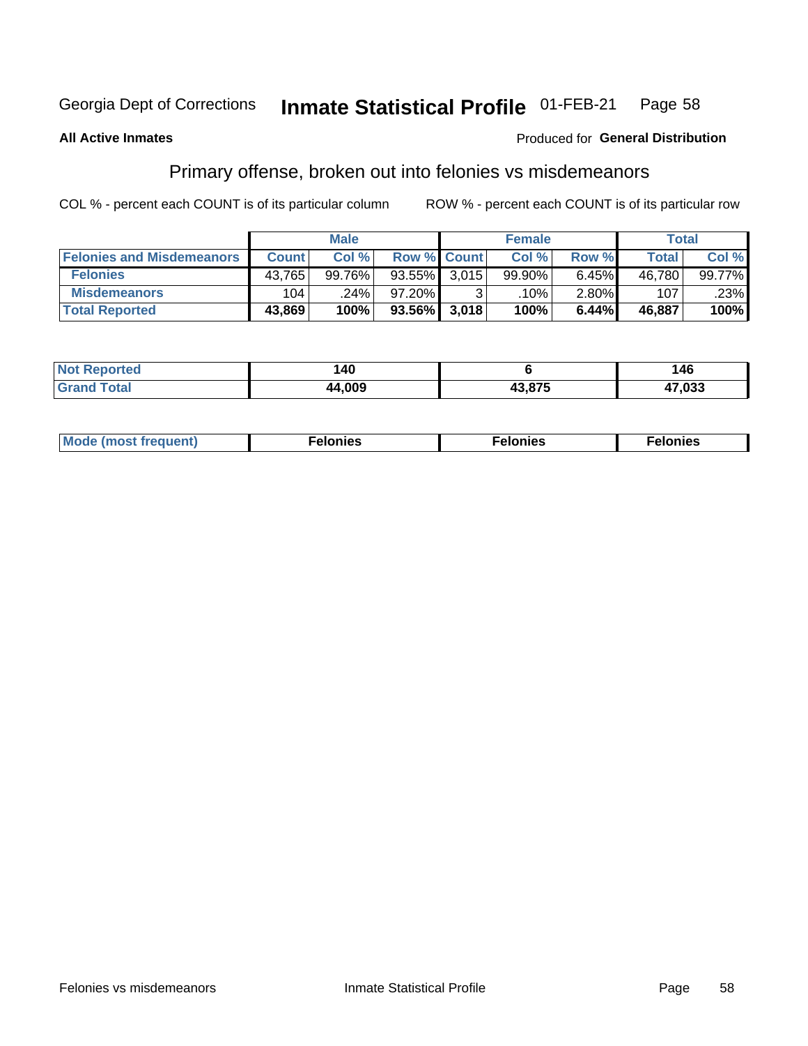Georgia Dept of Corrections **Inmate Statistical Profile** 01-FEB-21

**All Active Inmates**

Produced for **General Distribution**

## Primary offense, broken out into felonies vs misdemeanors

COL % - percent each COUNT is of its particular column ROW % - percent each COUNT is of its particular row

| | Male | | | Female | | | Total | |
|---|---|---|---|---|---|---|---|---|
| **Felonies and Misdemeanors** | **Count** | **Col %** | **Row %** | **Count** | **Col %** | **Row %** | **Total** | **Col %** |
| **Felonies** | 43,765 | 99.76% | 93.55% | 3,015 | 99.90% | 6.45% | 46,780 | 99.77% |
| **Misdemeanors** | 104 | .24% | 97.20% | 3 | .10% | 2.80% | 107 | .23% |
| **Total Reported** | **43,869** | **100%** | **93.56%** | **3,018** | **100%** | **6.44%** | **46,887** | **100%** |

| | Male | Female | Total |
|---|---|---|---|
| **Not Reported** | **140** | **6** | **146** |
| **Grand Total** | **44,009** | **43,875** | **47,033** |

| | Male | Female | Total |
|---|---|---|---|
| **Mode (most frequent)** | **Felonies** | **Felonies** | **Felonies** |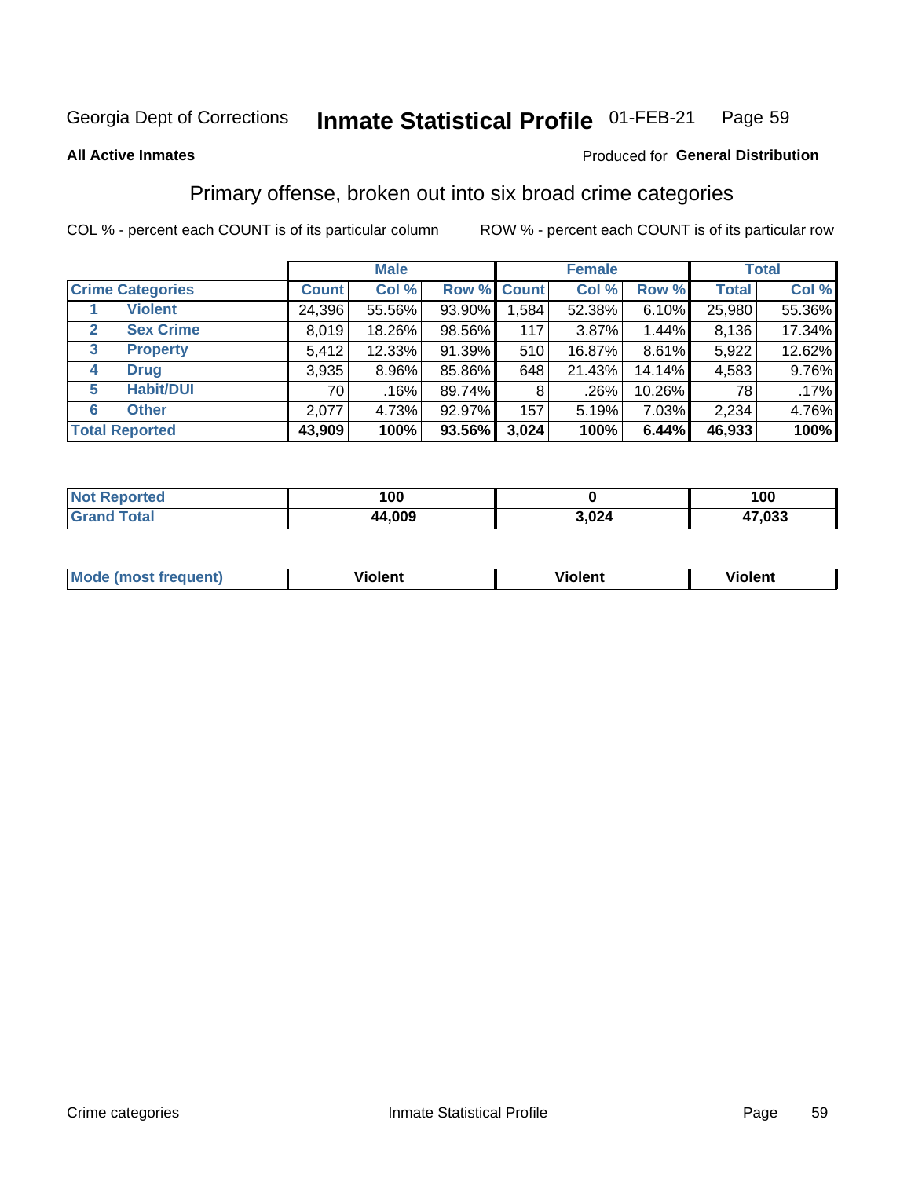Georgia Dept of Corrections **Inmate Statistical Profile** 01-FEB-21

**All Active Inmates**

Produced for **General Distribution**

## Primary offense, broken out into six broad crime categories

COL % - percent each COUNT is of its particular column

ROW % - percent each COUNT is of its particular row

| | | Male | | | Female | | | Total | |
|---|---|---|---|---|---|---|---|---|---|
| **Crime Categories** | | **Count** | **Col %** | **Row %** | **Count** | **Col %** | **Row %** | **Total** | **Col %** |
| 1 | **Violent** | 24,396 | 55.56% | 93.90% | 1,584 | 52.38% | 6.10% | 25,980 | 55.36% |
| 2 | **Sex Crime** | 8,019 | 18.26% | 98.56% | 117 | 3.87% | 1.44% | 8,136 | 17.34% |
| 3 | **Property** | 5,412 | 12.33% | 91.39% | 510 | 16.87% | 8.61% | 5,922 | 12.62% |
| 4 | **Drug** | 3,935 | 8.96% | 85.86% | 648 | 21.43% | 14.14% | 4,583 | 9.76% |
| 5 | **Habit/DUI** | 70 | .16% | 89.74% | 8 | .26% | 10.26% | 78 | .17% |
| 6 | **Other** | 2,077 | 4.73% | 92.97% | 157 | 5.19% | 7.03% | 2,234 | 4.76% |
| **Total Reported** | | **43,909** | **100%** | **93.56%** | **3,024** | **100%** | **6.44%** | **46,933** | **100%** |

| | Male | Female | Total |
|---|---|---|---|
| **Not Reported** | **100** | **0** | **100** |
| **Grand Total** | **44,009** | **3,024** | **47,033** |

| | Male | Female | Total |
|---|---|---|---|
| **Mode (most frequent)** | **Violent** | **Violent** | **Violent** |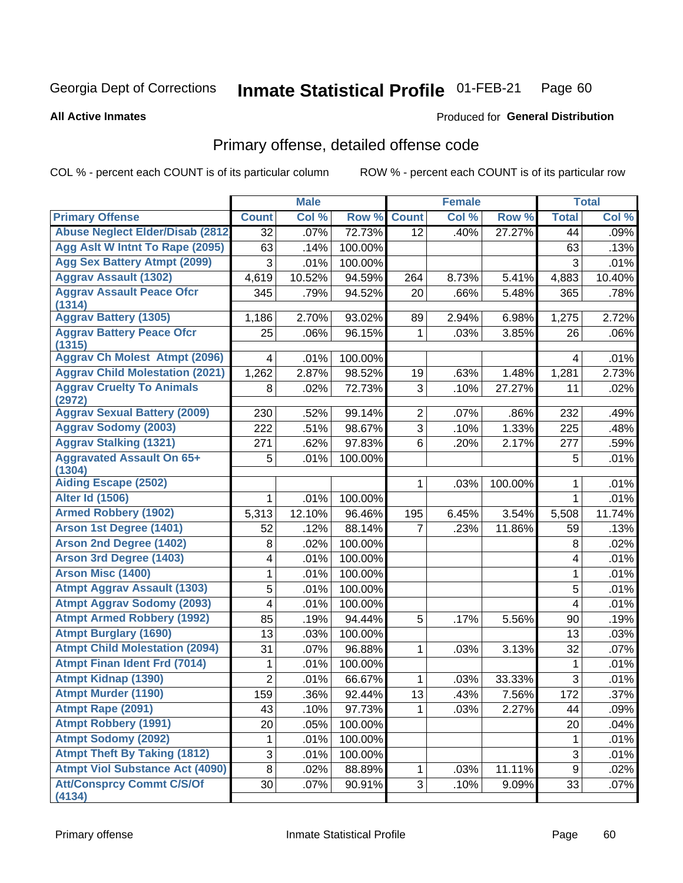Georgia Dept of Corrections **Inmate Statistical Profile** 01-FEB-21

**All Active Inmates**

Produced for **General Distribution**

## Primary offense, detailed offense code

COL % - percent each COUNT is of its particular column ROW % - percent each COUNT is of its particular row

| | Male | | | Female | | | Total | |
|---|---|---|---|---|---|---|---|---|
| Primary Offense | Count | Col % | Row % | Count | Col % | Row % | Total | Col % |
| Abuse Neglect Elder/Disab (2812 | 32 | .07% | 72.73% | 12 | .40% | 27.27% | 44 | .09% |
| Agg Aslt W Intnt To Rape (2095) | 63 | .14% | 100.00% | | | | 63 | .13% |
| Agg Sex Battery Atmpt (2099) | 3 | .01% | 100.00% | | | | 3 | .01% |
| Aggrav Assault (1302) | 4,619 | 10.52% | 94.59% | 264 | 8.73% | 5.41% | 4,883 | 10.40% |
| Aggrav Assault Peace Ofcr (1314) | 345 | .79% | 94.52% | 20 | .66% | 5.48% | 365 | .78% |
| Aggrav Battery (1305) | 1,186 | 2.70% | 93.02% | 89 | 2.94% | 6.98% | 1,275 | 2.72% |
| Aggrav Battery Peace Ofcr (1315) | 25 | .06% | 96.15% | 1 | .03% | 3.85% | 26 | .06% |
| Aggrav Ch Molest Atmpt (2096) | 4 | .01% | 100.00% | | | | 4 | .01% |
| Aggrav Child Molestation (2021) | 1,262 | 2.87% | 98.52% | 19 | .63% | 1.48% | 1,281 | 2.73% |
| Aggrav Cruelty To Animals (2972) | 8 | .02% | 72.73% | 3 | .10% | 27.27% | 11 | .02% |
| Aggrav Sexual Battery (2009) | 230 | .52% | 99.14% | 2 | .07% | .86% | 232 | .49% |
| Aggrav Sodomy (2003) | 222 | .51% | 98.67% | 3 | .10% | 1.33% | 225 | .48% |
| Aggrav Stalking (1321) | 271 | .62% | 97.83% | 6 | .20% | 2.17% | 277 | .59% |
| Aggravated Assault On 65+ (1304) | 5 | .01% | 100.00% | | | | 5 | .01% |
| Aiding Escape (2502) | | | | 1 | .03% | 100.00% | 1 | .01% |
| Alter Id (1506) | 1 | .01% | 100.00% | | | | 1 | .01% |
| Armed Robbery (1902) | 5,313 | 12.10% | 96.46% | 195 | 6.45% | 3.54% | 5,508 | 11.74% |
| Arson 1st Degree (1401) | 52 | .12% | 88.14% | 7 | .23% | 11.86% | 59 | .13% |
| Arson 2nd Degree (1402) | 8 | .02% | 100.00% | | | | 8 | .02% |
| Arson 3rd Degree (1403) | 4 | .01% | 100.00% | | | | 4 | .01% |
| Arson Misc (1400) | 1 | .01% | 100.00% | | | | 1 | .01% |
| Atmpt Aggrav Assault (1303) | 5 | .01% | 100.00% | | | | 5 | .01% |
| Atmpt Aggrav Sodomy (2093) | 4 | .01% | 100.00% | | | | 4 | .01% |
| Atmpt Armed Robbery (1992) | 85 | .19% | 94.44% | 5 | .17% | 5.56% | 90 | .19% |
| Atmpt Burglary (1690) | 13 | .03% | 100.00% | | | | 13 | .03% |
| Atmpt Child Molestation (2094) | 31 | .07% | 96.88% | 1 | .03% | 3.13% | 32 | .07% |
| Atmpt Finan Ident Frd (7014) | 1 | .01% | 100.00% | | | | 1 | .01% |
| Atmpt Kidnap (1390) | 2 | .01% | 66.67% | 1 | .03% | 33.33% | 3 | .01% |
| Atmpt Murder (1190) | 159 | .36% | 92.44% | 13 | .43% | 7.56% | 172 | .37% |
| Atmpt Rape (2091) | 43 | .10% | 97.73% | 1 | .03% | 2.27% | 44 | .09% |
| Atmpt Robbery (1991) | 20 | .05% | 100.00% | | | | 20 | .04% |
| Atmpt Sodomy (2092) | 1 | .01% | 100.00% | | | | 1 | .01% |
| Atmpt Theft By Taking (1812) | 3 | .01% | 100.00% | | | | 3 | .01% |
| Atmpt Viol Substance Act (4090) | 8 | .02% | 88.89% | 1 | .03% | 11.11% | 9 | .02% |
| Att/Consprcy Commt C/S/Of (4134) | 30 | .07% | 90.91% | 3 | .10% | 9.09% | 33 | .07% |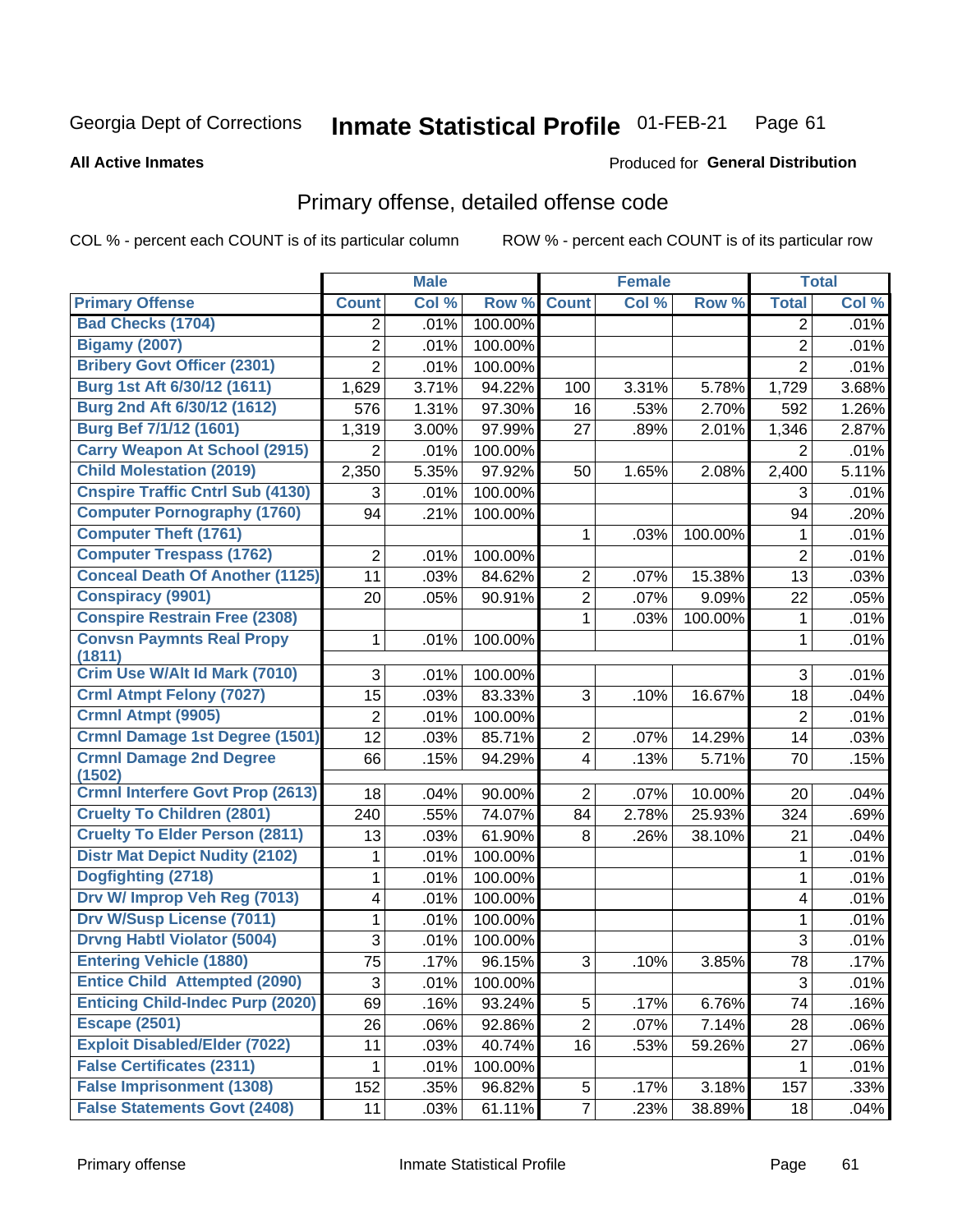Georgia Dept of Corrections **Inmate Statistical Profile** 01-FEB-21

**All Active Inmates**

Produced for **General Distribution**

## Primary offense, detailed offense code

COL % - percent each COUNT is of its particular column

ROW % - percent each COUNT is of its particular row

| | Male | | | Female | | | Total | |
|---|---|---|---|---|---|---|---|---|
| Primary Offense | Count | Col % | Row % | Count | Col % | Row % | Total | Col % |
| Bad Checks (1704) | 2 | .01% | 100.00% | | | | 2 | .01% |
| Bigamy (2007) | 2 | .01% | 100.00% | | | | 2 | .01% |
| Bribery Govt Officer (2301) | 2 | .01% | 100.00% | | | | 2 | .01% |
| Burg 1st Aft 6/30/12 (1611) | 1,629 | 3.71% | 94.22% | 100 | 3.31% | 5.78% | 1,729 | 3.68% |
| Burg 2nd Aft 6/30/12 (1612) | 576 | 1.31% | 97.30% | 16 | .53% | 2.70% | 592 | 1.26% |
| Burg Bef 7/1/12 (1601) | 1,319 | 3.00% | 97.99% | 27 | .89% | 2.01% | 1,346 | 2.87% |
| Carry Weapon At School (2915) | 2 | .01% | 100.00% | | | | 2 | .01% |
| Child Molestation (2019) | 2,350 | 5.35% | 97.92% | 50 | 1.65% | 2.08% | 2,400 | 5.11% |
| Cnspire Traffic Cntrl Sub (4130) | 3 | .01% | 100.00% | | | | 3 | .01% |
| Computer Pornography (1760) | 94 | .21% | 100.00% | | | | 94 | .20% |
| Computer Theft (1761) | | | | 1 | .03% | 100.00% | 1 | .01% |
| Computer Trespass (1762) | 2 | .01% | 100.00% | | | | 2 | .01% |
| Conceal Death Of Another (1125) | 11 | .03% | 84.62% | 2 | .07% | 15.38% | 13 | .03% |
| Conspiracy (9901) | 20 | .05% | 90.91% | 2 | .07% | 9.09% | 22 | .05% |
| Conspire Restrain Free (2308) | | | | 1 | .03% | 100.00% | 1 | .01% |
| Convsn Paymnts Real Propy (1811) | 1 | .01% | 100.00% | | | | 1 | .01% |
| Crim Use W/Alt Id Mark (7010) | 3 | .01% | 100.00% | | | | 3 | .01% |
| Crml Atmpt Felony (7027) | 15 | .03% | 83.33% | 3 | .10% | 16.67% | 18 | .04% |
| Crmnl Atmpt (9905) | 2 | .01% | 100.00% | | | | 2 | .01% |
| Crmnl Damage 1st Degree (1501) | 12 | .03% | 85.71% | 2 | .07% | 14.29% | 14 | .03% |
| Crmnl Damage 2nd Degree (1502) | 66 | .15% | 94.29% | 4 | .13% | 5.71% | 70 | .15% |
| Crmnl Interfere Govt Prop (2613) | 18 | .04% | 90.00% | 2 | .07% | 10.00% | 20 | .04% |
| Cruelty To Children (2801) | 240 | .55% | 74.07% | 84 | 2.78% | 25.93% | 324 | .69% |
| Cruelty To Elder Person (2811) | 13 | .03% | 61.90% | 8 | .26% | 38.10% | 21 | .04% |
| Distr Mat Depict Nudity (2102) | 1 | .01% | 100.00% | | | | 1 | .01% |
| Dogfighting (2718) | 1 | .01% | 100.00% | | | | 1 | .01% |
| Drv W/ Improp Veh Reg (7013) | 4 | .01% | 100.00% | | | | 4 | .01% |
| Drv W/Susp License (7011) | 1 | .01% | 100.00% | | | | 1 | .01% |
| Drvng Habtl Violator (5004) | 3 | .01% | 100.00% | | | | 3 | .01% |
| Entering Vehicle (1880) | 75 | .17% | 96.15% | 3 | .10% | 3.85% | 78 | .17% |
| Entice Child Attempted (2090) | 3 | .01% | 100.00% | | | | 3 | .01% |
| Enticing Child-Indec Purp (2020) | 69 | .16% | 93.24% | 5 | .17% | 6.76% | 74 | .16% |
| Escape (2501) | 26 | .06% | 92.86% | 2 | .07% | 7.14% | 28 | .06% |
| Exploit Disabled/Elder (7022) | 11 | .03% | 40.74% | 16 | .53% | 59.26% | 27 | .06% |
| False Certificates (2311) | 1 | .01% | 100.00% | | | | 1 | .01% |
| False Imprisonment (1308) | 152 | .35% | 96.82% | 5 | .17% | 3.18% | 157 | .33% |
| False Statements Govt (2408) | 11 | .03% | 61.11% | 7 | .23% | 38.89% | 18 | .04% |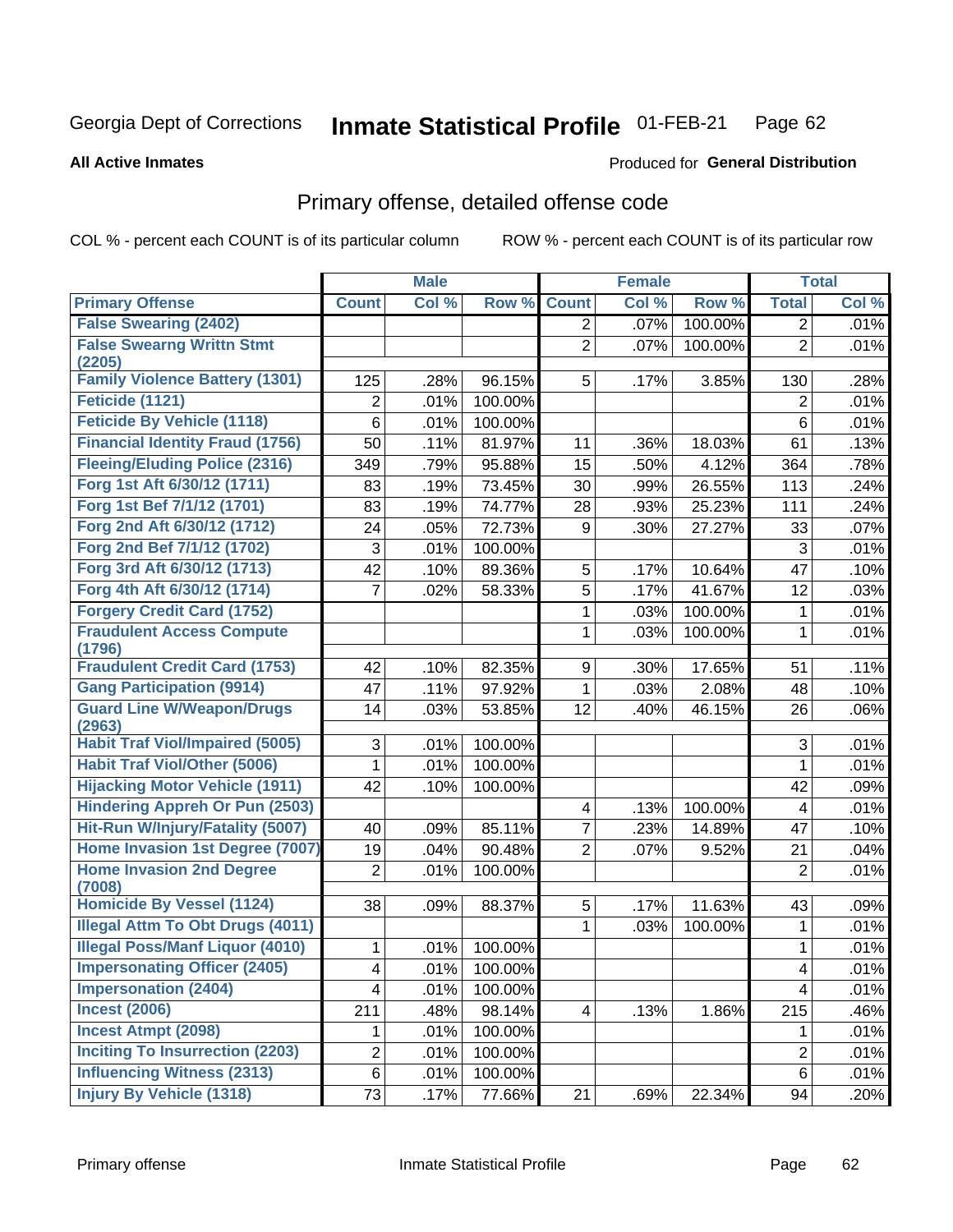Georgia Dept of Corrections **Inmate Statistical Profile** 01-FEB-21

**All Active Inmates**

Produced for **General Distribution**

## Primary offense, detailed offense code

COL % - percent each COUNT is of its particular column ROW % - percent each COUNT is of its particular row

| | Male | | | Female | | | Total | |
|---|---|---|---|---|---|---|---|---|
| **Primary Offense** | **Count** | **Col %** | **Row %** | **Count** | **Col %** | **Row %** | **Total** | **Col %** |
| False Swearing (2402) | | | | 2 | .07% | 100.00% | 2 | .01% |
| False Swearng Writtn Stmt (2205) | | | | 2 | .07% | 100.00% | 2 | .01% |
| Family Violence Battery (1301) | 125 | .28% | 96.15% | 5 | .17% | 3.85% | 130 | .28% |
| Feticide (1121) | 2 | .01% | 100.00% | | | | 2 | .01% |
| Feticide By Vehicle (1118) | 6 | .01% | 100.00% | | | | 6 | .01% |
| Financial Identity Fraud (1756) | 50 | .11% | 81.97% | 11 | .36% | 18.03% | 61 | .13% |
| Fleeing/Eluding Police (2316) | 349 | .79% | 95.88% | 15 | .50% | 4.12% | 364 | .78% |
| Forg 1st Aft 6/30/12 (1711) | 83 | .19% | 73.45% | 30 | .99% | 26.55% | 113 | .24% |
| Forg 1st Bef 7/1/12 (1701) | 83 | .19% | 74.77% | 28 | .93% | 25.23% | 111 | .24% |
| Forg 2nd Aft 6/30/12 (1712) | 24 | .05% | 72.73% | 9 | .30% | 27.27% | 33 | .07% |
| Forg 2nd Bef 7/1/12 (1702) | 3 | .01% | 100.00% | | | | 3 | .01% |
| Forg 3rd Aft 6/30/12 (1713) | 42 | .10% | 89.36% | 5 | .17% | 10.64% | 47 | .10% |
| Forg 4th Aft 6/30/12 (1714) | 7 | .02% | 58.33% | 5 | .17% | 41.67% | 12 | .03% |
| Forgery Credit Card (1752) | | | | 1 | .03% | 100.00% | 1 | .01% |
| Fraudulent Access Compute (1796) | | | | 1 | .03% | 100.00% | 1 | .01% |
| Fraudulent Credit Card (1753) | 42 | .10% | 82.35% | 9 | .30% | 17.65% | 51 | .11% |
| Gang Participation (9914) | 47 | .11% | 97.92% | 1 | .03% | 2.08% | 48 | .10% |
| Guard Line W/Weapon/Drugs (2963) | 14 | .03% | 53.85% | 12 | .40% | 46.15% | 26 | .06% |
| Habit Traf Viol/Impaired (5005) | 3 | .01% | 100.00% | | | | 3 | .01% |
| Habit Traf Viol/Other (5006) | 1 | .01% | 100.00% | | | | 1 | .01% |
| Hijacking Motor Vehicle (1911) | 42 | .10% | 100.00% | | | | 42 | .09% |
| Hindering Appreh Or Pun (2503) | | | | 4 | .13% | 100.00% | 4 | .01% |
| Hit-Run W/Injury/Fatality (5007) | 40 | .09% | 85.11% | 7 | .23% | 14.89% | 47 | .10% |
| Home Invasion 1st Degree (7007) | 19 | .04% | 90.48% | 2 | .07% | 9.52% | 21 | .04% |
| Home Invasion 2nd Degree (7008) | 2 | .01% | 100.00% | | | | 2 | .01% |
| Homicide By Vessel (1124) | 38 | .09% | 88.37% | 5 | .17% | 11.63% | 43 | .09% |
| Illegal Attm To Obt Drugs (4011) | | | | 1 | .03% | 100.00% | 1 | .01% |
| Illegal Poss/Manf Liquor (4010) | 1 | .01% | 100.00% | | | | 1 | .01% |
| Impersonating Officer (2405) | 4 | .01% | 100.00% | | | | 4 | .01% |
| Impersonation (2404) | 4 | .01% | 100.00% | | | | 4 | .01% |
| Incest (2006) | 211 | .48% | 98.14% | 4 | .13% | 1.86% | 215 | .46% |
| Incest Atmpt (2098) | 1 | .01% | 100.00% | | | | 1 | .01% |
| Inciting To Insurrection (2203) | 2 | .01% | 100.00% | | | | 2 | .01% |
| Influencing Witness (2313) | 6 | .01% | 100.00% | | | | 6 | .01% |
| Injury By Vehicle (1318) | 73 | .17% | 77.66% | 21 | .69% | 22.34% | 94 | .20% |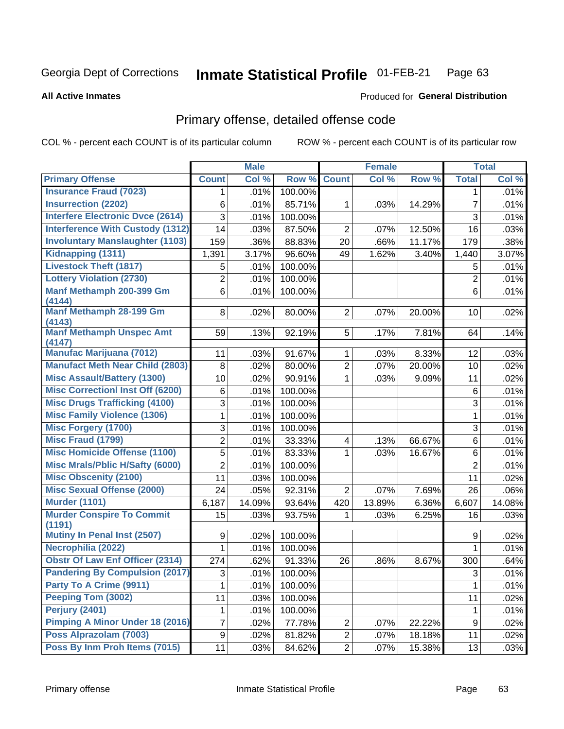Georgia Dept of Corrections **Inmate Statistical Profile** 01-FEB-21

**All Active Inmates**

Produced for **General Distribution**

## Primary offense, detailed offense code

COL % - percent each COUNT is of its particular column ROW % - percent each COUNT is of its particular row

| | Male | | | Female | | | Total | |
|---|---|---|---|---|---|---|---|---|
| **Primary Offense** | **Count** | **Col %** | **Row %** | **Count** | **Col %** | **Row %** | **Total** | **Col %** |
| Insurance Fraud (7023) | 1 | .01% | 100.00% | | | | 1 | .01% |
| Insurrection (2202) | 6 | .01% | 85.71% | 1 | .03% | 14.29% | 7 | .01% |
| Interfere Electronic Dvce (2614) | 3 | .01% | 100.00% | | | | 3 | .01% |
| Interference With Custody (1312) | 14 | .03% | 87.50% | 2 | .07% | 12.50% | 16 | .03% |
| Involuntary Manslaughter (1103) | 159 | .36% | 88.83% | 20 | .66% | 11.17% | 179 | .38% |
| Kidnapping (1311) | 1,391 | 3.17% | 96.60% | 49 | 1.62% | 3.40% | 1,440 | 3.07% |
| Livestock Theft (1817) | 5 | .01% | 100.00% | | | | 5 | .01% |
| Lottery Violation (2730) | 2 | .01% | 100.00% | | | | 2 | .01% |
| Manf Methamph 200-399 Gm (4144) | 6 | .01% | 100.00% | | | | 6 | .01% |
| Manf Methamph 28-199 Gm (4143) | 8 | .02% | 80.00% | 2 | .07% | 20.00% | 10 | .02% |
| Manf Methamph Unspec Amt (4147) | 59 | .13% | 92.19% | 5 | .17% | 7.81% | 64 | .14% |
| Manufac Marijuana (7012) | 11 | .03% | 91.67% | 1 | .03% | 8.33% | 12 | .03% |
| Manufact Meth Near Child (2803) | 8 | .02% | 80.00% | 2 | .07% | 20.00% | 10 | .02% |
| Misc Assault/Battery (1300) | 10 | .02% | 90.91% | 1 | .03% | 9.09% | 11 | .02% |
| Misc Correctionl Inst Off (6200) | 6 | .01% | 100.00% | | | | 6 | .01% |
| Misc Drugs Trafficking (4100) | 3 | .01% | 100.00% | | | | 3 | .01% |
| Misc Family Violence (1306) | 1 | .01% | 100.00% | | | | 1 | .01% |
| Misc Forgery (1700) | 3 | .01% | 100.00% | | | | 3 | .01% |
| Misc Fraud (1799) | 2 | .01% | 33.33% | 4 | .13% | 66.67% | 6 | .01% |
| Misc Homicide Offense (1100) | 5 | .01% | 83.33% | 1 | .03% | 16.67% | 6 | .01% |
| Misc Mrals/Pblic H/Safty (6000) | 2 | .01% | 100.00% | | | | 2 | .01% |
| Misc Obscenity (2100) | 11 | .03% | 100.00% | | | | 11 | .02% |
| Misc Sexual Offense (2000) | 24 | .05% | 92.31% | 2 | .07% | 7.69% | 26 | .06% |
| Murder (1101) | 6,187 | 14.09% | 93.64% | 420 | 13.89% | 6.36% | 6,607 | 14.08% |
| Murder Conspire To Commit (1191) | 15 | .03% | 93.75% | 1 | .03% | 6.25% | 16 | .03% |
| Mutiny In Penal Inst (2507) | 9 | .02% | 100.00% | | | | 9 | .02% |
| Necrophilia (2022) | 1 | .01% | 100.00% | | | | 1 | .01% |
| Obstr Of Law Enf Officer (2314) | 274 | .62% | 91.33% | 26 | .86% | 8.67% | 300 | .64% |
| Pandering By Compulsion (2017) | 3 | .01% | 100.00% | | | | 3 | .01% |
| Party To A Crime (9911) | 1 | .01% | 100.00% | | | | 1 | .01% |
| Peeping Tom (3002) | 11 | .03% | 100.00% | | | | 11 | .02% |
| Perjury (2401) | 1 | .01% | 100.00% | | | | 1 | .01% |
| Pimping A Minor Under 18 (2016) | 7 | .02% | 77.78% | 2 | .07% | 22.22% | 9 | .02% |
| Poss Alprazolam (7003) | 9 | .02% | 81.82% | 2 | .07% | 18.18% | 11 | .02% |
| Poss By Inm Proh Items (7015) | 11 | .03% | 84.62% | 2 | .07% | 15.38% | 13 | .03% |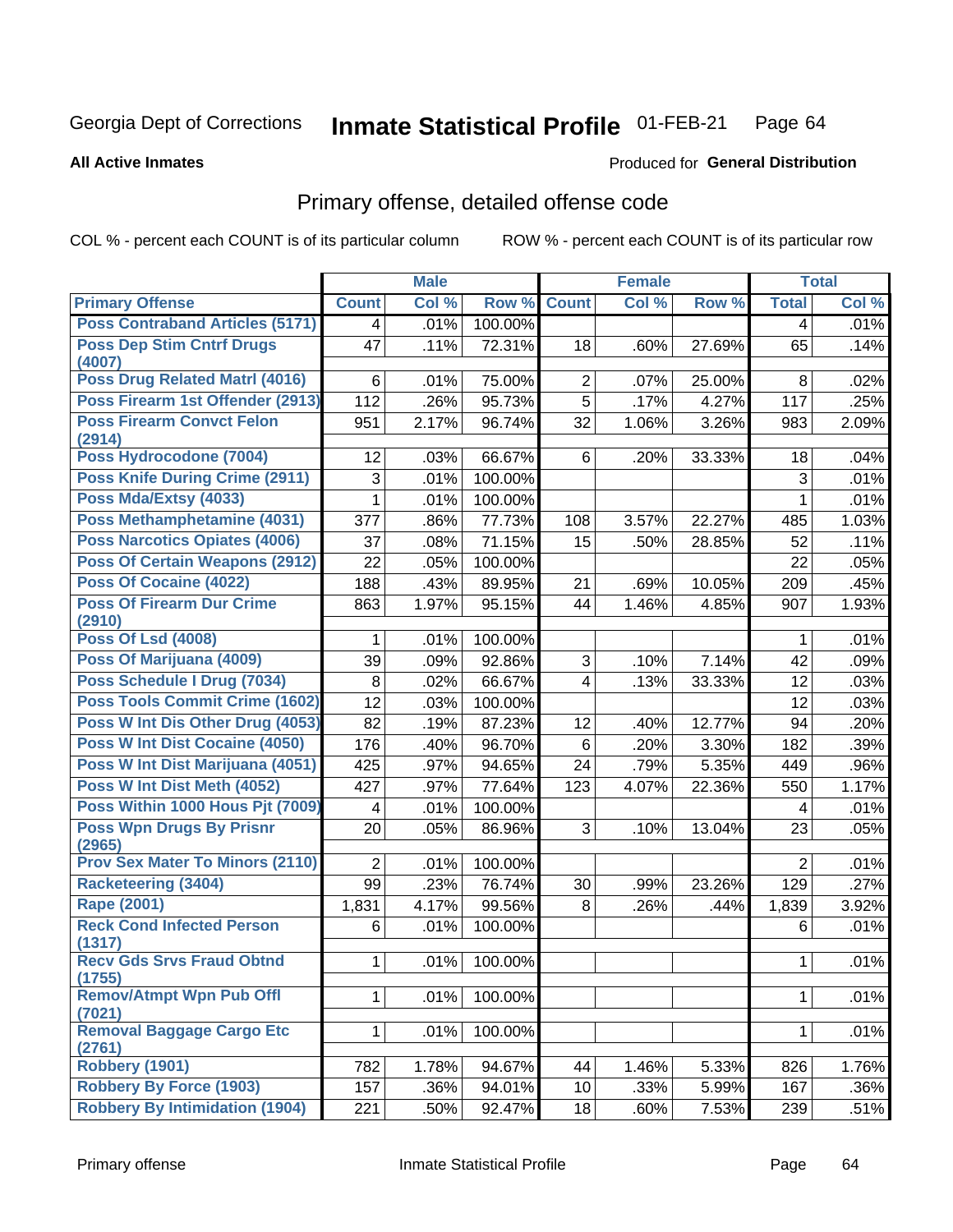Georgia Dept of Corrections **Inmate Statistical Profile** 01-FEB-21

**All Active Inmates**

Produced for **General Distribution**

## Primary offense, detailed offense code

COL % - percent each COUNT is of its particular column    ROW % - percent each COUNT is of its particular row

| | Male | | | Female | | | Total | |
|---|---|---|---|---|---|---|---|---|
| **Primary Offense** | **Count** | **Col %** | **Row %** | **Count** | **Col %** | **Row %** | **Total** | **Col %** |
| Poss Contraband Articles (5171) | 4 | .01% | 100.00% | | | | 4 | .01% |
| Poss Dep Stim Cntrf Drugs (4007) | 47 | .11% | 72.31% | 18 | .60% | 27.69% | 65 | .14% |
| Poss Drug Related Matrl (4016) | 6 | .01% | 75.00% | 2 | .07% | 25.00% | 8 | .02% |
| Poss Firearm 1st Offender (2913) | 112 | .26% | 95.73% | 5 | .17% | 4.27% | 117 | .25% |
| Poss Firearm Convct Felon (2914) | 951 | 2.17% | 96.74% | 32 | 1.06% | 3.26% | 983 | 2.09% |
| Poss Hydrocodone (7004) | 12 | .03% | 66.67% | 6 | .20% | 33.33% | 18 | .04% |
| Poss Knife During Crime (2911) | 3 | .01% | 100.00% | | | | 3 | .01% |
| Poss Mda/Extsy (4033) | 1 | .01% | 100.00% | | | | 1 | .01% |
| Poss Methamphetamine (4031) | 377 | .86% | 77.73% | 108 | 3.57% | 22.27% | 485 | 1.03% |
| Poss Narcotics Opiates (4006) | 37 | .08% | 71.15% | 15 | .50% | 28.85% | 52 | .11% |
| Poss Of Certain Weapons (2912) | 22 | .05% | 100.00% | | | | 22 | .05% |
| Poss Of Cocaine (4022) | 188 | .43% | 89.95% | 21 | .69% | 10.05% | 209 | .45% |
| Poss Of Firearm Dur Crime (2910) | 863 | 1.97% | 95.15% | 44 | 1.46% | 4.85% | 907 | 1.93% |
| Poss Of Lsd (4008) | 1 | .01% | 100.00% | | | | 1 | .01% |
| Poss Of Marijuana (4009) | 39 | .09% | 92.86% | 3 | .10% | 7.14% | 42 | .09% |
| Poss Schedule I Drug (7034) | 8 | .02% | 66.67% | 4 | .13% | 33.33% | 12 | .03% |
| Poss Tools Commit Crime (1602) | 12 | .03% | 100.00% | | | | 12 | .03% |
| Poss W Int Dis Other Drug (4053) | 82 | .19% | 87.23% | 12 | .40% | 12.77% | 94 | .20% |
| Poss W Int Dist Cocaine (4050) | 176 | .40% | 96.70% | 6 | .20% | 3.30% | 182 | .39% |
| Poss W Int Dist Marijuana (4051) | 425 | .97% | 94.65% | 24 | .79% | 5.35% | 449 | .96% |
| Poss W Int Dist Meth (4052) | 427 | .97% | 77.64% | 123 | 4.07% | 22.36% | 550 | 1.17% |
| Poss Within 1000 Hous Pjt (7009) | 4 | .01% | 100.00% | | | | 4 | .01% |
| Poss Wpn Drugs By Prisnr (2965) | 20 | .05% | 86.96% | 3 | .10% | 13.04% | 23 | .05% |
| Prov Sex Mater To Minors (2110) | 2 | .01% | 100.00% | | | | 2 | .01% |
| Racketeering (3404) | 99 | .23% | 76.74% | 30 | .99% | 23.26% | 129 | .27% |
| Rape (2001) | 1,831 | 4.17% | 99.56% | 8 | .26% | .44% | 1,839 | 3.92% |
| Reck Cond Infected Person (1317) | 6 | .01% | 100.00% | | | | 6 | .01% |
| Recv Gds Srvs Fraud Obtnd (1755) | 1 | .01% | 100.00% | | | | 1 | .01% |
| Remov/Atmpt Wpn Pub Offl (7021) | 1 | .01% | 100.00% | | | | 1 | .01% |
| Removal Baggage Cargo Etc (2761) | 1 | .01% | 100.00% | | | | 1 | .01% |
| Robbery (1901) | 782 | 1.78% | 94.67% | 44 | 1.46% | 5.33% | 826 | 1.76% |
| Robbery By Force (1903) | 157 | .36% | 94.01% | 10 | .33% | 5.99% | 167 | .36% |
| Robbery By Intimidation (1904) | 221 | .50% | 92.47% | 18 | .60% | 7.53% | 239 | .51% |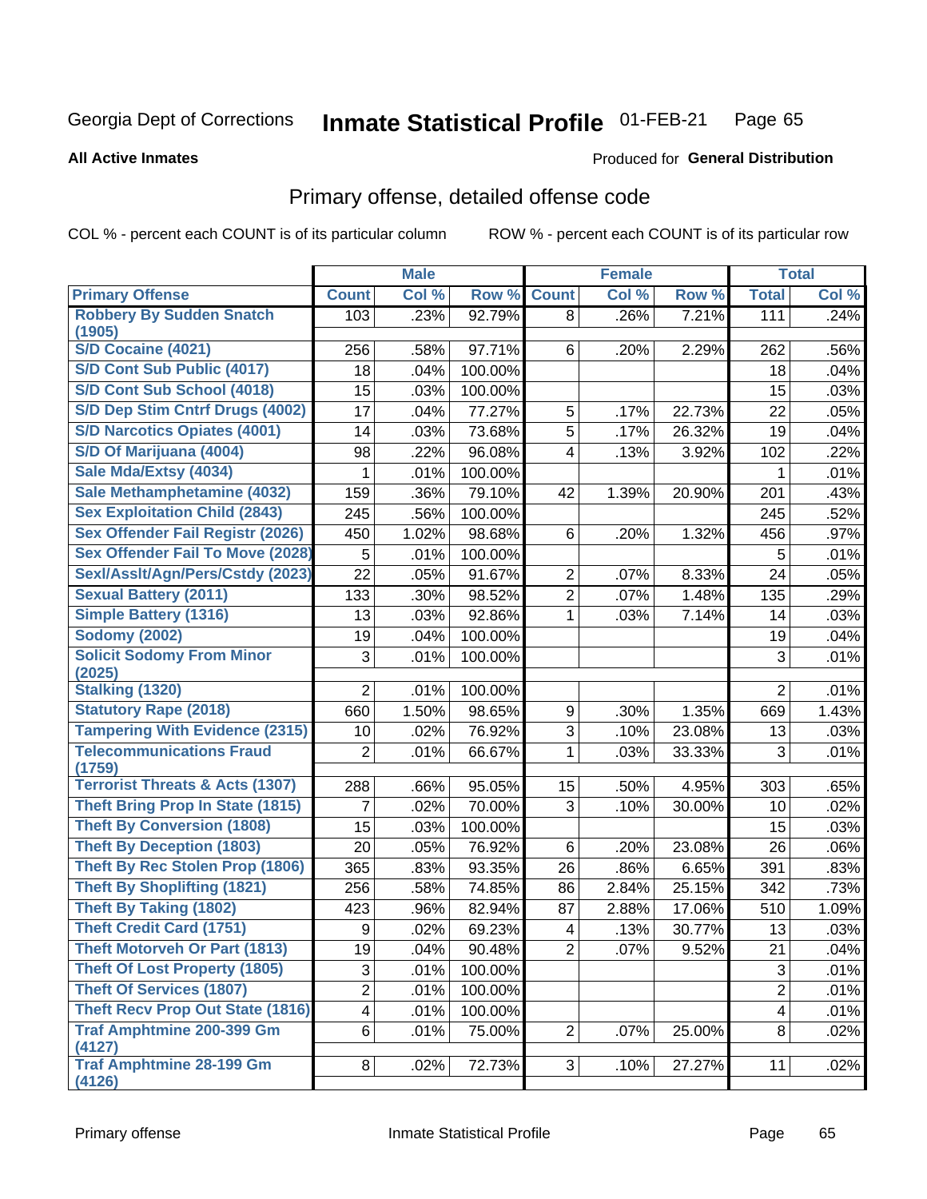Georgia Dept of Corrections **Inmate Statistical Profile** 01-FEB-21

**All Active Inmates**

Produced for **General Distribution**

## Primary offense, detailed offense code

COL % - percent each COUNT is of its particular column ROW % - percent each COUNT is of its particular row

| | Male | | | Female | | | Total | |
|---|---|---|---|---|---|---|---|---|
| **Primary Offense** | **Count** | **Col %** | **Row %** | **Count** | **Col %** | **Row %** | **Total** | **Col %** |
| **Robbery By Sudden Snatch (1905)** | 103 | .23% | 92.79% | 8 | .26% | 7.21% | 111 | .24% |
| **S/D Cocaine (4021)** | 256 | .58% | 97.71% | 6 | .20% | 2.29% | 262 | .56% |
| **S/D Cont Sub Public (4017)** | 18 | .04% | 100.00% | | | | 18 | .04% |
| **S/D Cont Sub School (4018)** | 15 | .03% | 100.00% | | | | 15 | .03% |
| **S/D Dep Stim Cntrf Drugs (4002)** | 17 | .04% | 77.27% | 5 | .17% | 22.73% | 22 | .05% |
| **S/D Narcotics Opiates (4001)** | 14 | .03% | 73.68% | 5 | .17% | 26.32% | 19 | .04% |
| **S/D Of Marijuana (4004)** | 98 | .22% | 96.08% | 4 | .13% | 3.92% | 102 | .22% |
| **Sale Mda/Extsy (4034)** | 1 | .01% | 100.00% | | | | 1 | .01% |
| **Sale Methamphetamine (4032)** | 159 | .36% | 79.10% | 42 | 1.39% | 20.90% | 201 | .43% |
| **Sex Exploitation Child (2843)** | 245 | .56% | 100.00% | | | | 245 | .52% |
| **Sex Offender Fail Registr (2026)** | 450 | 1.02% | 98.68% | 6 | .20% | 1.32% | 456 | .97% |
| **Sex Offender Fail To Move (2028)** | 5 | .01% | 100.00% | | | | 5 | .01% |
| **Sexl/Asslt/Agn/Pers/Cstdy (2023)** | 22 | .05% | 91.67% | 2 | .07% | 8.33% | 24 | .05% |
| **Sexual Battery (2011)** | 133 | .30% | 98.52% | 2 | .07% | 1.48% | 135 | .29% |
| **Simple Battery (1316)** | 13 | .03% | 92.86% | 1 | .03% | 7.14% | 14 | .03% |
| **Sodomy (2002)** | 19 | .04% | 100.00% | | | | 19 | .04% |
| **Solicit Sodomy From Minor (2025)** | 3 | .01% | 100.00% | | | | 3 | .01% |
| **Stalking (1320)** | 2 | .01% | 100.00% | | | | 2 | .01% |
| **Statutory Rape (2018)** | 660 | 1.50% | 98.65% | 9 | .30% | 1.35% | 669 | 1.43% |
| **Tampering With Evidence (2315)** | 10 | .02% | 76.92% | 3 | .10% | 23.08% | 13 | .03% |
| **Telecommunications Fraud (1759)** | 2 | .01% | 66.67% | 1 | .03% | 33.33% | 3 | .01% |
| **Terrorist Threats & Acts (1307)** | 288 | .66% | 95.05% | 15 | .50% | 4.95% | 303 | .65% |
| **Theft Bring Prop In State (1815)** | 7 | .02% | 70.00% | 3 | .10% | 30.00% | 10 | .02% |
| **Theft By Conversion (1808)** | 15 | .03% | 100.00% | | | | 15 | .03% |
| **Theft By Deception (1803)** | 20 | .05% | 76.92% | 6 | .20% | 23.08% | 26 | .06% |
| **Theft By Rec Stolen Prop (1806)** | 365 | .83% | 93.35% | 26 | .86% | 6.65% | 391 | .83% |
| **Theft By Shoplifting (1821)** | 256 | .58% | 74.85% | 86 | 2.84% | 25.15% | 342 | .73% |
| **Theft By Taking (1802)** | 423 | .96% | 82.94% | 87 | 2.88% | 17.06% | 510 | 1.09% |
| **Theft Credit Card (1751)** | 9 | .02% | 69.23% | 4 | .13% | 30.77% | 13 | .03% |
| **Theft Motorveh Or Part (1813)** | 19 | .04% | 90.48% | 2 | .07% | 9.52% | 21 | .04% |
| **Theft Of Lost Property (1805)** | 3 | .01% | 100.00% | | | | 3 | .01% |
| **Theft Of Services (1807)** | 2 | .01% | 100.00% | | | | 2 | .01% |
| **Theft Recv Prop Out State (1816)** | 4 | .01% | 100.00% | | | | 4 | .01% |
| **Traf Amphtmine 200-399 Gm (4127)** | 6 | .01% | 75.00% | 2 | .07% | 25.00% | 8 | .02% |
| **Traf Amphtmine 28-199 Gm (4126)** | 8 | .02% | 72.73% | 3 | .10% | 27.27% | 11 | .02% |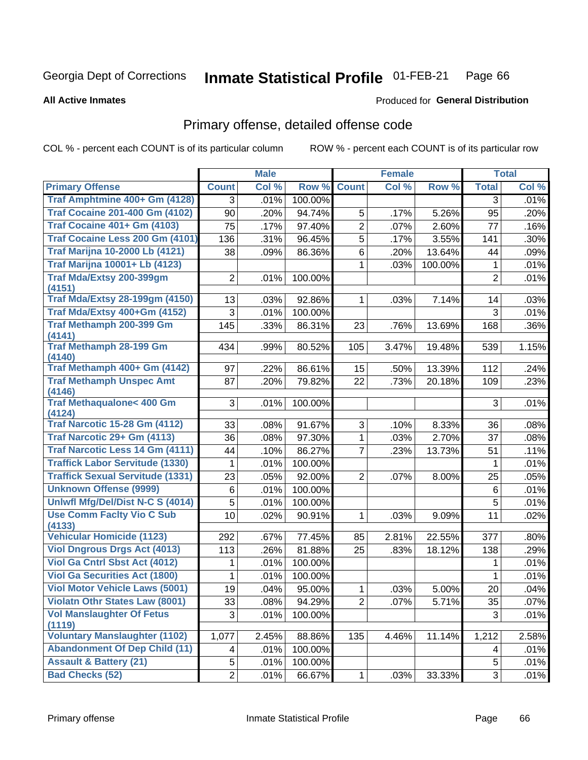Georgia Dept of Corrections **Inmate Statistical Profile** 01-FEB-21

**All Active Inmates**

Produced for **General Distribution**

## Primary offense, detailed offense code

COL % - percent each COUNT is of its particular column    ROW % - percent each COUNT is of its particular row

| | Male | | | Female | | | Total | |
|---|---|---|---|---|---|---|---|---|
| **Primary Offense** | **Count** | **Col %** | **Row %** | **Count** | **Col %** | **Row %** | **Total** | **Col %** |
| Traf Amphtmine 400+ Gm (4128) | 3 | .01% | 100.00% | | | | 3 | .01% |
| Traf Cocaine 201-400 Gm (4102) | 90 | .20% | 94.74% | 5 | .17% | 5.26% | 95 | .20% |
| Traf Cocaine 401+ Gm (4103) | 75 | .17% | 97.40% | 2 | .07% | 2.60% | 77 | .16% |
| Traf Cocaine Less 200 Gm (4101) | 136 | .31% | 96.45% | 5 | .17% | 3.55% | 141 | .30% |
| Traf Marijna 10-2000 Lb (4121) | 38 | .09% | 86.36% | 6 | .20% | 13.64% | 44 | .09% |
| Traf Marijna 10001+ Lb (4123) | | | | 1 | .03% | 100.00% | 1 | .01% |
| Traf Mda/Extsy 200-399gm (4151) | 2 | .01% | 100.00% | | | | 2 | .01% |
| Traf Mda/Extsy 28-199gm (4150) | 13 | .03% | 92.86% | 1 | .03% | 7.14% | 14 | .03% |
| Traf Mda/Extsy 400+Gm (4152) | 3 | .01% | 100.00% | | | | 3 | .01% |
| Traf Methamph 200-399 Gm (4141) | 145 | .33% | 86.31% | 23 | .76% | 13.69% | 168 | .36% |
| Traf Methamph 28-199 Gm (4140) | 434 | .99% | 80.52% | 105 | 3.47% | 19.48% | 539 | 1.15% |
| Traf Methamph 400+ Gm (4142) | 97 | .22% | 86.61% | 15 | .50% | 13.39% | 112 | .24% |
| Traf Methamph Unspec Amt (4146) | 87 | .20% | 79.82% | 22 | .73% | 20.18% | 109 | .23% |
| Traf Methaqualone< 400 Gm (4124) | 3 | .01% | 100.00% | | | | 3 | .01% |
| Traf Narcotic 15-28 Gm (4112) | 33 | .08% | 91.67% | 3 | .10% | 8.33% | 36 | .08% |
| Traf Narcotic 29+ Gm (4113) | 36 | .08% | 97.30% | 1 | .03% | 2.70% | 37 | .08% |
| Traf Narcotic Less 14 Gm (4111) | 44 | .10% | 86.27% | 7 | .23% | 13.73% | 51 | .11% |
| Traffick Labor Servitude (1330) | 1 | .01% | 100.00% | | | | 1 | .01% |
| Traffick Sexual Servitude (1331) | 23 | .05% | 92.00% | 2 | .07% | 8.00% | 25 | .05% |
| Unknown Offense (9999) | 6 | .01% | 100.00% | | | | 6 | .01% |
| Unlwfl Mfg/Del/Dist N-C S (4014) | 5 | .01% | 100.00% | | | | 5 | .01% |
| Use Comm Faclty Vio C Sub (4133) | 10 | .02% | 90.91% | 1 | .03% | 9.09% | 11 | .02% |
| Vehicular Homicide (1123) | 292 | .67% | 77.45% | 85 | 2.81% | 22.55% | 377 | .80% |
| Viol Dngrous Drgs Act (4013) | 113 | .26% | 81.88% | 25 | .83% | 18.12% | 138 | .29% |
| Viol Ga Cntrl Sbst Act (4012) | 1 | .01% | 100.00% | | | | 1 | .01% |
| Viol Ga Securities Act (1800) | 1 | .01% | 100.00% | | | | 1 | .01% |
| Viol Motor Vehicle Laws (5001) | 19 | .04% | 95.00% | 1 | .03% | 5.00% | 20 | .04% |
| Violatn Othr States Law (8001) | 33 | .08% | 94.29% | 2 | .07% | 5.71% | 35 | .07% |
| Vol Manslaughter Of Fetus (1119) | 3 | .01% | 100.00% | | | | 3 | .01% |
| Voluntary Manslaughter (1102) | 1,077 | 2.45% | 88.86% | 135 | 4.46% | 11.14% | 1,212 | 2.58% |
| Abandonment Of Dep Child (11) | 4 | .01% | 100.00% | | | | 4 | .01% |
| Assault & Battery (21) | 5 | .01% | 100.00% | | | | 5 | .01% |
| Bad Checks (52) | 2 | .01% | 66.67% | 1 | .03% | 33.33% | 3 | .01% |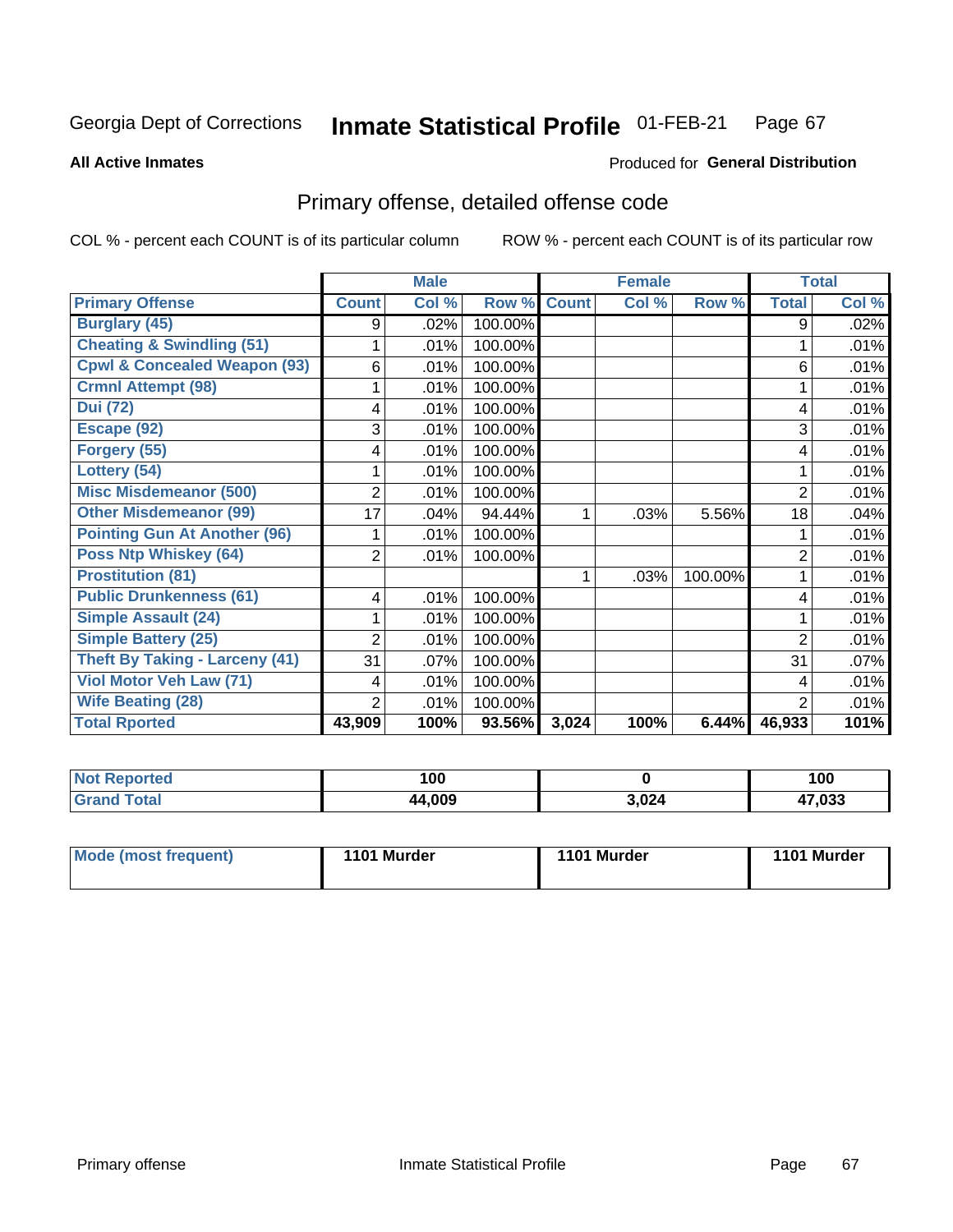Georgia Dept of Corrections **Inmate Statistical Profile** 01-FEB-21

**All Active Inmates**

Produced for **General Distribution**

## Primary offense, detailed offense code

COL % - percent each COUNT is of its particular column ROW % - percent each COUNT is of its particular row

| | Male | | | Female | | | Total | |
|---|---|---|---|---|---|---|---|---|
| **Primary Offense** | **Count** | **Col %** | **Row %** | **Count** | **Col %** | **Row %** | **Total** | **Col %** |
| **Burglary (45)** | 9 | .02% | 100.00% | | | | 9 | .02% |
| **Cheating & Swindling (51)** | 1 | .01% | 100.00% | | | | 1 | .01% |
| **Cpwl & Concealed Weapon (93)** | 6 | .01% | 100.00% | | | | 6 | .01% |
| **Crmnl Attempt (98)** | 1 | .01% | 100.00% | | | | 1 | .01% |
| **Dui (72)** | 4 | .01% | 100.00% | | | | 4 | .01% |
| **Escape (92)** | 3 | .01% | 100.00% | | | | 3 | .01% |
| **Forgery (55)** | 4 | .01% | 100.00% | | | | 4 | .01% |
| **Lottery (54)** | 1 | .01% | 100.00% | | | | 1 | .01% |
| **Misc Misdemeanor (500)** | 2 | .01% | 100.00% | | | | 2 | .01% |
| **Other Misdemeanor (99)** | 17 | .04% | 94.44% | 1 | .03% | 5.56% | 18 | .04% |
| **Pointing Gun At Another (96)** | 1 | .01% | 100.00% | | | | 1 | .01% |
| **Poss Ntp Whiskey (64)** | 2 | .01% | 100.00% | | | | 2 | .01% |
| **Prostitution (81)** | | | | 1 | .03% | 100.00% | 1 | .01% |
| **Public Drunkenness (61)** | 4 | .01% | 100.00% | | | | 4 | .01% |
| **Simple Assault (24)** | 1 | .01% | 100.00% | | | | 1 | .01% |
| **Simple Battery (25)** | 2 | .01% | 100.00% | | | | 2 | .01% |
| **Theft By Taking - Larceny (41)** | 31 | .07% | 100.00% | | | | 31 | .07% |
| **Viol Motor Veh Law (71)** | 4 | .01% | 100.00% | | | | 4 | .01% |
| **Wife Beating (28)** | 2 | .01% | 100.00% | | | | 2 | .01% |
| **Total Rported** | **43,909** | **100%** | **93.56%** | **3,024** | **100%** | **6.44%** | **46,933** | **101%** |

| | Male | Female | Total |
|---|---|---|---|
| **Not Reported** | **100** | **0** | **100** |
| **Grand Total** | **44,009** | **3,024** | **47,033** |

| | Male | Female | Total |
|---|---|---|---|
| **Mode (most frequent)** | **1101 Murder** | **1101 Murder** | **1101 Murder** |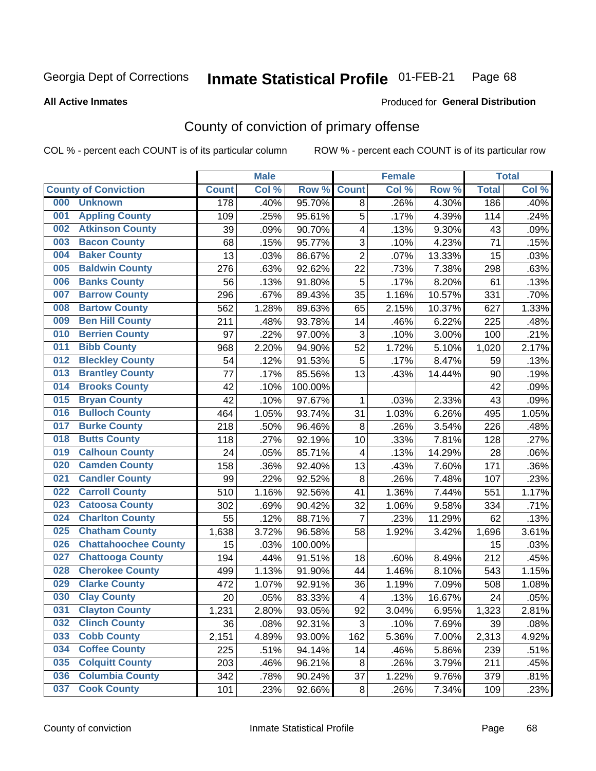Georgia Dept of Corrections **Inmate Statistical Profile** 01-FEB-21 Page 68

**All Active Inmates**

Produced for **General Distribution**

## County of conviction of primary offense

COL % - percent each COUNT is of its particular column ROW % - percent each COUNT is of its particular row

| County of Conviction | Male | | | Female | | | Total | |
|---|---|---|---|---|---|---|---|---|
| | Count | Col % | Row % | Count | Col % | Row % | Total | Col % |
| 000 Unknown | 178 | .40% | 95.70% | 8 | .26% | 4.30% | 186 | .40% |
| 001 Appling County | 109 | .25% | 95.61% | 5 | .17% | 4.39% | 114 | .24% |
| 002 Atkinson County | 39 | .09% | 90.70% | 4 | .13% | 9.30% | 43 | .09% |
| 003 Bacon County | 68 | .15% | 95.77% | 3 | .10% | 4.23% | 71 | .15% |
| 004 Baker County | 13 | .03% | 86.67% | 2 | .07% | 13.33% | 15 | .03% |
| 005 Baldwin County | 276 | .63% | 92.62% | 22 | .73% | 7.38% | 298 | .63% |
| 006 Banks County | 56 | .13% | 91.80% | 5 | .17% | 8.20% | 61 | .13% |
| 007 Barrow County | 296 | .67% | 89.43% | 35 | 1.16% | 10.57% | 331 | .70% |
| 008 Bartow County | 562 | 1.28% | 89.63% | 65 | 2.15% | 10.37% | 627 | 1.33% |
| 009 Ben Hill County | 211 | .48% | 93.78% | 14 | .46% | 6.22% | 225 | .48% |
| 010 Berrien County | 97 | .22% | 97.00% | 3 | .10% | 3.00% | 100 | .21% |
| 011 Bibb County | 968 | 2.20% | 94.90% | 52 | 1.72% | 5.10% | 1,020 | 2.17% |
| 012 Bleckley County | 54 | .12% | 91.53% | 5 | .17% | 8.47% | 59 | .13% |
| 013 Brantley County | 77 | .17% | 85.56% | 13 | .43% | 14.44% | 90 | .19% |
| 014 Brooks County | 42 | .10% | 100.00% | | | | 42 | .09% |
| 015 Bryan County | 42 | .10% | 97.67% | 1 | .03% | 2.33% | 43 | .09% |
| 016 Bulloch County | 464 | 1.05% | 93.74% | 31 | 1.03% | 6.26% | 495 | 1.05% |
| 017 Burke County | 218 | .50% | 96.46% | 8 | .26% | 3.54% | 226 | .48% |
| 018 Butts County | 118 | .27% | 92.19% | 10 | .33% | 7.81% | 128 | .27% |
| 019 Calhoun County | 24 | .05% | 85.71% | 4 | .13% | 14.29% | 28 | .06% |
| 020 Camden County | 158 | .36% | 92.40% | 13 | .43% | 7.60% | 171 | .36% |
| 021 Candler County | 99 | .22% | 92.52% | 8 | .26% | 7.48% | 107 | .23% |
| 022 Carroll County | 510 | 1.16% | 92.56% | 41 | 1.36% | 7.44% | 551 | 1.17% |
| 023 Catoosa County | 302 | .69% | 90.42% | 32 | 1.06% | 9.58% | 334 | .71% |
| 024 Charlton County | 55 | .12% | 88.71% | 7 | .23% | 11.29% | 62 | .13% |
| 025 Chatham County | 1,638 | 3.72% | 96.58% | 58 | 1.92% | 3.42% | 1,696 | 3.61% |
| 026 Chattahoochee County | 15 | .03% | 100.00% | | | | 15 | .03% |
| 027 Chattooga County | 194 | .44% | 91.51% | 18 | .60% | 8.49% | 212 | .45% |
| 028 Cherokee County | 499 | 1.13% | 91.90% | 44 | 1.46% | 8.10% | 543 | 1.15% |
| 029 Clarke County | 472 | 1.07% | 92.91% | 36 | 1.19% | 7.09% | 508 | 1.08% |
| 030 Clay County | 20 | .05% | 83.33% | 4 | .13% | 16.67% | 24 | .05% |
| 031 Clayton County | 1,231 | 2.80% | 93.05% | 92 | 3.04% | 6.95% | 1,323 | 2.81% |
| 032 Clinch County | 36 | .08% | 92.31% | 3 | .10% | 7.69% | 39 | .08% |
| 033 Cobb County | 2,151 | 4.89% | 93.00% | 162 | 5.36% | 7.00% | 2,313 | 4.92% |
| 034 Coffee County | 225 | .51% | 94.14% | 14 | .46% | 5.86% | 239 | .51% |
| 035 Colquitt County | 203 | .46% | 96.21% | 8 | .26% | 3.79% | 211 | .45% |
| 036 Columbia County | 342 | .78% | 90.24% | 37 | 1.22% | 9.76% | 379 | .81% |
| 037 Cook County | 101 | .23% | 92.66% | 8 | .26% | 7.34% | 109 | .23% |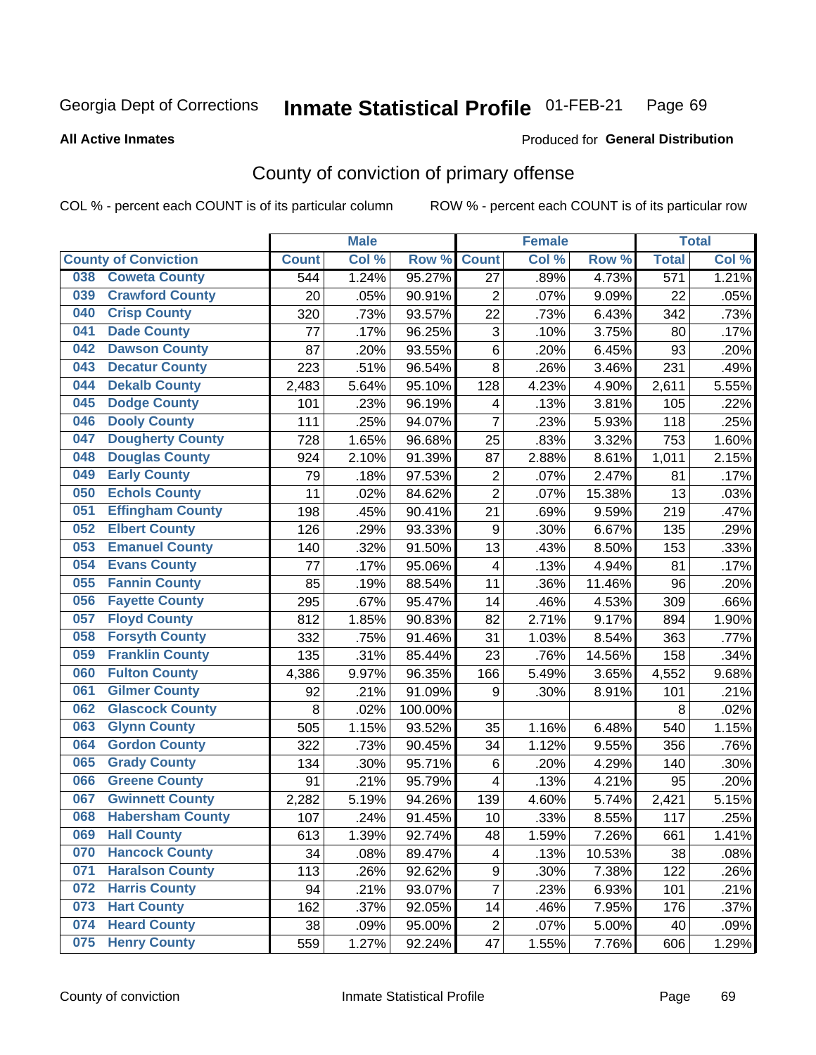Georgia Dept of Corrections **Inmate Statistical Profile** 01-FEB-21

**All Active Inmates**

Produced for **General Distribution**

## County of conviction of primary offense

COL % - percent each COUNT is of its particular column ROW % - percent each COUNT is of its particular row

| County of Conviction | Male | | | Female | | | Total | |
|---|---|---|---|---|---|---|---|---|
| | Count | Col % | Row % | Count | Col % | Row % | Total | Col % |
| 038 Coweta County | 544 | 1.24% | 95.27% | 27 | .89% | 4.73% | 571 | 1.21% |
| 039 Crawford County | 20 | .05% | 90.91% | 2 | .07% | 9.09% | 22 | .05% |
| 040 Crisp County | 320 | .73% | 93.57% | 22 | .73% | 6.43% | 342 | .73% |
| 041 Dade County | 77 | .17% | 96.25% | 3 | .10% | 3.75% | 80 | .17% |
| 042 Dawson County | 87 | .20% | 93.55% | 6 | .20% | 6.45% | 93 | .20% |
| 043 Decatur County | 223 | .51% | 96.54% | 8 | .26% | 3.46% | 231 | .49% |
| 044 Dekalb County | 2,483 | 5.64% | 95.10% | 128 | 4.23% | 4.90% | 2,611 | 5.55% |
| 045 Dodge County | 101 | .23% | 96.19% | 4 | .13% | 3.81% | 105 | .22% |
| 046 Dooly County | 111 | .25% | 94.07% | 7 | .23% | 5.93% | 118 | .25% |
| 047 Dougherty County | 728 | 1.65% | 96.68% | 25 | .83% | 3.32% | 753 | 1.60% |
| 048 Douglas County | 924 | 2.10% | 91.39% | 87 | 2.88% | 8.61% | 1,011 | 2.15% |
| 049 Early County | 79 | .18% | 97.53% | 2 | .07% | 2.47% | 81 | .17% |
| 050 Echols County | 11 | .02% | 84.62% | 2 | .07% | 15.38% | 13 | .03% |
| 051 Effingham County | 198 | .45% | 90.41% | 21 | .69% | 9.59% | 219 | .47% |
| 052 Elbert County | 126 | .29% | 93.33% | 9 | .30% | 6.67% | 135 | .29% |
| 053 Emanuel County | 140 | .32% | 91.50% | 13 | .43% | 8.50% | 153 | .33% |
| 054 Evans County | 77 | .17% | 95.06% | 4 | .13% | 4.94% | 81 | .17% |
| 055 Fannin County | 85 | .19% | 88.54% | 11 | .36% | 11.46% | 96 | .20% |
| 056 Fayette County | 295 | .67% | 95.47% | 14 | .46% | 4.53% | 309 | .66% |
| 057 Floyd County | 812 | 1.85% | 90.83% | 82 | 2.71% | 9.17% | 894 | 1.90% |
| 058 Forsyth County | 332 | .75% | 91.46% | 31 | 1.03% | 8.54% | 363 | .77% |
| 059 Franklin County | 135 | .31% | 85.44% | 23 | .76% | 14.56% | 158 | .34% |
| 060 Fulton County | 4,386 | 9.97% | 96.35% | 166 | 5.49% | 3.65% | 4,552 | 9.68% |
| 061 Gilmer County | 92 | .21% | 91.09% | 9 | .30% | 8.91% | 101 | .21% |
| 062 Glascock County | 8 | .02% | 100.00% | | | | 8 | .02% |
| 063 Glynn County | 505 | 1.15% | 93.52% | 35 | 1.16% | 6.48% | 540 | 1.15% |
| 064 Gordon County | 322 | .73% | 90.45% | 34 | 1.12% | 9.55% | 356 | .76% |
| 065 Grady County | 134 | .30% | 95.71% | 6 | .20% | 4.29% | 140 | .30% |
| 066 Greene County | 91 | .21% | 95.79% | 4 | .13% | 4.21% | 95 | .20% |
| 067 Gwinnett County | 2,282 | 5.19% | 94.26% | 139 | 4.60% | 5.74% | 2,421 | 5.15% |
| 068 Habersham County | 107 | .24% | 91.45% | 10 | .33% | 8.55% | 117 | .25% |
| 069 Hall County | 613 | 1.39% | 92.74% | 48 | 1.59% | 7.26% | 661 | 1.41% |
| 070 Hancock County | 34 | .08% | 89.47% | 4 | .13% | 10.53% | 38 | .08% |
| 071 Haralson County | 113 | .26% | 92.62% | 9 | .30% | 7.38% | 122 | .26% |
| 072 Harris County | 94 | .21% | 93.07% | 7 | .23% | 6.93% | 101 | .21% |
| 073 Hart County | 162 | .37% | 92.05% | 14 | .46% | 7.95% | 176 | .37% |
| 074 Heard County | 38 | .09% | 95.00% | 2 | .07% | 5.00% | 40 | .09% |
| 075 Henry County | 559 | 1.27% | 92.24% | 47 | 1.55% | 7.76% | 606 | 1.29% |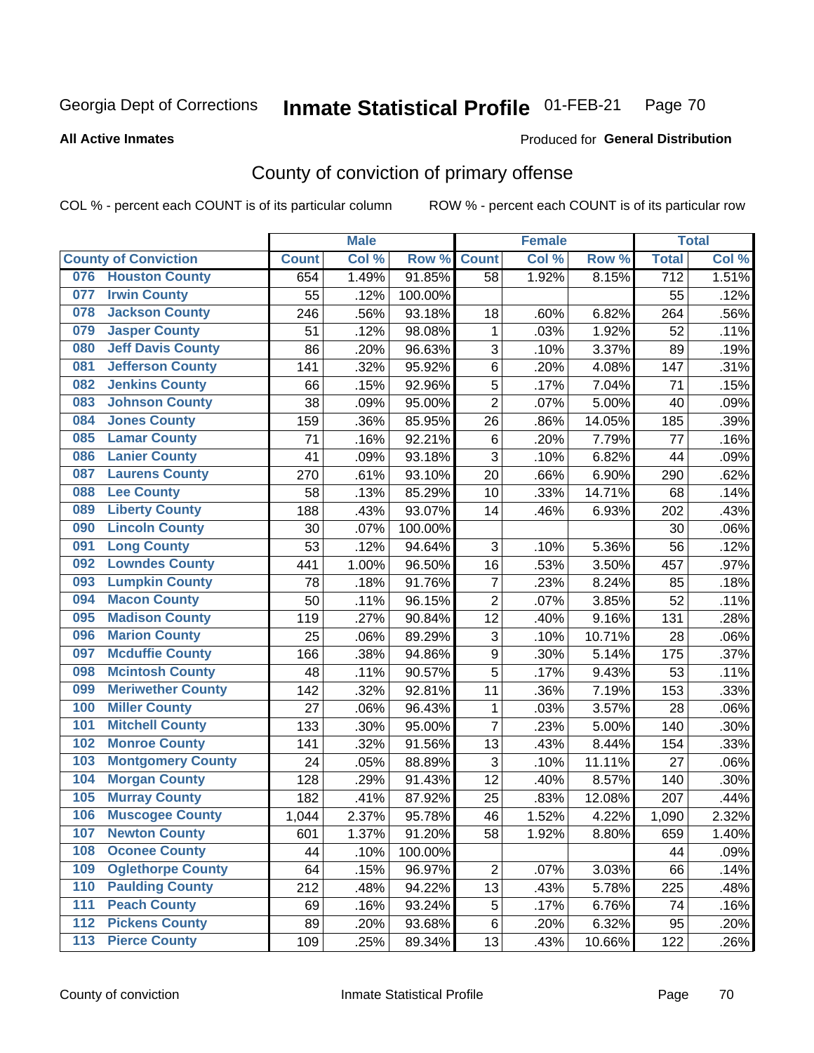Georgia Dept of Corrections **Inmate Statistical Profile** 01-FEB-21

**All Active Inmates**

Produced for **General Distribution**

## County of conviction of primary offense

COL % - percent each COUNT is of its particular column ROW % - percent each COUNT is of its particular row

| County of Conviction | Male | | | Female | | | Total | |
|---|---|---|---|---|---|---|---|---|
| | Count | Col % | Row % | Count | Col % | Row % | Total | Col % |
| 076 Houston County | 654 | 1.49% | 91.85% | 58 | 1.92% | 8.15% | 712 | 1.51% |
| 077 Irwin County | 55 | .12% | 100.00% | | | | 55 | .12% |
| 078 Jackson County | 246 | .56% | 93.18% | 18 | .60% | 6.82% | 264 | .56% |
| 079 Jasper County | 51 | .12% | 98.08% | 1 | .03% | 1.92% | 52 | .11% |
| 080 Jeff Davis County | 86 | .20% | 96.63% | 3 | .10% | 3.37% | 89 | .19% |
| 081 Jefferson County | 141 | .32% | 95.92% | 6 | .20% | 4.08% | 147 | .31% |
| 082 Jenkins County | 66 | .15% | 92.96% | 5 | .17% | 7.04% | 71 | .15% |
| 083 Johnson County | 38 | .09% | 95.00% | 2 | .07% | 5.00% | 40 | .09% |
| 084 Jones County | 159 | .36% | 85.95% | 26 | .86% | 14.05% | 185 | .39% |
| 085 Lamar County | 71 | .16% | 92.21% | 6 | .20% | 7.79% | 77 | .16% |
| 086 Lanier County | 41 | .09% | 93.18% | 3 | .10% | 6.82% | 44 | .09% |
| 087 Laurens County | 270 | .61% | 93.10% | 20 | .66% | 6.90% | 290 | .62% |
| 088 Lee County | 58 | .13% | 85.29% | 10 | .33% | 14.71% | 68 | .14% |
| 089 Liberty County | 188 | .43% | 93.07% | 14 | .46% | 6.93% | 202 | .43% |
| 090 Lincoln County | 30 | .07% | 100.00% | | | | 30 | .06% |
| 091 Long County | 53 | .12% | 94.64% | 3 | .10% | 5.36% | 56 | .12% |
| 092 Lowndes County | 441 | 1.00% | 96.50% | 16 | .53% | 3.50% | 457 | .97% |
| 093 Lumpkin County | 78 | .18% | 91.76% | 7 | .23% | 8.24% | 85 | .18% |
| 094 Macon County | 50 | .11% | 96.15% | 2 | .07% | 3.85% | 52 | .11% |
| 095 Madison County | 119 | .27% | 90.84% | 12 | .40% | 9.16% | 131 | .28% |
| 096 Marion County | 25 | .06% | 89.29% | 3 | .10% | 10.71% | 28 | .06% |
| 097 Mcduffie County | 166 | .38% | 94.86% | 9 | .30% | 5.14% | 175 | .37% |
| 098 Mcintosh County | 48 | .11% | 90.57% | 5 | .17% | 9.43% | 53 | .11% |
| 099 Meriwether County | 142 | .32% | 92.81% | 11 | .36% | 7.19% | 153 | .33% |
| 100 Miller County | 27 | .06% | 96.43% | 1 | .03% | 3.57% | 28 | .06% |
| 101 Mitchell County | 133 | .30% | 95.00% | 7 | .23% | 5.00% | 140 | .30% |
| 102 Monroe County | 141 | .32% | 91.56% | 13 | .43% | 8.44% | 154 | .33% |
| 103 Montgomery County | 24 | .05% | 88.89% | 3 | .10% | 11.11% | 27 | .06% |
| 104 Morgan County | 128 | .29% | 91.43% | 12 | .40% | 8.57% | 140 | .30% |
| 105 Murray County | 182 | .41% | 87.92% | 25 | .83% | 12.08% | 207 | .44% |
| 106 Muscogee County | 1,044 | 2.37% | 95.78% | 46 | 1.52% | 4.22% | 1,090 | 2.32% |
| 107 Newton County | 601 | 1.37% | 91.20% | 58 | 1.92% | 8.80% | 659 | 1.40% |
| 108 Oconee County | 44 | .10% | 100.00% | | | | 44 | .09% |
| 109 Oglethorpe County | 64 | .15% | 96.97% | 2 | .07% | 3.03% | 66 | .14% |
| 110 Paulding County | 212 | .48% | 94.22% | 13 | .43% | 5.78% | 225 | .48% |
| 111 Peach County | 69 | .16% | 93.24% | 5 | .17% | 6.76% | 74 | .16% |
| 112 Pickens County | 89 | .20% | 93.68% | 6 | .20% | 6.32% | 95 | .20% |
| 113 Pierce County | 109 | .25% | 89.34% | 13 | .43% | 10.66% | 122 | .26% |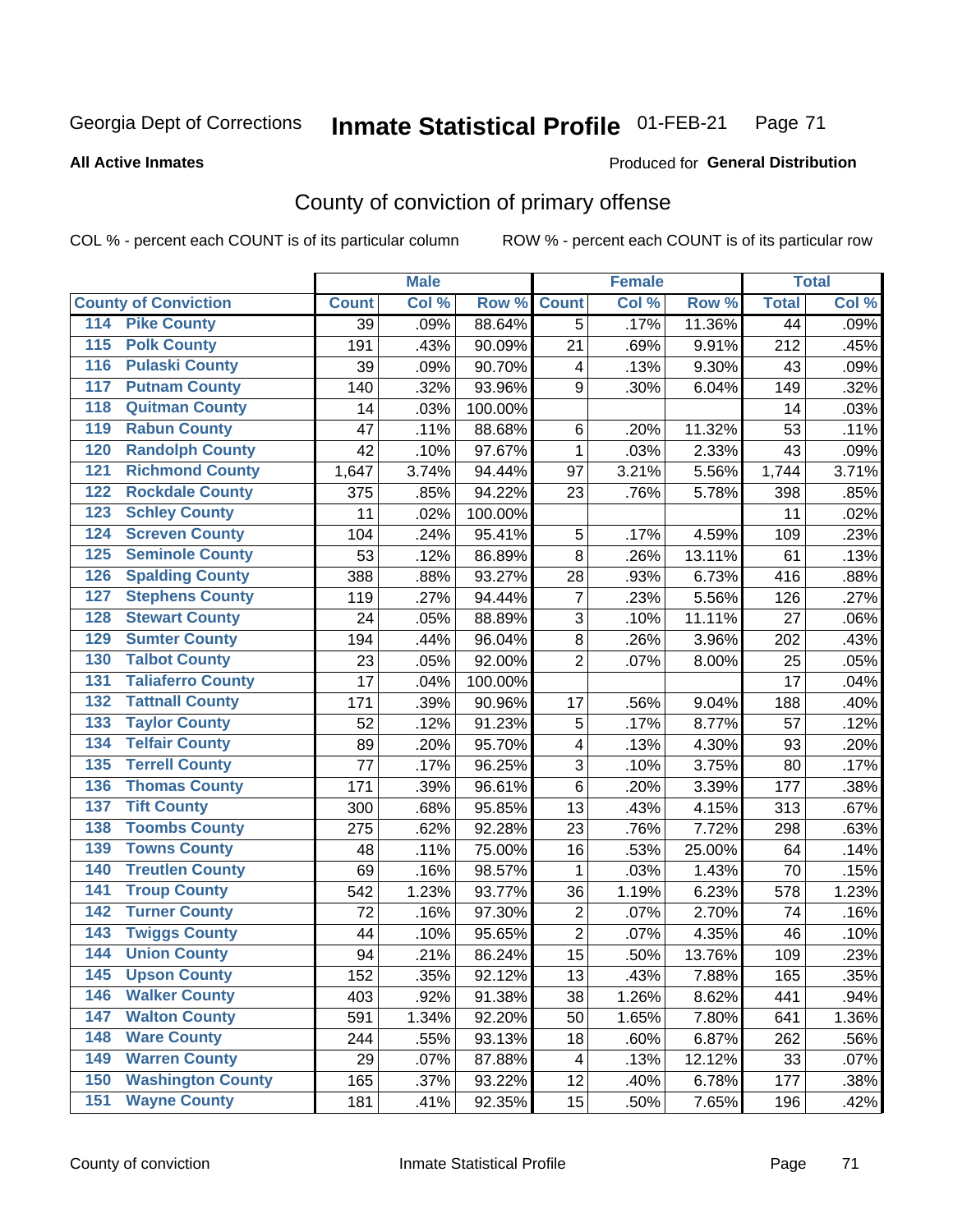Georgia Dept of Corrections **Inmate Statistical Profile** 01-FEB-21

**All Active Inmates**

Produced for **General Distribution**

## County of conviction of primary offense

COL % - percent each COUNT is of its particular column    ROW % - percent each COUNT is of its particular row

| County of Conviction | Male | | | Female | | | Total | |
|---|---|---|---|---|---|---|---|---|
| | Count | Col % | Row % | Count | Col % | Row % | Total | Col % |
| 114 Pike County | 39 | .09% | 88.64% | 5 | .17% | 11.36% | 44 | .09% |
| 115 Polk County | 191 | .43% | 90.09% | 21 | .69% | 9.91% | 212 | .45% |
| 116 Pulaski County | 39 | .09% | 90.70% | 4 | .13% | 9.30% | 43 | .09% |
| 117 Putnam County | 140 | .32% | 93.96% | 9 | .30% | 6.04% | 149 | .32% |
| 118 Quitman County | 14 | .03% | 100.00% | | | | 14 | .03% |
| 119 Rabun County | 47 | .11% | 88.68% | 6 | .20% | 11.32% | 53 | .11% |
| 120 Randolph County | 42 | .10% | 97.67% | 1 | .03% | 2.33% | 43 | .09% |
| 121 Richmond County | 1,647 | 3.74% | 94.44% | 97 | 3.21% | 5.56% | 1,744 | 3.71% |
| 122 Rockdale County | 375 | .85% | 94.22% | 23 | .76% | 5.78% | 398 | .85% |
| 123 Schley County | 11 | .02% | 100.00% | | | | 11 | .02% |
| 124 Screven County | 104 | .24% | 95.41% | 5 | .17% | 4.59% | 109 | .23% |
| 125 Seminole County | 53 | .12% | 86.89% | 8 | .26% | 13.11% | 61 | .13% |
| 126 Spalding County | 388 | .88% | 93.27% | 28 | .93% | 6.73% | 416 | .88% |
| 127 Stephens County | 119 | .27% | 94.44% | 7 | .23% | 5.56% | 126 | .27% |
| 128 Stewart County | 24 | .05% | 88.89% | 3 | .10% | 11.11% | 27 | .06% |
| 129 Sumter County | 194 | .44% | 96.04% | 8 | .26% | 3.96% | 202 | .43% |
| 130 Talbot County | 23 | .05% | 92.00% | 2 | .07% | 8.00% | 25 | .05% |
| 131 Taliaferro County | 17 | .04% | 100.00% | | | | 17 | .04% |
| 132 Tattnall County | 171 | .39% | 90.96% | 17 | .56% | 9.04% | 188 | .40% |
| 133 Taylor County | 52 | .12% | 91.23% | 5 | .17% | 8.77% | 57 | .12% |
| 134 Telfair County | 89 | .20% | 95.70% | 4 | .13% | 4.30% | 93 | .20% |
| 135 Terrell County | 77 | .17% | 96.25% | 3 | .10% | 3.75% | 80 | .17% |
| 136 Thomas County | 171 | .39% | 96.61% | 6 | .20% | 3.39% | 177 | .38% |
| 137 Tift County | 300 | .68% | 95.85% | 13 | .43% | 4.15% | 313 | .67% |
| 138 Toombs County | 275 | .62% | 92.28% | 23 | .76% | 7.72% | 298 | .63% |
| 139 Towns County | 48 | .11% | 75.00% | 16 | .53% | 25.00% | 64 | .14% |
| 140 Treutlen County | 69 | .16% | 98.57% | 1 | .03% | 1.43% | 70 | .15% |
| 141 Troup County | 542 | 1.23% | 93.77% | 36 | 1.19% | 6.23% | 578 | 1.23% |
| 142 Turner County | 72 | .16% | 97.30% | 2 | .07% | 2.70% | 74 | .16% |
| 143 Twiggs County | 44 | .10% | 95.65% | 2 | .07% | 4.35% | 46 | .10% |
| 144 Union County | 94 | .21% | 86.24% | 15 | .50% | 13.76% | 109 | .23% |
| 145 Upson County | 152 | .35% | 92.12% | 13 | .43% | 7.88% | 165 | .35% |
| 146 Walker County | 403 | .92% | 91.38% | 38 | 1.26% | 8.62% | 441 | .94% |
| 147 Walton County | 591 | 1.34% | 92.20% | 50 | 1.65% | 7.80% | 641 | 1.36% |
| 148 Ware County | 244 | .55% | 93.13% | 18 | .60% | 6.87% | 262 | .56% |
| 149 Warren County | 29 | .07% | 87.88% | 4 | .13% | 12.12% | 33 | .07% |
| 150 Washington County | 165 | .37% | 93.22% | 12 | .40% | 6.78% | 177 | .38% |
| 151 Wayne County | 181 | .41% | 92.35% | 15 | .50% | 7.65% | 196 | .42% |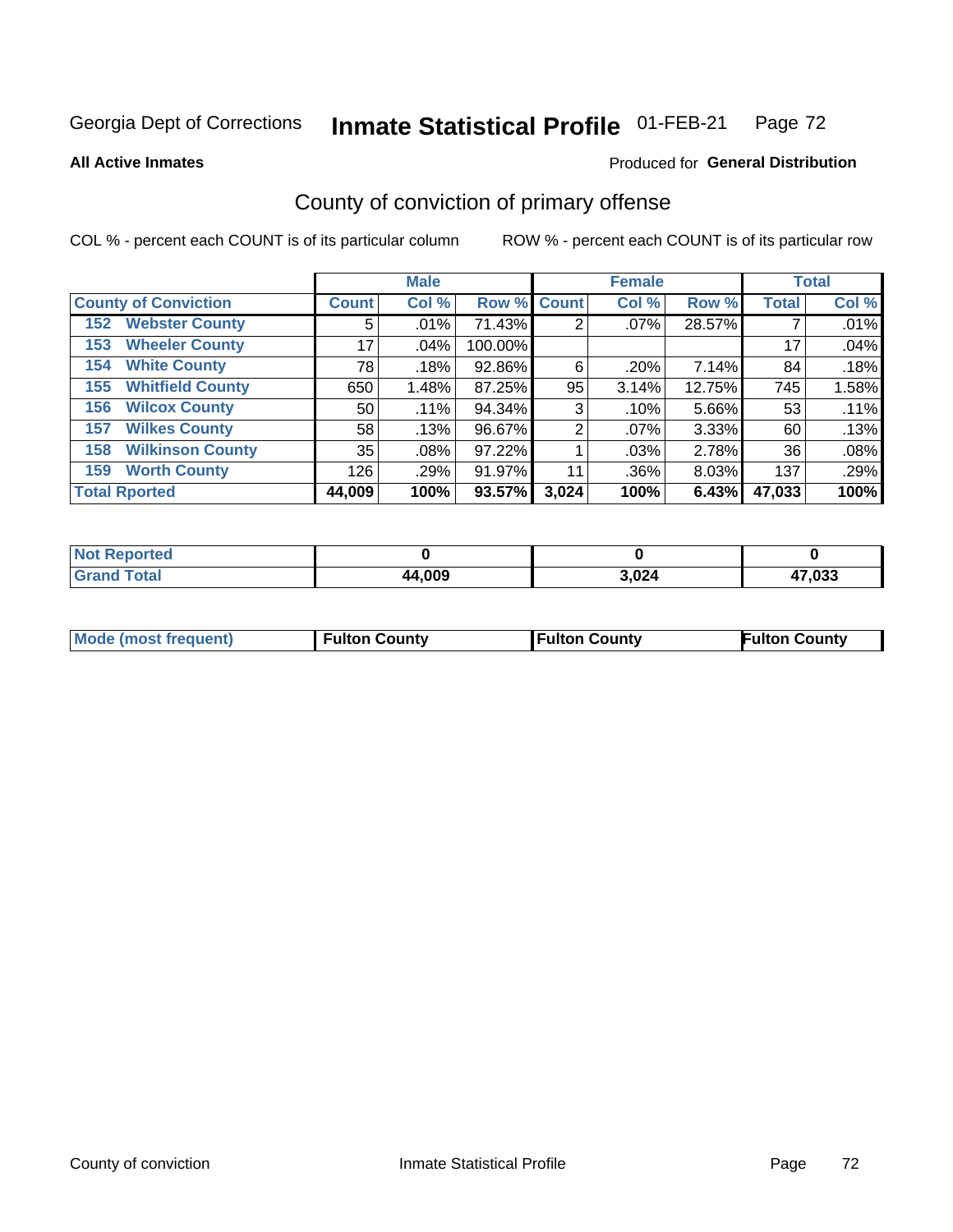Georgia Dept of Corrections **Inmate Statistical Profile** 01-FEB-21

**All Active Inmates**

Produced for **General Distribution**

## County of conviction of primary offense

COL % - percent each COUNT is of its particular column

ROW % - percent each COUNT is of its particular row

| County of Conviction | Male | | | Female | | | Total | |
|---|---|---|---|---|---|---|---|---|
| | Count | Col % | Row % | Count | Col % | Row % | Total | Col % |
| 152 Webster County | 5 | .01% | 71.43% | 2 | .07% | 28.57% | 7 | .01% |
| 153 Wheeler County | 17 | .04% | 100.00% | | | | 17 | .04% |
| 154 White County | 78 | .18% | 92.86% | 6 | .20% | 7.14% | 84 | .18% |
| 155 Whitfield County | 650 | 1.48% | 87.25% | 95 | 3.14% | 12.75% | 745 | 1.58% |
| 156 Wilcox County | 50 | .11% | 94.34% | 3 | .10% | 5.66% | 53 | .11% |
| 157 Wilkes County | 58 | .13% | 96.67% | 2 | .07% | 3.33% | 60 | .13% |
| 158 Wilkinson County | 35 | .08% | 97.22% | 1 | .03% | 2.78% | 36 | .08% |
| 159 Worth County | 126 | .29% | 91.97% | 11 | .36% | 8.03% | 137 | .29% |
| **Total Rported** | **44,009** | **100%** | **93.57%** | **3,024** | **100%** | **6.43%** | **47,033** | **100%** |

| | Male | Female | Total |
|---|---|---|---|
| Not Reported | **0** | **0** | **0** |
| Grand Total | **44,009** | **3,024** | **47,033** |

| | Male | Female | Total |
|---|---|---|---|
| Mode (most frequent) | **Fulton County** | **Fulton County** | **Fulton County** |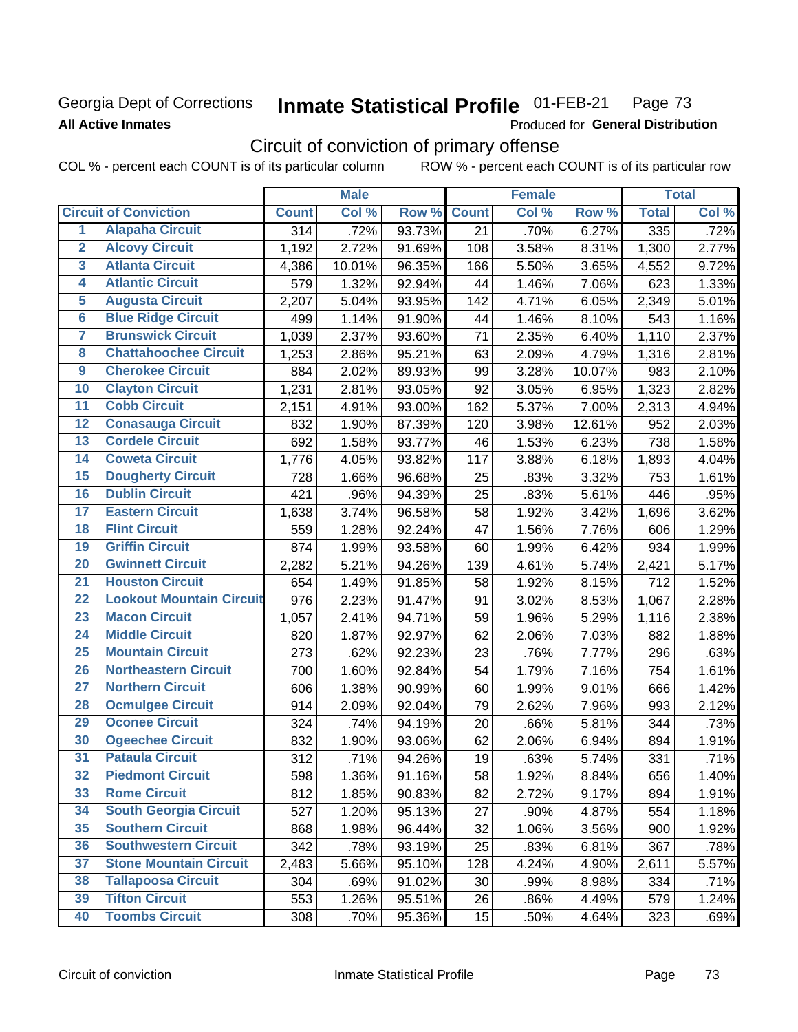Georgia Dept of Corrections **Inmate Statistical Profile** 01-FEB-21

**All Active Inmates**

Produced for **General Distribution**

## Circuit of conviction of primary offense

COL % - percent each COUNT is of its particular column ROW % - percent each COUNT is of its particular row

| | | Male | | | Female | | | Total | |
|---|---|---|---|---|---|---|---|---|---|
| Circuit of Conviction | | Count | Col % | Row % | Count | Col % | Row % | Total | Col % |
| 1 | Alapaha Circuit | 314 | .72% | 93.73% | 21 | .70% | 6.27% | 335 | .72% |
| 2 | Alcovy Circuit | 1,192 | 2.72% | 91.69% | 108 | 3.58% | 8.31% | 1,300 | 2.77% |
| 3 | Atlanta Circuit | 4,386 | 10.01% | 96.35% | 166 | 5.50% | 3.65% | 4,552 | 9.72% |
| 4 | Atlantic Circuit | 579 | 1.32% | 92.94% | 44 | 1.46% | 7.06% | 623 | 1.33% |
| 5 | Augusta Circuit | 2,207 | 5.04% | 93.95% | 142 | 4.71% | 6.05% | 2,349 | 5.01% |
| 6 | Blue Ridge Circuit | 499 | 1.14% | 91.90% | 44 | 1.46% | 8.10% | 543 | 1.16% |
| 7 | Brunswick Circuit | 1,039 | 2.37% | 93.60% | 71 | 2.35% | 6.40% | 1,110 | 2.37% |
| 8 | Chattahoochee Circuit | 1,253 | 2.86% | 95.21% | 63 | 2.09% | 4.79% | 1,316 | 2.81% |
| 9 | Cherokee Circuit | 884 | 2.02% | 89.93% | 99 | 3.28% | 10.07% | 983 | 2.10% |
| 10 | Clayton Circuit | 1,231 | 2.81% | 93.05% | 92 | 3.05% | 6.95% | 1,323 | 2.82% |
| 11 | Cobb Circuit | 2,151 | 4.91% | 93.00% | 162 | 5.37% | 7.00% | 2,313 | 4.94% |
| 12 | Conasauga Circuit | 832 | 1.90% | 87.39% | 120 | 3.98% | 12.61% | 952 | 2.03% |
| 13 | Cordele Circuit | 692 | 1.58% | 93.77% | 46 | 1.53% | 6.23% | 738 | 1.58% |
| 14 | Coweta Circuit | 1,776 | 4.05% | 93.82% | 117 | 3.88% | 6.18% | 1,893 | 4.04% |
| 15 | Dougherty Circuit | 728 | 1.66% | 96.68% | 25 | .83% | 3.32% | 753 | 1.61% |
| 16 | Dublin Circuit | 421 | .96% | 94.39% | 25 | .83% | 5.61% | 446 | .95% |
| 17 | Eastern Circuit | 1,638 | 3.74% | 96.58% | 58 | 1.92% | 3.42% | 1,696 | 3.62% |
| 18 | Flint Circuit | 559 | 1.28% | 92.24% | 47 | 1.56% | 7.76% | 606 | 1.29% |
| 19 | Griffin Circuit | 874 | 1.99% | 93.58% | 60 | 1.99% | 6.42% | 934 | 1.99% |
| 20 | Gwinnett Circuit | 2,282 | 5.21% | 94.26% | 139 | 4.61% | 5.74% | 2,421 | 5.17% |
| 21 | Houston Circuit | 654 | 1.49% | 91.85% | 58 | 1.92% | 8.15% | 712 | 1.52% |
| 22 | Lookout Mountain Circuit | 976 | 2.23% | 91.47% | 91 | 3.02% | 8.53% | 1,067 | 2.28% |
| 23 | Macon Circuit | 1,057 | 2.41% | 94.71% | 59 | 1.96% | 5.29% | 1,116 | 2.38% |
| 24 | Middle Circuit | 820 | 1.87% | 92.97% | 62 | 2.06% | 7.03% | 882 | 1.88% |
| 25 | Mountain Circuit | 273 | .62% | 92.23% | 23 | .76% | 7.77% | 296 | .63% |
| 26 | Northeastern Circuit | 700 | 1.60% | 92.84% | 54 | 1.79% | 7.16% | 754 | 1.61% |
| 27 | Northern Circuit | 606 | 1.38% | 90.99% | 60 | 1.99% | 9.01% | 666 | 1.42% |
| 28 | Ocmulgee Circuit | 914 | 2.09% | 92.04% | 79 | 2.62% | 7.96% | 993 | 2.12% |
| 29 | Oconee Circuit | 324 | .74% | 94.19% | 20 | .66% | 5.81% | 344 | .73% |
| 30 | Ogeechee Circuit | 832 | 1.90% | 93.06% | 62 | 2.06% | 6.94% | 894 | 1.91% |
| 31 | Pataula Circuit | 312 | .71% | 94.26% | 19 | .63% | 5.74% | 331 | .71% |
| 32 | Piedmont Circuit | 598 | 1.36% | 91.16% | 58 | 1.92% | 8.84% | 656 | 1.40% |
| 33 | Rome Circuit | 812 | 1.85% | 90.83% | 82 | 2.72% | 9.17% | 894 | 1.91% |
| 34 | South Georgia Circuit | 527 | 1.20% | 95.13% | 27 | .90% | 4.87% | 554 | 1.18% |
| 35 | Southern Circuit | 868 | 1.98% | 96.44% | 32 | 1.06% | 3.56% | 900 | 1.92% |
| 36 | Southwestern Circuit | 342 | .78% | 93.19% | 25 | .83% | 6.81% | 367 | .78% |
| 37 | Stone Mountain Circuit | 2,483 | 5.66% | 95.10% | 128 | 4.24% | 4.90% | 2,611 | 5.57% |
| 38 | Tallapoosa Circuit | 304 | .69% | 91.02% | 30 | .99% | 8.98% | 334 | .71% |
| 39 | Tifton Circuit | 553 | 1.26% | 95.51% | 26 | .86% | 4.49% | 579 | 1.24% |
| 40 | Toombs Circuit | 308 | .70% | 95.36% | 15 | .50% | 4.64% | 323 | .69% |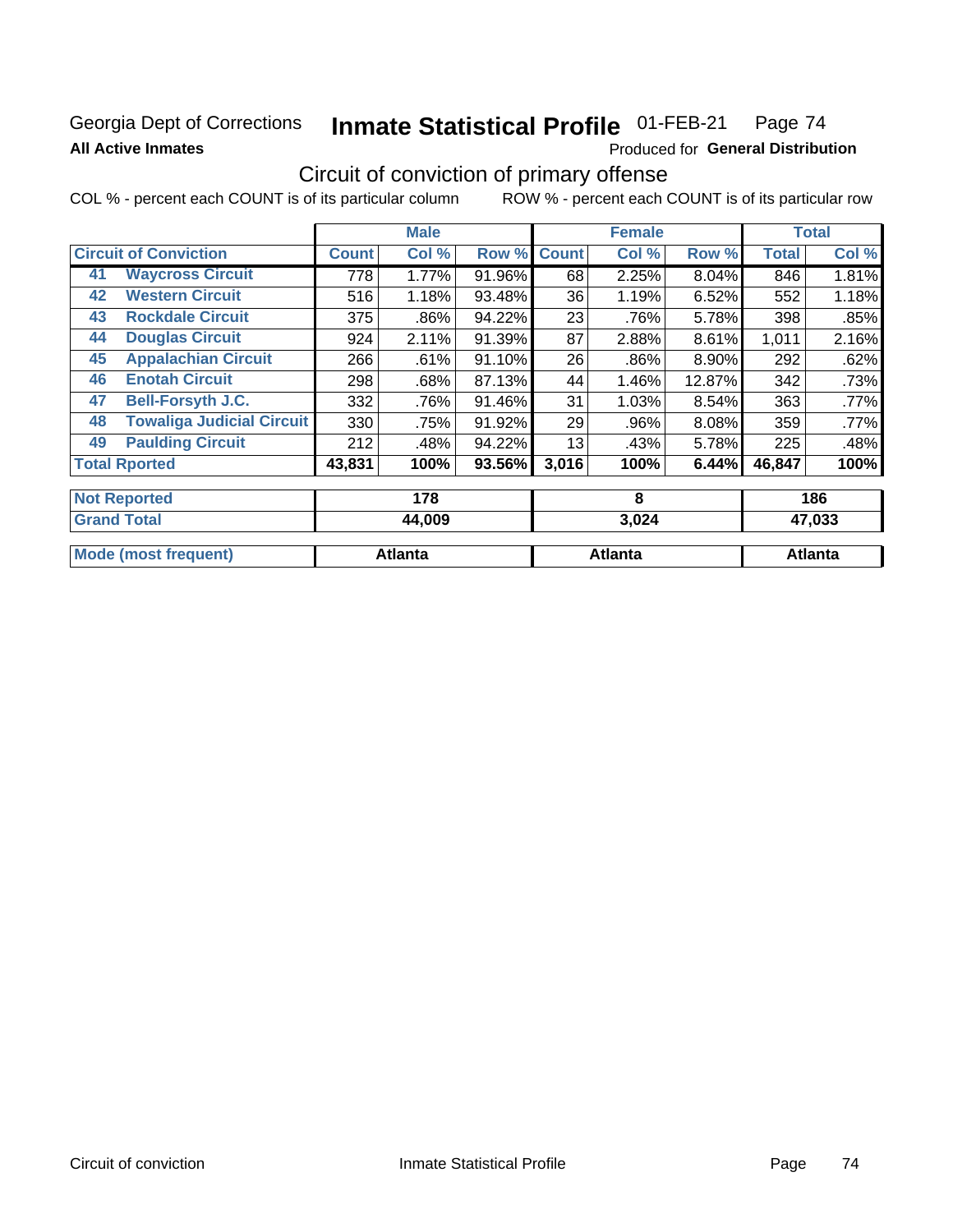Georgia Dept of Corrections
**All Active Inmates**

# Inmate Statistical Profile 01-FEB-21 Page 74

Produced for **General Distribution**

## Circuit of conviction of primary offense

COL % - percent each COUNT is of its particular column ROW % - percent each COUNT is of its particular row

| Circuit of Conviction | | Male | | | Female | | | Total | |
|---|---|---|---|---|---|---|---|---|---|
| | | Count | Col % | Row % | Count | Col % | Row % | Total | Col % |
| 41 | Waycross Circuit | 778 | 1.77% | 91.96% | 68 | 2.25% | 8.04% | 846 | 1.81% |
| 42 | Western Circuit | 516 | 1.18% | 93.48% | 36 | 1.19% | 6.52% | 552 | 1.18% |
| 43 | Rockdale Circuit | 375 | .86% | 94.22% | 23 | .76% | 5.78% | 398 | .85% |
| 44 | Douglas Circuit | 924 | 2.11% | 91.39% | 87 | 2.88% | 8.61% | 1,011 | 2.16% |
| 45 | Appalachian Circuit | 266 | .61% | 91.10% | 26 | .86% | 8.90% | 292 | .62% |
| 46 | Enotah Circuit | 298 | .68% | 87.13% | 44 | 1.46% | 12.87% | 342 | .73% |
| 47 | Bell-Forsyth J.C. | 332 | .76% | 91.46% | 31 | 1.03% | 8.54% | 363 | .77% |
| 48 | Towaliga Judicial Circuit | 330 | .75% | 91.92% | 29 | .96% | 8.08% | 359 | .77% |
| 49 | Paulding Circuit | 212 | .48% | 94.22% | 13 | .43% | 5.78% | 225 | .48% |
| **Total Rported** | | **43,831** | **100%** | **93.56%** | **3,016** | **100%** | **6.44%** | **46,847** | **100%** |
| **Not Reported** | | **178** | | | **8** | | | **186** | |
| **Grand Total** | | **44,009** | | | **3,024** | | | **47,033** | |
| **Mode (most frequent)** | | **Atlanta** | | | **Atlanta** | | | **Atlanta** | |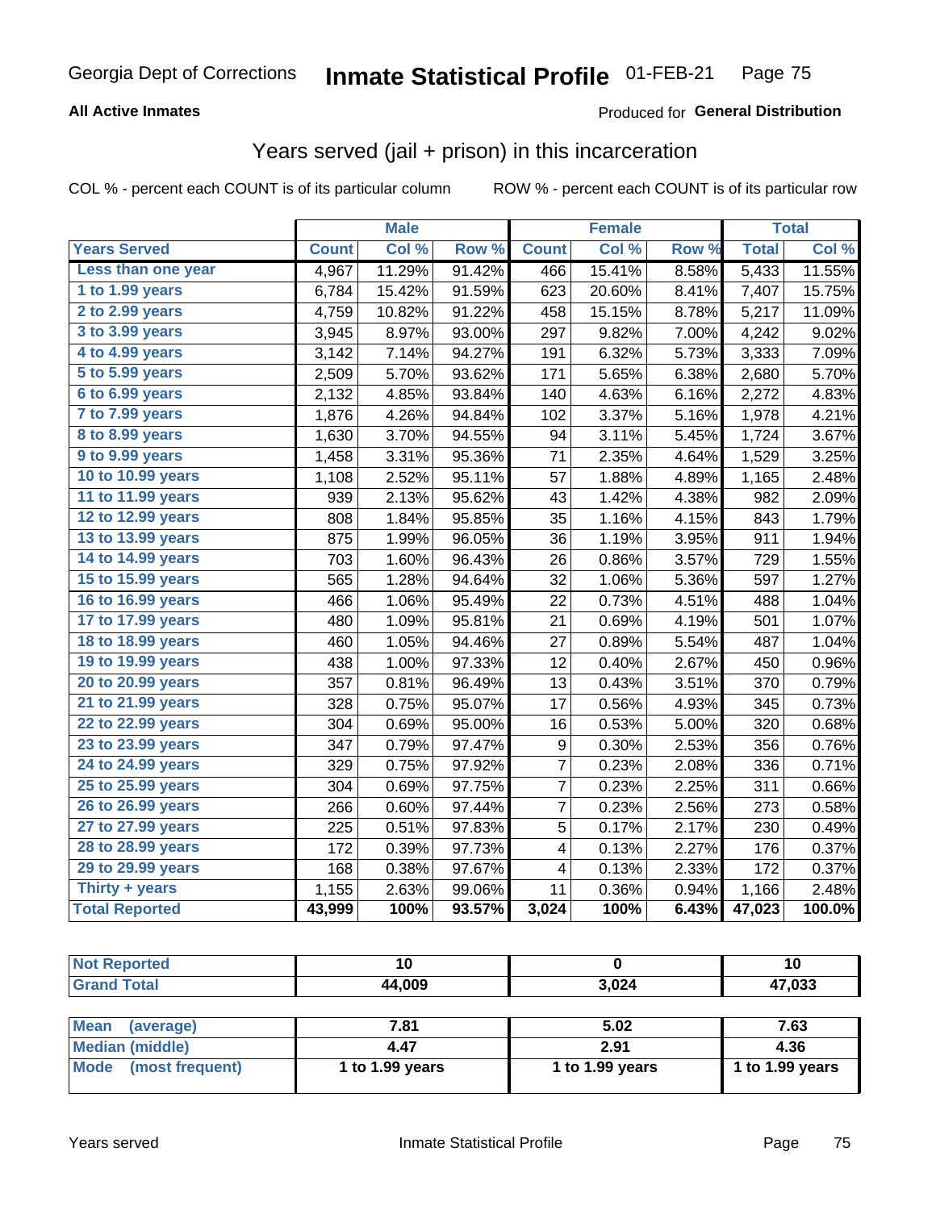Georgia Dept of Corrections **Inmate Statistical Profile** 01-FEB-21

**All Active Inmates**

Produced for **General Distribution**

## Years served (jail + prison) in this incarceration

COL % - percent each COUNT is of its particular column

ROW % - percent each COUNT is of its particular row

| | Male | | | Female | | | Total | |
|---|---|---|---|---|---|---|---|---|
| **Years Served** | **Count** | **Col %** | **Row %** | **Count** | **Col %** | **Row %** | **Total** | **Col %** |
| Less than one year | 4,967 | 11.29% | 91.42% | 466 | 15.41% | 8.58% | 5,433 | 11.55% |
| 1 to 1.99 years | 6,784 | 15.42% | 91.59% | 623 | 20.60% | 8.41% | 7,407 | 15.75% |
| 2 to 2.99 years | 4,759 | 10.82% | 91.22% | 458 | 15.15% | 8.78% | 5,217 | 11.09% |
| 3 to 3.99 years | 3,945 | 8.97% | 93.00% | 297 | 9.82% | 7.00% | 4,242 | 9.02% |
| 4 to 4.99 years | 3,142 | 7.14% | 94.27% | 191 | 6.32% | 5.73% | 3,333 | 7.09% |
| 5 to 5.99 years | 2,509 | 5.70% | 93.62% | 171 | 5.65% | 6.38% | 2,680 | 5.70% |
| 6 to 6.99 years | 2,132 | 4.85% | 93.84% | 140 | 4.63% | 6.16% | 2,272 | 4.83% |
| 7 to 7.99 years | 1,876 | 4.26% | 94.84% | 102 | 3.37% | 5.16% | 1,978 | 4.21% |
| 8 to 8.99 years | 1,630 | 3.70% | 94.55% | 94 | 3.11% | 5.45% | 1,724 | 3.67% |
| 9 to 9.99 years | 1,458 | 3.31% | 95.36% | 71 | 2.35% | 4.64% | 1,529 | 3.25% |
| 10 to 10.99 years | 1,108 | 2.52% | 95.11% | 57 | 1.88% | 4.89% | 1,165 | 2.48% |
| 11 to 11.99 years | 939 | 2.13% | 95.62% | 43 | 1.42% | 4.38% | 982 | 2.09% |
| 12 to 12.99 years | 808 | 1.84% | 95.85% | 35 | 1.16% | 4.15% | 843 | 1.79% |
| 13 to 13.99 years | 875 | 1.99% | 96.05% | 36 | 1.19% | 3.95% | 911 | 1.94% |
| 14 to 14.99 years | 703 | 1.60% | 96.43% | 26 | 0.86% | 3.57% | 729 | 1.55% |
| 15 to 15.99 years | 565 | 1.28% | 94.64% | 32 | 1.06% | 5.36% | 597 | 1.27% |
| 16 to 16.99 years | 466 | 1.06% | 95.49% | 22 | 0.73% | 4.51% | 488 | 1.04% |
| 17 to 17.99 years | 480 | 1.09% | 95.81% | 21 | 0.69% | 4.19% | 501 | 1.07% |
| 18 to 18.99 years | 460 | 1.05% | 94.46% | 27 | 0.89% | 5.54% | 487 | 1.04% |
| 19 to 19.99 years | 438 | 1.00% | 97.33% | 12 | 0.40% | 2.67% | 450 | 0.96% |
| 20 to 20.99 years | 357 | 0.81% | 96.49% | 13 | 0.43% | 3.51% | 370 | 0.79% |
| 21 to 21.99 years | 328 | 0.75% | 95.07% | 17 | 0.56% | 4.93% | 345 | 0.73% |
| 22 to 22.99 years | 304 | 0.69% | 95.00% | 16 | 0.53% | 5.00% | 320 | 0.68% |
| 23 to 23.99 years | 347 | 0.79% | 97.47% | 9 | 0.30% | 2.53% | 356 | 0.76% |
| 24 to 24.99 years | 329 | 0.75% | 97.92% | 7 | 0.23% | 2.08% | 336 | 0.71% |
| 25 to 25.99 years | 304 | 0.69% | 97.75% | 7 | 0.23% | 2.25% | 311 | 0.66% |
| 26 to 26.99 years | 266 | 0.60% | 97.44% | 7 | 0.23% | 2.56% | 273 | 0.58% |
| 27 to 27.99 years | 225 | 0.51% | 97.83% | 5 | 0.17% | 2.17% | 230 | 0.49% |
| 28 to 28.99 years | 172 | 0.39% | 97.73% | 4 | 0.13% | 2.27% | 176 | 0.37% |
| 29 to 29.99 years | 168 | 0.38% | 97.67% | 4 | 0.13% | 2.33% | 172 | 0.37% |
| Thirty + years | 1,155 | 2.63% | 99.06% | 11 | 0.36% | 0.94% | 1,166 | 2.48% |
| **Total Reported** | **43,999** | **100%** | **93.57%** | **3,024** | **100%** | **6.43%** | **47,023** | **100.0%** |

| | Male | Female | Total |
|---|---|---|---|
| Not Reported | 10 | 0 | 10 |
| Grand Total | 44,009 | 3,024 | 47,033 |

| | Male | Female | Total |
|---|---|---|---|
| Mean (average) | 7.81 | 5.02 | 7.63 |
| Median (middle) | 4.47 | 2.91 | 4.36 |
| Mode (most frequent) | 1 to 1.99 years | 1 to 1.99 years | 1 to 1.99 years |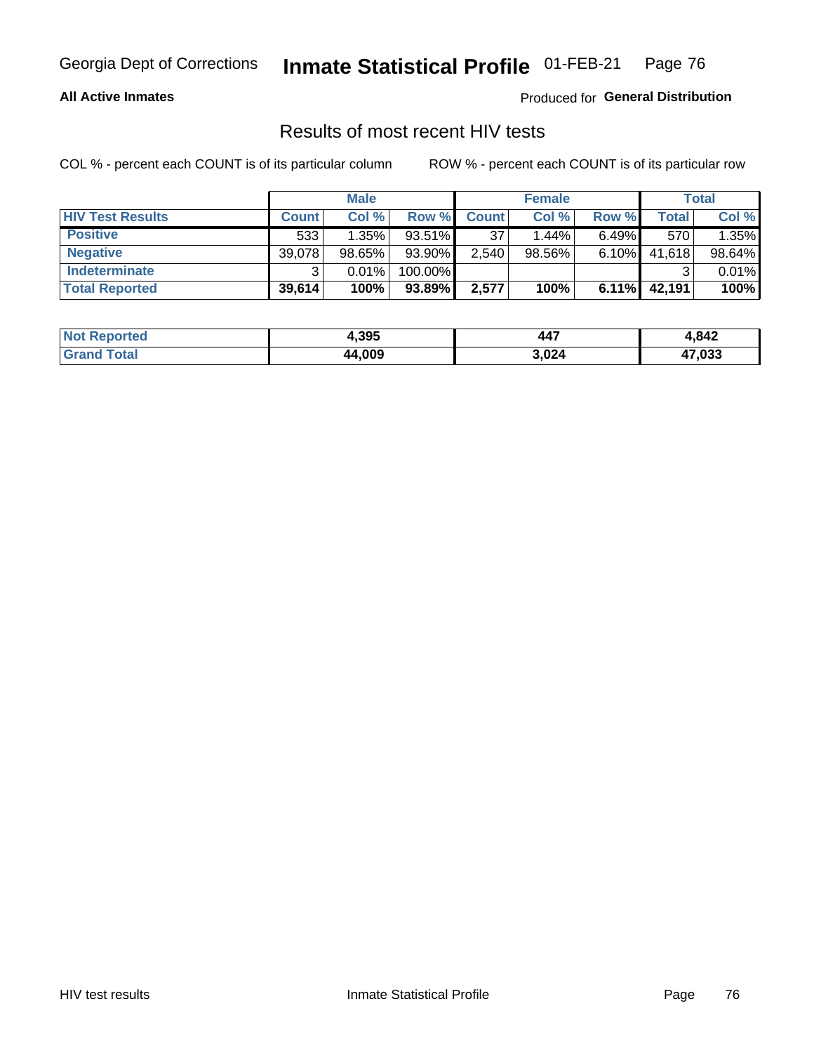Georgia Dept of Corrections **Inmate Statistical Profile** 01-FEB-21

**All Active Inmates**

Produced for **General Distribution**

## Results of most recent HIV tests

COL % - percent each COUNT is of its particular column

ROW % - percent each COUNT is of its particular row

| | Male | | | Female | | | Total | |
|---|---|---|---|---|---|---|---|---|
| **HIV Test Results** | **Count** | **Col %** | **Row %** | **Count** | **Col %** | **Row %** | **Total** | **Col %** |
| **Positive** | 533 | 1.35% | 93.51% | 37 | 1.44% | 6.49% | 570 | 1.35% |
| **Negative** | 39,078 | 98.65% | 93.90% | 2,540 | 98.56% | 6.10% | 41,618 | 98.64% |
| **Indeterminate** | 3 | 0.01% | 100.00% | | | | 3 | 0.01% |
| **Total Reported** | **39,614** | **100%** | **93.89%** | **2,577** | **100%** | **6.11%** | **42,191** | **100%** |

| | Male | Female | Total |
|---|---|---|---|
| **Not Reported** | **4,395** | **447** | **4,842** |
| **Grand Total** | **44,009** | **3,024** | **47,033** |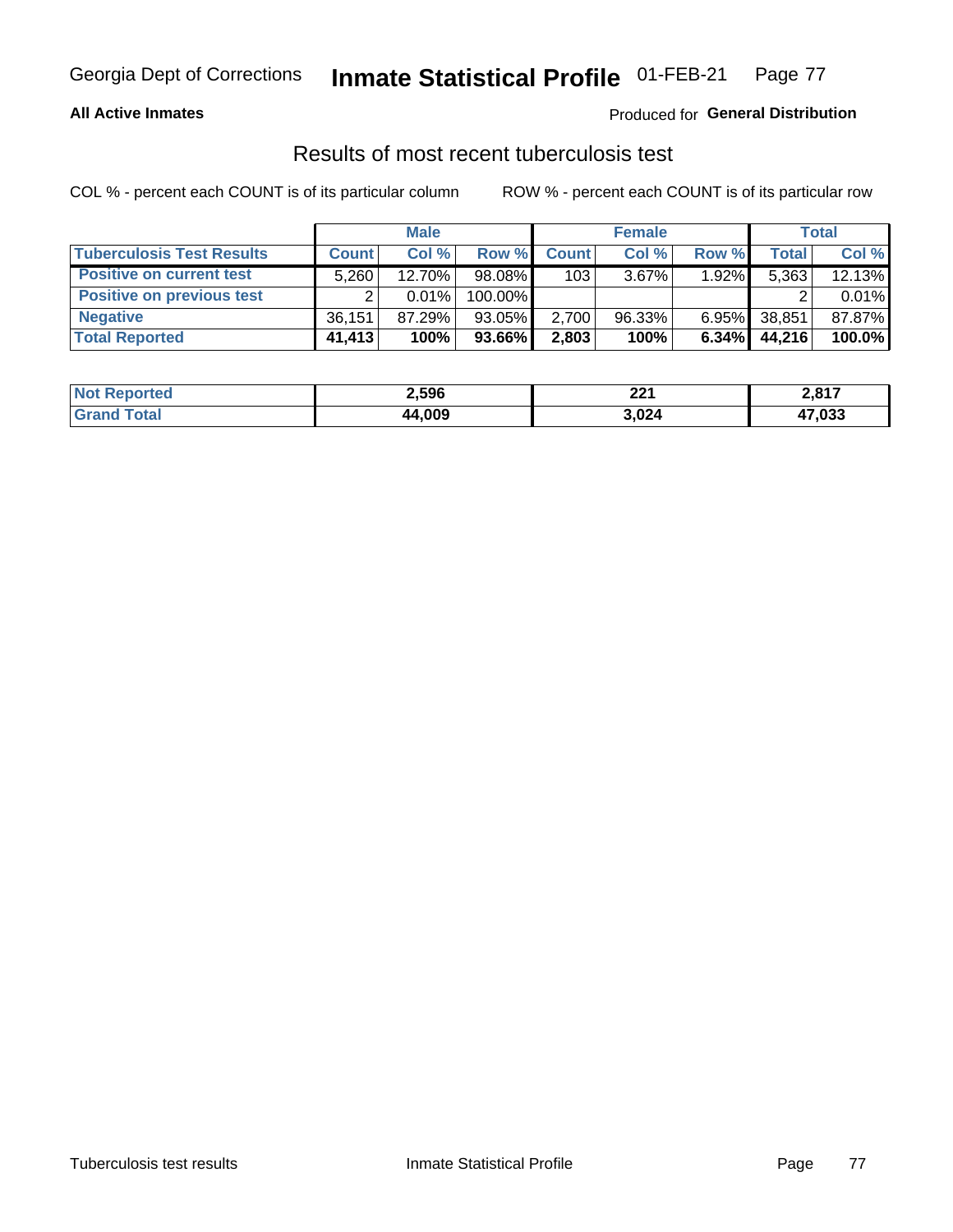Georgia Dept of Corrections **Inmate Statistical Profile** 01-FEB-21

**All Active Inmates**

Produced for **General Distribution**

## Results of most recent tuberculosis test

COL % - percent each COUNT is of its particular column

ROW % - percent each COUNT is of its particular row

| | Male | | | Female | | | Total | |
|---|---|---|---|---|---|---|---|---|
| **Tuberculosis Test Results** | **Count** | **Col %** | **Row %** | **Count** | **Col %** | **Row %** | **Total** | **Col %** |
| **Positive on current test** | 5,260 | 12.70% | 98.08% | 103 | 3.67% | 1.92% | 5,363 | 12.13% |
| **Positive on previous test** | 2 | 0.01% | 100.00% | | | | 2 | 0.01% |
| **Negative** | 36,151 | 87.29% | 93.05% | 2,700 | 96.33% | 6.95% | 38,851 | 87.87% |
| **Total Reported** | **41,413** | **100%** | **93.66%** | **2,803** | **100%** | **6.34%** | **44,216** | **100.0%** |

| | Male | Female | Total |
|---|---|---|---|
| **Not Reported** | **2,596** | **221** | **2,817** |
| **Grand Total** | **44,009** | **3,024** | **47,033** |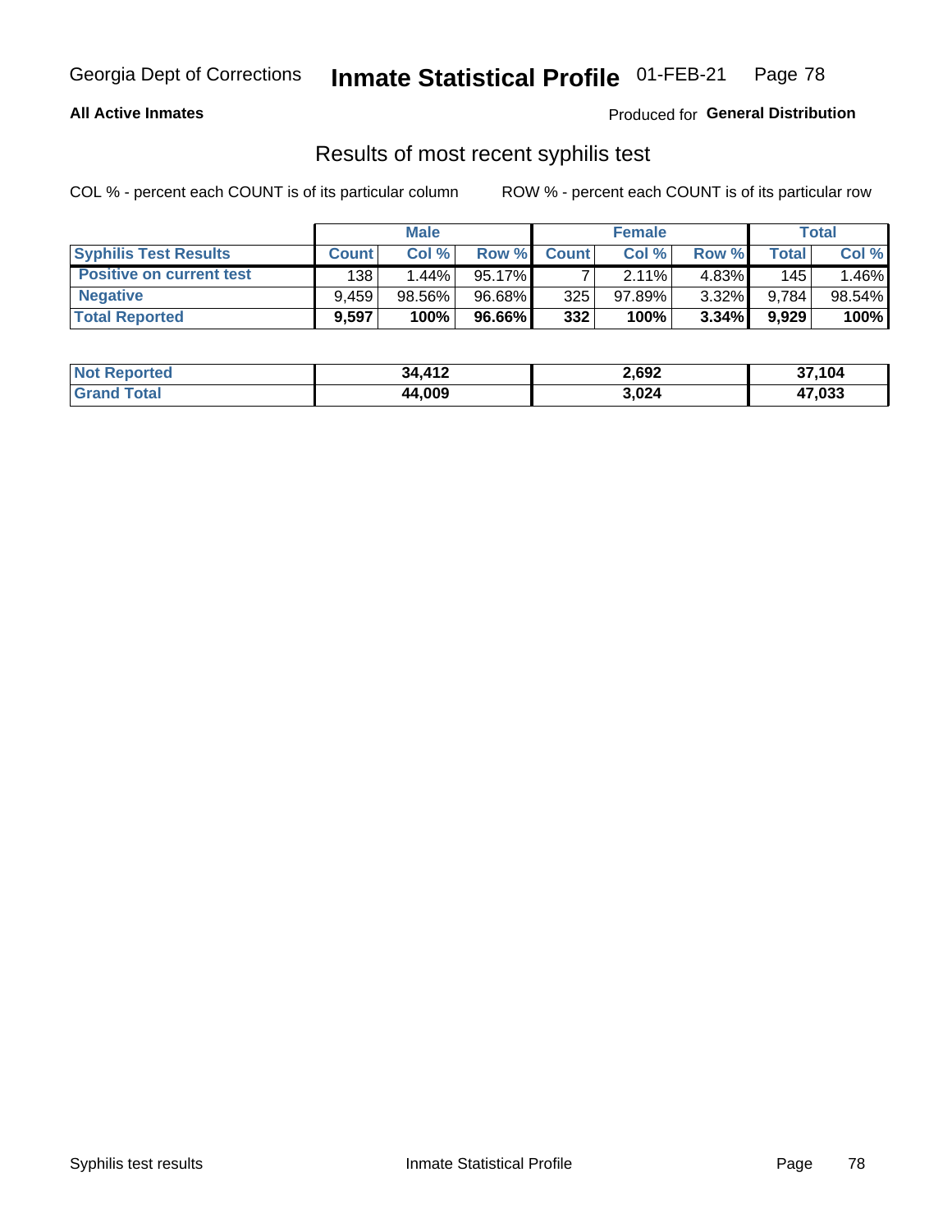# Results of most recent syphilis test

**All Active Inmates** — Produced for **General Distribution**

COL % - percent each COUNT is of its particular column

ROW % - percent each COUNT is of its particular row

| | Male | | | Female | | | Total | |
|---|---|---|---|---|---|---|---|---|
| **Syphilis Test Results** | **Count** | **Col %** | **Row %** | **Count** | **Col %** | **Row %** | **Total** | **Col %** |
| **Positive on current test** | 138 | 1.44% | 95.17% | 7 | 2.11% | 4.83% | 145 | 1.46% |
| **Negative** | 9,459 | 98.56% | 96.68% | 325 | 97.89% | 3.32% | 9,784 | 98.54% |
| **Total Reported** | **9,597** | **100%** | **96.66%** | **332** | **100%** | **3.34%** | **9,929** | **100%** |

| | Male | Female | Total |
|---|---|---|---|
| **Not Reported** | **34,412** | **2,692** | **37,104** |
| **Grand Total** | **44,009** | **3,024** | **47,033** |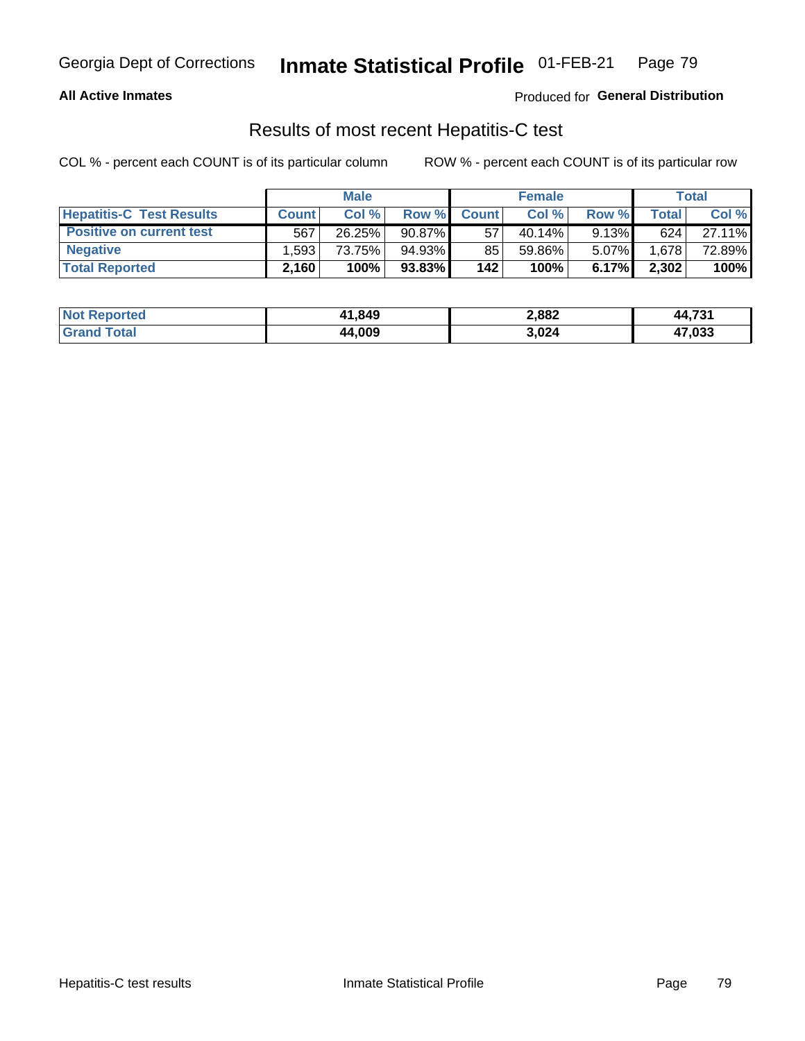**All Active Inmates**

Produced for **General Distribution**

## Results of most recent Hepatitis-C test

COL % - percent each COUNT is of its particular column

ROW % - percent each COUNT is of its particular row

| | Male | | | Female | | | Total | |
|---|---|---|---|---|---|---|---|---|
| **Hepatitis-C Test Results** | **Count** | **Col %** | **Row %** | **Count** | **Col %** | **Row %** | **Total** | **Col %** |
| **Positive on current test** | 567 | 26.25% | 90.87% | 57 | 40.14% | 9.13% | 624 | 27.11% |
| **Negative** | 1,593 | 73.75% | 94.93% | 85 | 59.86% | 5.07% | 1,678 | 72.89% |
| **Total Reported** | **2,160** | **100%** | **93.83%** | **142** | **100%** | **6.17%** | **2,302** | **100%** |

| | Male | Female | Total |
|---|---|---|---|
| **Not Reported** | **41,849** | **2,882** | **44,731** |
| **Grand Total** | **44,009** | **3,024** | **47,033** |